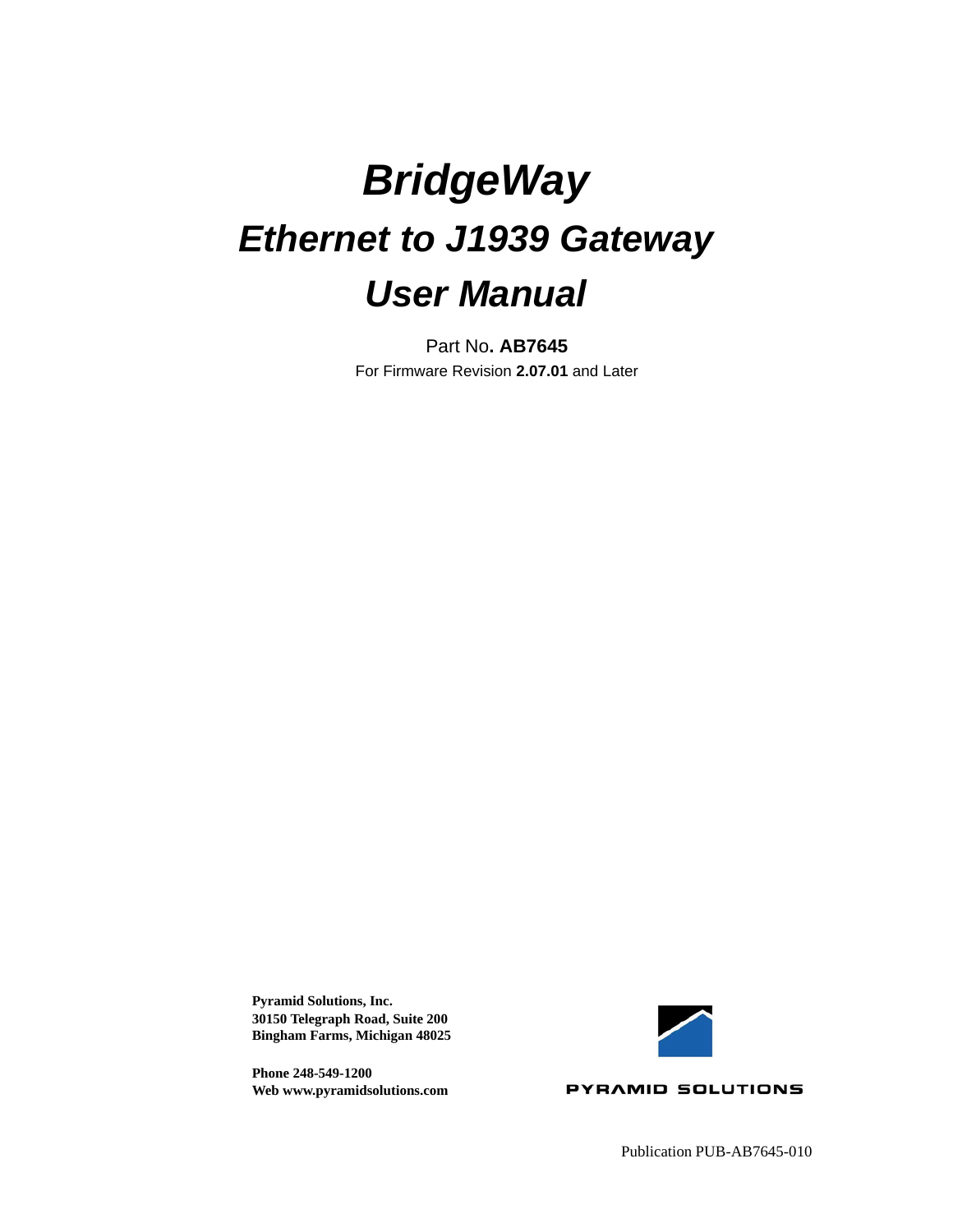# *BridgeWay*

## *Ethernet to J1939 Gateway*

## *User Manual*

Part No**. AB7645**

For Firmware Revision **2.07.01** and Later

**Pyramid Solutions, Inc.**
**30150 Telegraph Road, Suite 200**
**Bingham Farms, Michigan 48025**

**Phone 248-549-1200**
**Web www.pyramidsolutions.com**

PYRAMID SOLUTIONS

Publication PUB-AB7645-010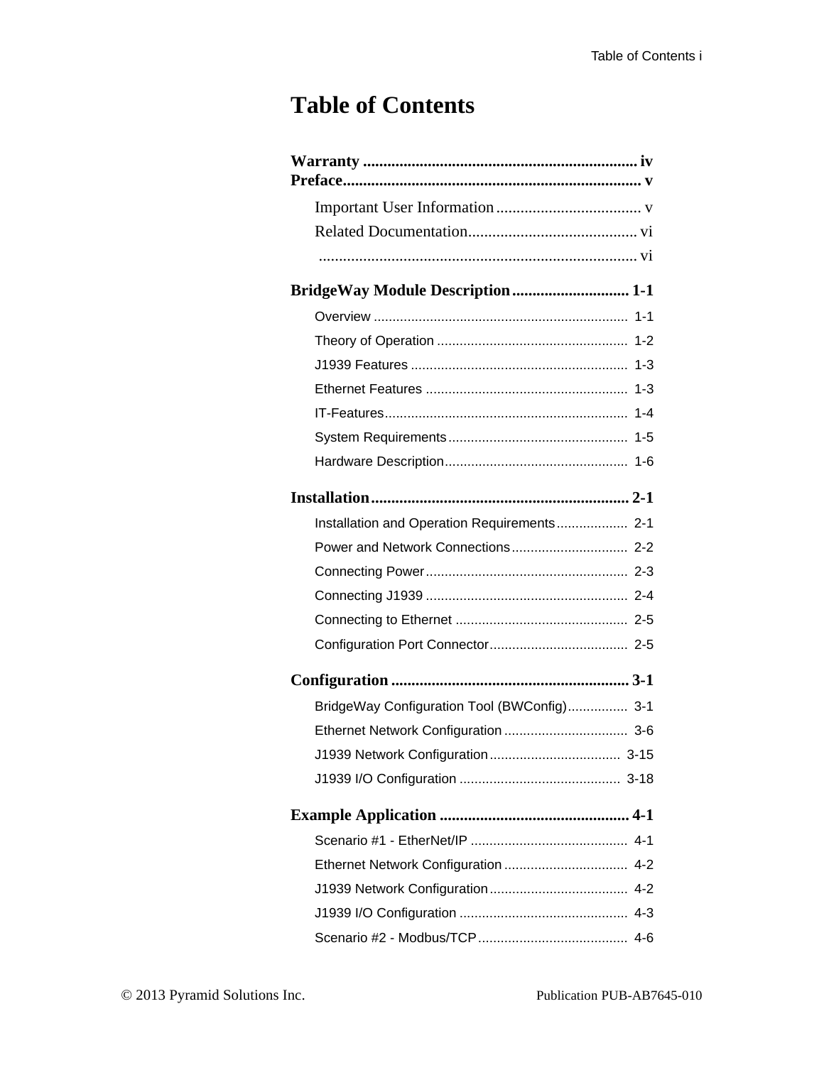# Table of Contents

**Warranty** .................................................................... iv
**Preface**........................................................................... v

- Important User Information .................................... v
- Related Documentation.......................................... vi
- ............................................................................... vi

**BridgeWay Module Description** ............................ 1-1

- Overview .................................................................. 1-1
- Theory of Operation .................................................. 1-2
- J1939 Features ......................................................... 1-3
- Ethernet Features ..................................................... 1-3
- IT-Features................................................................ 1-4
- System Requirements ............................................... 1-5
- Hardware Description................................................ 1-6

**Installation**................................................................ 2-1

- Installation and Operation Requirements................... 2-1
- Power and Network Connections .............................. 2-2
- Connecting Power...................................................... 2-3
- Connecting J1939 ..................................................... 2-4
- Connecting to Ethernet ............................................. 2-5
- Configuration Port Connector.................................... 2-5

**Configuration** ........................................................... 3-1

- BridgeWay Configuration Tool (BWConfig)................ 3-1
- Ethernet Network Configuration ................................ 3-6
- J1939 Network Configuration .................................. 3-15
- J1939 I/O Configuration .......................................... 3-18

**Example Application** .............................................. 4-1

- Scenario #1 - EtherNet/IP ......................................... 4-1
- Ethernet Network Configuration ................................ 4-2
- J1939 Network Configuration.................................... 4-2
- J1939 I/O Configuration ............................................ 4-3
- Scenario #2 - Modbus/TCP........................................ 4-6

© 2013 Pyramid Solutions Inc. Publication PUB-AB7645-010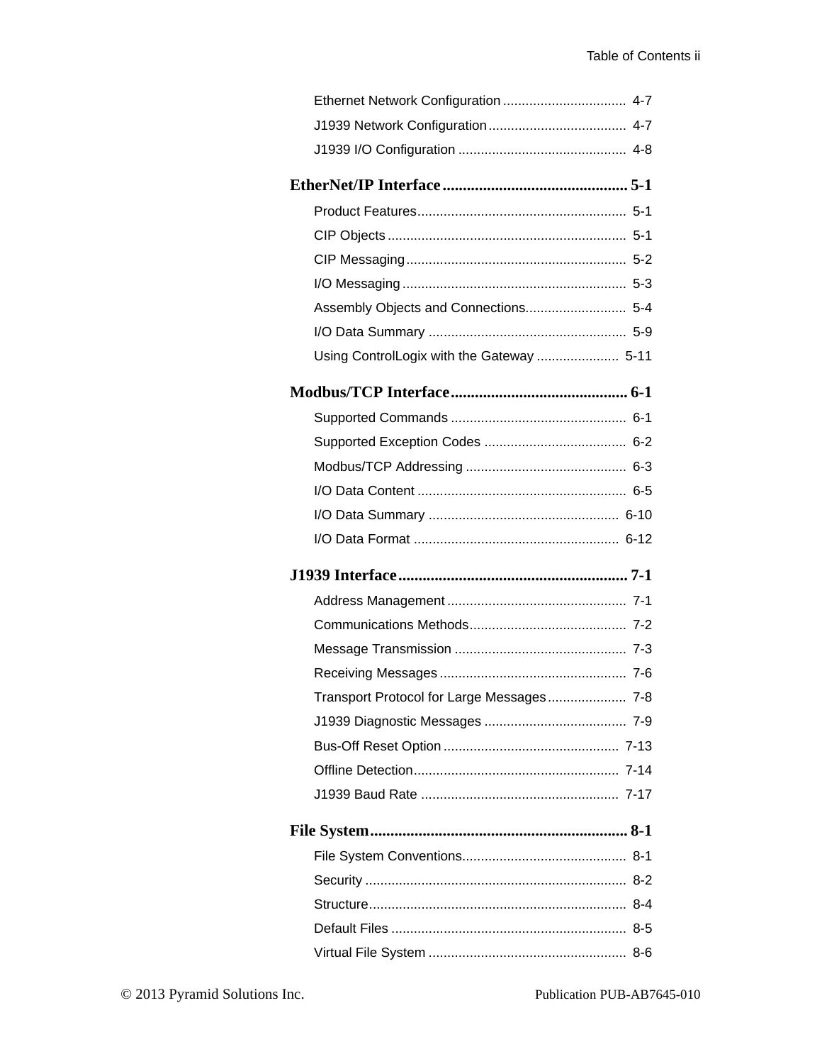Ethernet Network Configuration ................................ 4-7

J1939 Network Configuration .................................... 4-7

J1939 I/O Configuration ............................................ 4-8

**EtherNet/IP Interface ............................................. 5-1**

Product Features....................................................... 5-1

CIP Objects ............................................................... 5-1

CIP Messaging .......................................................... 5-2

I/O Messaging ........................................................... 5-3

Assembly Objects and Connections.......................... 5-4

I/O Data Summary .................................................... 5-9

Using ControlLogix with the Gateway ..................... 5-11

**Modbus/TCP Interface ........................................... 6-1**

Supported Commands .............................................. 6-1

Supported Exception Codes ..................................... 6-2

Modbus/TCP Addressing .......................................... 6-3

I/O Data Content ....................................................... 6-5

I/O Data Summary .................................................. 6-10

I/O Data Format ...................................................... 6-12

**J1939 Interface ........................................................ 7-1**

Address Management ............................................... 7-1

Communications Methods......................................... 7-2

Message Transmission ............................................. 7-3

Receiving Messages ................................................. 7-6

Transport Protocol for Large Messages .................... 7-8

J1939 Diagnostic Messages ..................................... 7-9

Bus-Off Reset Option .............................................. 7-13

Offline Detection...................................................... 7-14

J1939 Baud Rate .................................................... 7-17

**File System ............................................................... 8-1**

File System Conventions........................................... 8-1

Security ..................................................................... 8-2

Structure.................................................................... 8-4

Default Files .............................................................. 8-5

Virtual File System .................................................... 8-6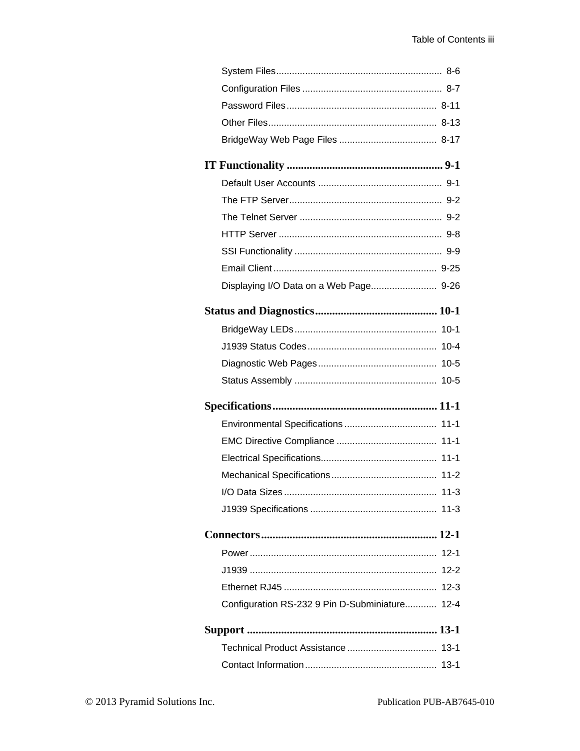System Files ........................................................... 8-6

Configuration Files ................................................... 8-7

Password Files ........................................................ 8-11

Other Files .............................................................. 8-13

BridgeWay Web Page Files .................................... 8-17

**IT Functionality ....................................................... 9-1**

Default User Accounts .............................................. 9-1

The FTP Server ........................................................ 9-2

The Telnet Server ..................................................... 9-2

HTTP Server ............................................................. 9-8

SSI Functionality ....................................................... 9-9

Email Client ............................................................. 9-25

Displaying I/O Data on a Web Page ......................... 9-26

**Status and Diagnostics ........................................... 10-1**

BridgeWay LEDs ..................................................... 10-1

J1939 Status Codes ................................................ 10-4

Diagnostic Web Pages ............................................ 10-5

Status Assembly ..................................................... 10-5

**Specifications .......................................................... 11-1**

Environmental Specifications .................................. 11-1

EMC Directive Compliance ..................................... 11-1

Electrical Specifications ........................................... 11-1

Mechanical Specifications ....................................... 11-2

I/O Data Sizes ......................................................... 11-3

J1939 Specifications ............................................... 11-3

**Connectors ............................................................. 12-1**

Power ...................................................................... 12-1

J1939 ...................................................................... 12-2

Ethernet RJ45 ......................................................... 12-3

Configuration RS-232 9 Pin D-Subminiature ............ 12-4

**Support .................................................................. 13-1**

Technical Product Assistance ................................. 13-1

Contact Information ................................................ 13-1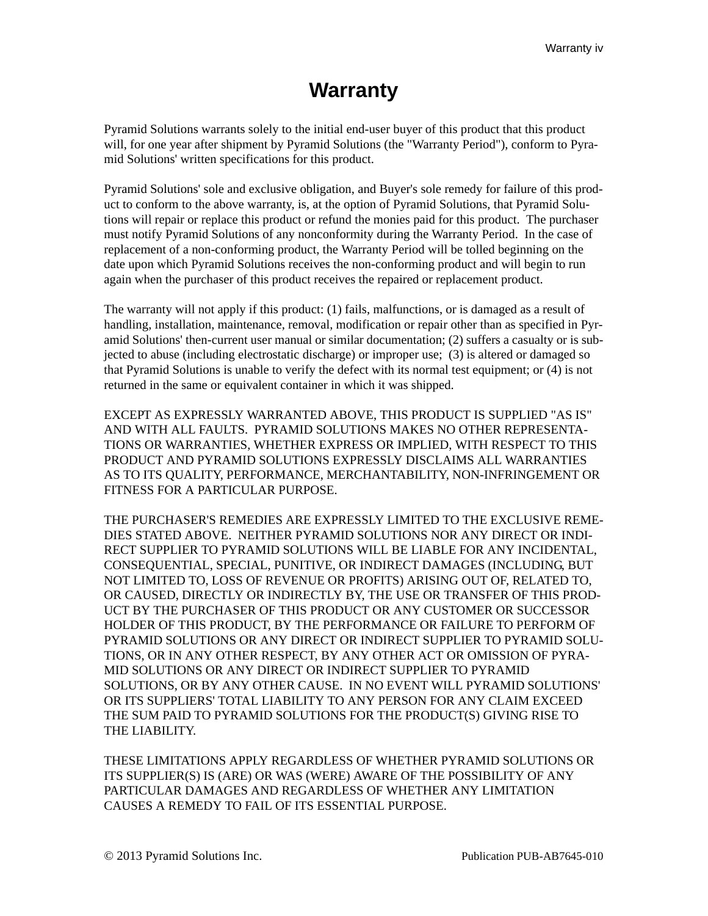# Warranty

Pyramid Solutions warrants solely to the initial end-user buyer of this product that this product will, for one year after shipment by Pyramid Solutions (the "Warranty Period"), conform to Pyramid Solutions' written specifications for this product.

Pyramid Solutions' sole and exclusive obligation, and Buyer's sole remedy for failure of this product to conform to the above warranty, is, at the option of Pyramid Solutions, that Pyramid Solutions will repair or replace this product or refund the monies paid for this product. The purchaser must notify Pyramid Solutions of any nonconformity during the Warranty Period. In the case of replacement of a non-conforming product, the Warranty Period will be tolled beginning on the date upon which Pyramid Solutions receives the non-conforming product and will begin to run again when the purchaser of this product receives the repaired or replacement product.

The warranty will not apply if this product: (1) fails, malfunctions, or is damaged as a result of handling, installation, maintenance, removal, modification or repair other than as specified in Pyramid Solutions' then-current user manual or similar documentation; (2) suffers a casualty or is subjected to abuse (including electrostatic discharge) or improper use; (3) is altered or damaged so that Pyramid Solutions is unable to verify the defect with its normal test equipment; or (4) is not returned in the same or equivalent container in which it was shipped.

EXCEPT AS EXPRESSLY WARRANTED ABOVE, THIS PRODUCT IS SUPPLIED "AS IS" AND WITH ALL FAULTS. PYRAMID SOLUTIONS MAKES NO OTHER REPRESENTATIONS OR WARRANTIES, WHETHER EXPRESS OR IMPLIED, WITH RESPECT TO THIS PRODUCT AND PYRAMID SOLUTIONS EXPRESSLY DISCLAIMS ALL WARRANTIES AS TO ITS QUALITY, PERFORMANCE, MERCHANTABILITY, NON-INFRINGEMENT OR FITNESS FOR A PARTICULAR PURPOSE.

THE PURCHASER'S REMEDIES ARE EXPRESSLY LIMITED TO THE EXCLUSIVE REMEDIES STATED ABOVE. NEITHER PYRAMID SOLUTIONS NOR ANY DIRECT OR INDIRECT SUPPLIER TO PYRAMID SOLUTIONS WILL BE LIABLE FOR ANY INCIDENTAL, CONSEQUENTIAL, SPECIAL, PUNITIVE, OR INDIRECT DAMAGES (INCLUDING, BUT NOT LIMITED TO, LOSS OF REVENUE OR PROFITS) ARISING OUT OF, RELATED TO, OR CAUSED, DIRECTLY OR INDIRECTLY BY, THE USE OR TRANSFER OF THIS PRODUCT BY THE PURCHASER OF THIS PRODUCT OR ANY CUSTOMER OR SUCCESSOR HOLDER OF THIS PRODUCT, BY THE PERFORMANCE OR FAILURE TO PERFORM OF PYRAMID SOLUTIONS OR ANY DIRECT OR INDIRECT SUPPLIER TO PYRAMID SOLUTIONS, OR IN ANY OTHER RESPECT, BY ANY OTHER ACT OR OMISSION OF PYRAMID SOLUTIONS OR ANY DIRECT OR INDIRECT SUPPLIER TO PYRAMID SOLUTIONS, OR BY ANY OTHER CAUSE. IN NO EVENT WILL PYRAMID SOLUTIONS' OR ITS SUPPLIERS' TOTAL LIABILITY TO ANY PERSON FOR ANY CLAIM EXCEED THE SUM PAID TO PYRAMID SOLUTIONS FOR THE PRODUCT(S) GIVING RISE TO THE LIABILITY.

THESE LIMITATIONS APPLY REGARDLESS OF WHETHER PYRAMID SOLUTIONS OR ITS SUPPLIER(S) IS (ARE) OR WAS (WERE) AWARE OF THE POSSIBILITY OF ANY PARTICULAR DAMAGES AND REGARDLESS OF WHETHER ANY LIMITATION CAUSES A REMEDY TO FAIL OF ITS ESSENTIAL PURPOSE.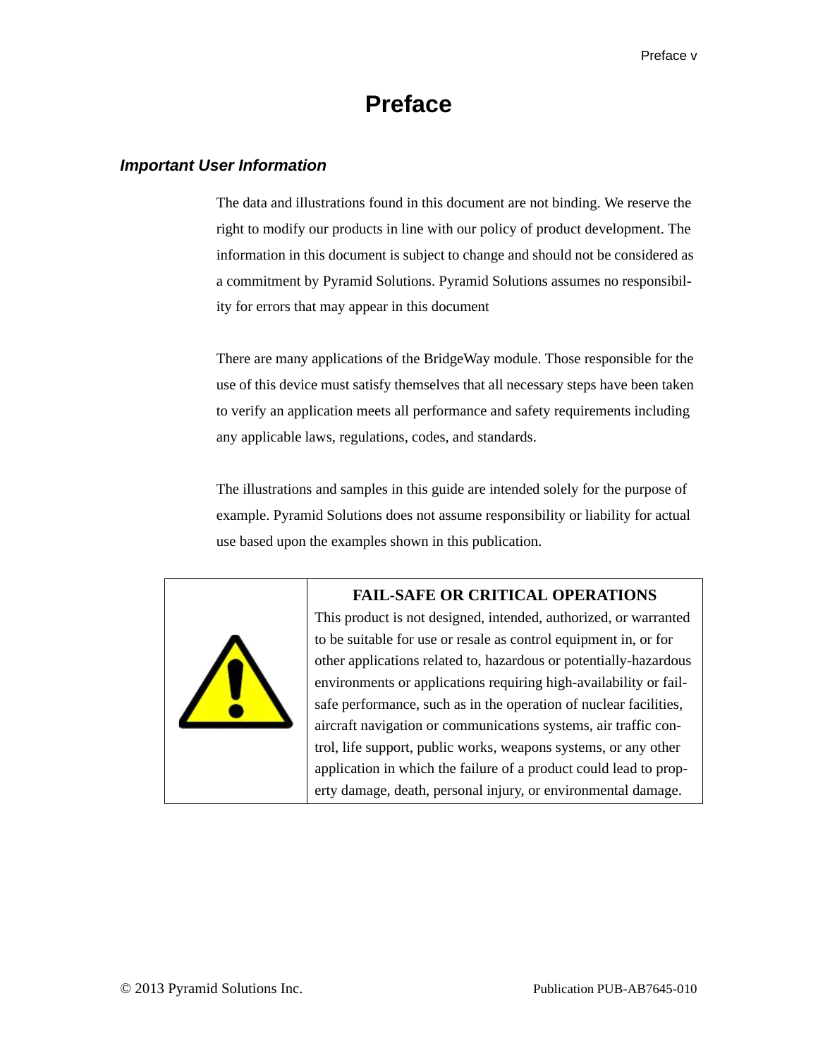# Preface

## *Important User Information*

The data and illustrations found in this document are not binding. We reserve the right to modify our products in line with our policy of product development. The information in this document is subject to change and should not be considered as a commitment by Pyramid Solutions. Pyramid Solutions assumes no responsibility for errors that may appear in this document

There are many applications of the BridgeWay module. Those responsible for the use of this device must satisfy themselves that all necessary steps have been taken to verify an application meets all performance and safety requirements including any applicable laws, regulations, codes, and standards.

The illustrations and samples in this guide are intended solely for the purpose of example. Pyramid Solutions does not assume responsibility or liability for actual use based upon the examples shown in this publication.

| | **FAIL-SAFE OR CRITICAL OPERATIONS** |
|---|---|
| ⚠ | This product is not designed, intended, authorized, or warranted to be suitable for use or resale as control equipment in, or for other applications related to, hazardous or potentially-hazardous environments or applications requiring high-availability or fail-safe performance, such as in the operation of nuclear facilities, aircraft navigation or communications systems, air traffic control, life support, public works, weapons systems, or any other application in which the failure of a product could lead to property damage, death, personal injury, or environmental damage. |

© 2013 Pyramid Solutions Inc. Publication PUB-AB7645-010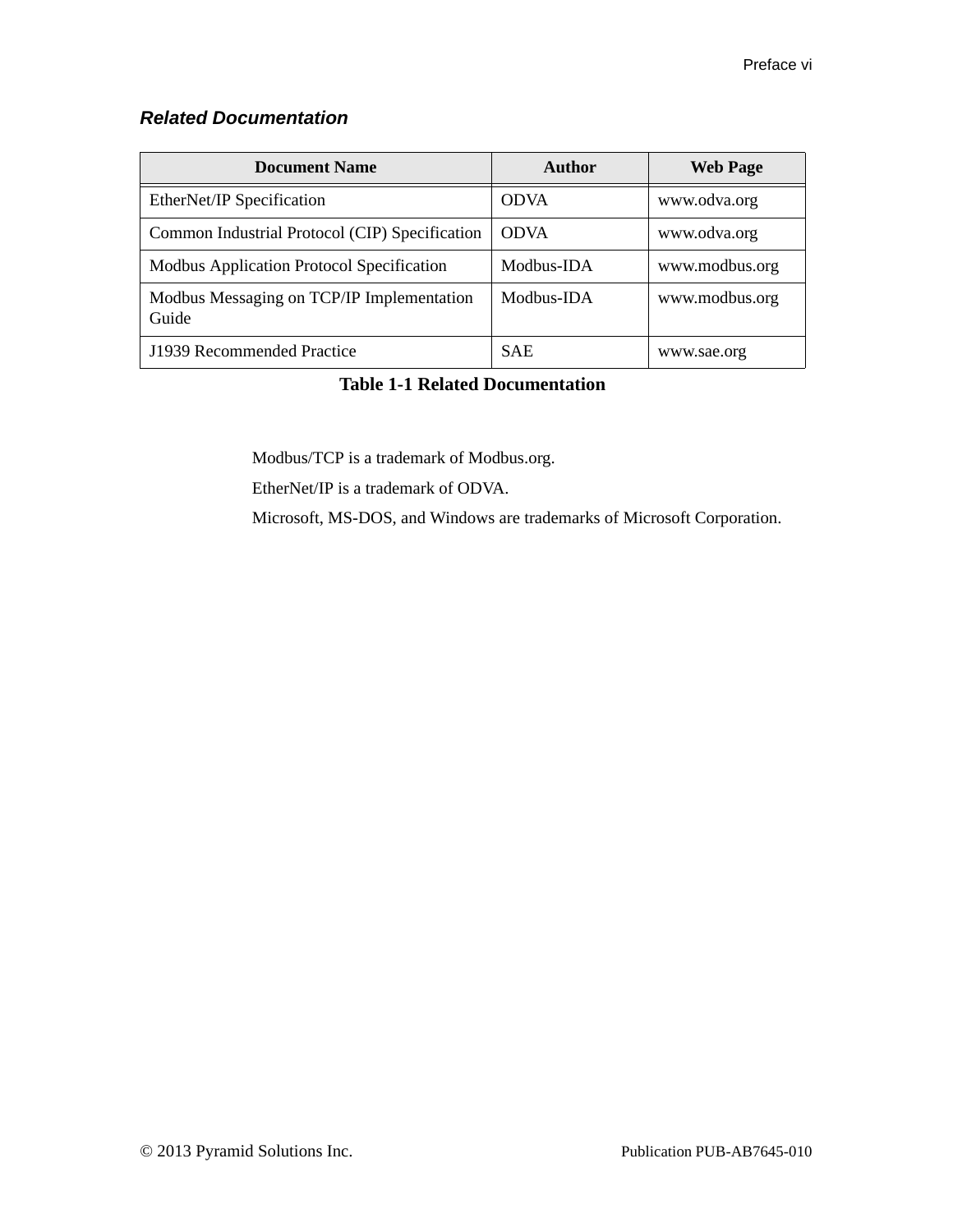### *Related Documentation*

| Document Name | Author | Web Page |
|---|---|---|
| EtherNet/IP Specification | ODVA | www.odva.org |
| Common Industrial Protocol (CIP) Specification | ODVA | www.odva.org |
| Modbus Application Protocol Specification | Modbus-IDA | www.modbus.org |
| Modbus Messaging on TCP/IP Implementation Guide | Modbus-IDA | www.modbus.org |
| J1939 Recommended Practice | SAE | www.sae.org |

**Table 1-1 Related Documentation**

Modbus/TCP is a trademark of Modbus.org.

EtherNet/IP is a trademark of ODVA.

Microsoft, MS-DOS, and Windows are trademarks of Microsoft Corporation.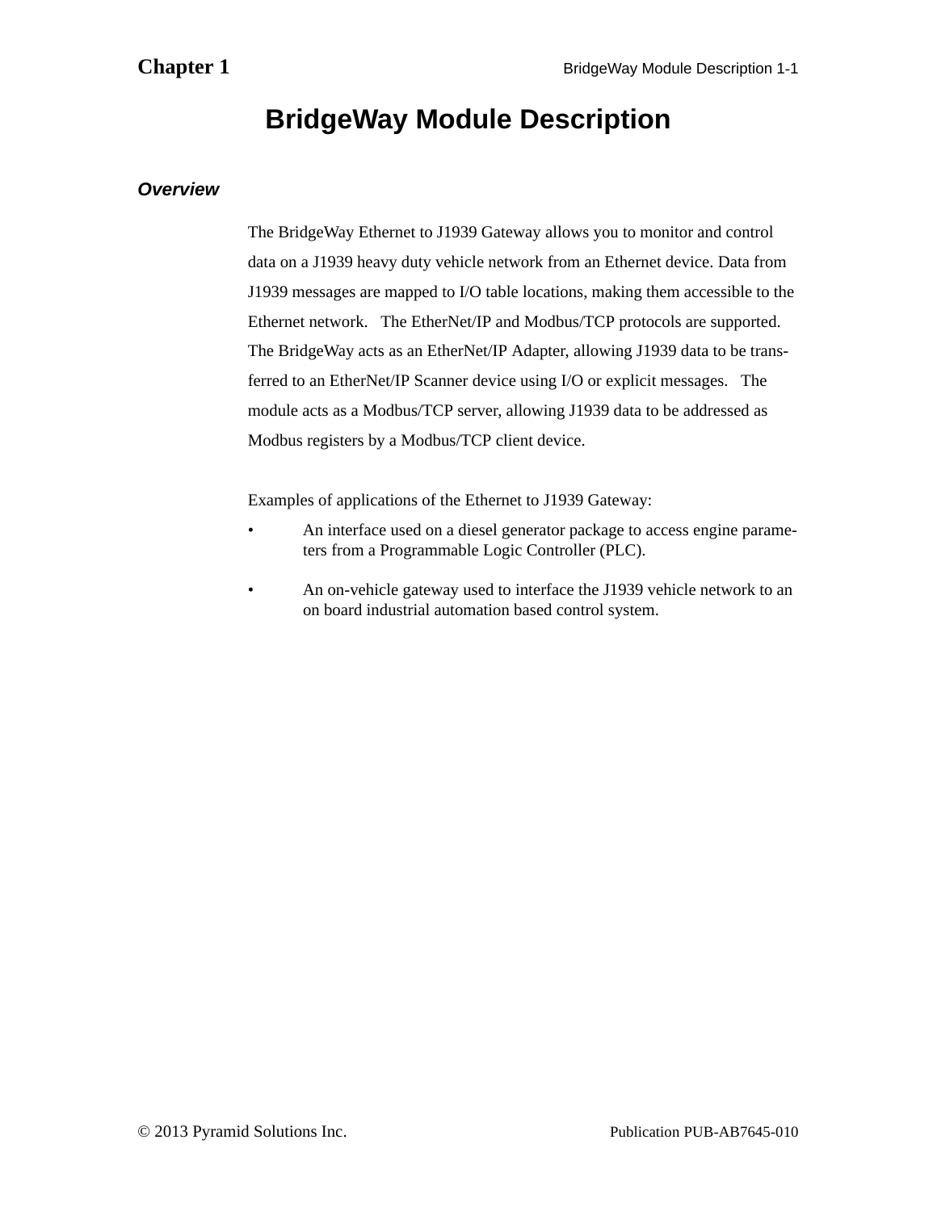# Chapter 1

# BridgeWay Module Description

## *Overview*

The BridgeWay Ethernet to J1939 Gateway allows you to monitor and control data on a J1939 heavy duty vehicle network from an Ethernet device. Data from J1939 messages are mapped to I/O table locations, making them accessible to the Ethernet network. The EtherNet/IP and Modbus/TCP protocols are supported. The BridgeWay acts as an EtherNet/IP Adapter, allowing J1939 data to be transferred to an EtherNet/IP Scanner device using I/O or explicit messages. The module acts as a Modbus/TCP server, allowing J1939 data to be addressed as Modbus registers by a Modbus/TCP client device.

Examples of applications of the Ethernet to J1939 Gateway:

- An interface used on a diesel generator package to access engine parameters from a Programmable Logic Controller (PLC).
- An on-vehicle gateway used to interface the J1939 vehicle network to an on board industrial automation based control system.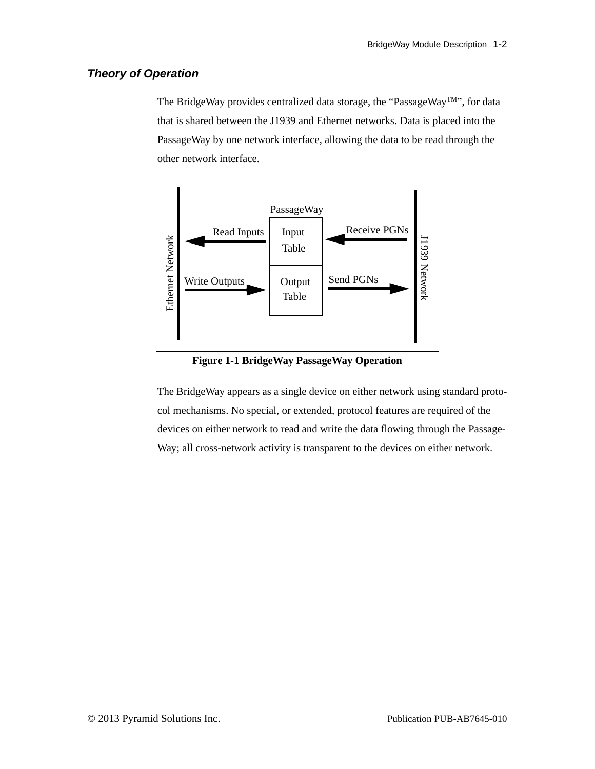## *Theory of Operation*

The BridgeWay provides centralized data storage, the "PassageWay™", for data that is shared between the J1939 and Ethernet networks. Data is placed into the PassageWay by one network interface, allowing the data to be read through the other network interface.

PassageWay

Input Table

Output Table

Read Inputs

Write Outputs

Receive PGNs

Send PGNs

Ethernet Network

J1939 Network

**Figure 1-1 BridgeWay PassageWay Operation**

The BridgeWay appears as a single device on either network using standard protocol mechanisms. No special, or extended, protocol features are required of the devices on either network to read and write the data flowing through the PassageWay; all cross-network activity is transparent to the devices on either network.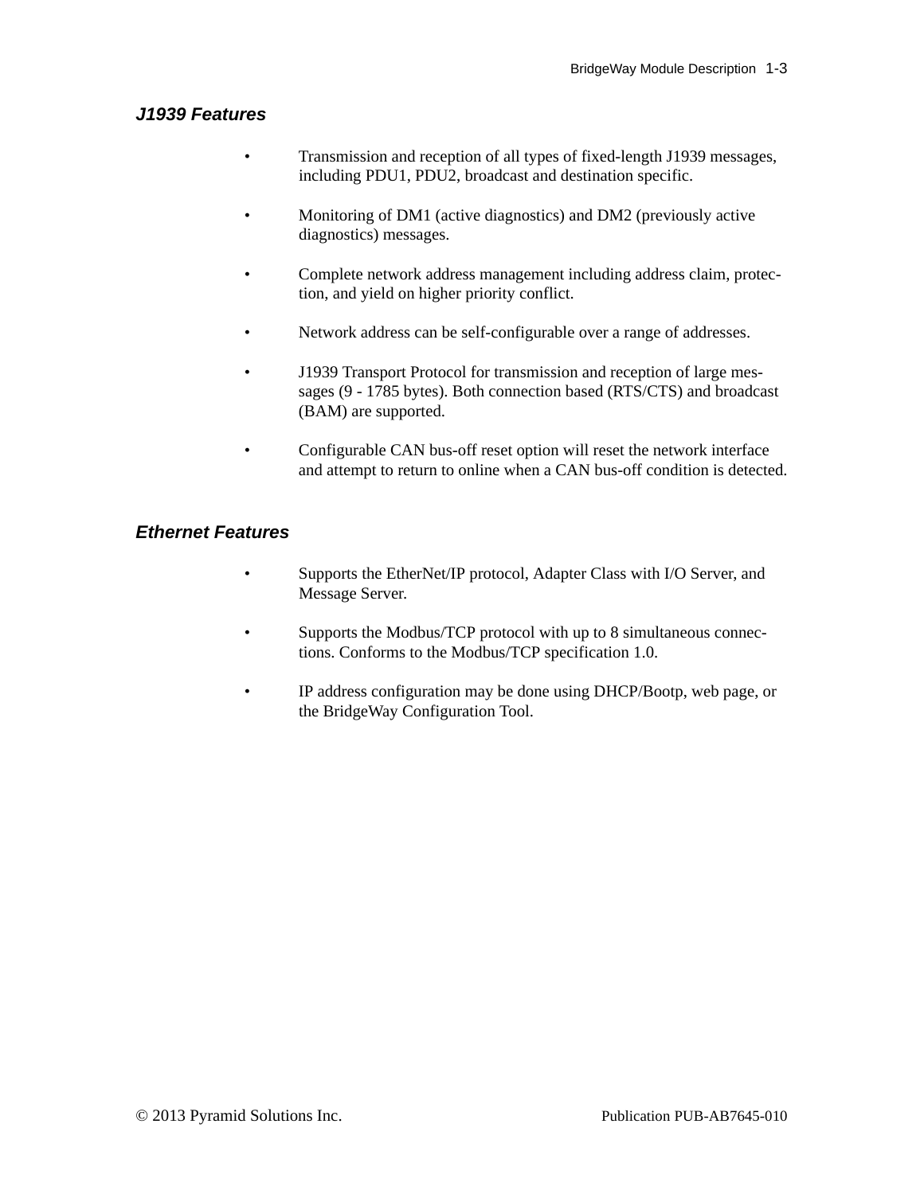### *J1939 Features*

- Transmission and reception of all types of fixed-length J1939 messages, including PDU1, PDU2, broadcast and destination specific.
- Monitoring of DM1 (active diagnostics) and DM2 (previously active diagnostics) messages.
- Complete network address management including address claim, protection, and yield on higher priority conflict.
- Network address can be self-configurable over a range of addresses.
- J1939 Transport Protocol for transmission and reception of large messages (9 - 1785 bytes). Both connection based (RTS/CTS) and broadcast (BAM) are supported.
- Configurable CAN bus-off reset option will reset the network interface and attempt to return to online when a CAN bus-off condition is detected.

### *Ethernet Features*

- Supports the EtherNet/IP protocol, Adapter Class with I/O Server, and Message Server.
- Supports the Modbus/TCP protocol with up to 8 simultaneous connections. Conforms to the Modbus/TCP specification 1.0.
- IP address configuration may be done using DHCP/Bootp, web page, or the BridgeWay Configuration Tool.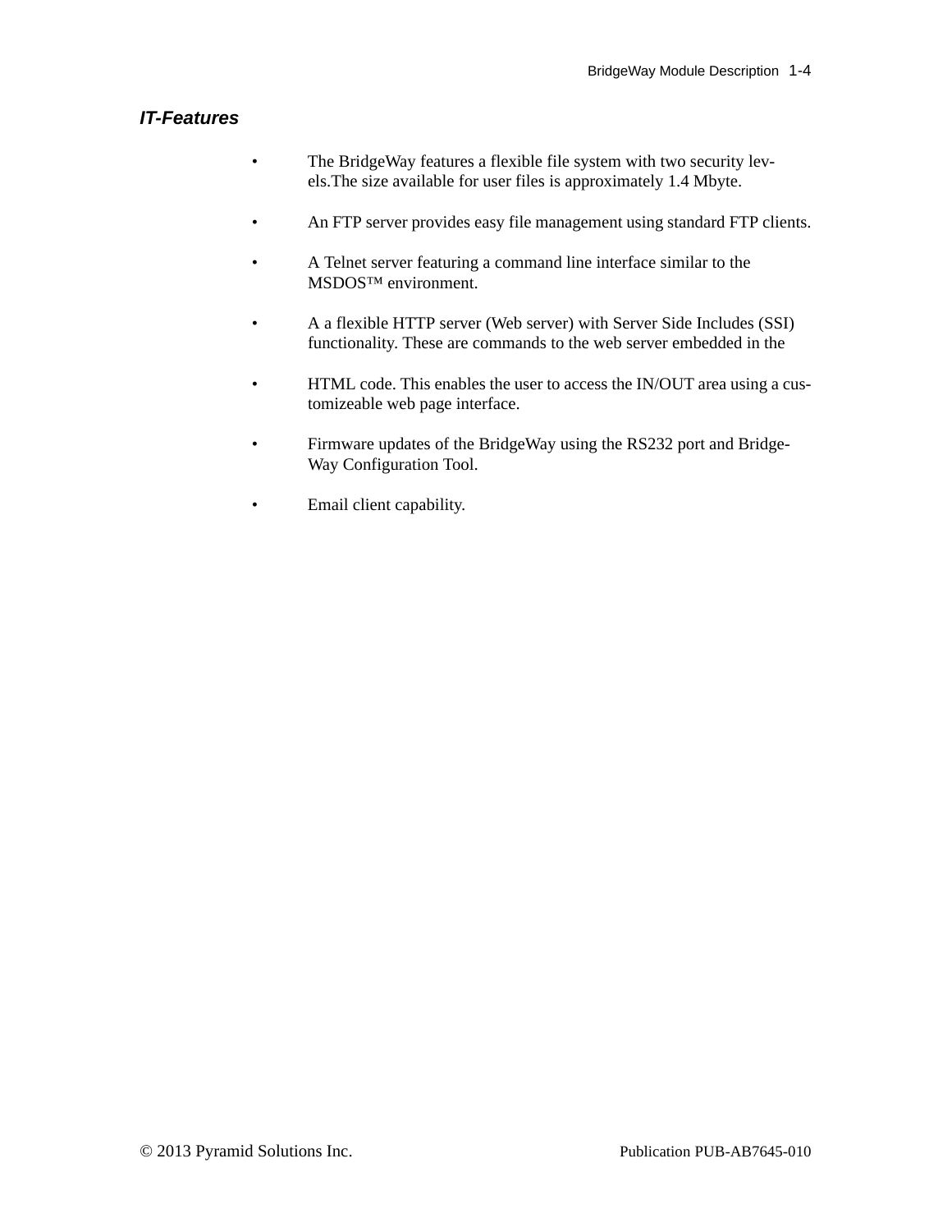### *IT-Features*

- The BridgeWay features a flexible file system with two security levels.The size available for user files is approximately 1.4 Mbyte.
- An FTP server provides easy file management using standard FTP clients.
- A Telnet server featuring a command line interface similar to the MSDOS™ environment.
- A a flexible HTTP server (Web server) with Server Side Includes (SSI) functionality. These are commands to the web server embedded in the
- HTML code. This enables the user to access the IN/OUT area using a customizeable web page interface.
- Firmware updates of the BridgeWay using the RS232 port and BridgeWay Configuration Tool.
- Email client capability.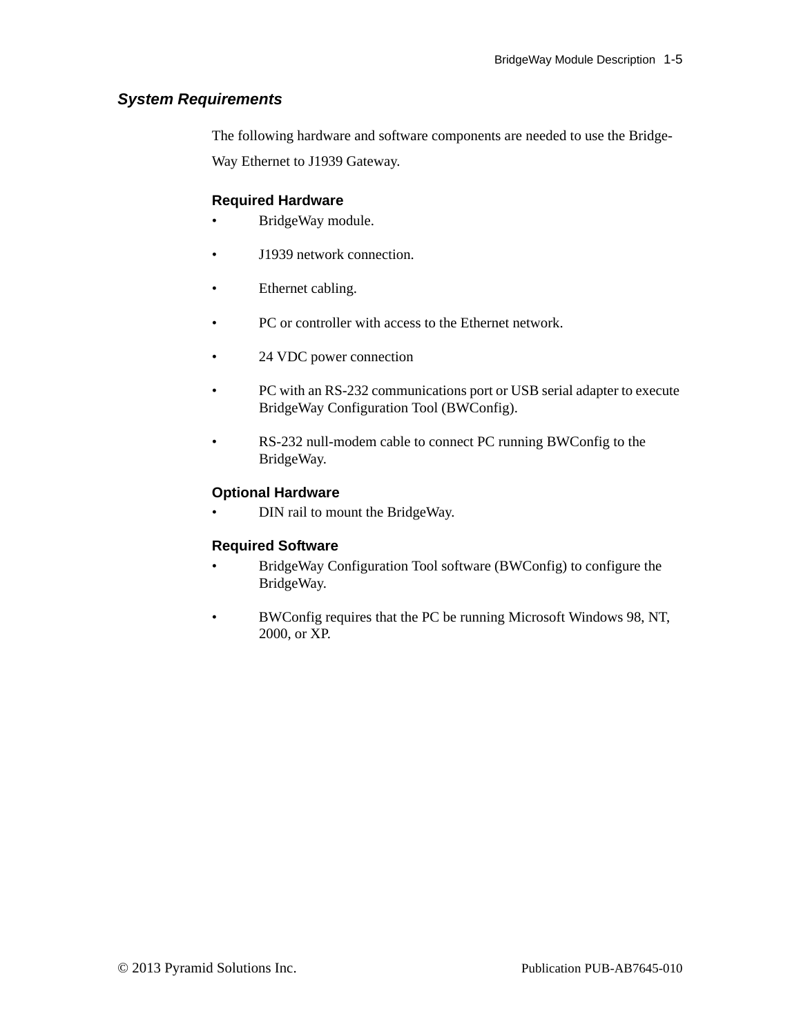## *System Requirements*

The following hardware and software components are needed to use the BridgeWay Ethernet to J1939 Gateway.

### Required Hardware

- BridgeWay module.
- J1939 network connection.
- Ethernet cabling.
- PC or controller with access to the Ethernet network.
- 24 VDC power connection
- PC with an RS-232 communications port or USB serial adapter to execute BridgeWay Configuration Tool (BWConfig).
- RS-232 null-modem cable to connect PC running BWConfig to the BridgeWay.

### Optional Hardware

- DIN rail to mount the BridgeWay.

### Required Software

- BridgeWay Configuration Tool software (BWConfig) to configure the BridgeWay.
- BWConfig requires that the PC be running Microsoft Windows 98, NT, 2000, or XP.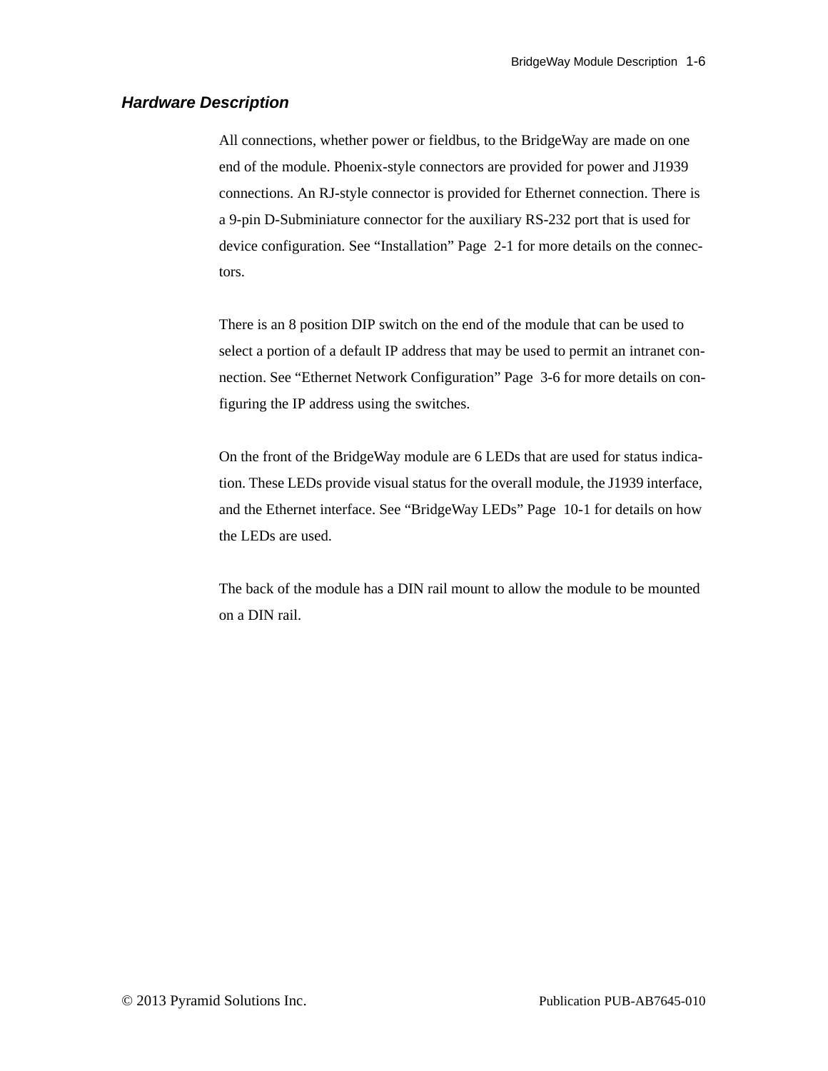## *Hardware Description*

All connections, whether power or fieldbus, to the BridgeWay are made on one end of the module. Phoenix-style connectors are provided for power and J1939 connections. An RJ-style connector is provided for Ethernet connection. There is a 9-pin D-Subminiature connector for the auxiliary RS-232 port that is used for device configuration. See “Installation” Page 2-1 for more details on the connectors.

There is an 8 position DIP switch on the end of the module that can be used to select a portion of a default IP address that may be used to permit an intranet connection. See “Ethernet Network Configuration” Page 3-6 for more details on configuring the IP address using the switches.

On the front of the BridgeWay module are 6 LEDs that are used for status indication. These LEDs provide visual status for the overall module, the J1939 interface, and the Ethernet interface. See “BridgeWay LEDs” Page 10-1 for details on how the LEDs are used.

The back of the module has a DIN rail mount to allow the module to be mounted on a DIN rail.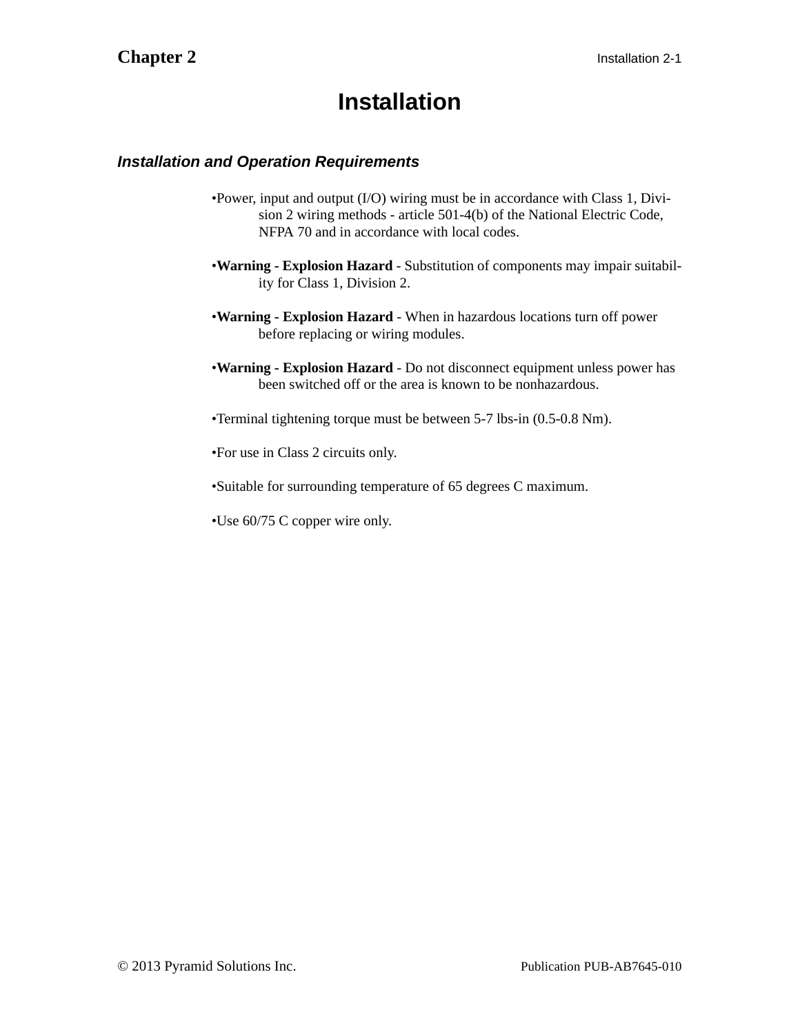# Chapter 2

# Installation

## *Installation and Operation Requirements*

- Power, input and output (I/O) wiring must be in accordance with Class 1, Division 2 wiring methods - article 501-4(b) of the National Electric Code, NFPA 70 and in accordance with local codes.

- **Warning - Explosion Hazard** - Substitution of components may impair suitability for Class 1, Division 2.

- **Warning - Explosion Hazard** - When in hazardous locations turn off power before replacing or wiring modules.

- **Warning - Explosion Hazard** - Do not disconnect equipment unless power has been switched off or the area is known to be nonhazardous.

- Terminal tightening torque must be between 5-7 lbs-in (0.5-0.8 Nm).

- For use in Class 2 circuits only.

- Suitable for surrounding temperature of 65 degrees C maximum.

- Use 60/75 C copper wire only.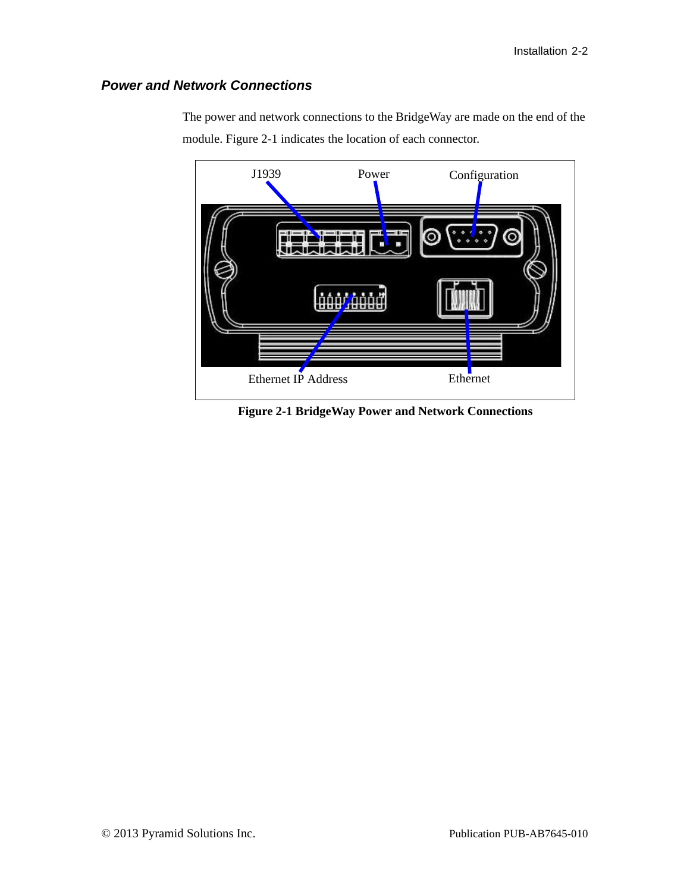## *Power and Network Connections*

The power and network connections to the BridgeWay are made on the end of the module. Figure 2-1 indicates the location of each connector.

J1939 Power Configuration

Ethernet IP Address Ethernet

**Figure 2-1 BridgeWay Power and Network Connections**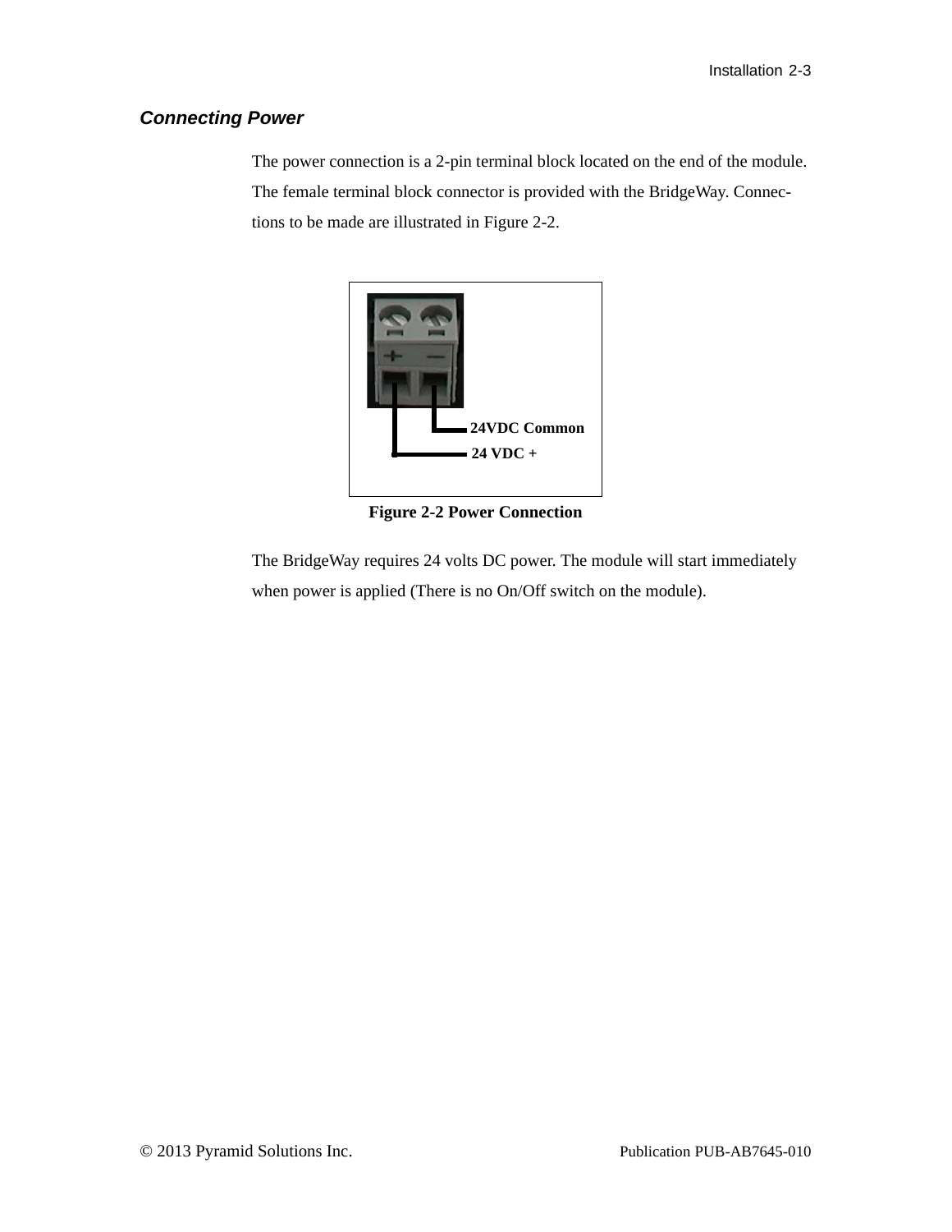## Connecting Power

The power connection is a 2-pin terminal block located on the end of the module. The female terminal block connector is provided with the BridgeWay. Connections to be made are illustrated in Figure 2-2.

24VDC Common

24 VDC +

**Figure 2-2 Power Connection**

The BridgeWay requires 24 volts DC power. The module will start immediately when power is applied (There is no On/Off switch on the module).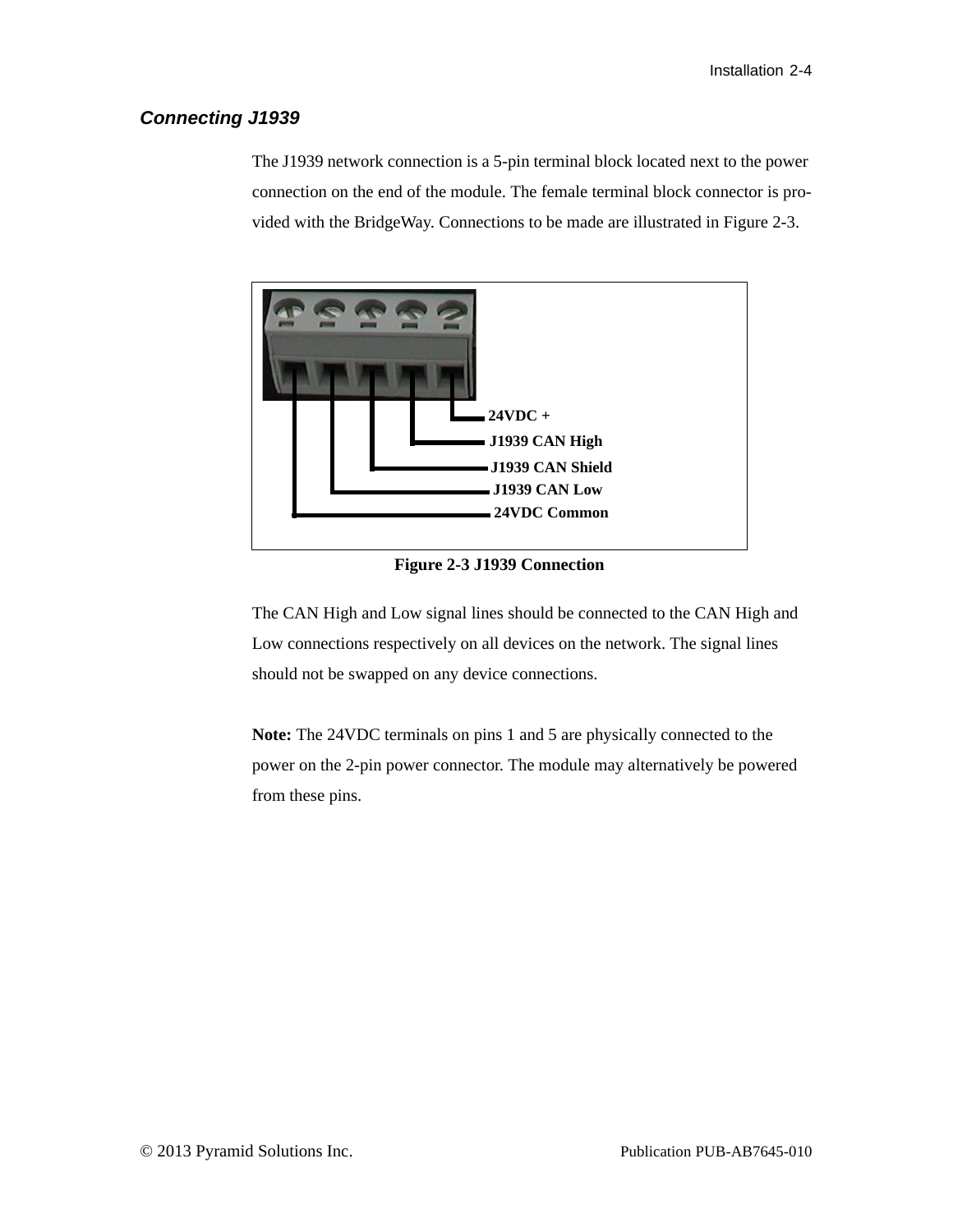### *Connecting J1939*

The J1939 network connection is a 5-pin terminal block located next to the power connection on the end of the module. The female terminal block connector is provided with the BridgeWay. Connections to be made are illustrated in Figure 2-3.

24VDC +
J1939 CAN High
J1939 CAN Shield
J1939 CAN Low
24VDC Common

**Figure 2-3 J1939 Connection**

The CAN High and Low signal lines should be connected to the CAN High and Low connections respectively on all devices on the network. The signal lines should not be swapped on any device connections.

**Note:** The 24VDC terminals on pins 1 and 5 are physically connected to the power on the 2-pin power connector. The module may alternatively be powered from these pins.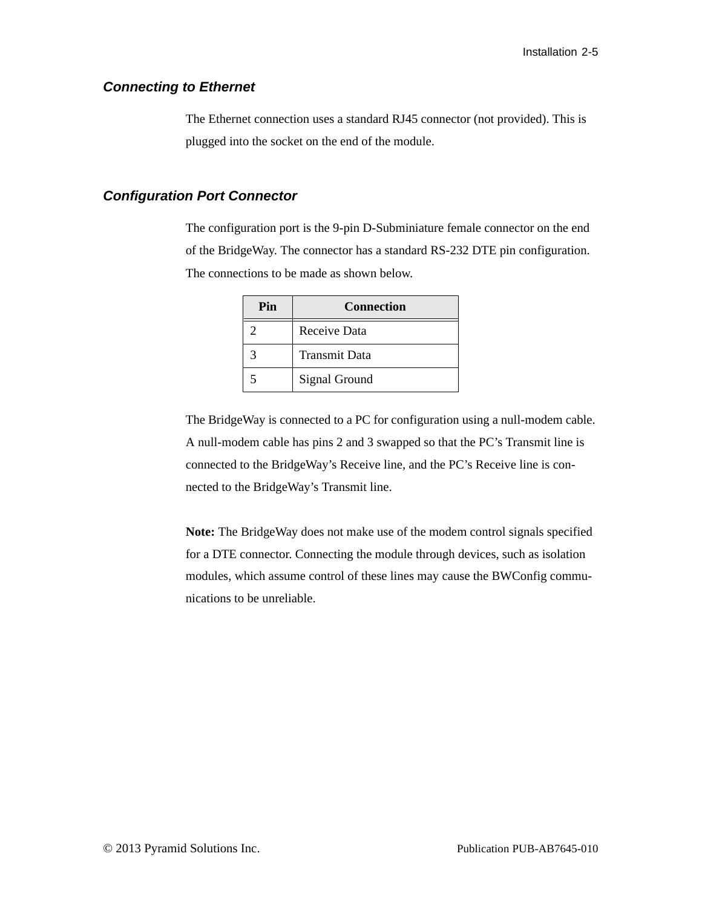### Connecting to Ethernet

The Ethernet connection uses a standard RJ45 connector (not provided). This is plugged into the socket on the end of the module.

### Configuration Port Connector

The configuration port is the 9-pin D-Subminiature female connector on the end of the BridgeWay. The connector has a standard RS-232 DTE pin configuration. The connections to be made as shown below.

| Pin | Connection |
|---|---|
| 2 | Receive Data |
| 3 | Transmit Data |
| 5 | Signal Ground |

The BridgeWay is connected to a PC for configuration using a null-modem cable. A null-modem cable has pins 2 and 3 swapped so that the PC's Transmit line is connected to the BridgeWay's Receive line, and the PC's Receive line is connected to the BridgeWay's Transmit line.

**Note:** The BridgeWay does not make use of the modem control signals specified for a DTE connector. Connecting the module through devices, such as isolation modules, which assume control of these lines may cause the BWConfig communications to be unreliable.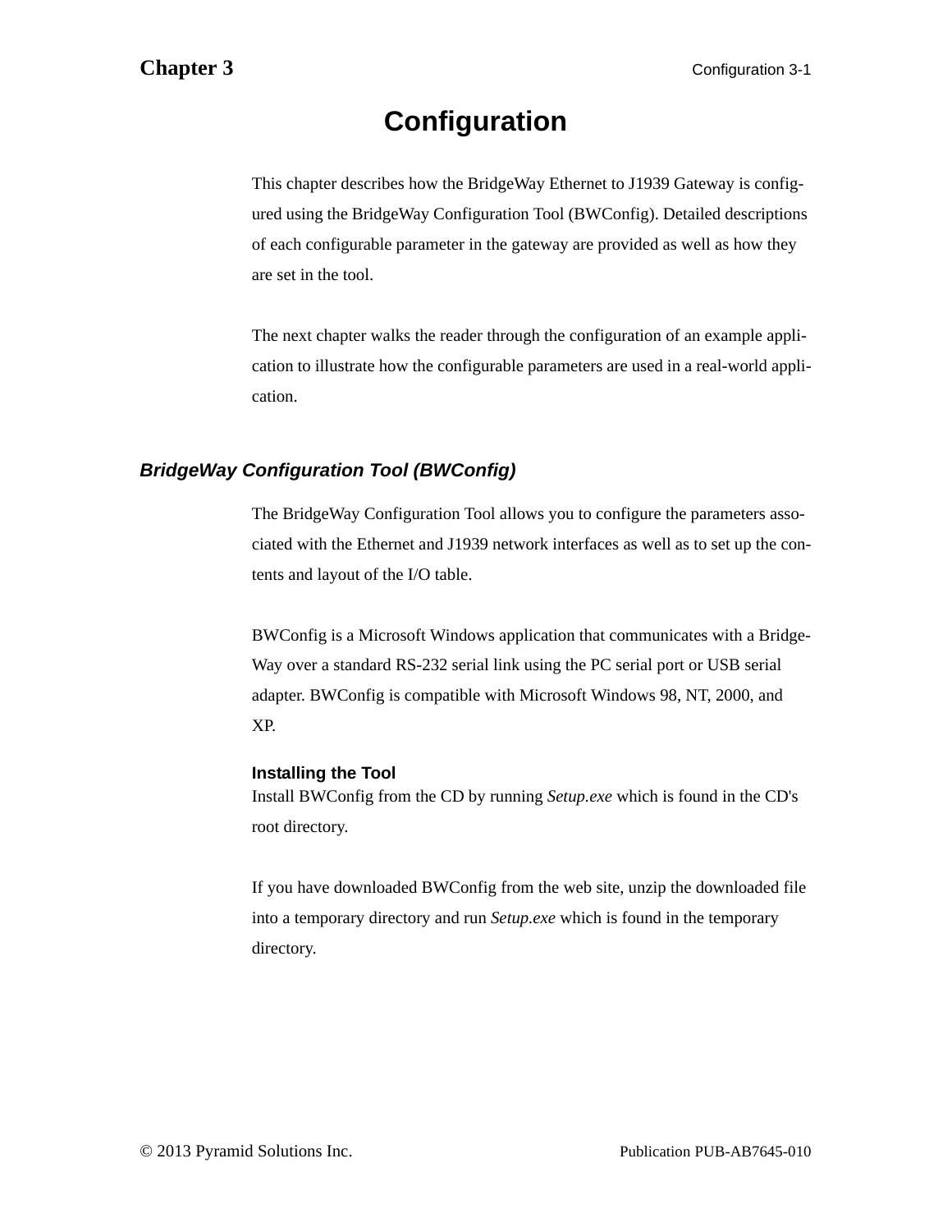# Configuration

This chapter describes how the BridgeWay Ethernet to J1939 Gateway is configured using the BridgeWay Configuration Tool (BWConfig). Detailed descriptions of each configurable parameter in the gateway are provided as well as how they are set in the tool.

The next chapter walks the reader through the configuration of an example application to illustrate how the configurable parameters are used in a real-world application.

## *BridgeWay Configuration Tool (BWConfig)*

The BridgeWay Configuration Tool allows you to configure the parameters associated with the Ethernet and J1939 network interfaces as well as to set up the contents and layout of the I/O table.

BWConfig is a Microsoft Windows application that communicates with a BridgeWay over a standard RS-232 serial link using the PC serial port or USB serial adapter. BWConfig is compatible with Microsoft Windows 98, NT, 2000, and XP.

### Installing the Tool

Install BWConfig from the CD by running *Setup.exe* which is found in the CD's root directory.

If you have downloaded BWConfig from the web site, unzip the downloaded file into a temporary directory and run *Setup.exe* which is found in the temporary directory.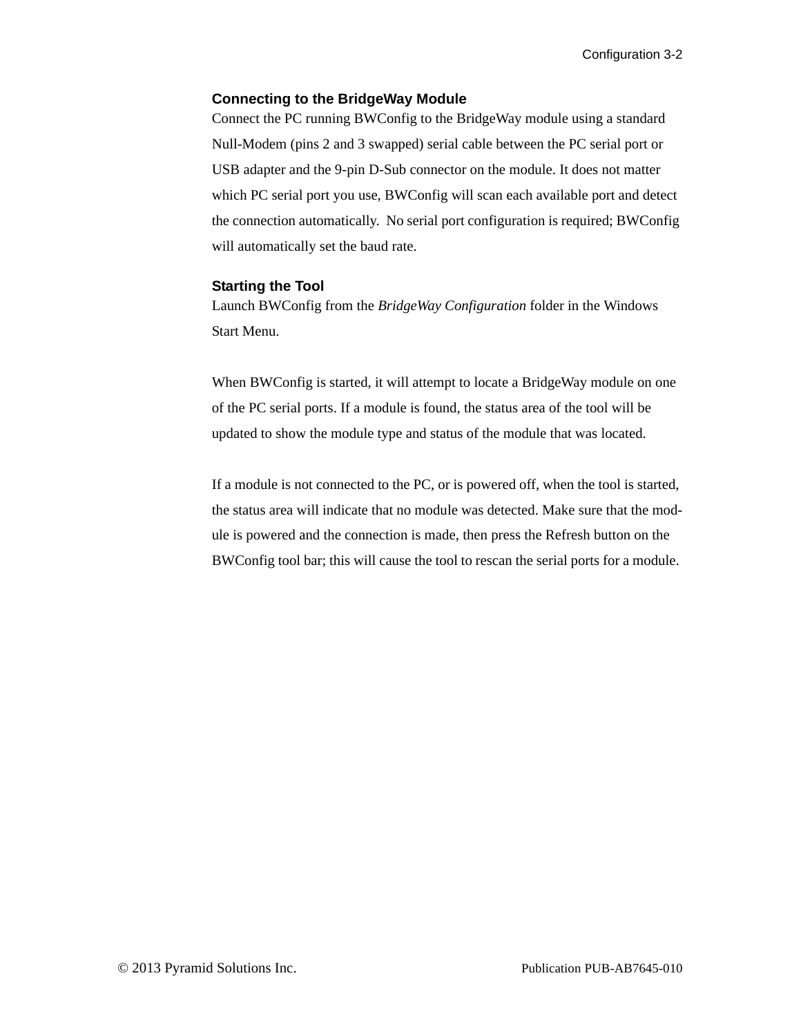### Connecting to the BridgeWay Module

Connect the PC running BWConfig to the BridgeWay module using a standard Null-Modem (pins 2 and 3 swapped) serial cable between the PC serial port or USB adapter and the 9-pin D-Sub connector on the module. It does not matter which PC serial port you use, BWConfig will scan each available port and detect the connection automatically. No serial port configuration is required; BWConfig will automatically set the baud rate.

### Starting the Tool

Launch BWConfig from the *BridgeWay Configuration* folder in the Windows Start Menu.

When BWConfig is started, it will attempt to locate a BridgeWay module on one of the PC serial ports. If a module is found, the status area of the tool will be updated to show the module type and status of the module that was located.

If a module is not connected to the PC, or is powered off, when the tool is started, the status area will indicate that no module was detected. Make sure that the module is powered and the connection is made, then press the Refresh button on the BWConfig tool bar; this will cause the tool to rescan the serial ports for a module.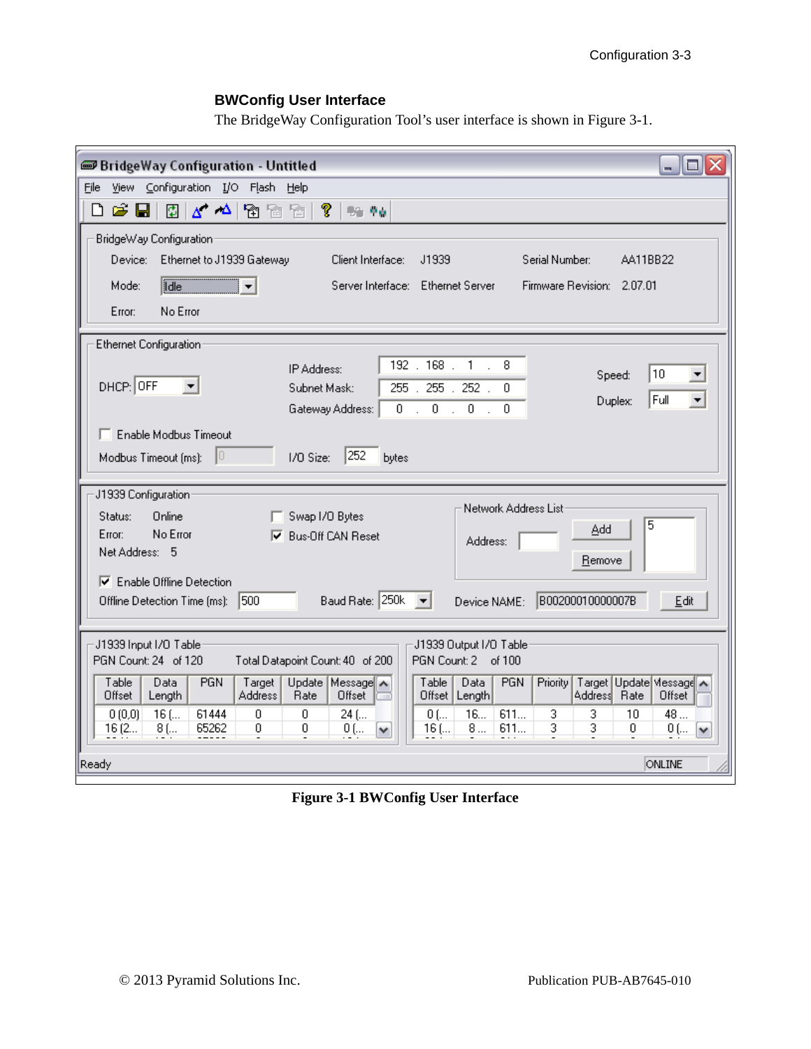### BWConfig User Interface

The BridgeWay Configuration Tool's user interface is shown in Figure 3-1.

**Figure 3-1 BWConfig User Interface**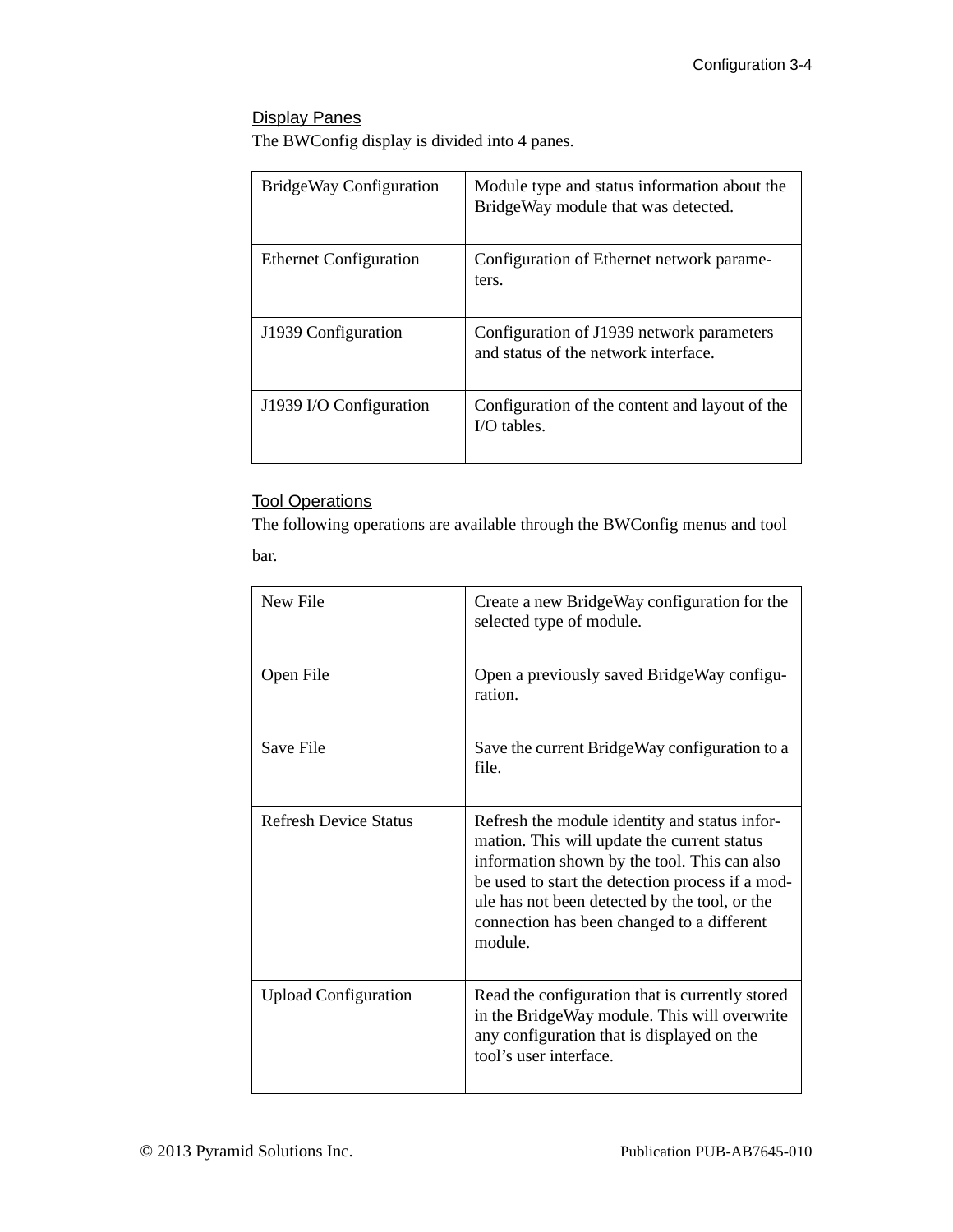### Display Panes

The BWConfig display is divided into 4 panes.

| | |
|---|---|
| BridgeWay Configuration | Module type and status information about the BridgeWay module that was detected. |
| Ethernet Configuration | Configuration of Ethernet network parameters. |
| J1939 Configuration | Configuration of J1939 network parameters and status of the network interface. |
| J1939 I/O Configuration | Configuration of the content and layout of the I/O tables. |

### Tool Operations

The following operations are available through the BWConfig menus and tool bar.

| | |
|---|---|
| New File | Create a new BridgeWay configuration for the selected type of module. |
| Open File | Open a previously saved BridgeWay configuration. |
| Save File | Save the current BridgeWay configuration to a file. |
| Refresh Device Status | Refresh the module identity and status information. This will update the current status information shown by the tool. This can also be used to start the detection process if a module has not been detected by the tool, or the connection has been changed to a different module. |
| Upload Configuration | Read the configuration that is currently stored in the BridgeWay module. This will overwrite any configuration that is displayed on the tool's user interface. |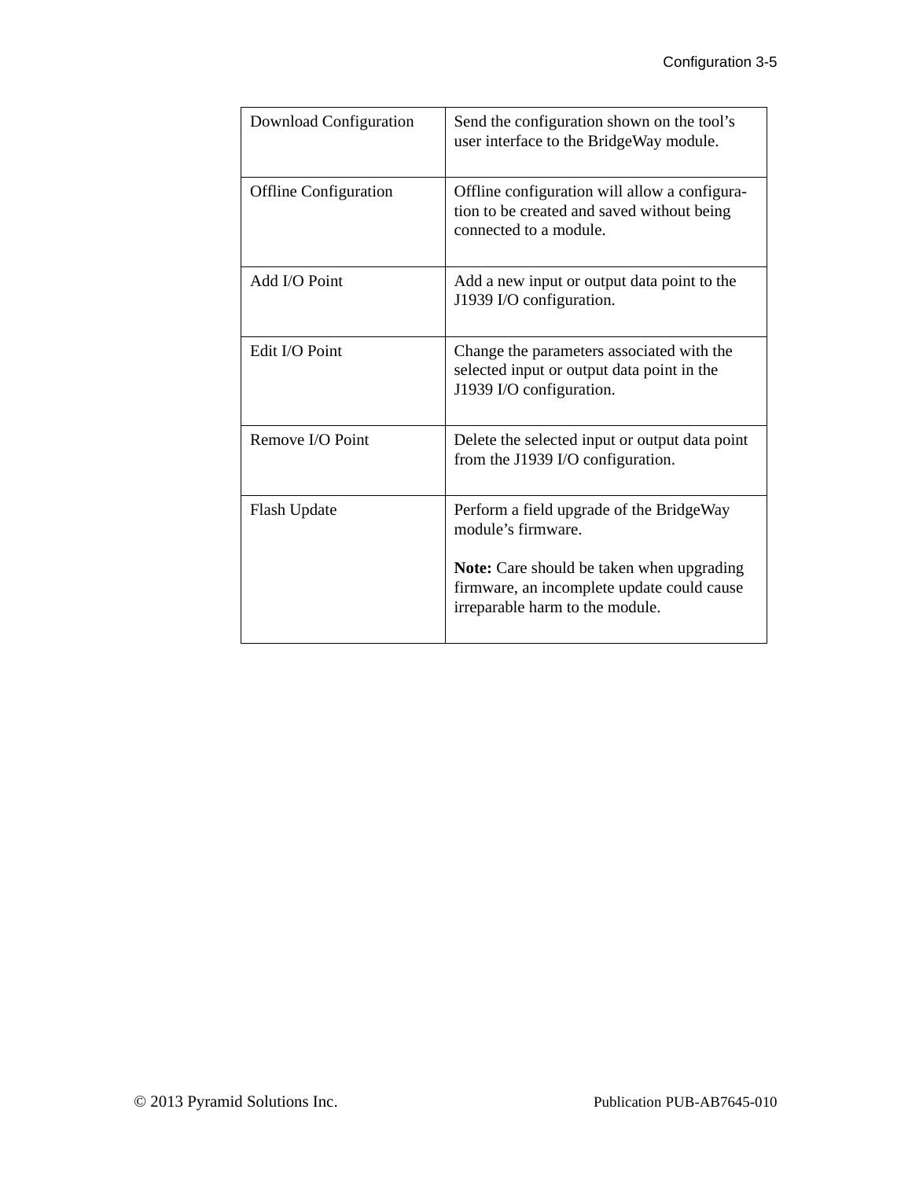| Download Configuration | Send the configuration shown on the tool’s user interface to the BridgeWay module. |
|---|---|
| Offline Configuration | Offline configuration will allow a configuration to be created and saved without being connected to a module. |
| Add I/O Point | Add a new input or output data point to the J1939 I/O configuration. |
| Edit I/O Point | Change the parameters associated with the selected input or output data point in the J1939 I/O configuration. |
| Remove I/O Point | Delete the selected input or output data point from the J1939 I/O configuration. |
| Flash Update | Perform a field upgrade of the BridgeWay module’s firmware.<br><br>**Note:** Care should be taken when upgrading firmware, an incomplete update could cause irreparable harm to the module. |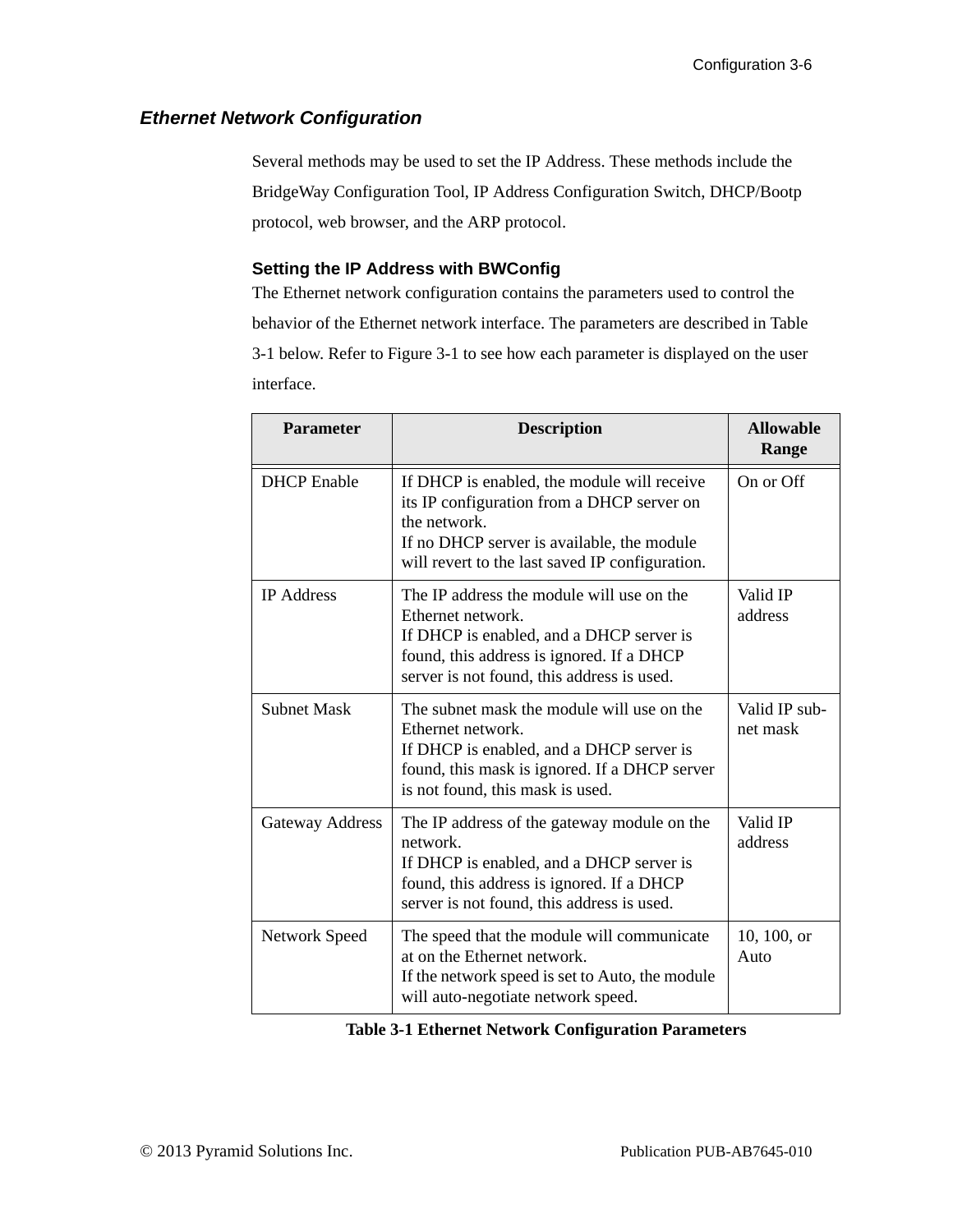## *Ethernet Network Configuration*

Several methods may be used to set the IP Address. These methods include the BridgeWay Configuration Tool, IP Address Configuration Switch, DHCP/Bootp protocol, web browser, and the ARP protocol.

### Setting the IP Address with BWConfig

The Ethernet network configuration contains the parameters used to control the behavior of the Ethernet network interface. The parameters are described in Table 3-1 below. Refer to Figure 3-1 to see how each parameter is displayed on the user interface.

| Parameter | Description | Allowable Range |
|---|---|---|
| DHCP Enable | If DHCP is enabled, the module will receive its IP configuration from a DHCP server on the network.<br>If no DHCP server is available, the module will revert to the last saved IP configuration. | On or Off |
| IP Address | The IP address the module will use on the Ethernet network.<br>If DHCP is enabled, and a DHCP server is found, this address is ignored. If a DHCP server is not found, this address is used. | Valid IP address |
| Subnet Mask | The subnet mask the module will use on the Ethernet network.<br>If DHCP is enabled, and a DHCP server is found, this mask is ignored. If a DHCP server is not found, this mask is used. | Valid IP sub-net mask |
| Gateway Address | The IP address of the gateway module on the network.<br>If DHCP is enabled, and a DHCP server is found, this address is ignored. If a DHCP server is not found, this address is used. | Valid IP address |
| Network Speed | The speed that the module will communicate at on the Ethernet network.<br>If the network speed is set to Auto, the module will auto-negotiate network speed. | 10, 100, or Auto |

**Table 3-1 Ethernet Network Configuration Parameters**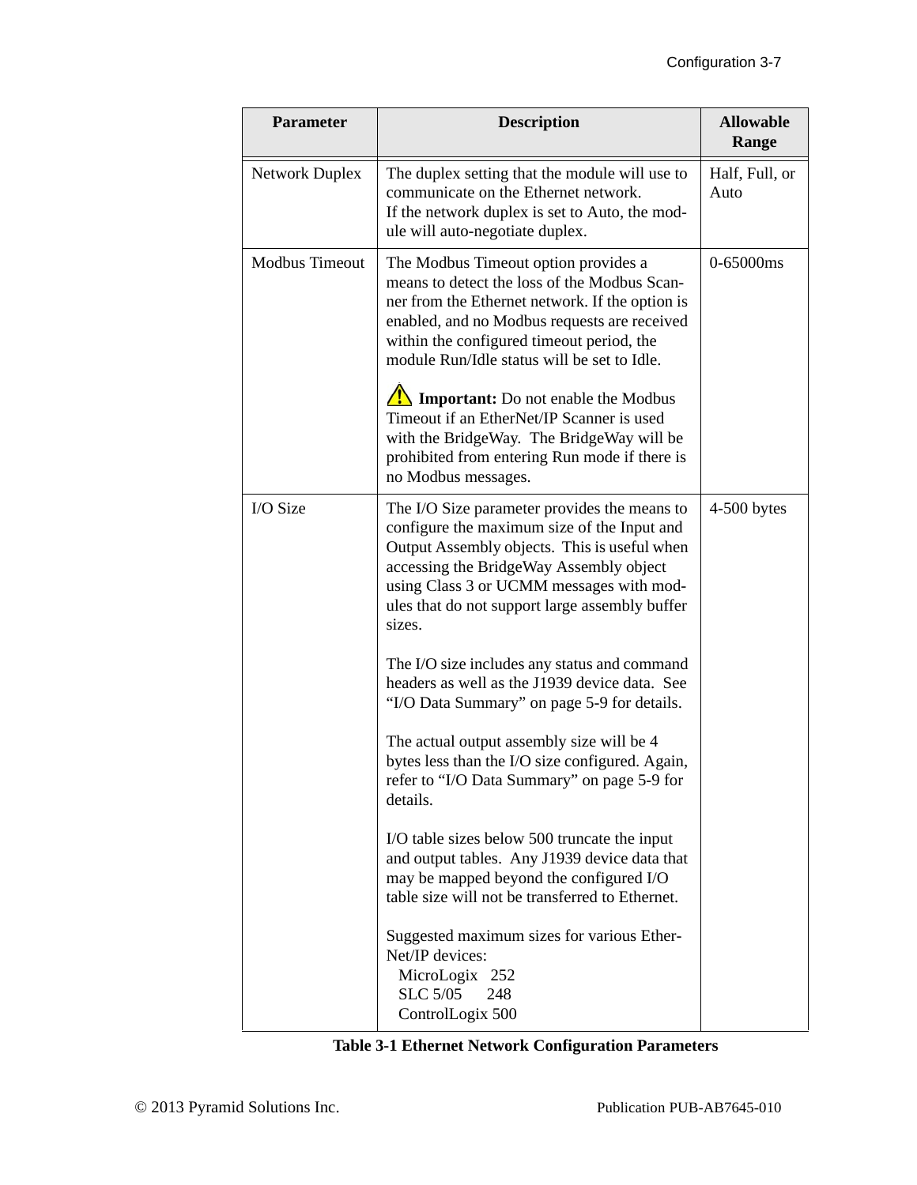| Parameter | Description | Allowable Range |
|---|---|---|
| Network Duplex | The duplex setting that the module will use to communicate on the Ethernet network.<br>If the network duplex is set to Auto, the module will auto-negotiate duplex. | Half, Full, or Auto |
| Modbus Timeout | The Modbus Timeout option provides a means to detect the loss of the Modbus Scanner from the Ethernet network. If the option is enabled, and no Modbus requests are received within the configured timeout period, the module Run/Idle status will be set to Idle.<br><br>⚠ **Important:** Do not enable the Modbus Timeout if an EtherNet/IP Scanner is used with the BridgeWay. The BridgeWay will be prohibited from entering Run mode if there is no Modbus messages. | 0-65000ms |
| I/O Size | The I/O Size parameter provides the means to configure the maximum size of the Input and Output Assembly objects. This is useful when accessing the BridgeWay Assembly object using Class 3 or UCMM messages with modules that do not support large assembly buffer sizes.<br><br>The I/O size includes any status and command headers as well as the J1939 device data. See “I/O Data Summary” on page 5-9 for details.<br><br>The actual output assembly size will be 4 bytes less than the I/O size configured. Again, refer to “I/O Data Summary” on page 5-9 for details.<br><br>I/O table sizes below 500 truncate the input and output tables. Any J1939 device data that may be mapped beyond the configured I/O table size will not be transferred to Ethernet.<br><br>Suggested maximum sizes for various EtherNet/IP devices:<br>MicroLogix 252<br>SLC 5/05 248<br>ControlLogix 500 | 4-500 bytes |

**Table 3-1 Ethernet Network Configuration Parameters**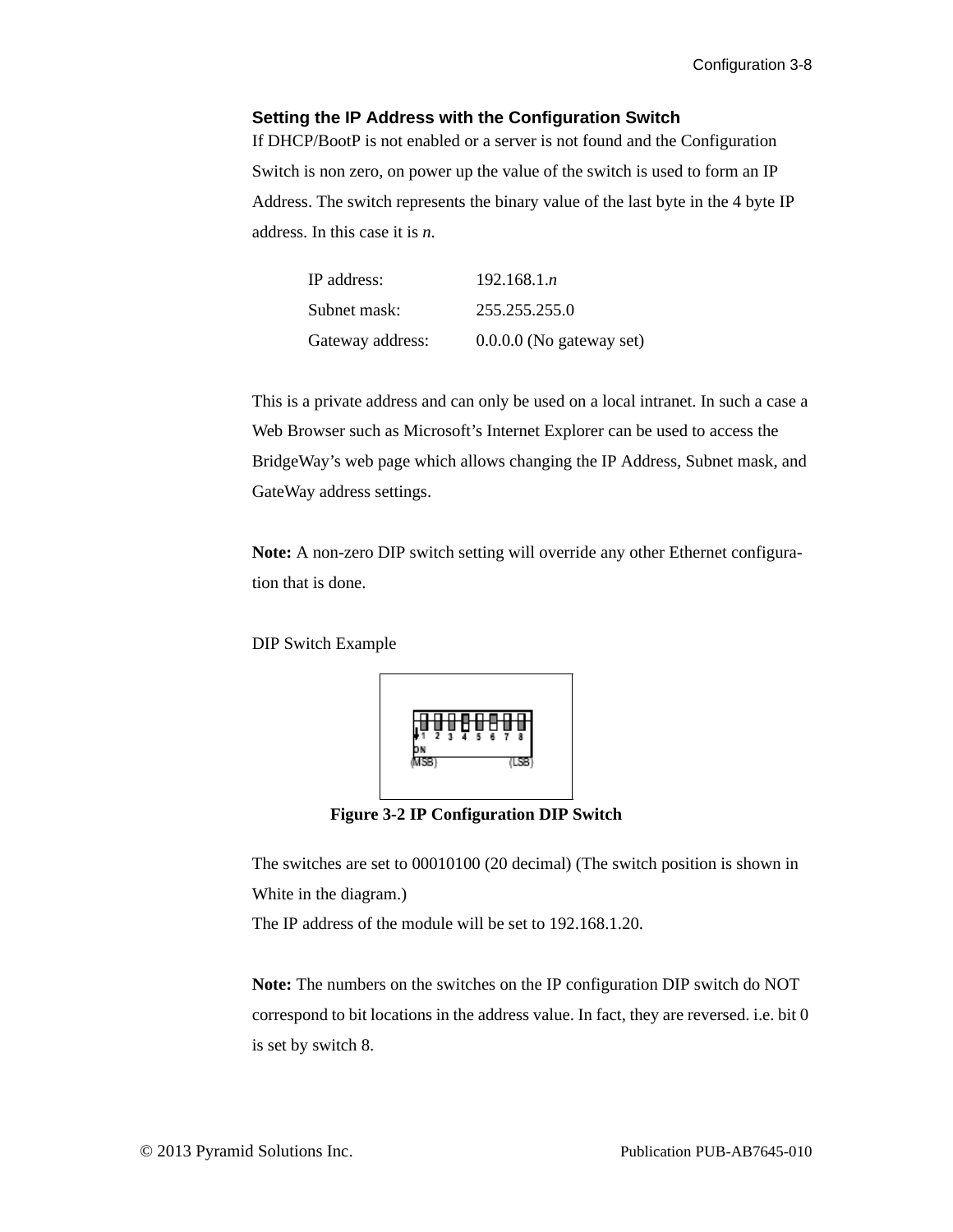### Setting the IP Address with the Configuration Switch

If DHCP/BootP is not enabled or a server is not found and the Configuration Switch is non zero, on power up the value of the switch is used to form an IP Address. The switch represents the binary value of the last byte in the 4 byte IP address. In this case it is *n*.

| | |
|---|---|
| IP address: | 192.168.1.*n* |
| Subnet mask: | 255.255.255.0 |
| Gateway address: | 0.0.0.0 (No gateway set) |

This is a private address and can only be used on a local intranet. In such a case a Web Browser such as Microsoft's Internet Explorer can be used to access the BridgeWay's web page which allows changing the IP Address, Subnet mask, and GateWay address settings.

**Note:** A non-zero DIP switch setting will override any other Ethernet configuration that is done.

DIP Switch Example

**Figure 3-2 IP Configuration DIP Switch**

The switches are set to 00010100 (20 decimal) (The switch position is shown in White in the diagram.)
The IP address of the module will be set to 192.168.1.20.

**Note:** The numbers on the switches on the IP configuration DIP switch do NOT correspond to bit locations in the address value. In fact, they are reversed. i.e. bit 0 is set by switch 8.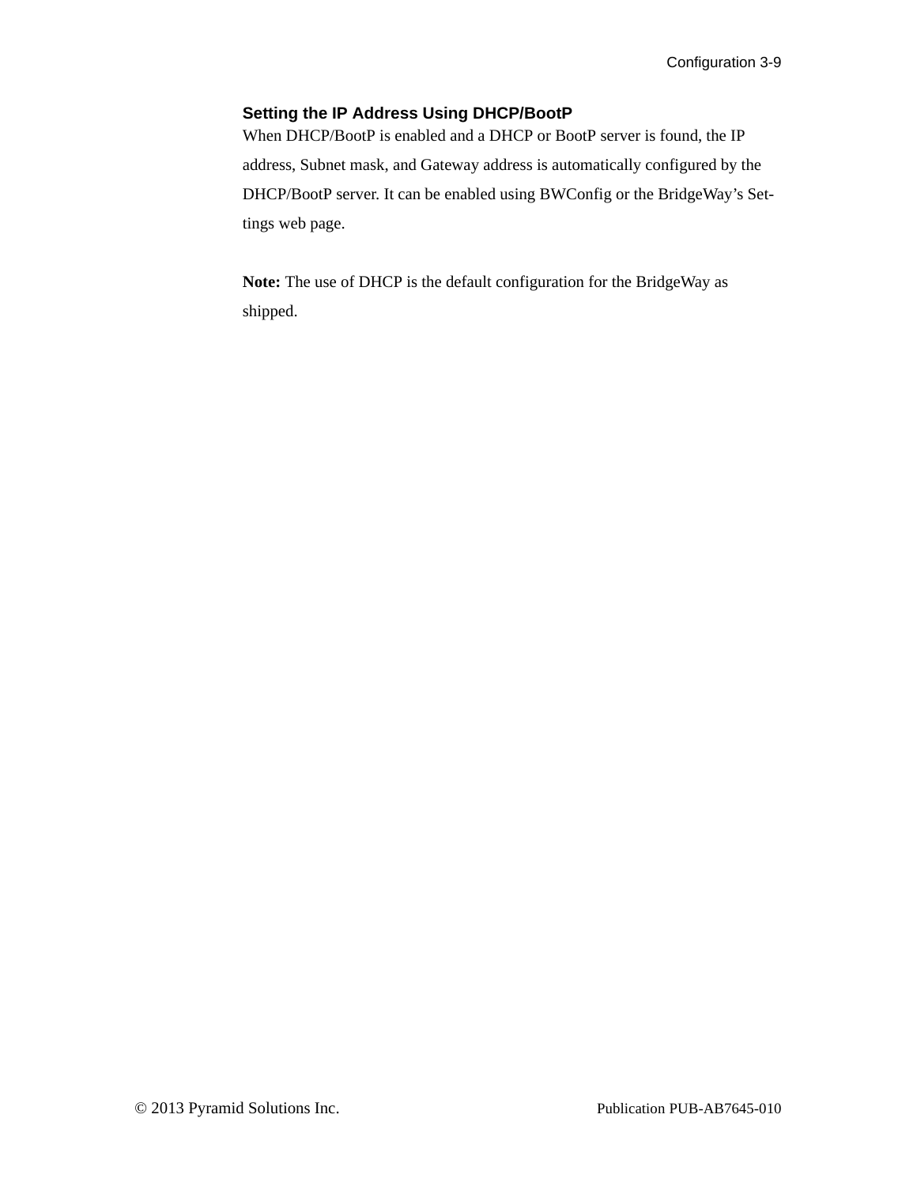### Setting the IP Address Using DHCP/BootP

When DHCP/BootP is enabled and a DHCP or BootP server is found, the IP address, Subnet mask, and Gateway address is automatically configured by the DHCP/BootP server. It can be enabled using BWConfig or the BridgeWay's Settings web page.

**Note:** The use of DHCP is the default configuration for the BridgeWay as shipped.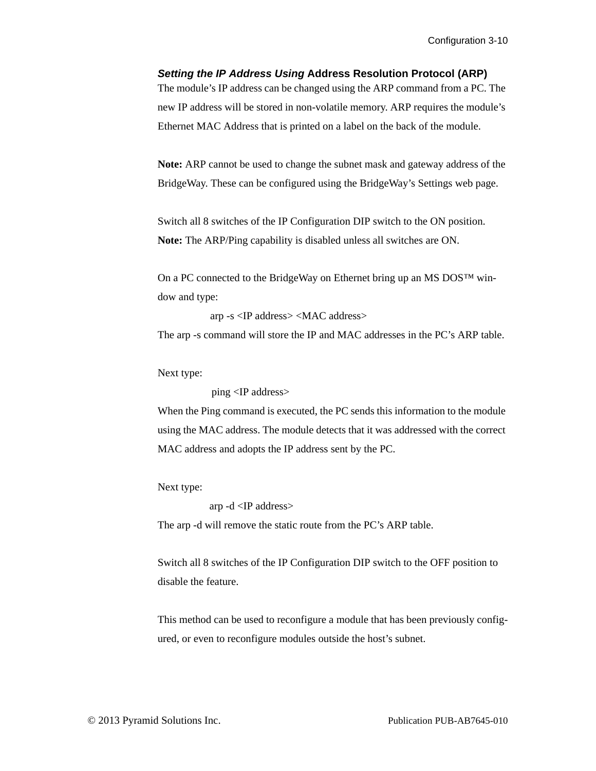### *Setting the IP Address Using* Address Resolution Protocol (ARP)

The module's IP address can be changed using the ARP command from a PC. The new IP address will be stored in non-volatile memory. ARP requires the module's Ethernet MAC Address that is printed on a label on the back of the module.

**Note:** ARP cannot be used to change the subnet mask and gateway address of the BridgeWay. These can be configured using the BridgeWay's Settings web page.

Switch all 8 switches of the IP Configuration DIP switch to the ON position.
**Note:** The ARP/Ping capability is disabled unless all switches are ON.

On a PC connected to the BridgeWay on Ethernet bring up an MS DOS™ window and type:

```
arp -s <IP address> <MAC address>
```

The arp -s command will store the IP and MAC addresses in the PC's ARP table.

Next type:

```
ping <IP address>
```

When the Ping command is executed, the PC sends this information to the module using the MAC address. The module detects that it was addressed with the correct MAC address and adopts the IP address sent by the PC.

Next type:

```
arp -d <IP address>
```

The arp -d will remove the static route from the PC's ARP table.

Switch all 8 switches of the IP Configuration DIP switch to the OFF position to disable the feature.

This method can be used to reconfigure a module that has been previously configured, or even to reconfigure modules outside the host's subnet.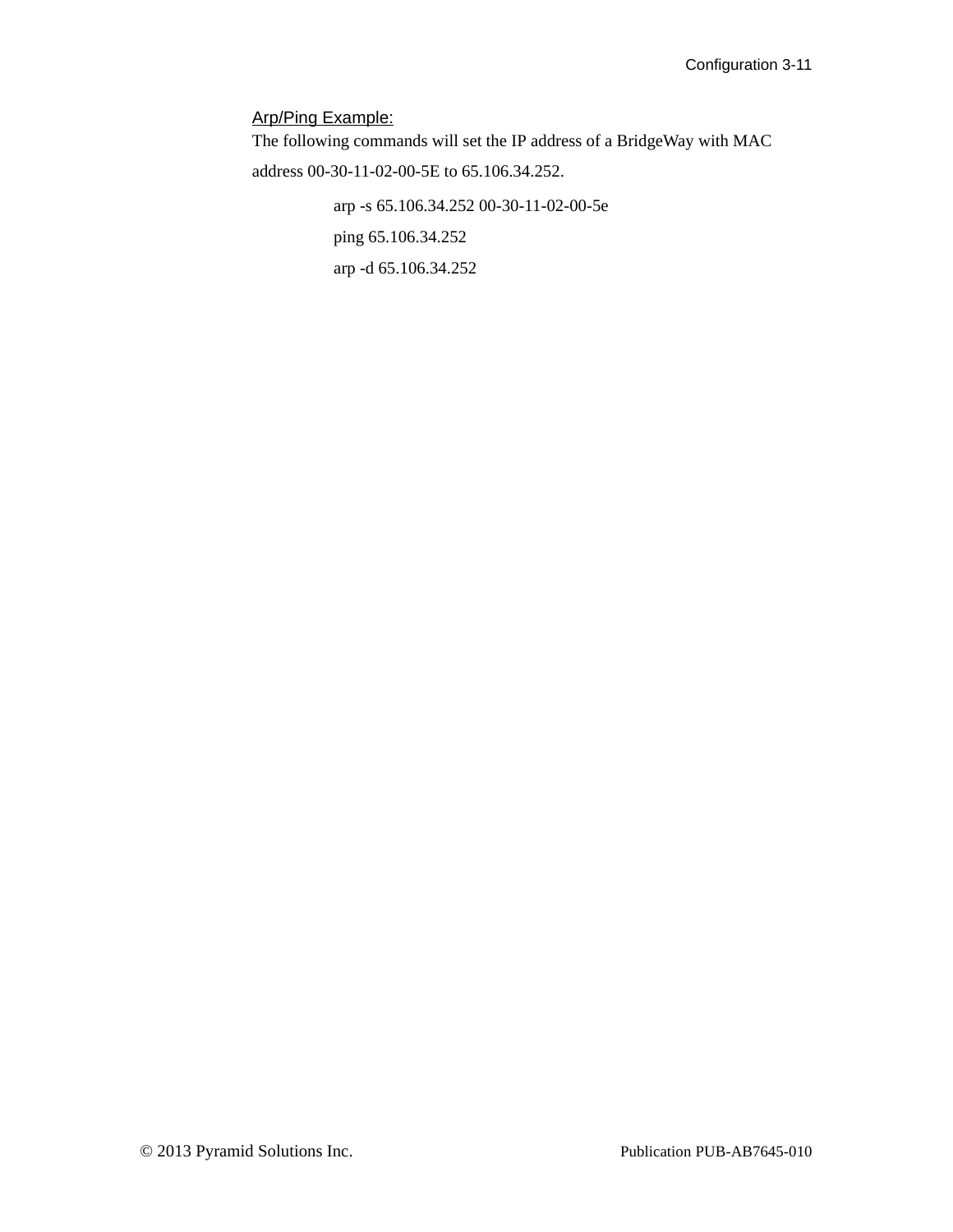Arp/Ping Example:

The following commands will set the IP address of a BridgeWay with MAC address 00-30-11-02-00-5E to 65.106.34.252.

```
arp -s 65.106.34.252 00-30-11-02-00-5e
ping 65.106.34.252
arp -d 65.106.34.252
```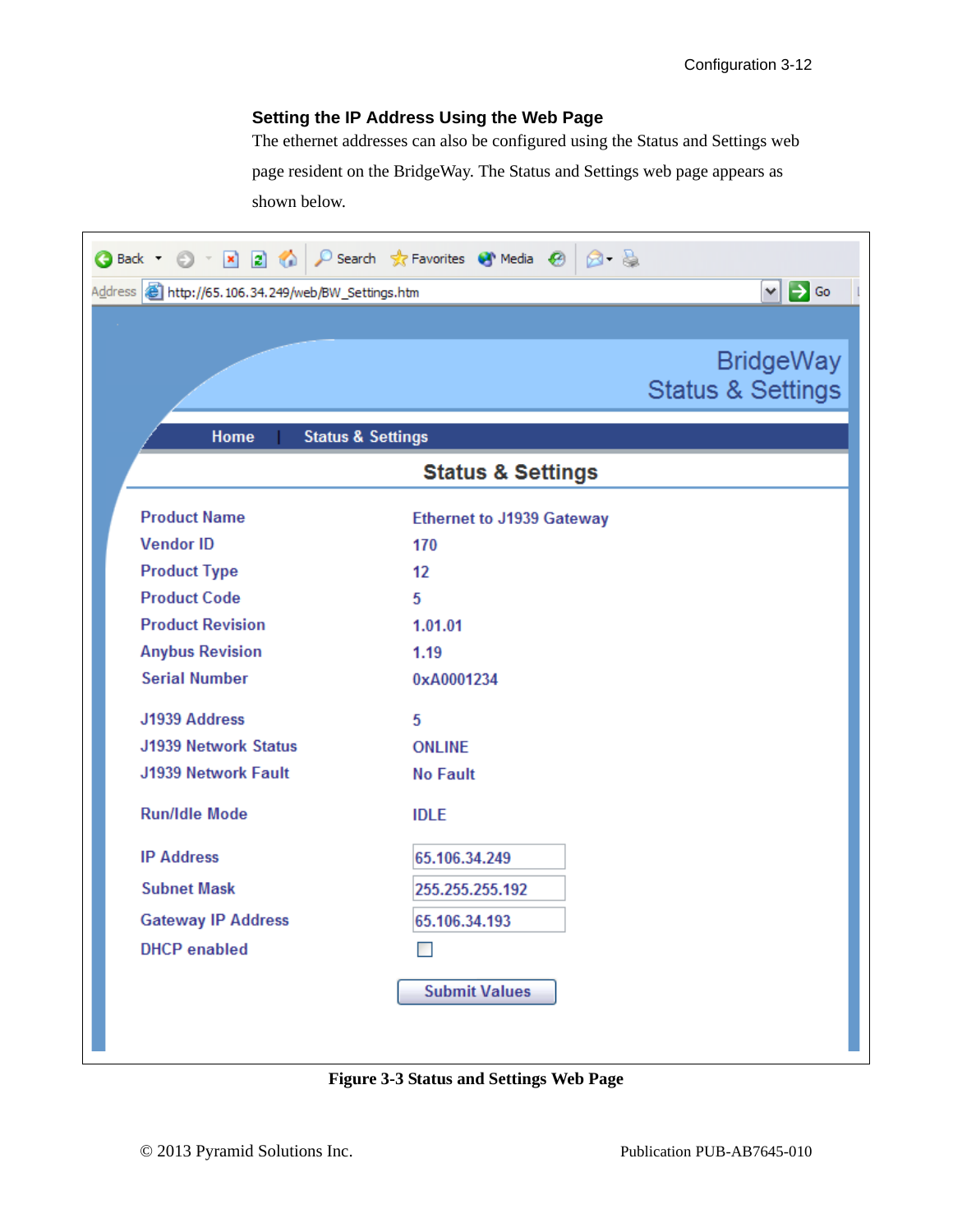### Setting the IP Address Using the Web Page

The ethernet addresses can also be configured using the Status and Settings web page resident on the BridgeWay. The Status and Settings web page appears as shown below.

Figure 3-3 Status and Settings Web Page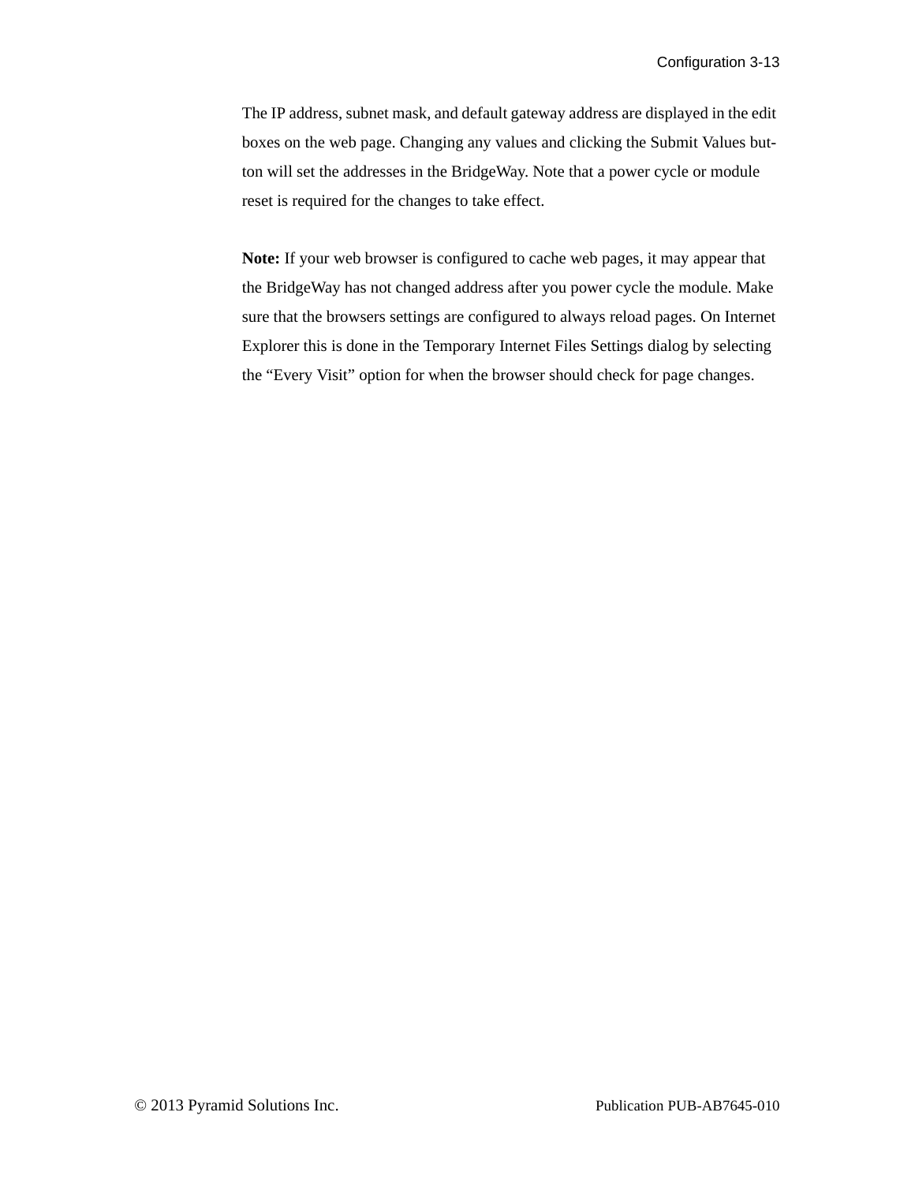The IP address, subnet mask, and default gateway address are displayed in the edit boxes on the web page. Changing any values and clicking the Submit Values button will set the addresses in the BridgeWay. Note that a power cycle or module reset is required for the changes to take effect.

**Note:** If your web browser is configured to cache web pages, it may appear that the BridgeWay has not changed address after you power cycle the module. Make sure that the browsers settings are configured to always reload pages. On Internet Explorer this is done in the Temporary Internet Files Settings dialog by selecting the “Every Visit” option for when the browser should check for page changes.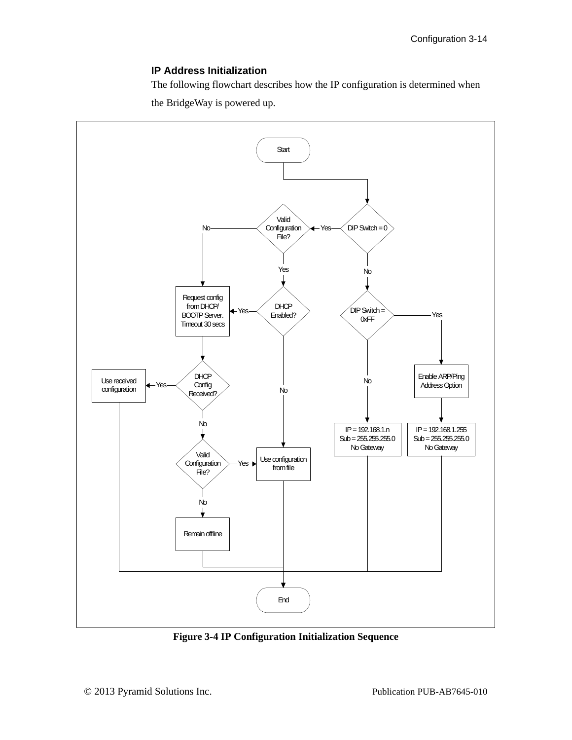### IP Address Initialization

The following flowchart describes how the IP configuration is determined when the BridgeWay is powered up.

Start

DIP Switch = 0

Yes

Valid Configuration File?

No

Yes

No

DHCP Enabled?

Yes

Request config from DHCP/ BOOTP Server. Timeout 30 secs

DIP Switch = 0xFF

Yes

DHCP Config Received?

Yes

Use received configuration

Enable ARP/Ping Address Option

No

No

No

IP = 192.168.1.n Sub = 255.255.255.0 No Gateway

IP = 192.168.1.255 Sub = 255.255.255.0 No Gateway

Valid Configuration File?

Yes

Use configuration from file

No

Remain offline

End

**Figure 3-4 IP Configuration Initialization Sequence**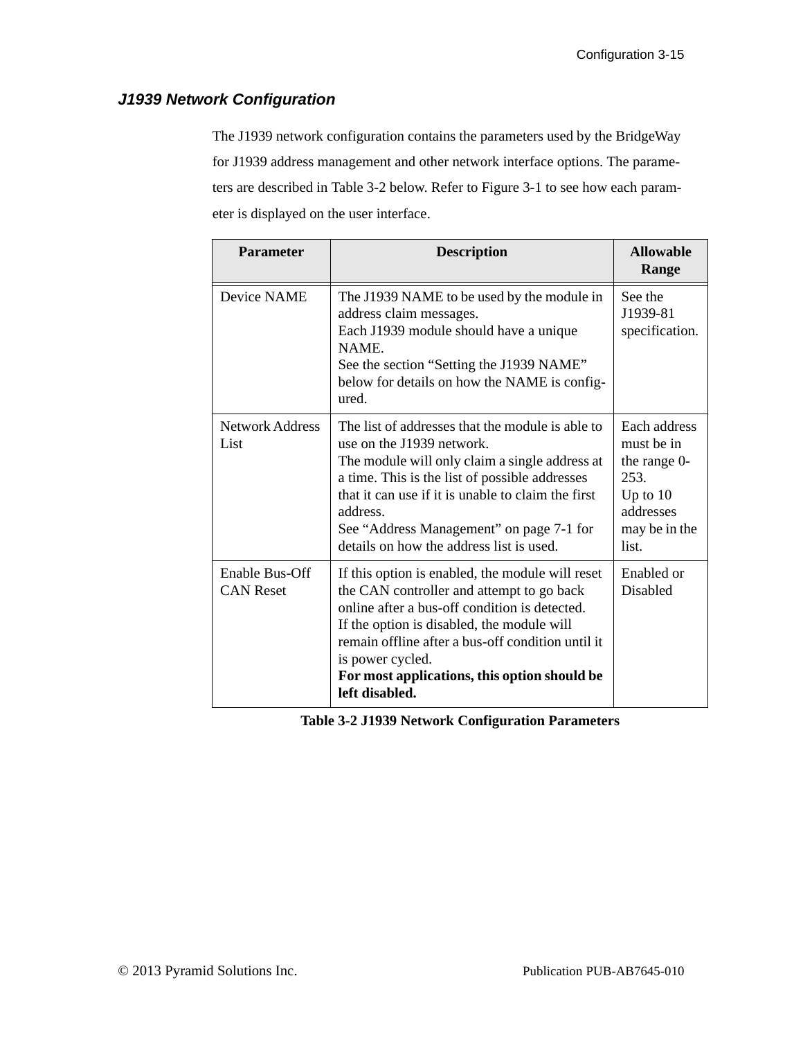### *J1939 Network Configuration*

The J1939 network configuration contains the parameters used by the BridgeWay for J1939 address management and other network interface options. The parameters are described in Table 3-2 below. Refer to Figure 3-1 to see how each parameter is displayed on the user interface.

| Parameter | Description | Allowable Range |
|---|---|---|
| Device NAME | The J1939 NAME to be used by the module in address claim messages.<br>Each J1939 module should have a unique NAME.<br>See the section “Setting the J1939 NAME” below for details on how the NAME is configured. | See the J1939-81 specification. |
| Network Address List | The list of addresses that the module is able to use on the J1939 network.<br>The module will only claim a single address at a time. This is the list of possible addresses that it can use if it is unable to claim the first address.<br>See “Address Management” on page 7-1 for details on how the address list is used. | Each address must be in the range 0-253.<br>Up to 10 addresses may be in the list. |
| Enable Bus-Off CAN Reset | If this option is enabled, the module will reset the CAN controller and attempt to go back online after a bus-off condition is detected.<br>If the option is disabled, the module will remain offline after a bus-off condition until it is power cycled.<br>**For most applications, this option should be left disabled.** | Enabled or Disabled |

**Table 3-2 J1939 Network Configuration Parameters**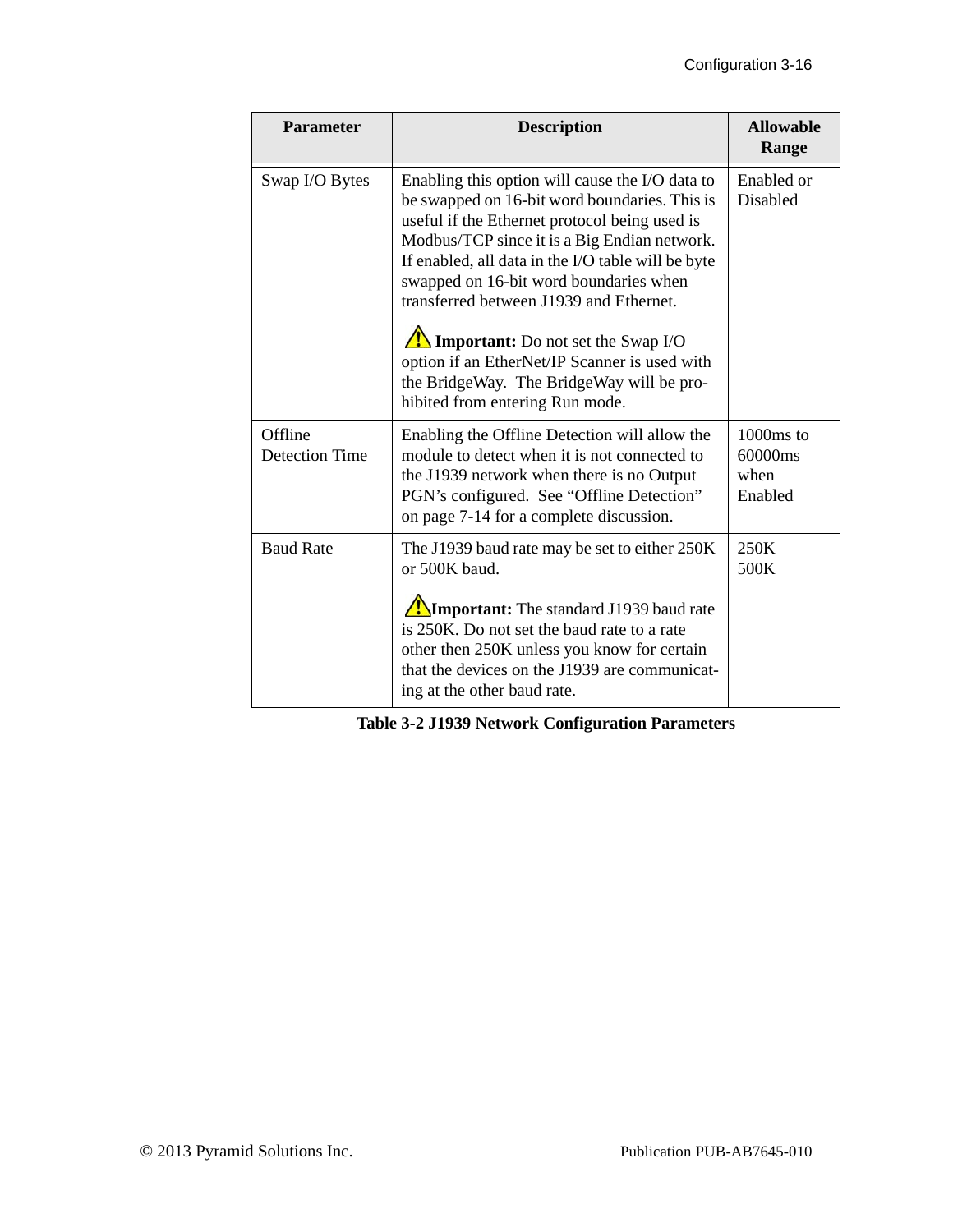| Parameter | Description | Allowable Range |
|---|---|---|
| Swap I/O Bytes | Enabling this option will cause the I/O data to be swapped on 16-bit word boundaries. This is useful if the Ethernet protocol being used is Modbus/TCP since it is a Big Endian network. If enabled, all data in the I/O table will be byte swapped on 16-bit word boundaries when transferred between J1939 and Ethernet.<br><br>⚠ **Important:** Do not set the Swap I/O option if an EtherNet/IP Scanner is used with the BridgeWay. The BridgeWay will be prohibited from entering Run mode. | Enabled or Disabled |
| Offline Detection Time | Enabling the Offline Detection will allow the module to detect when it is not connected to the J1939 network when there is no Output PGN's configured. See "Offline Detection" on page 7-14 for a complete discussion. | 1000ms to 60000ms when Enabled |
| Baud Rate | The J1939 baud rate may be set to either 250K or 500K baud.<br><br>⚠ **Important:** The standard J1939 baud rate is 250K. Do not set the baud rate to a rate other then 250K unless you know for certain that the devices on the J1939 are communicating at the other baud rate. | 250K<br>500K |

**Table 3-2 J1939 Network Configuration Parameters**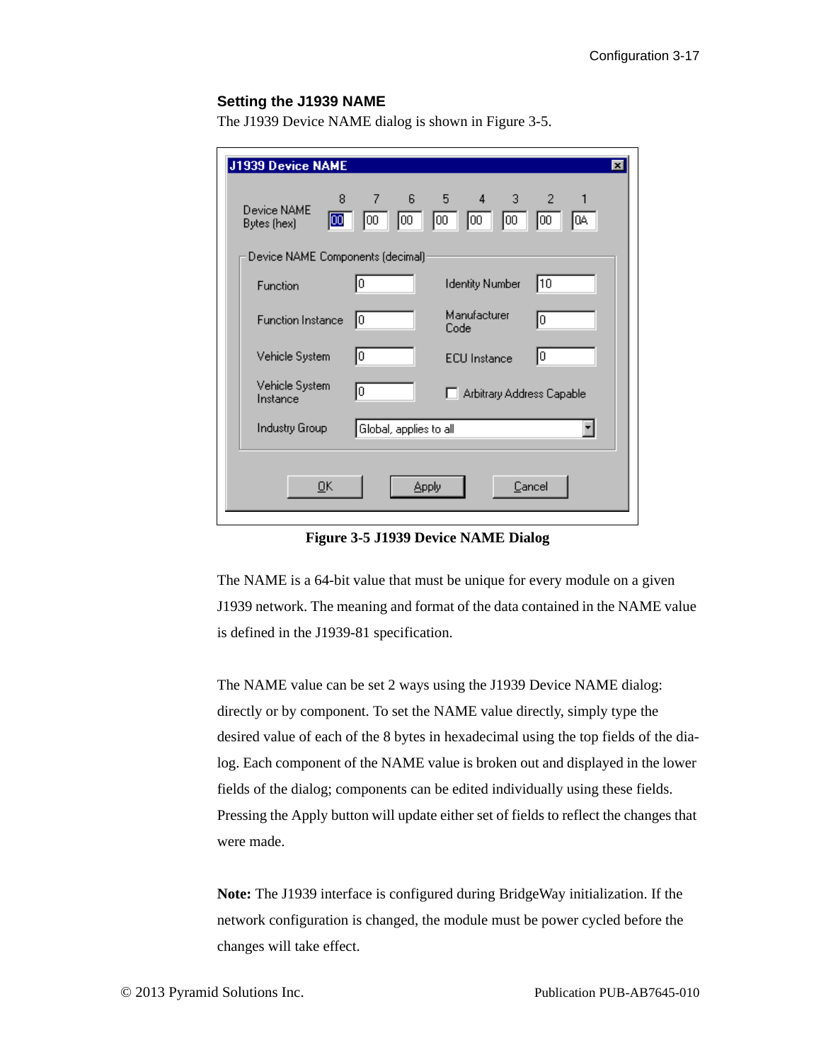### Setting the J1939 NAME

The J1939 Device NAME dialog is shown in Figure 3-5.

**Figure 3-5 J1939 Device NAME Dialog**

The NAME is a 64-bit value that must be unique for every module on a given J1939 network. The meaning and format of the data contained in the NAME value is defined in the J1939-81 specification.

The NAME value can be set 2 ways using the J1939 Device NAME dialog: directly or by component. To set the NAME value directly, simply type the desired value of each of the 8 bytes in hexadecimal using the top fields of the dialog. Each component of the NAME value is broken out and displayed in the lower fields of the dialog; components can be edited individually using these fields. Pressing the Apply button will update either set of fields to reflect the changes that were made.

**Note:** The J1939 interface is configured during BridgeWay initialization. If the network configuration is changed, the module must be power cycled before the changes will take effect.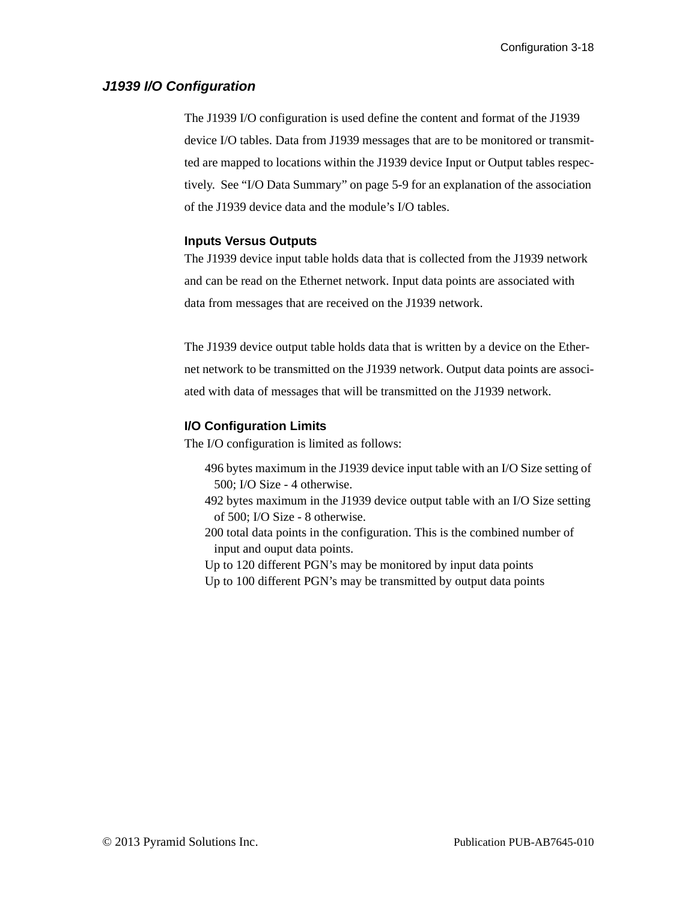## *J1939 I/O Configuration*

The J1939 I/O configuration is used define the content and format of the J1939 device I/O tables. Data from J1939 messages that are to be monitored or transmitted are mapped to locations within the J1939 device Input or Output tables respectively. See "I/O Data Summary" on page 5-9 for an explanation of the association of the J1939 device data and the module's I/O tables.

### Inputs Versus Outputs

The J1939 device input table holds data that is collected from the J1939 network and can be read on the Ethernet network. Input data points are associated with data from messages that are received on the J1939 network.

The J1939 device output table holds data that is written by a device on the Ethernet network to be transmitted on the J1939 network. Output data points are associated with data of messages that will be transmitted on the J1939 network.

### I/O Configuration Limits

The I/O configuration is limited as follows:

- 496 bytes maximum in the J1939 device input table with an I/O Size setting of 500; I/O Size - 4 otherwise.
- 492 bytes maximum in the J1939 device output table with an I/O Size setting of 500; I/O Size - 8 otherwise.
- 200 total data points in the configuration. This is the combined number of input and ouput data points.
- Up to 120 different PGN's may be monitored by input data points
- Up to 100 different PGN's may be transmitted by output data points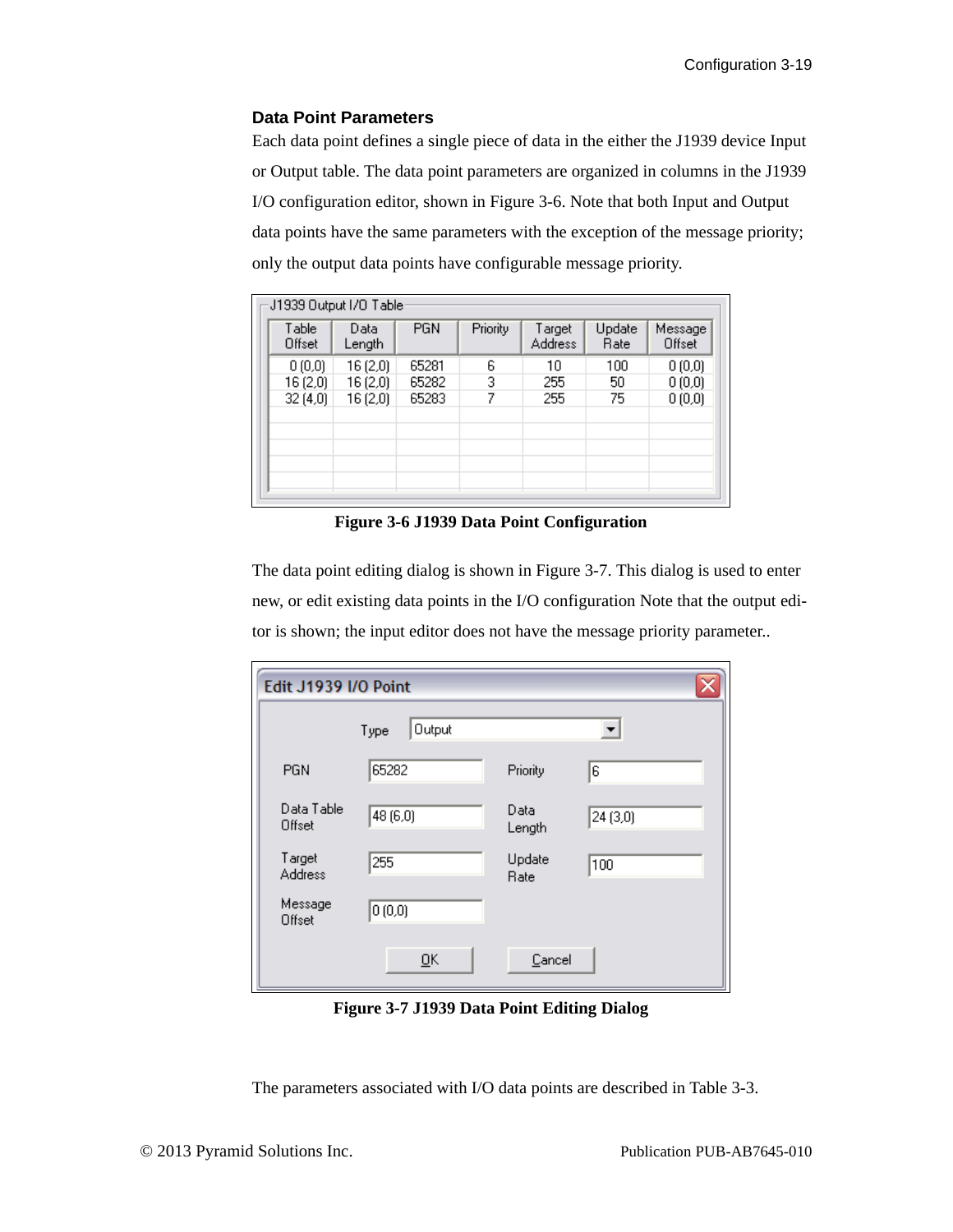### Data Point Parameters

Each data point defines a single piece of data in the either the J1939 device Input or Output table. The data point parameters are organized in columns in the J1939 I/O configuration editor, shown in Figure 3-6. Note that both Input and Output data points have the same parameters with the exception of the message priority; only the output data points have configurable message priority.

J1939 Output I/O Table

| Table Offset | Data Length | PGN | Priority | Target Address | Update Rate | Message Offset |
|---|---|---|---|---|---|---|
| 0 (0,0) | 16 (2,0) | 65281 | 6 | 10 | 100 | 0 (0,0) |
| 16 (2,0) | 16 (2,0) | 65282 | 3 | 255 | 50 | 0 (0,0) |
| 32 (4,0) | 16 (2,0) | 65283 | 7 | 255 | 75 | 0 (0,0) |

**Figure 3-6 J1939 Data Point Configuration**

The data point editing dialog is shown in Figure 3-7. This dialog is used to enter new, or edit existing data points in the I/O configuration Note that the output editor is shown; the input editor does not have the message priority parameter..

Edit J1939 I/O Point

| Field | Value | Field | Value |
|---|---|---|---|
| Type | Output | | |
| PGN | 65282 | Priority | 6 |
| Data Table Offset | 48 (6,0) | Data Length | 24 (3,0) |
| Target Address | 255 | Update Rate | 100 |
| Message Offset | 0 (0,0) | | |

OK    Cancel

**Figure 3-7 J1939 Data Point Editing Dialog**

The parameters associated with I/O data points are described in Table 3-3.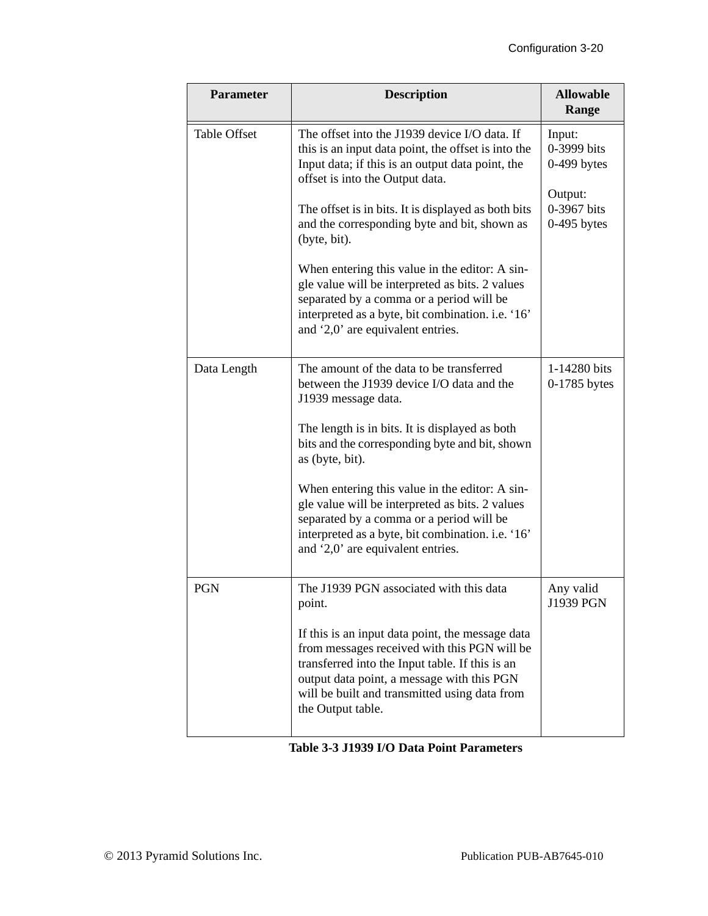| Parameter | Description | Allowable Range |
|---|---|---|
| Table Offset | The offset into the J1939 device I/O data. If this is an input data point, the offset is into the Input data; if this is an output data point, the offset is into the Output data.<br><br>The offset is in bits. It is displayed as both bits and the corresponding byte and bit, shown as (byte, bit).<br><br>When entering this value in the editor: A single value will be interpreted as bits. 2 values separated by a comma or a period will be interpreted as a byte, bit combination. i.e. ‘16’ and ‘2,0’ are equivalent entries. | Input:<br>0-3999 bits<br>0-499 bytes<br><br>Output:<br>0-3967 bits<br>0-495 bytes |
| Data Length | The amount of the data to be transferred between the J1939 device I/O data and the J1939 message data.<br><br>The length is in bits. It is displayed as both bits and the corresponding byte and bit, shown as (byte, bit).<br><br>When entering this value in the editor: A single value will be interpreted as bits. 2 values separated by a comma or a period will be interpreted as a byte, bit combination. i.e. ‘16’ and ‘2,0’ are equivalent entries. | 1-14280 bits<br>0-1785 bytes |
| PGN | The J1939 PGN associated with this data point.<br><br>If this is an input data point, the message data from messages received with this PGN will be transferred into the Input table. If this is an output data point, a message with this PGN will be built and transmitted using data from the Output table. | Any valid J1939 PGN |

**Table 3-3 J1939 I/O Data Point Parameters**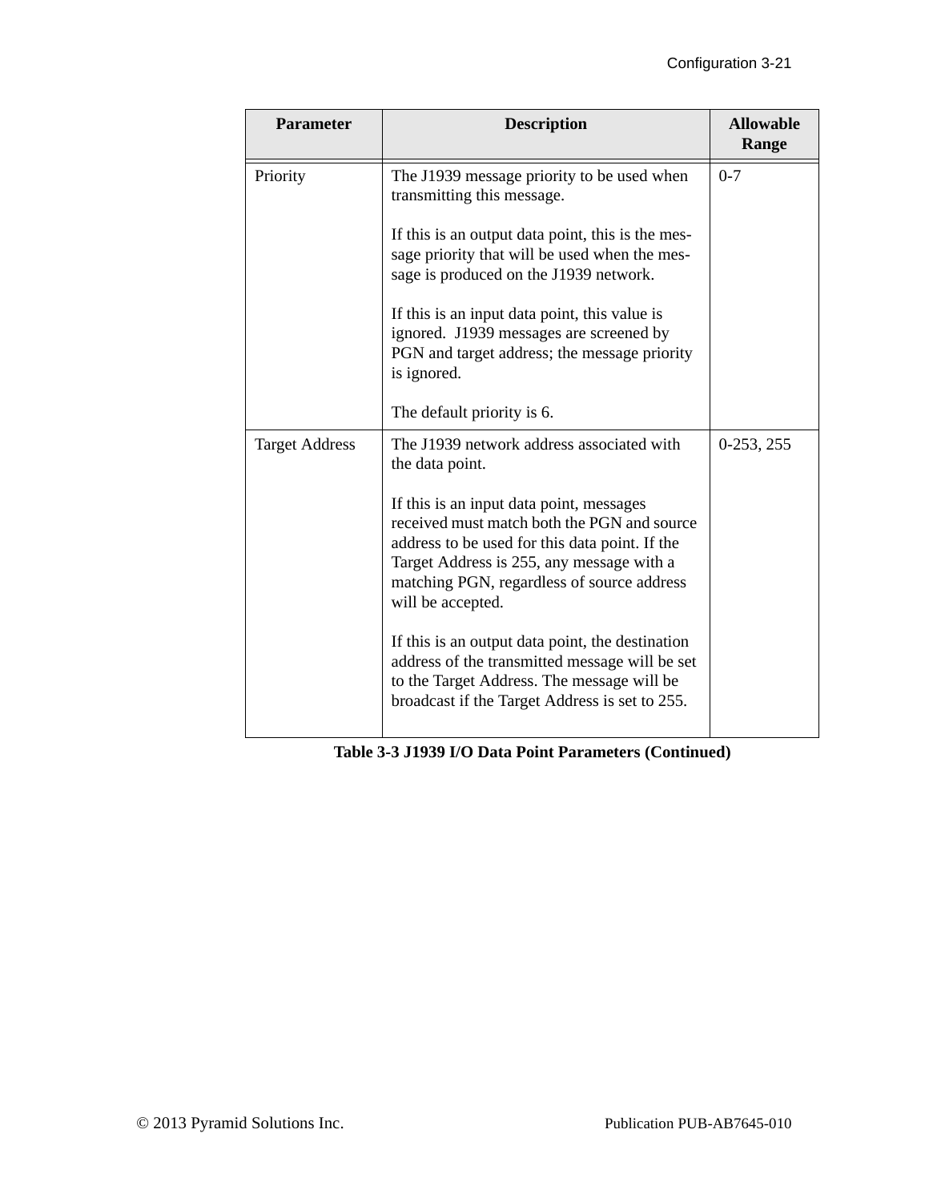| Parameter | Description | Allowable Range |
|---|---|---|
| Priority | The J1939 message priority to be used when transmitting this message.<br><br>If this is an output data point, this is the message priority that will be used when the message is produced on the J1939 network.<br><br>If this is an input data point, this value is ignored. J1939 messages are screened by PGN and target address; the message priority is ignored.<br><br>The default priority is 6. | 0-7 |
| Target Address | The J1939 network address associated with the data point.<br><br>If this is an input data point, messages received must match both the PGN and source address to be used for this data point. If the Target Address is 255, any message with a matching PGN, regardless of source address will be accepted.<br><br>If this is an output data point, the destination address of the transmitted message will be set to the Target Address. The message will be broadcast if the Target Address is set to 255. | 0-253, 255 |

**Table 3-3 J1939 I/O Data Point Parameters (Continued)**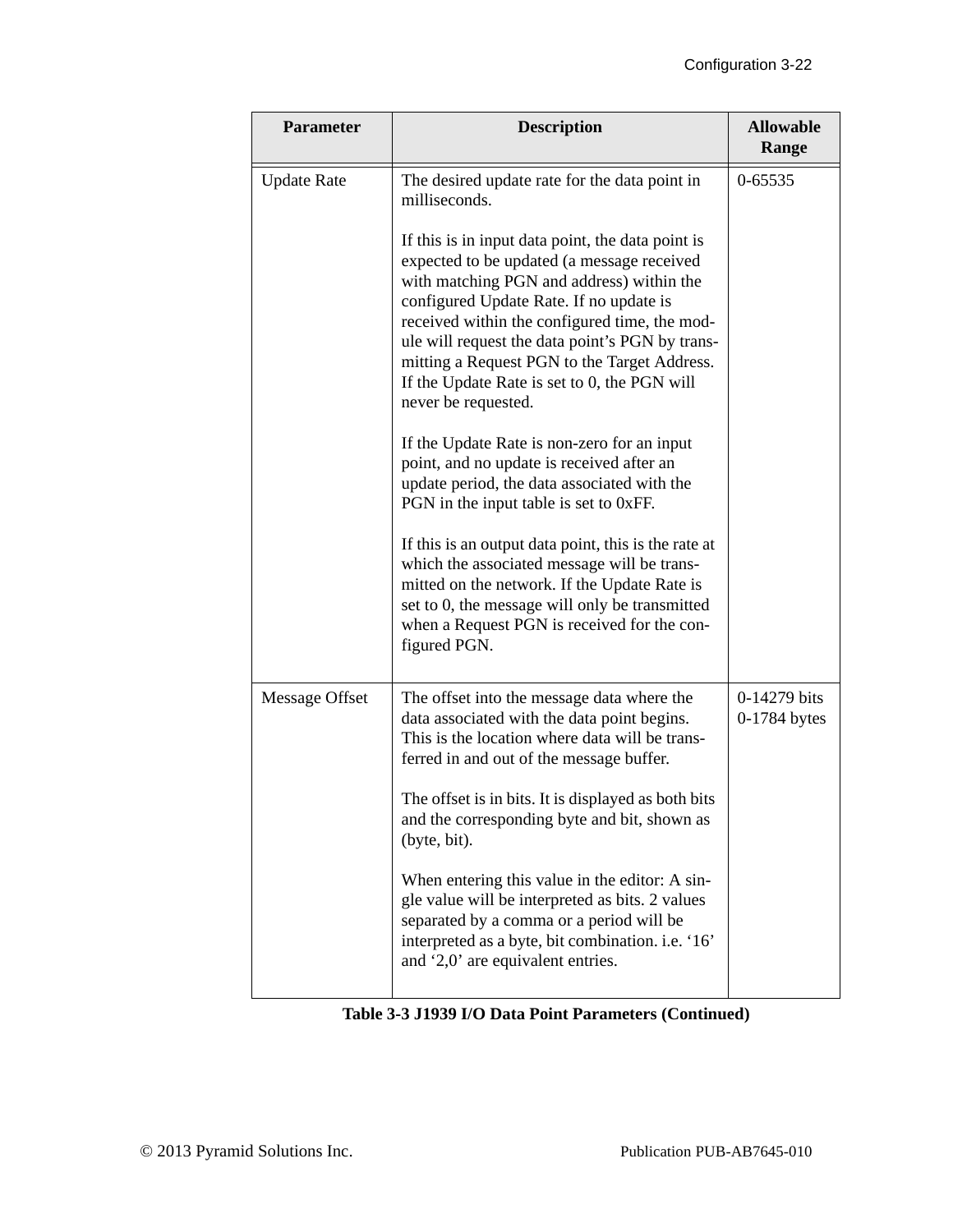| Parameter | Description | Allowable Range |
|---|---|---|
| Update Rate | The desired update rate for the data point in milliseconds.<br><br>If this is in input data point, the data point is expected to be updated (a message received with matching PGN and address) within the configured Update Rate. If no update is received within the configured time, the module will request the data point's PGN by transmitting a Request PGN to the Target Address. If the Update Rate is set to 0, the PGN will never be requested.<br><br>If the Update Rate is non-zero for an input point, and no update is received after an update period, the data associated with the PGN in the input table is set to 0xFF.<br><br>If this is an output data point, this is the rate at which the associated message will be transmitted on the network. If the Update Rate is set to 0, the message will only be transmitted when a Request PGN is received for the configured PGN. | 0-65535 |
| Message Offset | The offset into the message data where the data associated with the data point begins. This is the location where data will be transferred in and out of the message buffer.<br><br>The offset is in bits. It is displayed as both bits and the corresponding byte and bit, shown as (byte, bit).<br><br>When entering this value in the editor: A single value will be interpreted as bits. 2 values separated by a comma or a period will be interpreted as a byte, bit combination. i.e. '16' and '2,0' are equivalent entries. | 0-14279 bits<br>0-1784 bytes |

**Table 3-3 J1939 I/O Data Point Parameters (Continued)**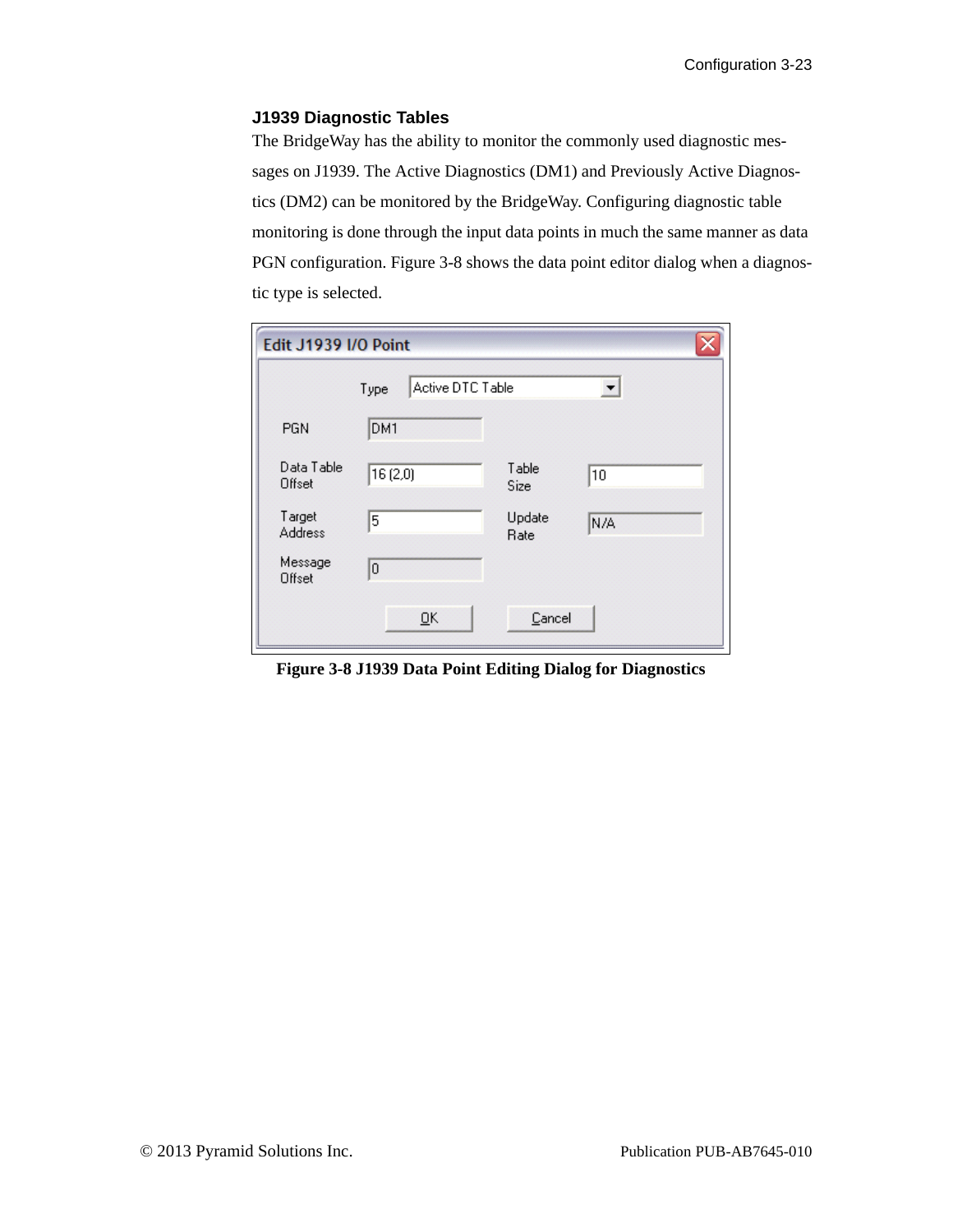### J1939 Diagnostic Tables

The BridgeWay has the ability to monitor the commonly used diagnostic messages on J1939. The Active Diagnostics (DM1) and Previously Active Diagnostics (DM2) can be monitored by the BridgeWay. Configuring diagnostic table monitoring is done through the input data points in much the same manner as data PGN configuration. Figure 3-8 shows the data point editor dialog when a diagnostic type is selected.

**Figure 3-8 J1939 Data Point Editing Dialog for Diagnostics**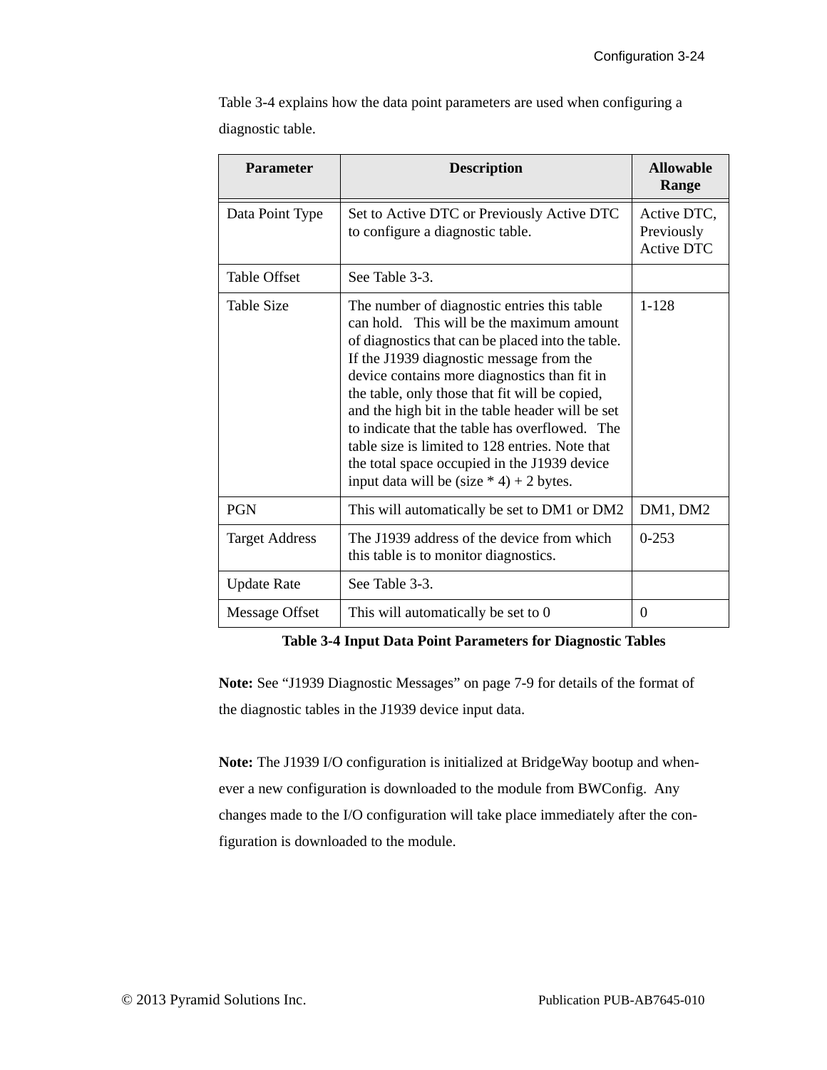Table 3-4 explains how the data point parameters are used when configuring a diagnostic table.

| Parameter | Description | Allowable Range |
|---|---|---|
| Data Point Type | Set to Active DTC or Previously Active DTC to configure a diagnostic table. | Active DTC, Previously Active DTC |
| Table Offset | See Table 3-3. | |
| Table Size | The number of diagnostic entries this table can hold. This will be the maximum amount of diagnostics that can be placed into the table. If the J1939 diagnostic message from the device contains more diagnostics than fit in the table, only those that fit will be copied, and the high bit in the table header will be set to indicate that the table has overflowed. The table size is limited to 128 entries. Note that the total space occupied in the J1939 device input data will be (size * 4) + 2 bytes. | 1-128 |
| PGN | This will automatically be set to DM1 or DM2 | DM1, DM2 |
| Target Address | The J1939 address of the device from which this table is to monitor diagnostics. | 0-253 |
| Update Rate | See Table 3-3. | |
| Message Offset | This will automatically be set to 0 | 0 |

**Table 3-4 Input Data Point Parameters for Diagnostic Tables**

**Note:** See “J1939 Diagnostic Messages” on page 7-9 for details of the format of the diagnostic tables in the J1939 device input data.

**Note:** The J1939 I/O configuration is initialized at BridgeWay bootup and whenever a new configuration is downloaded to the module from BWConfig. Any changes made to the I/O configuration will take place immediately after the configuration is downloaded to the module.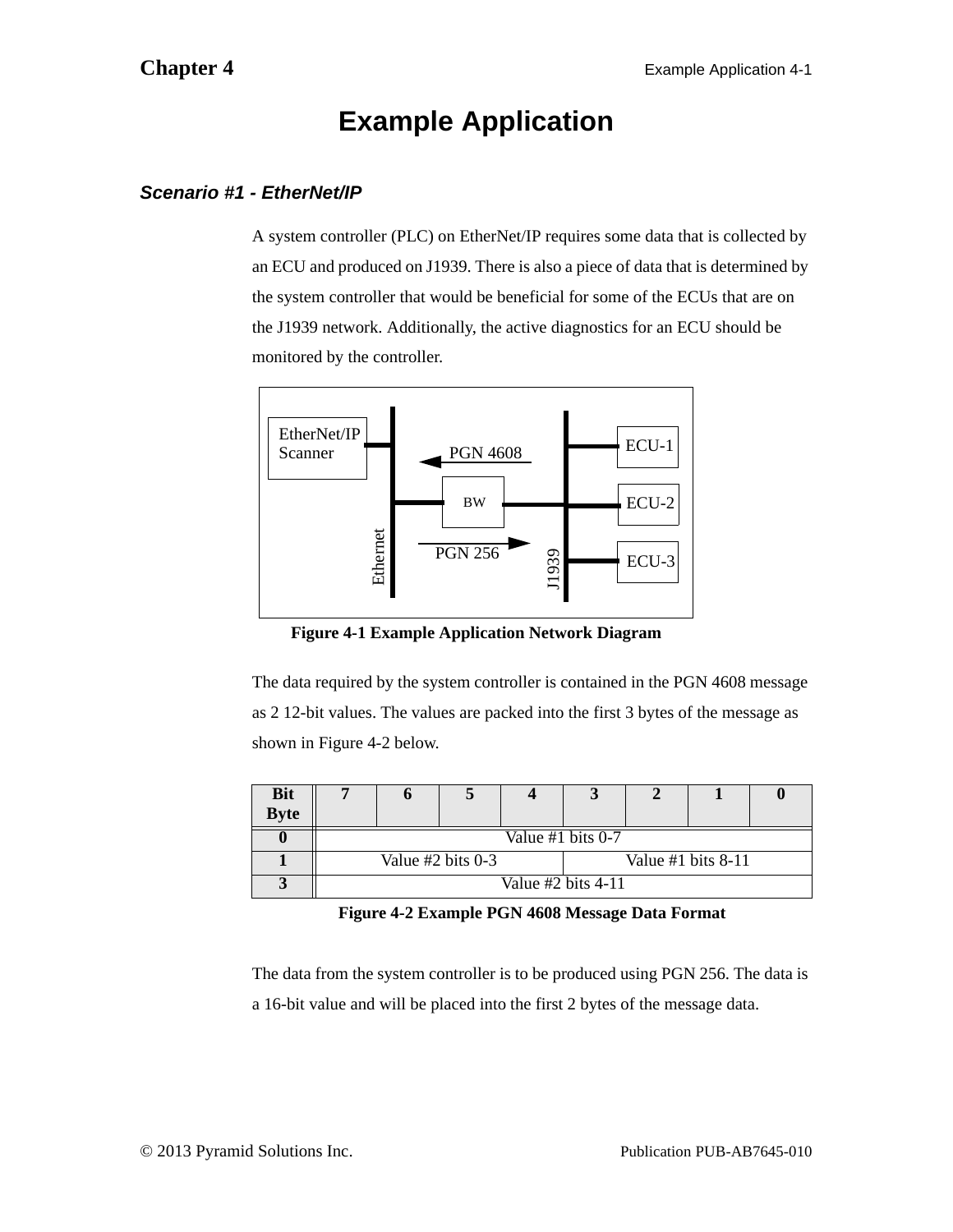# Example Application

## *Scenario #1 - EtherNet/IP*

A system controller (PLC) on EtherNet/IP requires some data that is collected by an ECU and produced on J1939. There is also a piece of data that is determined by the system controller that would be beneficial for some of the ECUs that are on the J1939 network. Additionally, the active diagnostics for an ECU should be monitored by the controller.

**Figure 4-1 Example Application Network Diagram**

The data required by the system controller is contained in the PGN 4608 message as 2 12-bit values. The values are packed into the first 3 bytes of the message as shown in Figure 4-2 below.

| Bit<br>Byte | 7 | 6 | 5 | 4 | 3 | 2 | 1 | 0 |
|---|---|---|---|---|---|---|---|---|
| **0** | Value #1 bits 0-7 | | | | | | | |
| **1** | Value #2 bits 0-3 | | | | Value #1 bits 8-11 | | | |
| **3** | Value #2 bits 4-11 | | | | | | | |

**Figure 4-2 Example PGN 4608 Message Data Format**

The data from the system controller is to be produced using PGN 256. The data is a 16-bit value and will be placed into the first 2 bytes of the message data.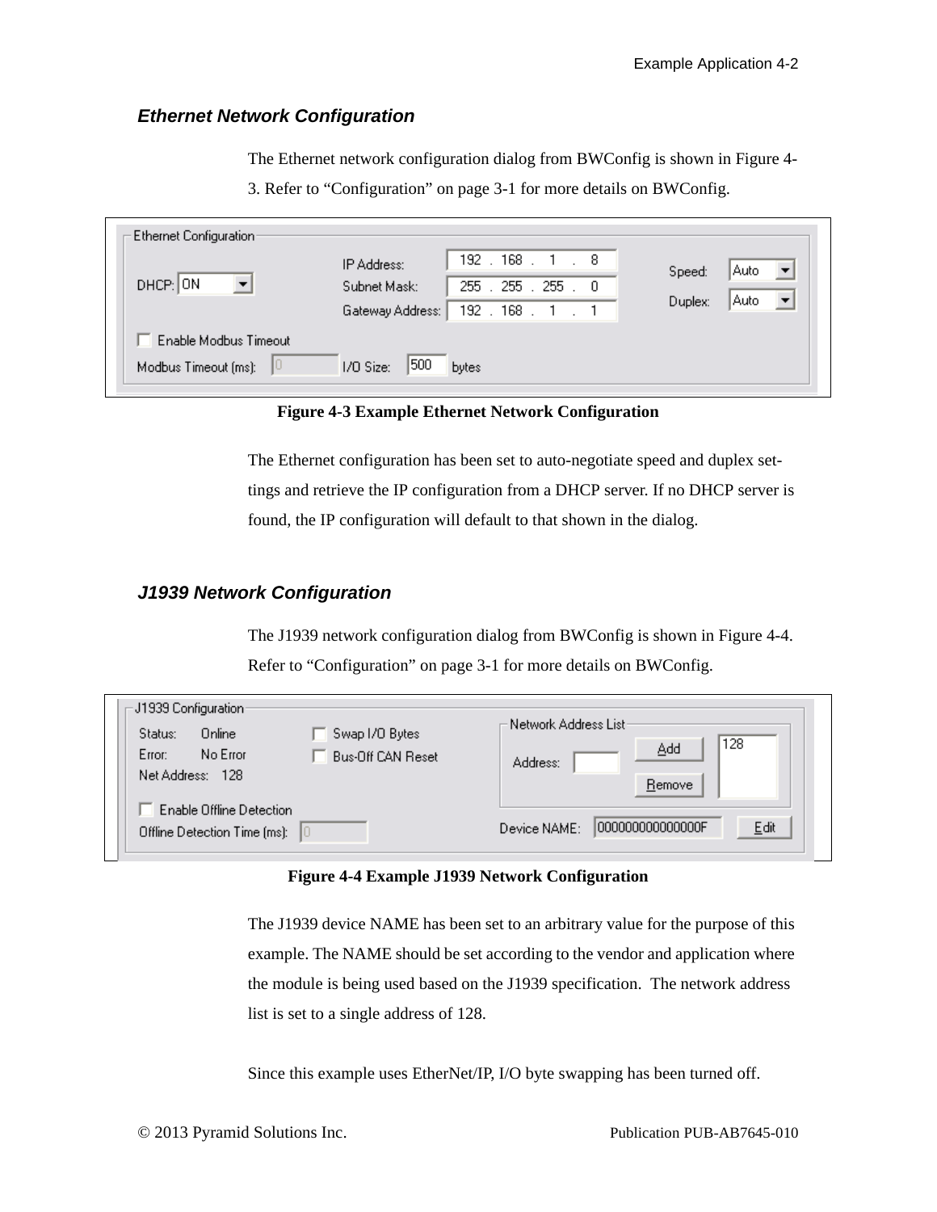### *Ethernet Network Configuration*

The Ethernet network configuration dialog from BWConfig is shown in Figure 4-3. Refer to "Configuration" on page 3-1 for more details on BWConfig.

**Figure 4-3 Example Ethernet Network Configuration**

The Ethernet configuration has been set to auto-negotiate speed and duplex settings and retrieve the IP configuration from a DHCP server. If no DHCP server is found, the IP configuration will default to that shown in the dialog.

### *J1939 Network Configuration*

The J1939 network configuration dialog from BWConfig is shown in Figure 4-4. Refer to "Configuration" on page 3-1 for more details on BWConfig.

**Figure 4-4 Example J1939 Network Configuration**

The J1939 device NAME has been set to an arbitrary value for the purpose of this example. The NAME should be set according to the vendor and application where the module is being used based on the J1939 specification. The network address list is set to a single address of 128.

Since this example uses EtherNet/IP, I/O byte swapping has been turned off.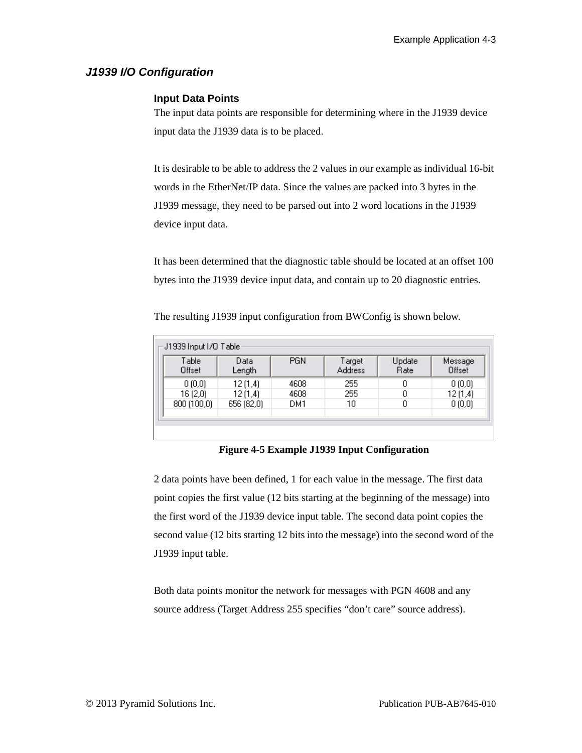## J1939 I/O Configuration

### Input Data Points

The input data points are responsible for determining where in the J1939 device input data the J1939 data is to be placed.

It is desirable to be able to address the 2 values in our example as individual 16-bit words in the EtherNet/IP data. Since the values are packed into 3 bytes in the J1939 message, they need to be parsed out into 2 word locations in the J1939 device input data.

It has been determined that the diagnostic table should be located at an offset 100 bytes into the J1939 device input data, and contain up to 20 diagnostic entries.

The resulting J1939 input configuration from BWConfig is shown below.

J1939 Input I/O Table

| Table Offset | Data Length | PGN | Target Address | Update Rate | Message Offset |
|---|---|---|---|---|---|
| 0 (0,0) | 12 (1,4) | 4608 | 255 | 0 | 0 (0,0) |
| 16 (2,0) | 12 (1,4) | 4608 | 255 | 0 | 12 (1,4) |
| 800 (100,0) | 656 (82,0) | DM1 | 10 | 0 | 0 (0,0) |

**Figure 4-5 Example J1939 Input Configuration**

2 data points have been defined, 1 for each value in the message. The first data point copies the first value (12 bits starting at the beginning of the message) into the first word of the J1939 device input table. The second data point copies the second value (12 bits starting 12 bits into the message) into the second word of the J1939 input table.

Both data points monitor the network for messages with PGN 4608 and any source address (Target Address 255 specifies “don’t care” source address).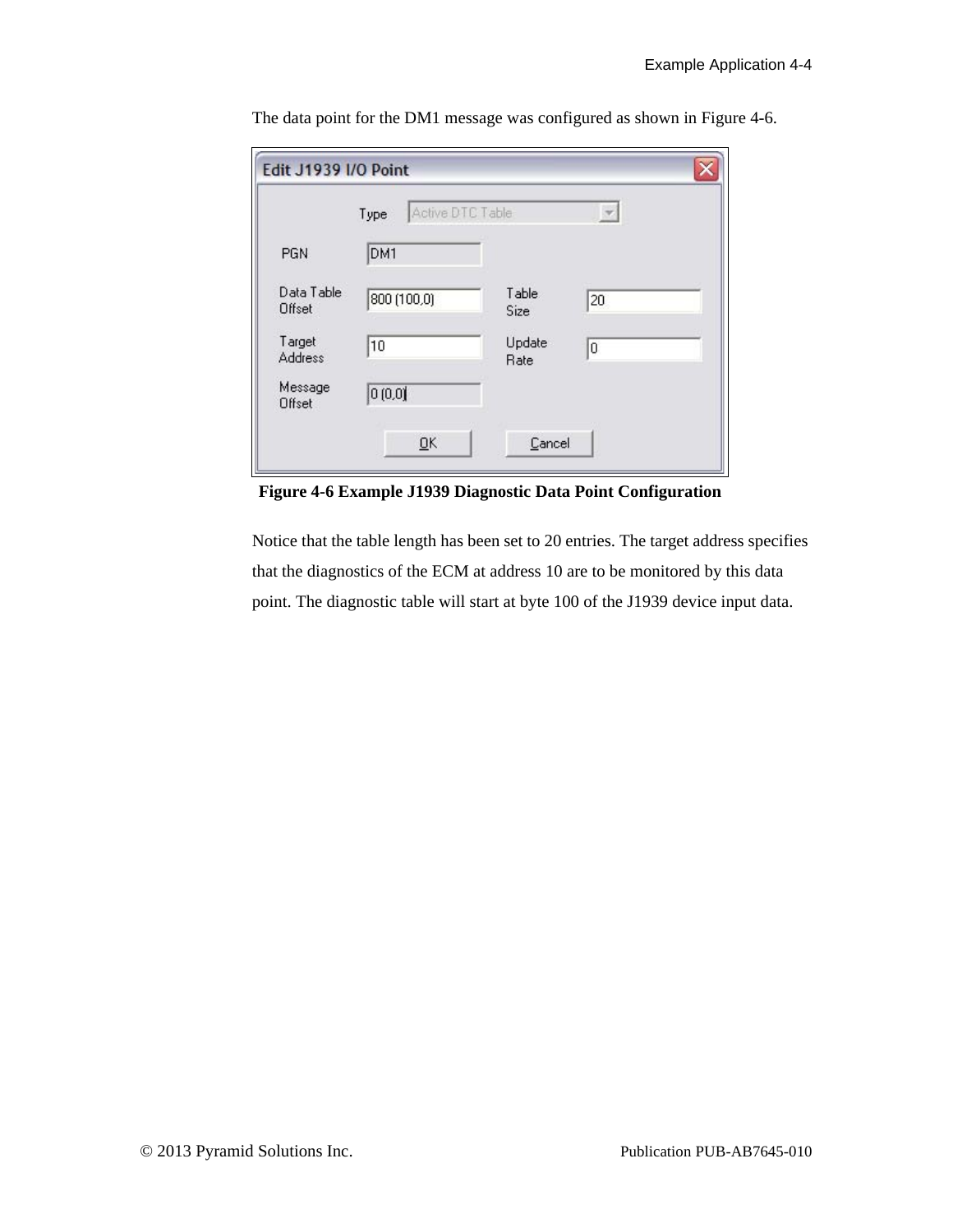The data point for the DM1 message was configured as shown in Figure 4-6.

**Figure 4-6 Example J1939 Diagnostic Data Point Configuration**

Notice that the table length has been set to 20 entries. The target address specifies that the diagnostics of the ECM at address 10 are to be monitored by this data point. The diagnostic table will start at byte 100 of the J1939 device input data.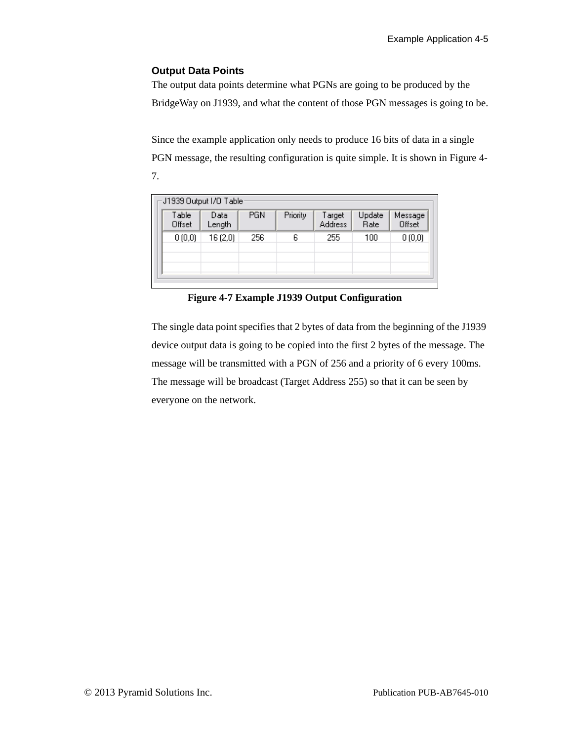### Output Data Points

The output data points determine what PGNs are going to be produced by the BridgeWay on J1939, and what the content of those PGN messages is going to be.

Since the example application only needs to produce 16 bits of data in a single PGN message, the resulting configuration is quite simple. It is shown in Figure 4-7.

J1939 Output I/O Table

| Table Offset | Data Length | PGN | Priority | Target Address | Update Rate | Message Offset |
|---|---|---|---|---|---|---|
| 0 (0,0) | 16 (2,0) | 256 | 6 | 255 | 100 | 0 (0,0) |

**Figure 4-7 Example J1939 Output Configuration**

The single data point specifies that 2 bytes of data from the beginning of the J1939 device output data is going to be copied into the first 2 bytes of the message. The message will be transmitted with a PGN of 256 and a priority of 6 every 100ms. The message will be broadcast (Target Address 255) so that it can be seen by everyone on the network.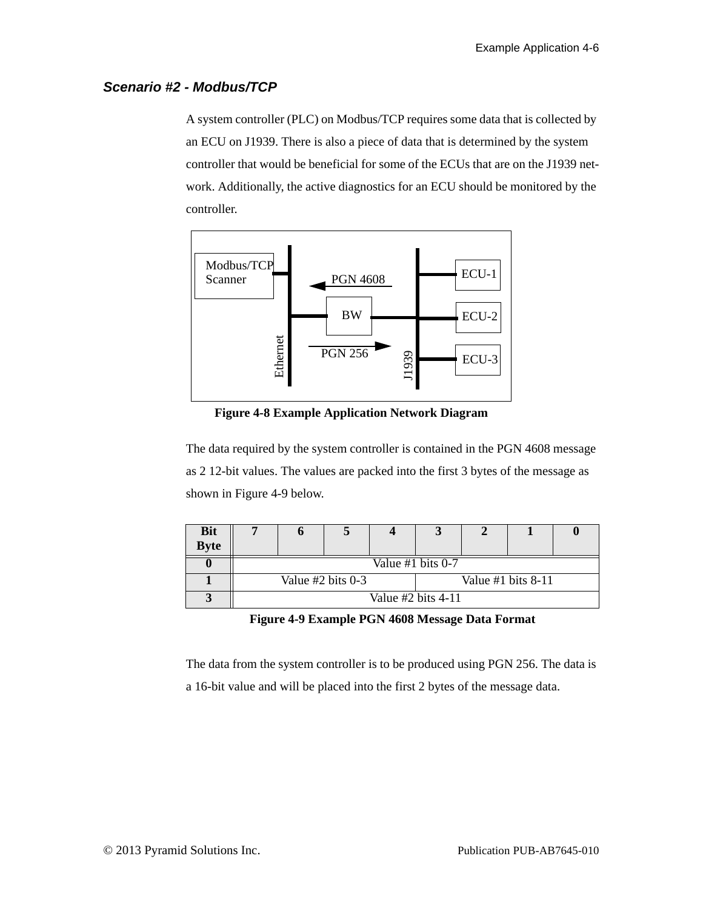### *Scenario #2 - Modbus/TCP*

A system controller (PLC) on Modbus/TCP requires some data that is collected by an ECU on J1939. There is also a piece of data that is determined by the system controller that would be beneficial for some of the ECUs that are on the J1939 network. Additionally, the active diagnostics for an ECU should be monitored by the controller.

**Figure 4-8 Example Application Network Diagram**

The data required by the system controller is contained in the PGN 4608 message as 2 12-bit values. The values are packed into the first 3 bytes of the message as shown in Figure 4-9 below.

| Bit / Byte | 7 | 6 | 5 | 4 | 3 | 2 | 1 | 0 |
|---|---|---|---|---|---|---|---|---|
| 0 | Value #1 bits 0-7 | | | | | | | |
| 1 | Value #2 bits 0-3 | | | | Value #1 bits 8-11 | | | |
| 3 | Value #2 bits 4-11 | | | | | | | |

**Figure 4-9 Example PGN 4608 Message Data Format**

The data from the system controller is to be produced using PGN 256. The data is a 16-bit value and will be placed into the first 2 bytes of the message data.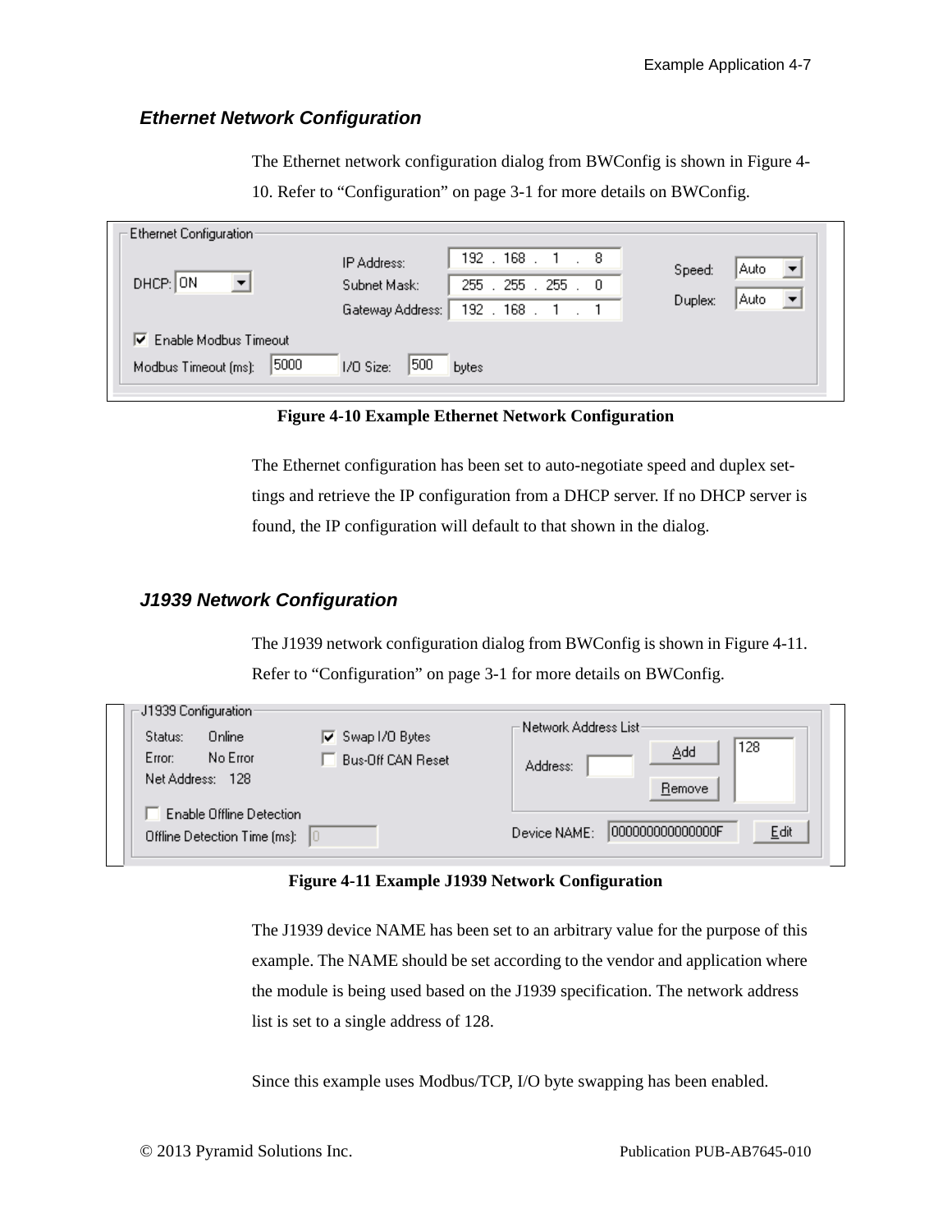### Ethernet Network Configuration

The Ethernet network configuration dialog from BWConfig is shown in Figure 4-10. Refer to “Configuration” on page 3-1 for more details on BWConfig.

**Figure 4-10 Example Ethernet Network Configuration**

The Ethernet configuration has been set to auto-negotiate speed and duplex settings and retrieve the IP configuration from a DHCP server. If no DHCP server is found, the IP configuration will default to that shown in the dialog.

### J1939 Network Configuration

The J1939 network configuration dialog from BWConfig is shown in Figure 4-11. Refer to “Configuration” on page 3-1 for more details on BWConfig.

**Figure 4-11 Example J1939 Network Configuration**

The J1939 device NAME has been set to an arbitrary value for the purpose of this example. The NAME should be set according to the vendor and application where the module is being used based on the J1939 specification. The network address list is set to a single address of 128.

Since this example uses Modbus/TCP, I/O byte swapping has been enabled.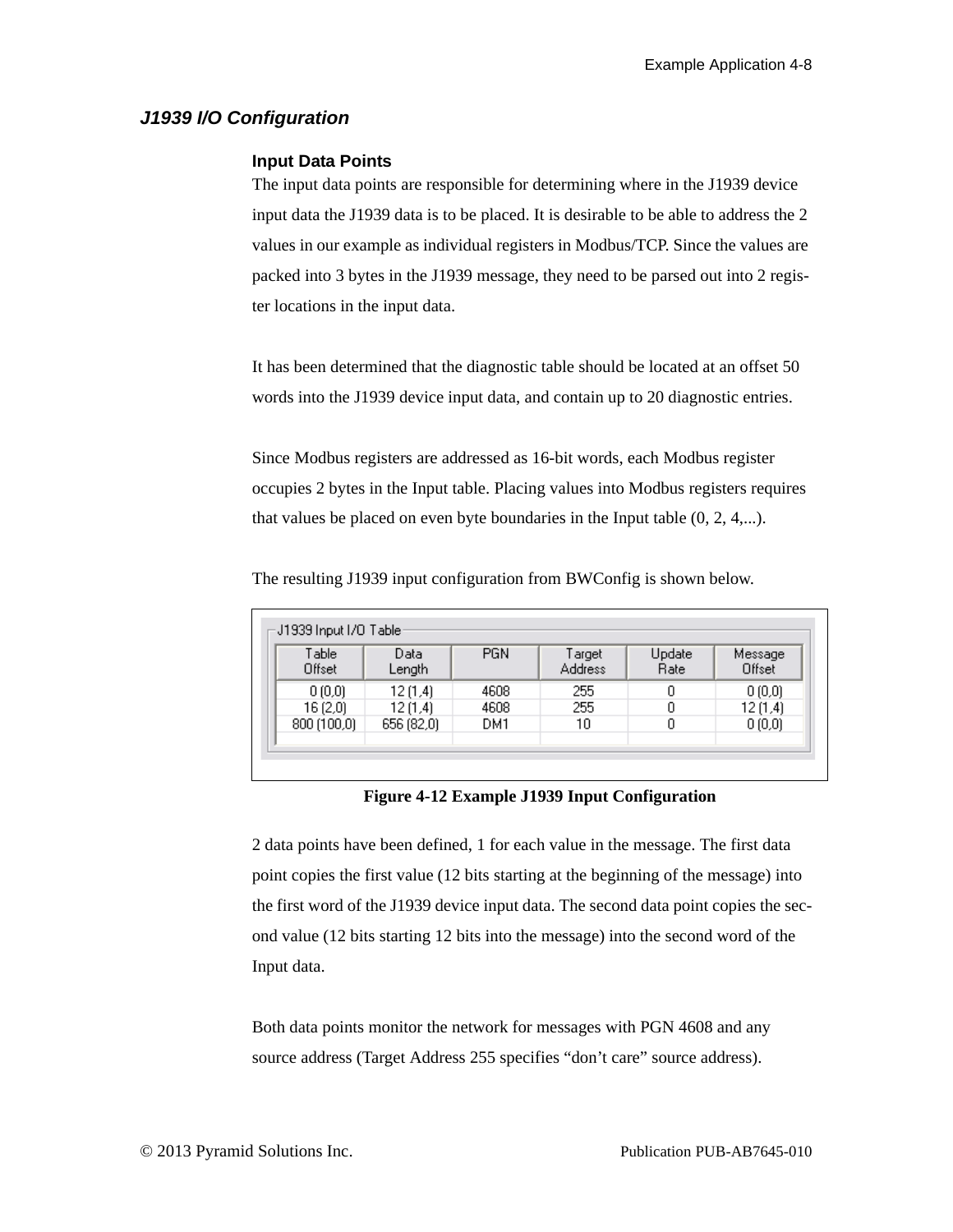### *J1939 I/O Configuration*

**Input Data Points**

The input data points are responsible for determining where in the J1939 device input data the J1939 data is to be placed. It is desirable to be able to address the 2 values in our example as individual registers in Modbus/TCP. Since the values are packed into 3 bytes in the J1939 message, they need to be parsed out into 2 register locations in the input data.

It has been determined that the diagnostic table should be located at an offset 50 words into the J1939 device input data, and contain up to 20 diagnostic entries.

Since Modbus registers are addressed as 16-bit words, each Modbus register occupies 2 bytes in the Input table. Placing values into Modbus registers requires that values be placed on even byte boundaries in the Input table (0, 2, 4,...).

The resulting J1939 input configuration from BWConfig is shown below.

J1939 Input I/O Table

| Table Offset | Data Length | PGN | Target Address | Update Rate | Message Offset |
|---|---|---|---|---|---|
| 0 (0,0) | 12 (1,4) | 4608 | 255 | 0 | 0 (0,0) |
| 16 (2,0) | 12 (1,4) | 4608 | 255 | 0 | 12 (1,4) |
| 800 (100,0) | 656 (82,0) | DM1 | 10 | 0 | 0 (0,0) |

**Figure 4-12 Example J1939 Input Configuration**

2 data points have been defined, 1 for each value in the message. The first data point copies the first value (12 bits starting at the beginning of the message) into the first word of the J1939 device input data. The second data point copies the second value (12 bits starting 12 bits into the message) into the second word of the Input data.

Both data points monitor the network for messages with PGN 4608 and any source address (Target Address 255 specifies "don't care" source address).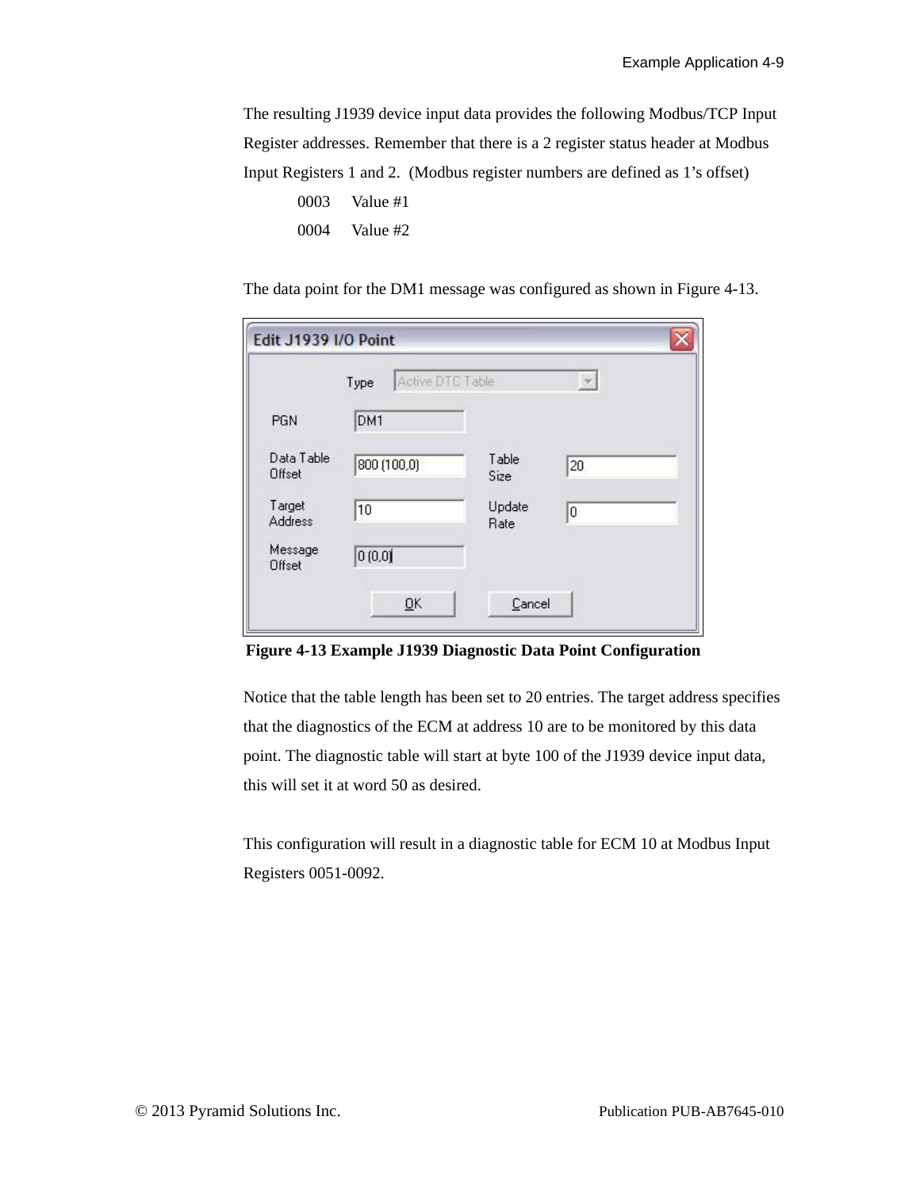The resulting J1939 device input data provides the following Modbus/TCP Input Register addresses. Remember that there is a 2 register status header at Modbus Input Registers 1 and 2. (Modbus register numbers are defined as 1's offset)

0003 Value #1

0004 Value #2

The data point for the DM1 message was configured as shown in Figure 4-13.

**Figure 4-13 Example J1939 Diagnostic Data Point Configuration**

Notice that the table length has been set to 20 entries. The target address specifies that the diagnostics of the ECM at address 10 are to be monitored by this data point. The diagnostic table will start at byte 100 of the J1939 device input data, this will set it at word 50 as desired.

This configuration will result in a diagnostic table for ECM 10 at Modbus Input Registers 0051-0092.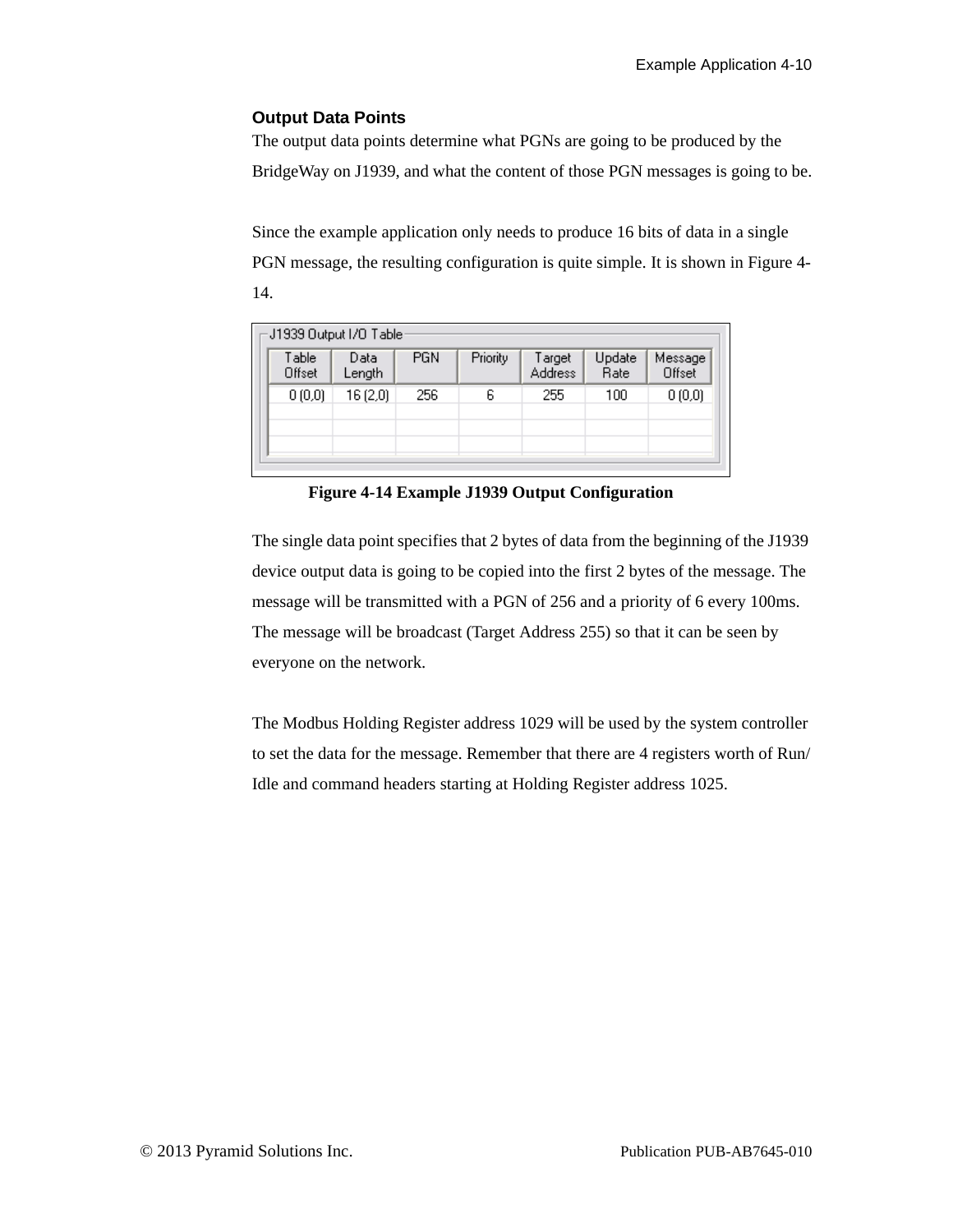### Output Data Points

The output data points determine what PGNs are going to be produced by the BridgeWay on J1939, and what the content of those PGN messages is going to be.

Since the example application only needs to produce 16 bits of data in a single PGN message, the resulting configuration is quite simple. It is shown in Figure 4-14.

J1939 Output I/O Table

| Table Offset | Data Length | PGN | Priority | Target Address | Update Rate | Message Offset |
|---|---|---|---|---|---|---|
| 0 (0,0) | 16 (2,0) | 256 | 6 | 255 | 100 | 0 (0,0) |

**Figure 4-14 Example J1939 Output Configuration**

The single data point specifies that 2 bytes of data from the beginning of the J1939 device output data is going to be copied into the first 2 bytes of the message. The message will be transmitted with a PGN of 256 and a priority of 6 every 100ms. The message will be broadcast (Target Address 255) so that it can be seen by everyone on the network.

The Modbus Holding Register address 1029 will be used by the system controller to set the data for the message. Remember that there are 4 registers worth of Run/Idle and command headers starting at Holding Register address 1025.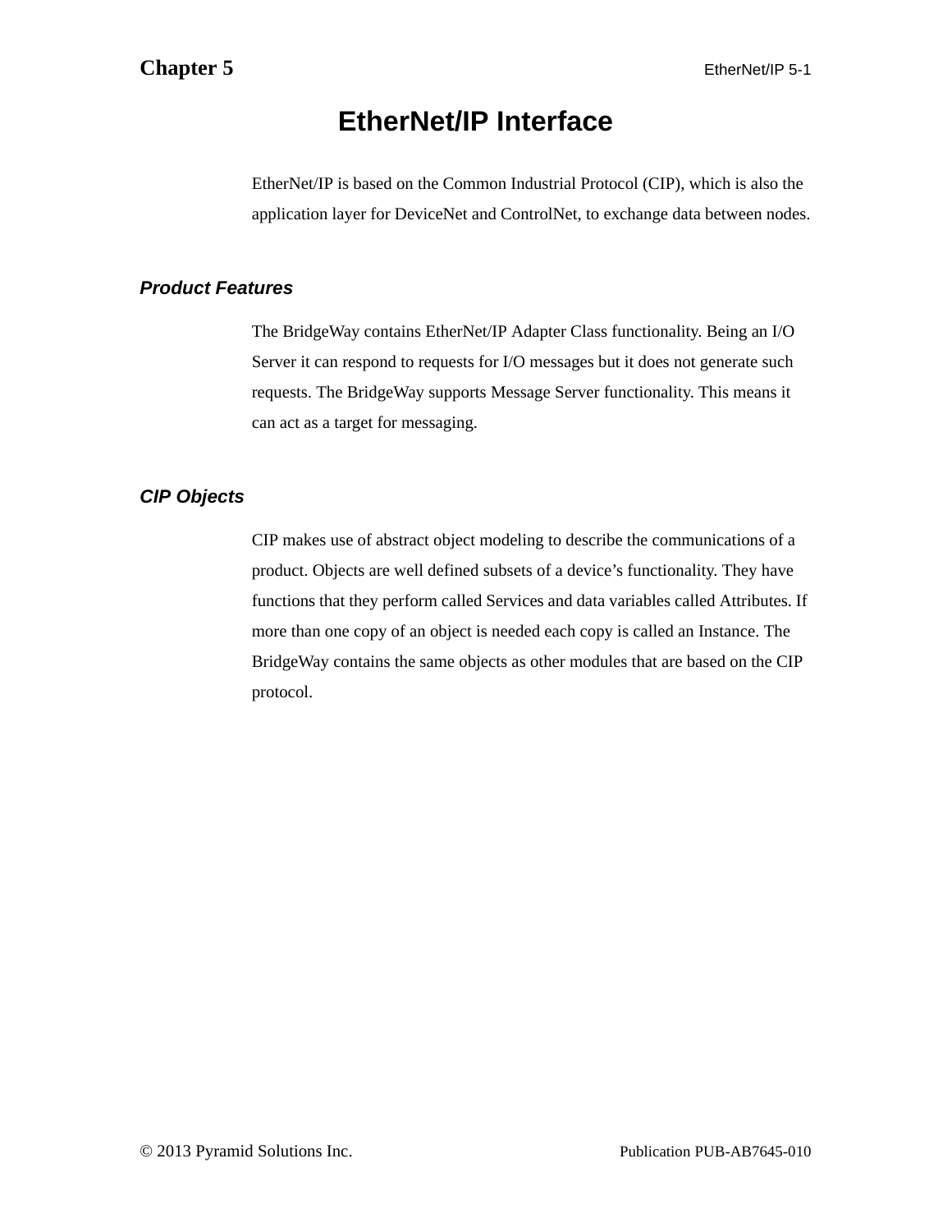# EtherNet/IP Interface

EtherNet/IP is based on the Common Industrial Protocol (CIP), which is also the application layer for DeviceNet and ControlNet, to exchange data between nodes.

## *Product Features*

The BridgeWay contains EtherNet/IP Adapter Class functionality. Being an I/O Server it can respond to requests for I/O messages but it does not generate such requests. The BridgeWay supports Message Server functionality. This means it can act as a target for messaging.

## *CIP Objects*

CIP makes use of abstract object modeling to describe the communications of a product. Objects are well defined subsets of a device's functionality. They have functions that they perform called Services and data variables called Attributes. If more than one copy of an object is needed each copy is called an Instance. The BridgeWay contains the same objects as other modules that are based on the CIP protocol.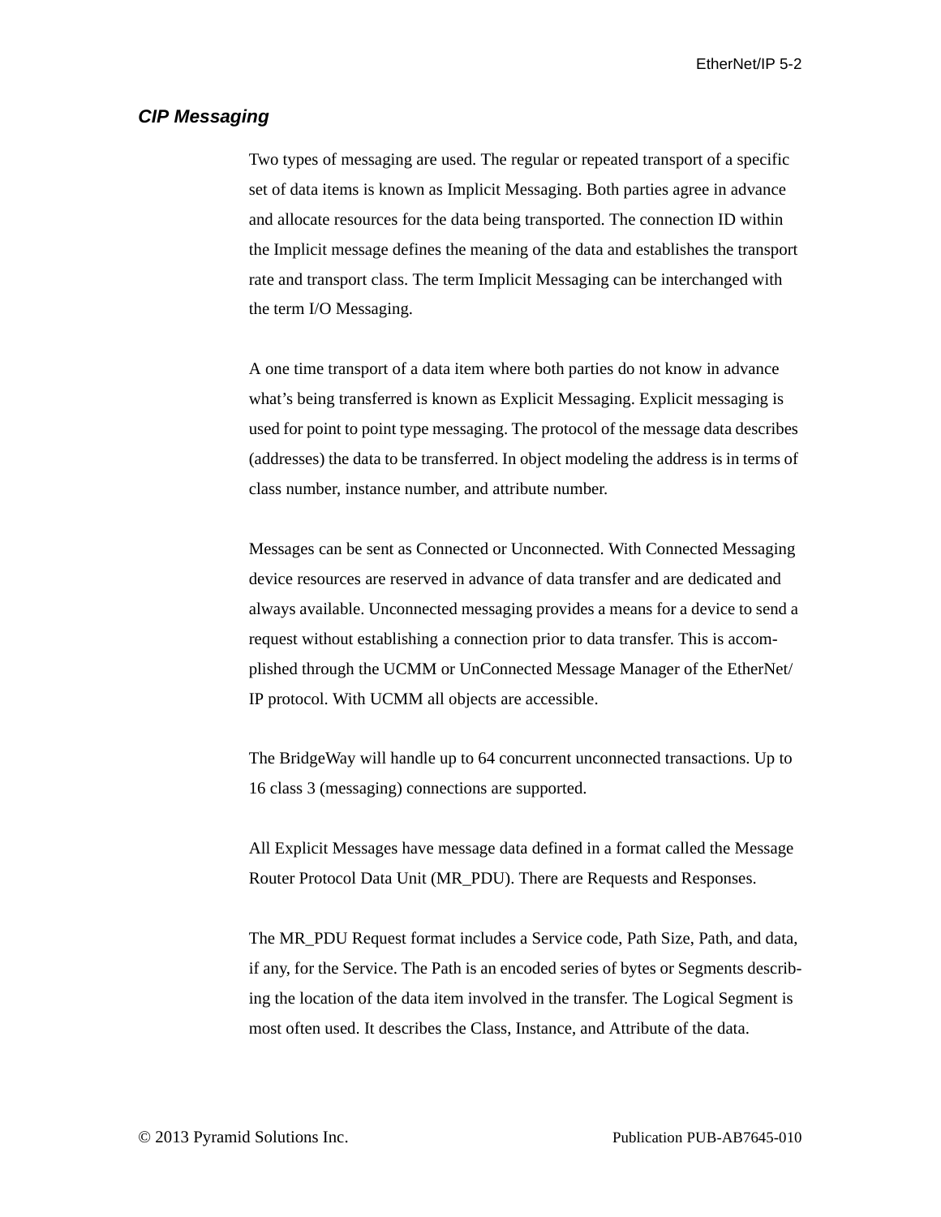## *CIP Messaging*

Two types of messaging are used. The regular or repeated transport of a specific set of data items is known as Implicit Messaging. Both parties agree in advance and allocate resources for the data being transported. The connection ID within the Implicit message defines the meaning of the data and establishes the transport rate and transport class. The term Implicit Messaging can be interchanged with the term I/O Messaging.

A one time transport of a data item where both parties do not know in advance what's being transferred is known as Explicit Messaging. Explicit messaging is used for point to point type messaging. The protocol of the message data describes (addresses) the data to be transferred. In object modeling the address is in terms of class number, instance number, and attribute number.

Messages can be sent as Connected or Unconnected. With Connected Messaging device resources are reserved in advance of data transfer and are dedicated and always available. Unconnected messaging provides a means for a device to send a request without establishing a connection prior to data transfer. This is accomplished through the UCMM or UnConnected Message Manager of the EtherNet/IP protocol. With UCMM all objects are accessible.

The BridgeWay will handle up to 64 concurrent unconnected transactions. Up to 16 class 3 (messaging) connections are supported.

All Explicit Messages have message data defined in a format called the Message Router Protocol Data Unit (MR_PDU). There are Requests and Responses.

The MR_PDU Request format includes a Service code, Path Size, Path, and data, if any, for the Service. The Path is an encoded series of bytes or Segments describing the location of the data item involved in the transfer. The Logical Segment is most often used. It describes the Class, Instance, and Attribute of the data.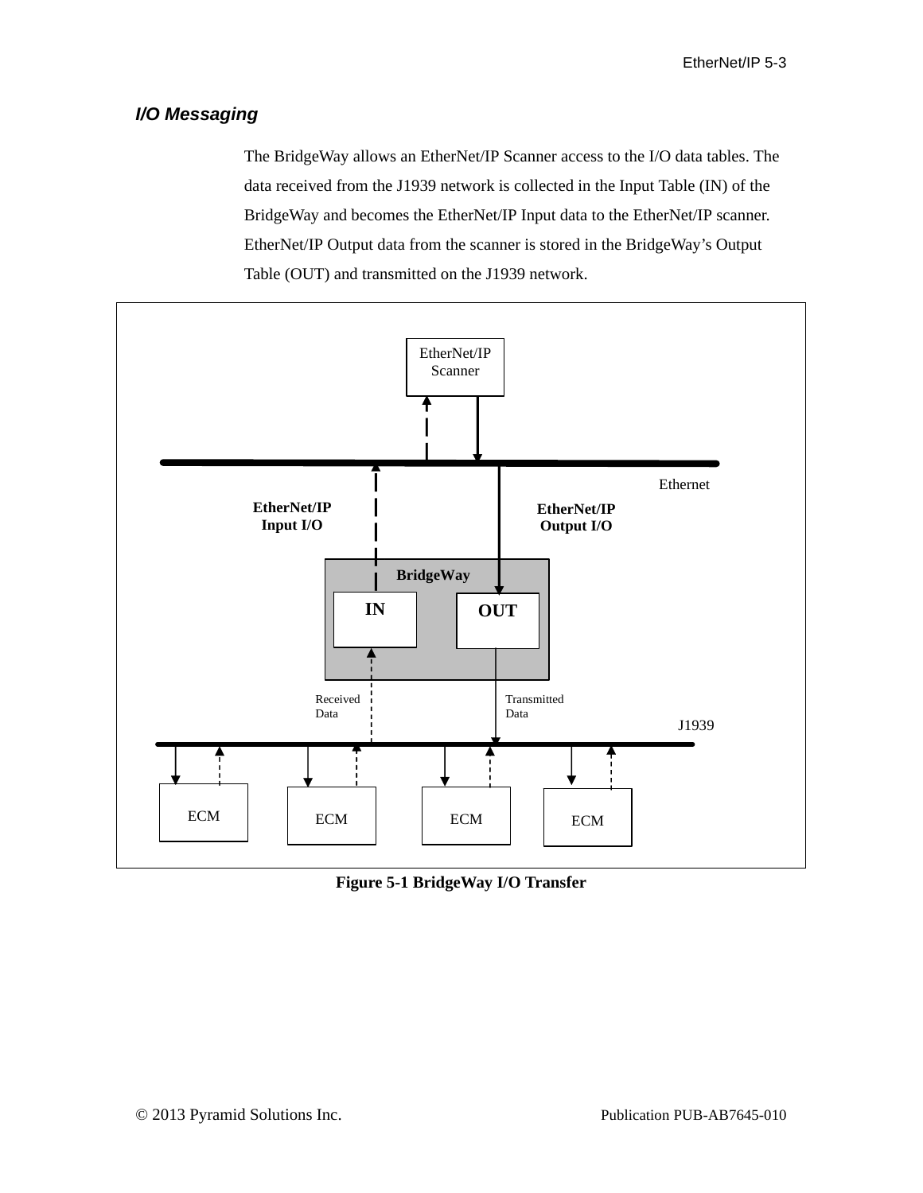### I/O Messaging

The BridgeWay allows an EtherNet/IP Scanner access to the I/O data tables. The data received from the J1939 network is collected in the Input Table (IN) of the BridgeWay and becomes the EtherNet/IP Input data to the EtherNet/IP scanner. EtherNet/IP Output data from the scanner is stored in the BridgeWay's Output Table (OUT) and transmitted on the J1939 network.

EtherNet/IP Scanner

Ethernet

**EtherNet/IP Input I/O**

**EtherNet/IP Output I/O**

**BridgeWay**

**IN**

**OUT**

Received Data

Transmitted Data

J1939

ECM

ECM

ECM

ECM

**Figure 5-1 BridgeWay I/O Transfer**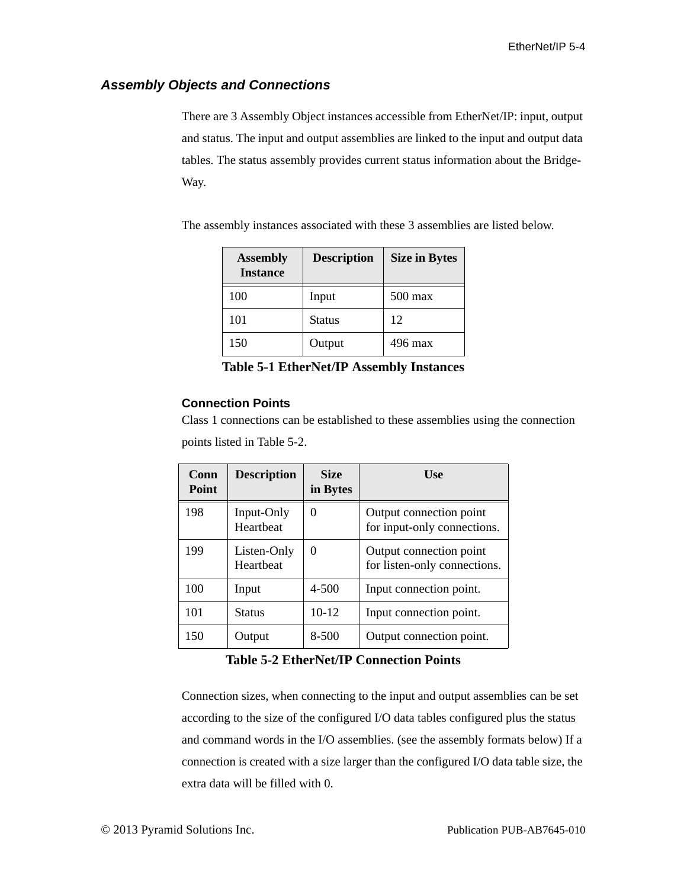### Assembly Objects and Connections

There are 3 Assembly Object instances accessible from EtherNet/IP: input, output and status. The input and output assemblies are linked to the input and output data tables. The status assembly provides current status information about the Bridge-Way.

The assembly instances associated with these 3 assemblies are listed below.

| Assembly Instance | Description | Size in Bytes |
|---|---|---|
| 100 | Input | 500 max |
| 101 | Status | 12 |
| 150 | Output | 496 max |

**Table 5-1 EtherNet/IP Assembly Instances**

#### Connection Points

Class 1 connections can be established to these assemblies using the connection points listed in Table 5-2.

| Conn Point | Description | Size in Bytes | Use |
|---|---|---|---|
| 198 | Input-Only Heartbeat | 0 | Output connection point for input-only connections. |
| 199 | Listen-Only Heartbeat | 0 | Output connection point for listen-only connections. |
| 100 | Input | 4-500 | Input connection point. |
| 101 | Status | 10-12 | Input connection point. |
| 150 | Output | 8-500 | Output connection point. |

**Table 5-2 EtherNet/IP Connection Points**

Connection sizes, when connecting to the input and output assemblies can be set according to the size of the configured I/O data tables configured plus the status and command words in the I/O assemblies. (see the assembly formats below) If a connection is created with a size larger than the configured I/O data table size, the extra data will be filled with 0.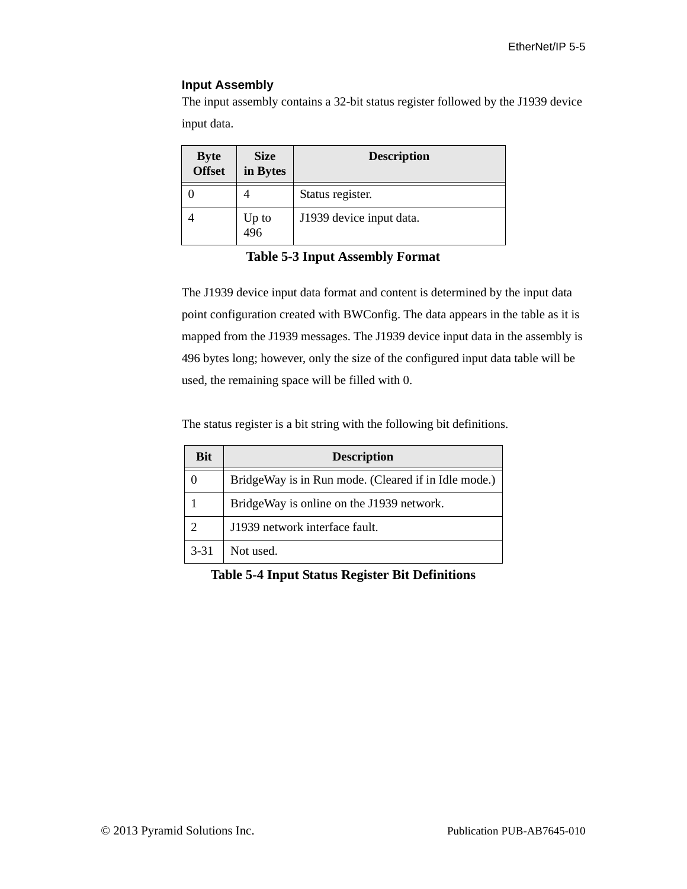### Input Assembly

The input assembly contains a 32-bit status register followed by the J1939 device input data.

| Byte Offset | Size in Bytes | Description |
|---|---|---|
| 0 | 4 | Status register. |
| 4 | Up to 496 | J1939 device input data. |

**Table 5-3 Input Assembly Format**

The J1939 device input data format and content is determined by the input data point configuration created with BWConfig. The data appears in the table as it is mapped from the J1939 messages. The J1939 device input data in the assembly is 496 bytes long; however, only the size of the configured input data table will be used, the remaining space will be filled with 0.

The status register is a bit string with the following bit definitions.

| Bit | Description |
|---|---|
| 0 | BridgeWay is in Run mode. (Cleared if in Idle mode.) |
| 1 | BridgeWay is online on the J1939 network. |
| 2 | J1939 network interface fault. |
| 3-31 | Not used. |

**Table 5-4 Input Status Register Bit Definitions**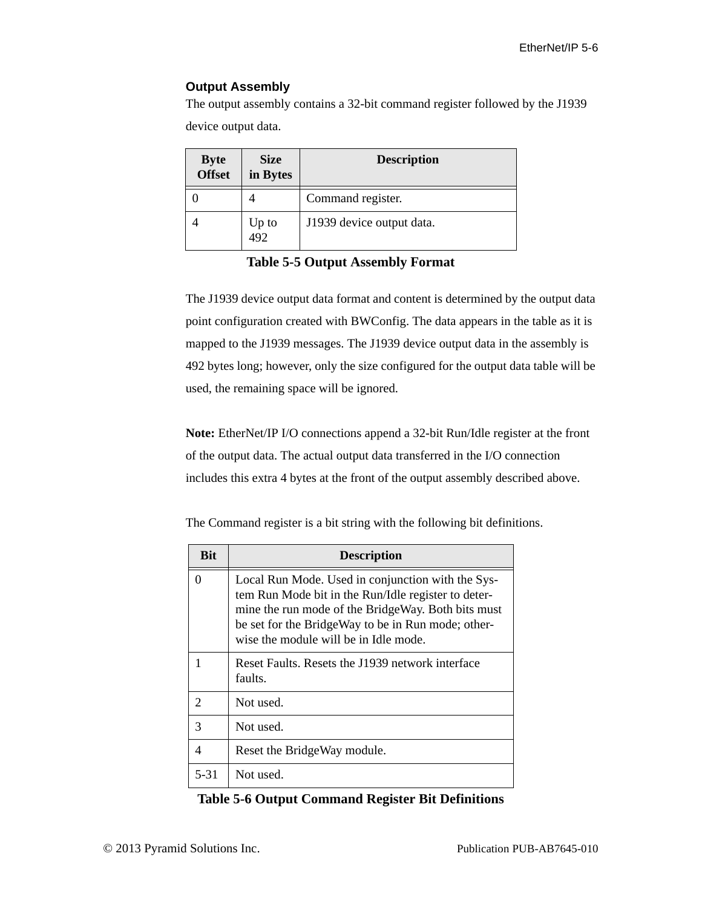### Output Assembly

The output assembly contains a 32-bit command register followed by the J1939 device output data.

| Byte Offset | Size in Bytes | Description |
|---|---|---|
| 0 | 4 | Command register. |
| 4 | Up to 492 | J1939 device output data. |

**Table 5-5 Output Assembly Format**

The J1939 device output data format and content is determined by the output data point configuration created with BWConfig. The data appears in the table as it is mapped to the J1939 messages. The J1939 device output data in the assembly is 492 bytes long; however, only the size configured for the output data table will be used, the remaining space will be ignored.

**Note:** EtherNet/IP I/O connections append a 32-bit Run/Idle register at the front of the output data. The actual output data transferred in the I/O connection includes this extra 4 bytes at the front of the output assembly described above.

The Command register is a bit string with the following bit definitions.

| Bit | Description |
|---|---|
| 0 | Local Run Mode. Used in conjunction with the System Run Mode bit in the Run/Idle register to determine the run mode of the BridgeWay. Both bits must be set for the BridgeWay to be in Run mode; otherwise the module will be in Idle mode. |
| 1 | Reset Faults. Resets the J1939 network interface faults. |
| 2 | Not used. |
| 3 | Not used. |
| 4 | Reset the BridgeWay module. |
| 5-31 | Not used. |

**Table 5-6 Output Command Register Bit Definitions**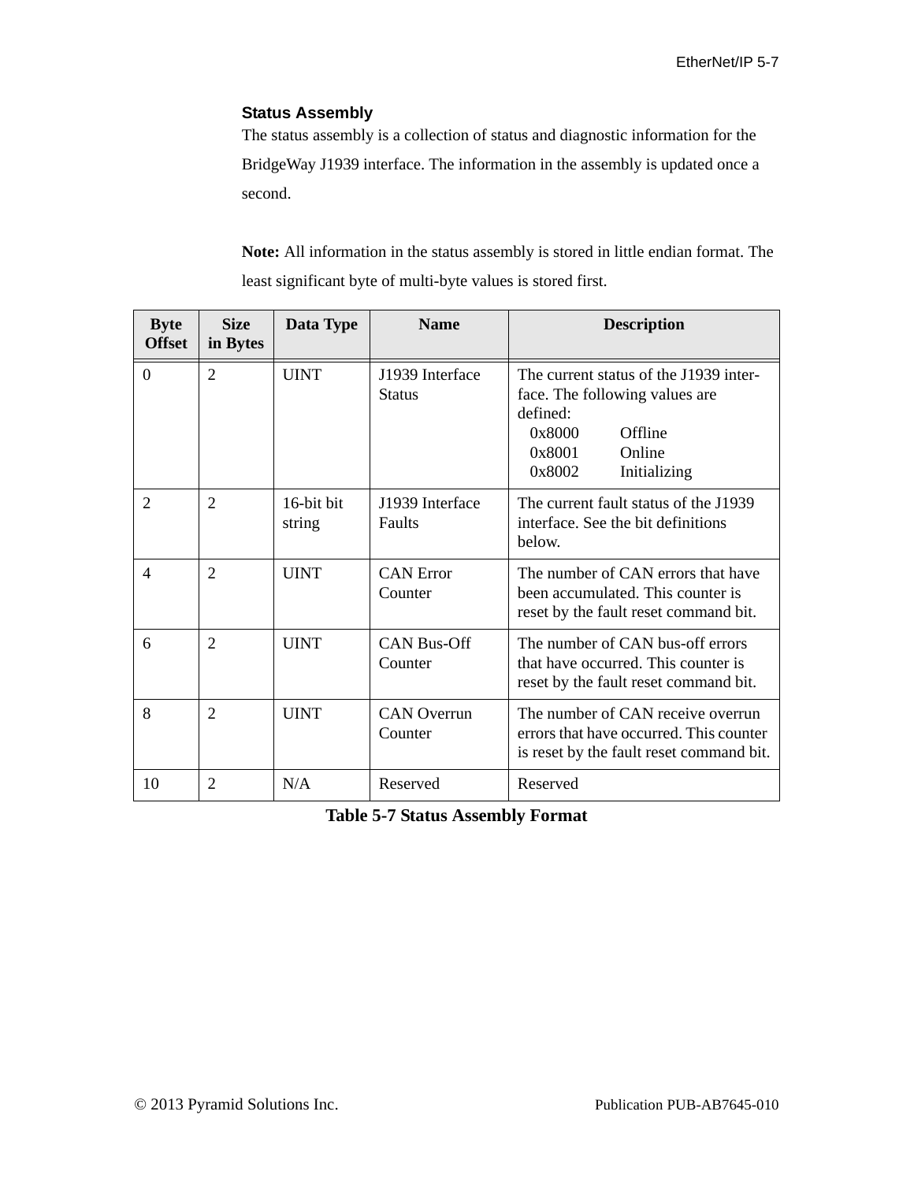### Status Assembly

The status assembly is a collection of status and diagnostic information for the BridgeWay J1939 interface. The information in the assembly is updated once a second.

**Note:** All information in the status assembly is stored in little endian format. The least significant byte of multi-byte values is stored first.

| Byte Offset | Size in Bytes | Data Type | Name | Description |
|---|---|---|---|---|
| 0 | 2 | UINT | J1939 Interface Status | The current status of the J1939 interface. The following values are defined:<br>0x8000 Offline<br>0x8001 Online<br>0x8002 Initializing |
| 2 | 2 | 16-bit bit string | J1939 Interface Faults | The current fault status of the J1939 interface. See the bit definitions below. |
| 4 | 2 | UINT | CAN Error Counter | The number of CAN errors that have been accumulated. This counter is reset by the fault reset command bit. |
| 6 | 2 | UINT | CAN Bus-Off Counter | The number of CAN bus-off errors that have occurred. This counter is reset by the fault reset command bit. |
| 8 | 2 | UINT | CAN Overrun Counter | The number of CAN receive overrun errors that have occurred. This counter is reset by the fault reset command bit. |
| 10 | 2 | N/A | Reserved | Reserved |

**Table 5-7 Status Assembly Format**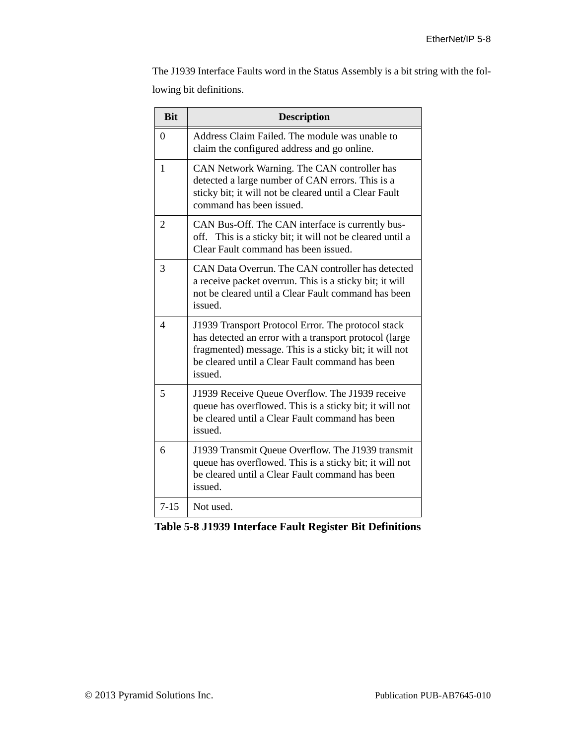The J1939 Interface Faults word in the Status Assembly is a bit string with the following bit definitions.

| Bit | Description |
|---|---|
| 0 | Address Claim Failed. The module was unable to claim the configured address and go online. |
| 1 | CAN Network Warning. The CAN controller has detected a large number of CAN errors. This is a sticky bit; it will not be cleared until a Clear Fault command has been issued. |
| 2 | CAN Bus-Off. The CAN interface is currently bus-off. This is a sticky bit; it will not be cleared until a Clear Fault command has been issued. |
| 3 | CAN Data Overrun. The CAN controller has detected a receive packet overrun. This is a sticky bit; it will not be cleared until a Clear Fault command has been issued. |
| 4 | J1939 Transport Protocol Error. The protocol stack has detected an error with a transport protocol (large fragmented) message. This is a sticky bit; it will not be cleared until a Clear Fault command has been issued. |
| 5 | J1939 Receive Queue Overflow. The J1939 receive queue has overflowed. This is a sticky bit; it will not be cleared until a Clear Fault command has been issued. |
| 6 | J1939 Transmit Queue Overflow. The J1939 transmit queue has overflowed. This is a sticky bit; it will not be cleared until a Clear Fault command has been issued. |
| 7-15 | Not used. |

**Table 5-8 J1939 Interface Fault Register Bit Definitions**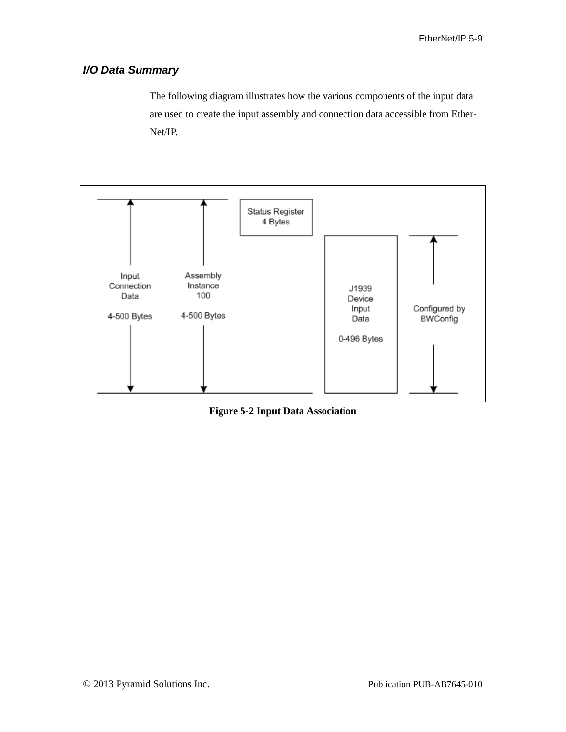### I/O Data Summary

The following diagram illustrates how the various components of the input data are used to create the input assembly and connection data accessible from EtherNet/IP.

Input Connection Data

4-500 Bytes

Assembly Instance 100

4-500 Bytes

Status Register 4 Bytes

J1939 Device Input Data

0-496 Bytes

Configured by BWConfig

**Figure 5-2 Input Data Association**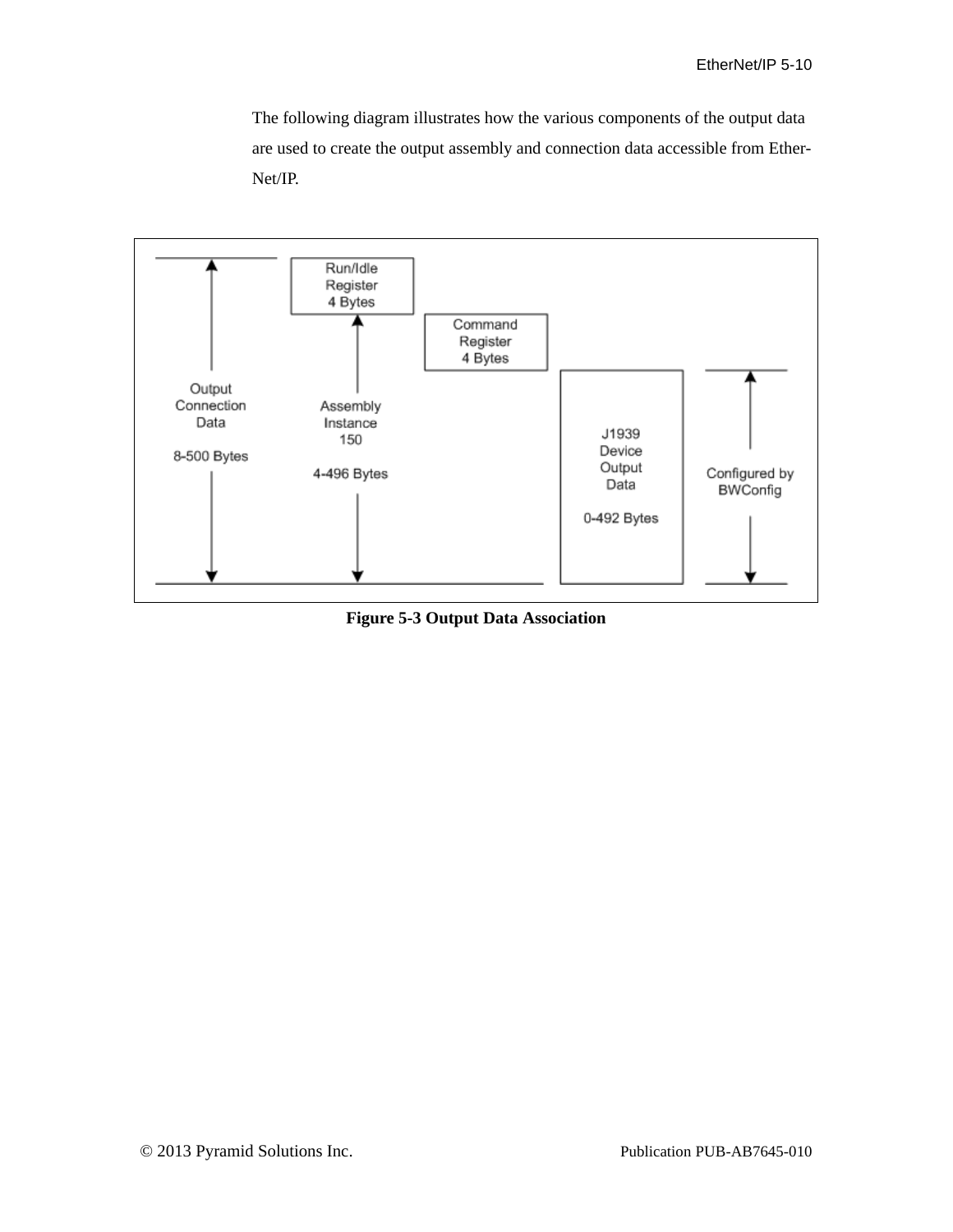The following diagram illustrates how the various components of the output data are used to create the output assembly and connection data accessible from EtherNet/IP.

Output Connection Data

8-500 Bytes

Run/Idle Register 4 Bytes

Assembly Instance 150

4-496 Bytes

Command Register 4 Bytes

J1939 Device Output Data

0-492 Bytes

Configured by BWConfig

**Figure 5-3 Output Data Association**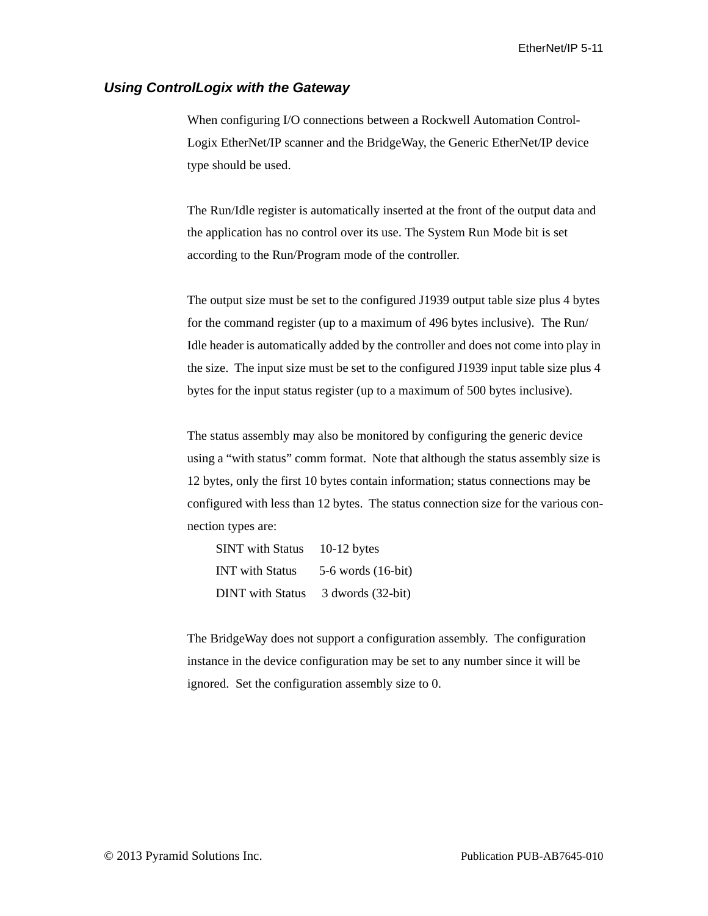### *Using ControlLogix with the Gateway*

When configuring I/O connections between a Rockwell Automation ControlLogix EtherNet/IP scanner and the BridgeWay, the Generic EtherNet/IP device type should be used.

The Run/Idle register is automatically inserted at the front of the output data and the application has no control over its use. The System Run Mode bit is set according to the Run/Program mode of the controller.

The output size must be set to the configured J1939 output table size plus 4 bytes for the command register (up to a maximum of 496 bytes inclusive). The Run/Idle header is automatically added by the controller and does not come into play in the size. The input size must be set to the configured J1939 input table size plus 4 bytes for the input status register (up to a maximum of 500 bytes inclusive).

The status assembly may also be monitored by configuring the generic device using a "with status" comm format. Note that although the status assembly size is 12 bytes, only the first 10 bytes contain information; status connections may be configured with less than 12 bytes. The status connection size for the various connection types are:

| | |
|---|---|
| SINT with Status | 10-12 bytes |
| INT with Status | 5-6 words (16-bit) |
| DINT with Status | 3 dwords (32-bit) |

The BridgeWay does not support a configuration assembly. The configuration instance in the device configuration may be set to any number since it will be ignored. Set the configuration assembly size to 0.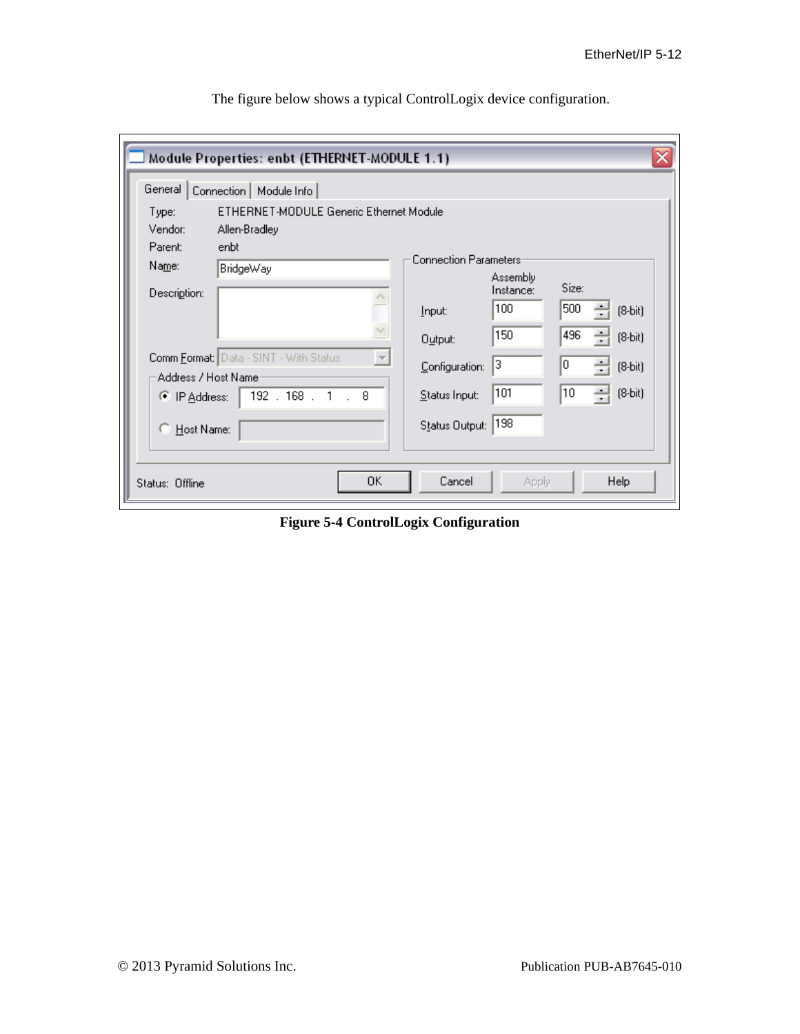The figure below shows a typical ControlLogix device configuration.

**Module Properties: enbt (ETHERNET-MODULE 1.1)**

General | Connection | Module Info

Type: ETHERNET-MODULE Generic Ethernet Module

Vendor: Allen-Bradley

Parent: enbt

Name: BridgeWay

Description:

Comm Format: Data - SINT - With Status

Address / Host Name

- IP Address: 192 . 168 . 1 . 8
- Host Name:

Connection Parameters

| | Assembly Instance: | Size: | |
|---|---|---|---|
| Input: | 100 | 500 | (8-bit) |
| Output: | 150 | 496 | (8-bit) |
| Configuration: | 3 | 0 | (8-bit) |
| Status Input: | 101 | 10 | (8-bit) |
| Status Output: | 198 | | |

Status: Offline

OK | Cancel | Apply | Help

**Figure 5-4 ControlLogix Configuration**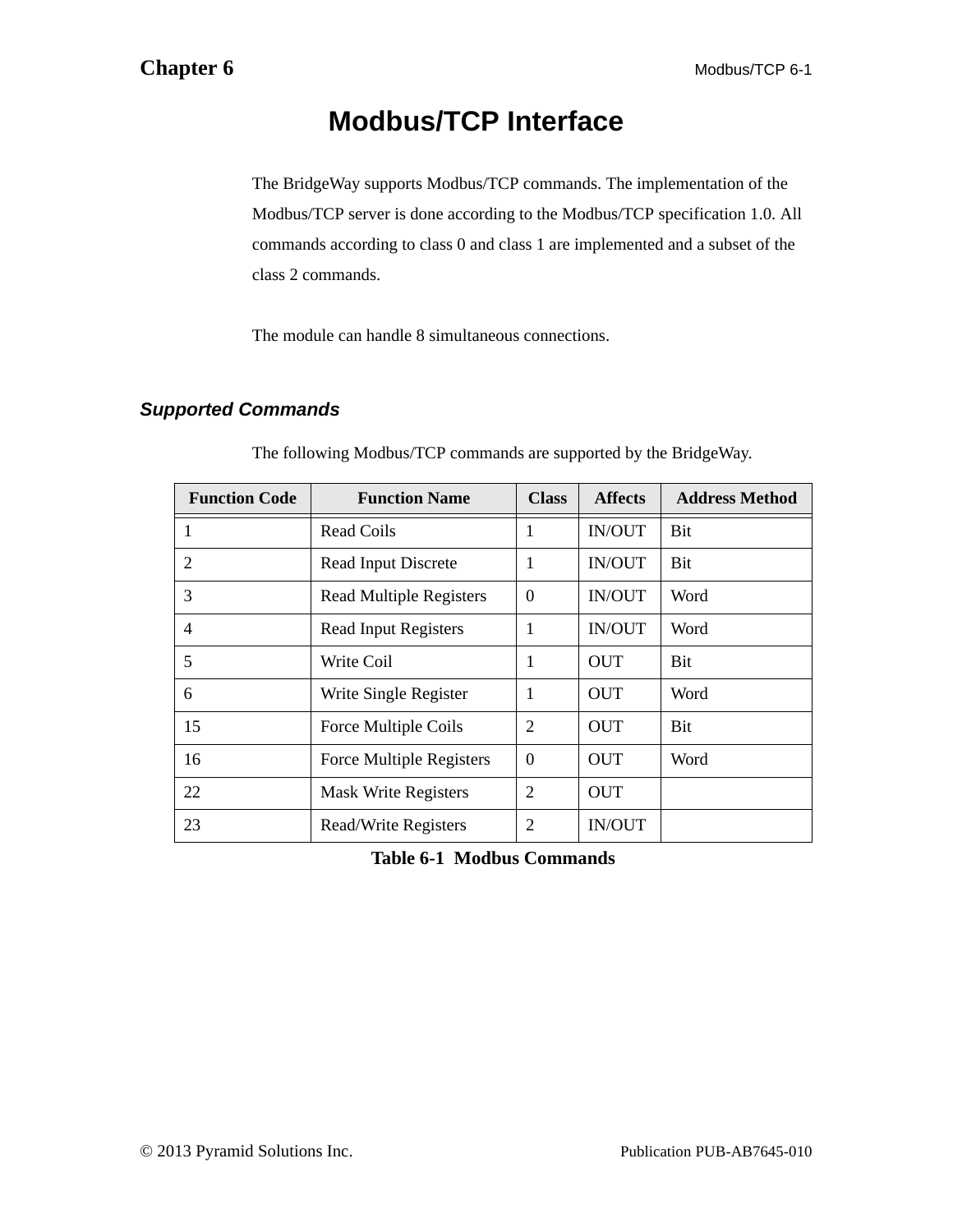# Chapter 6

## Modbus/TCP Interface

The BridgeWay supports Modbus/TCP commands. The implementation of the Modbus/TCP server is done according to the Modbus/TCP specification 1.0. All commands according to class 0 and class 1 are implemented and a subset of the class 2 commands.

The module can handle 8 simultaneous connections.

### *Supported Commands*

The following Modbus/TCP commands are supported by the BridgeWay.

| Function Code | Function Name | Class | Affects | Address Method |
|---|---|---|---|---|
| 1 | Read Coils | 1 | IN/OUT | Bit |
| 2 | Read Input Discrete | 1 | IN/OUT | Bit |
| 3 | Read Multiple Registers | 0 | IN/OUT | Word |
| 4 | Read Input Registers | 1 | IN/OUT | Word |
| 5 | Write Coil | 1 | OUT | Bit |
| 6 | Write Single Register | 1 | OUT | Word |
| 15 | Force Multiple Coils | 2 | OUT | Bit |
| 16 | Force Multiple Registers | 0 | OUT | Word |
| 22 | Mask Write Registers | 2 | OUT | |
| 23 | Read/Write Registers | 2 | IN/OUT | |

**Table 6-1 Modbus Commands**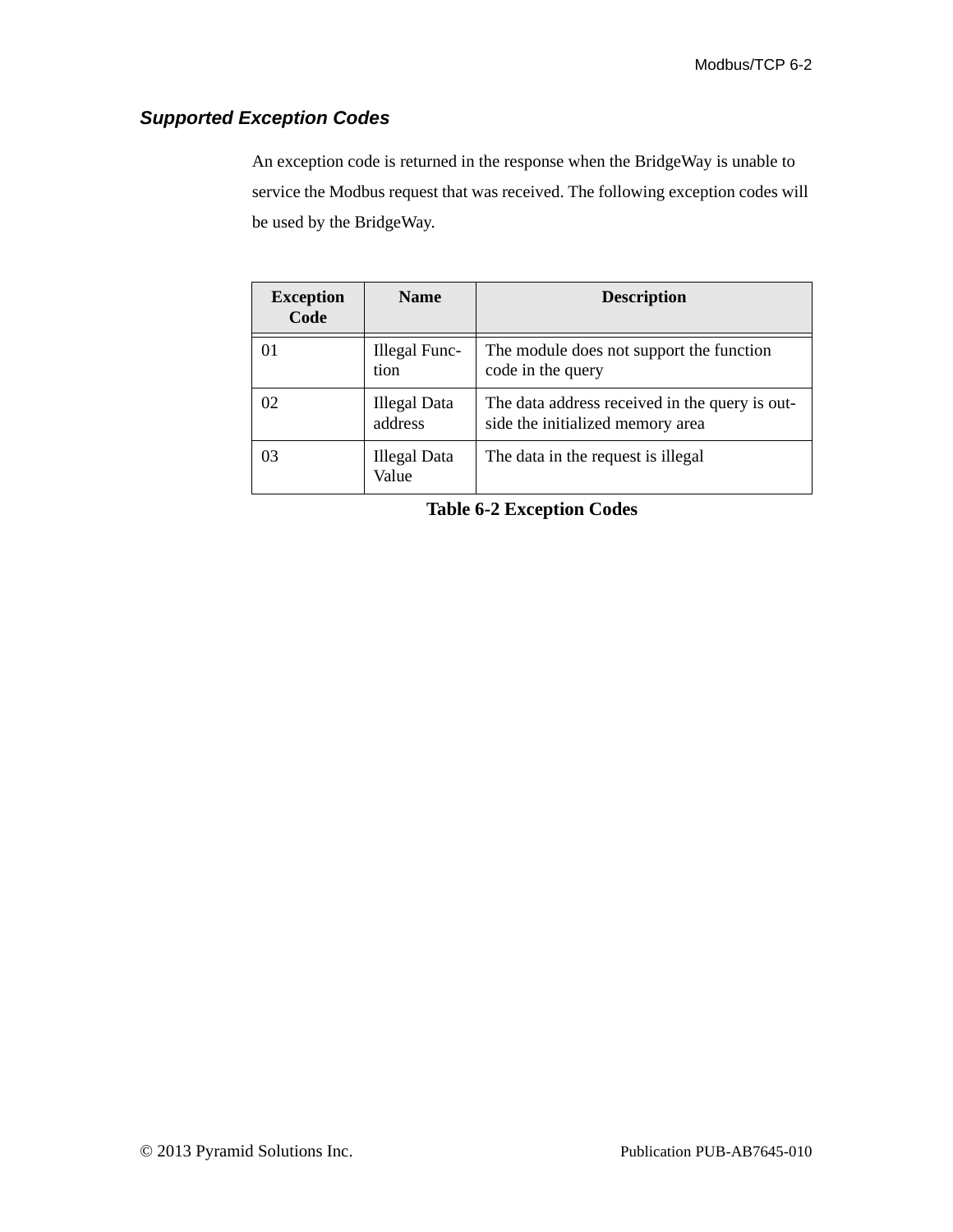## *Supported Exception Codes*

An exception code is returned in the response when the BridgeWay is unable to service the Modbus request that was received. The following exception codes will be used by the BridgeWay.

| Exception Code | Name | Description |
|---|---|---|
| 01 | Illegal Function | The module does not support the function code in the query |
| 02 | Illegal Data address | The data address received in the query is outside the initialized memory area |
| 03 | Illegal Data Value | The data in the request is illegal |

**Table 6-2 Exception Codes**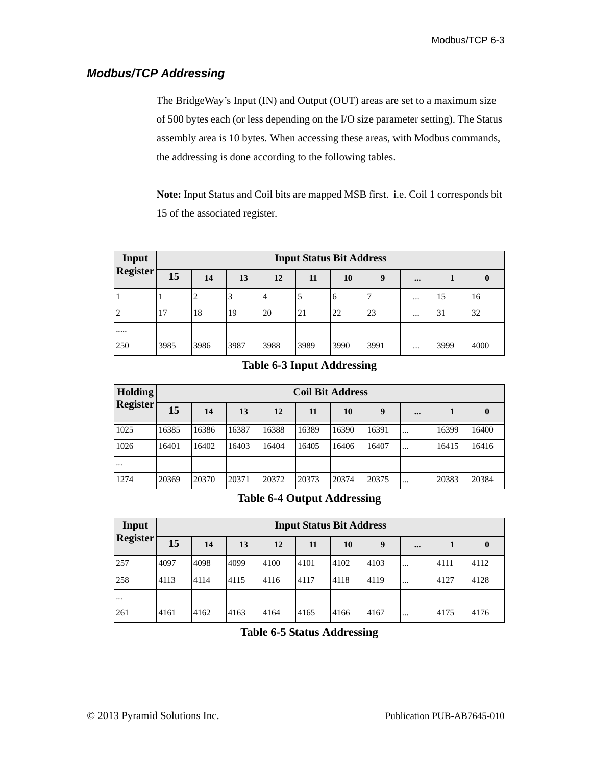## *Modbus/TCP Addressing*

The BridgeWay's Input (IN) and Output (OUT) areas are set to a maximum size of 500 bytes each (or less depending on the I/O size parameter setting). The Status assembly area is 10 bytes. When accessing these areas, with Modbus commands, the addressing is done according to the following tables.

**Note:** Input Status and Coil bits are mapped MSB first. i.e. Coil 1 corresponds bit 15 of the associated register.

| Input Register | Input Status Bit Address | | | | | | | | | |
|---|---|---|---|---|---|---|---|---|---|---|
| | 15 | 14 | 13 | 12 | 11 | 10 | 9 | ... | 1 | 0 |
| 1 | 1 | 2 | 3 | 4 | 5 | 6 | 7 | ... | 15 | 16 |
| 2 | 17 | 18 | 19 | 20 | 21 | 22 | 23 | ... | 31 | 32 |
| ..... | | | | | | | | | | |
| 250 | 3985 | 3986 | 3987 | 3988 | 3989 | 3990 | 3991 | ... | 3999 | 4000 |

**Table 6-3 Input Addressing**

| Holding Register | Coil Bit Address | | | | | | | | | |
|---|---|---|---|---|---|---|---|---|---|---|
| | 15 | 14 | 13 | 12 | 11 | 10 | 9 | ... | 1 | 0 |
| 1025 | 16385 | 16386 | 16387 | 16388 | 16389 | 16390 | 16391 | ... | 16399 | 16400 |
| 1026 | 16401 | 16402 | 16403 | 16404 | 16405 | 16406 | 16407 | ... | 16415 | 16416 |
| ... | | | | | | | | | | |
| 1274 | 20369 | 20370 | 20371 | 20372 | 20373 | 20374 | 20375 | ... | 20383 | 20384 |

**Table 6-4 Output Addressing**

| Input Register | Input Status Bit Address | | | | | | | | | |
|---|---|---|---|---|---|---|---|---|---|---|
| | 15 | 14 | 13 | 12 | 11 | 10 | 9 | ... | 1 | 0 |
| 257 | 4097 | 4098 | 4099 | 4100 | 4101 | 4102 | 4103 | ... | 4111 | 4112 |
| 258 | 4113 | 4114 | 4115 | 4116 | 4117 | 4118 | 4119 | ... | 4127 | 4128 |
| ... | | | | | | | | | | |
| 261 | 4161 | 4162 | 4163 | 4164 | 4165 | 4166 | 4167 | ... | 4175 | 4176 |

**Table 6-5 Status Addressing**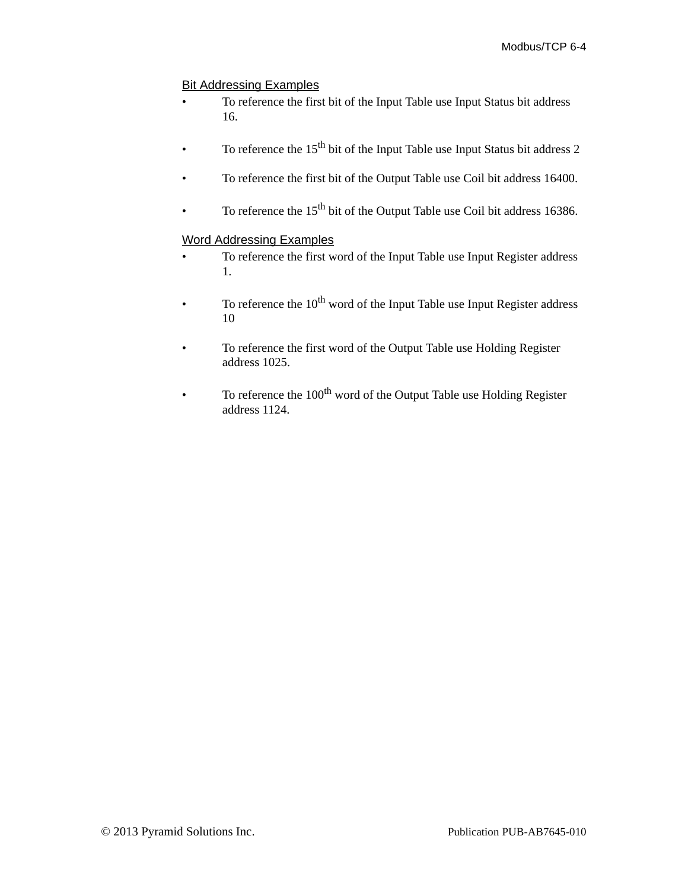Bit Addressing Examples

- To reference the first bit of the Input Table use Input Status bit address 16.
- To reference the 15th bit of the Input Table use Input Status bit address 2
- To reference the first bit of the Output Table use Coil bit address 16400.
- To reference the 15th bit of the Output Table use Coil bit address 16386.

Word Addressing Examples

- To reference the first word of the Input Table use Input Register address 1.
- To reference the 10th word of the Input Table use Input Register address 10
- To reference the first word of the Output Table use Holding Register address 1025.
- To reference the 100th word of the Output Table use Holding Register address 1124.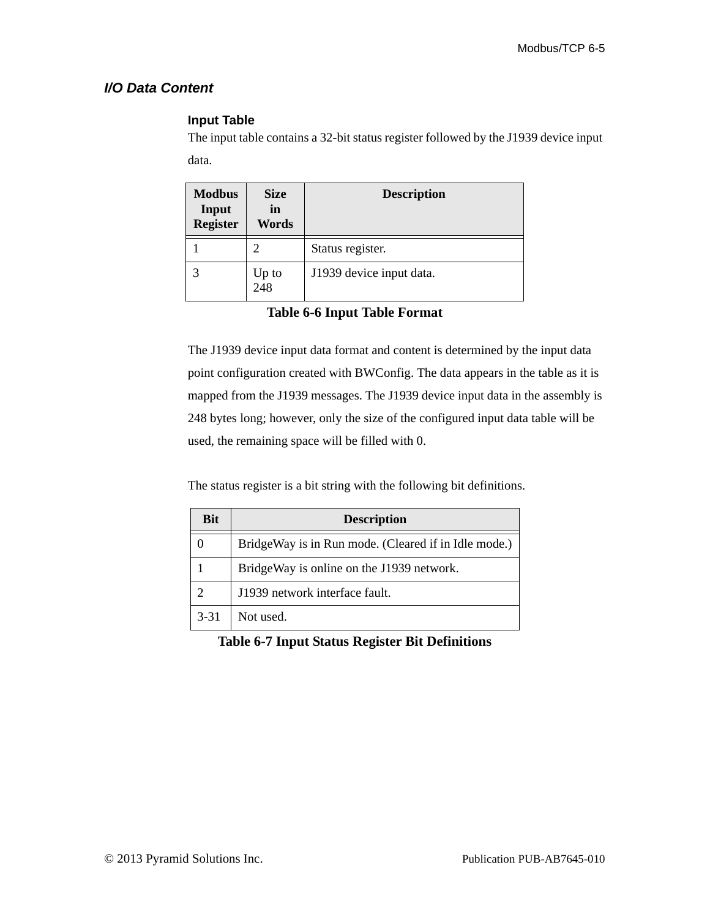## I/O Data Content

### Input Table

The input table contains a 32-bit status register followed by the J1939 device input data.

| Modbus Input Register | Size in Words | Description |
|---|---|---|
| 1 | 2 | Status register. |
| 3 | Up to 248 | J1939 device input data. |

**Table 6-6 Input Table Format**

The J1939 device input data format and content is determined by the input data point configuration created with BWConfig. The data appears in the table as it is mapped from the J1939 messages. The J1939 device input data in the assembly is 248 bytes long; however, only the size of the configured input data table will be used, the remaining space will be filled with 0.

The status register is a bit string with the following bit definitions.

| Bit | Description |
|---|---|
| 0 | BridgeWay is in Run mode. (Cleared if in Idle mode.) |
| 1 | BridgeWay is online on the J1939 network. |
| 2 | J1939 network interface fault. |
| 3-31 | Not used. |

**Table 6-7 Input Status Register Bit Definitions**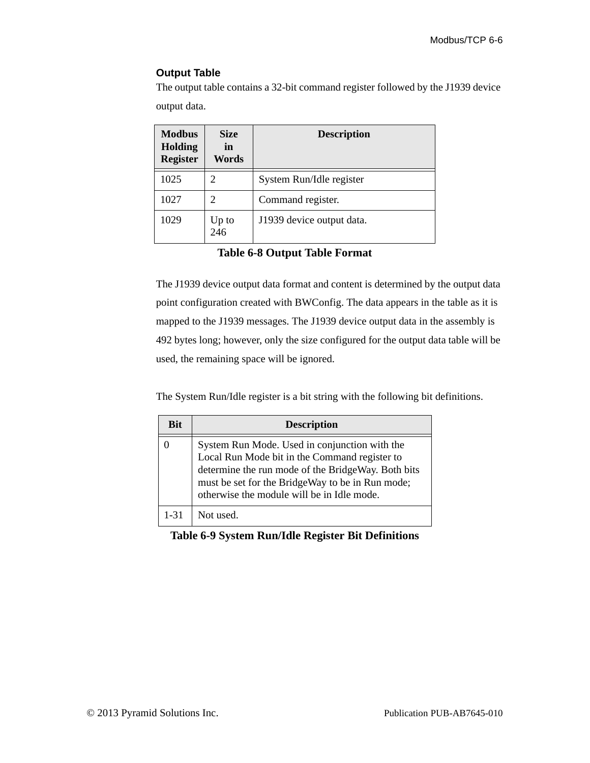### Output Table

The output table contains a 32-bit command register followed by the J1939 device output data.

| Modbus Holding Register | Size in Words | Description |
|---|---|---|
| 1025 | 2 | System Run/Idle register |
| 1027 | 2 | Command register. |
| 1029 | Up to 246 | J1939 device output data. |

**Table 6-8 Output Table Format**

The J1939 device output data format and content is determined by the output data point configuration created with BWConfig. The data appears in the table as it is mapped to the J1939 messages. The J1939 device output data in the assembly is 492 bytes long; however, only the size configured for the output data table will be used, the remaining space will be ignored.

The System Run/Idle register is a bit string with the following bit definitions.

| Bit | Description |
|---|---|
| 0 | System Run Mode. Used in conjunction with the Local Run Mode bit in the Command register to determine the run mode of the BridgeWay. Both bits must be set for the BridgeWay to be in Run mode; otherwise the module will be in Idle mode. |
| 1-31 | Not used. |

**Table 6-9 System Run/Idle Register Bit Definitions**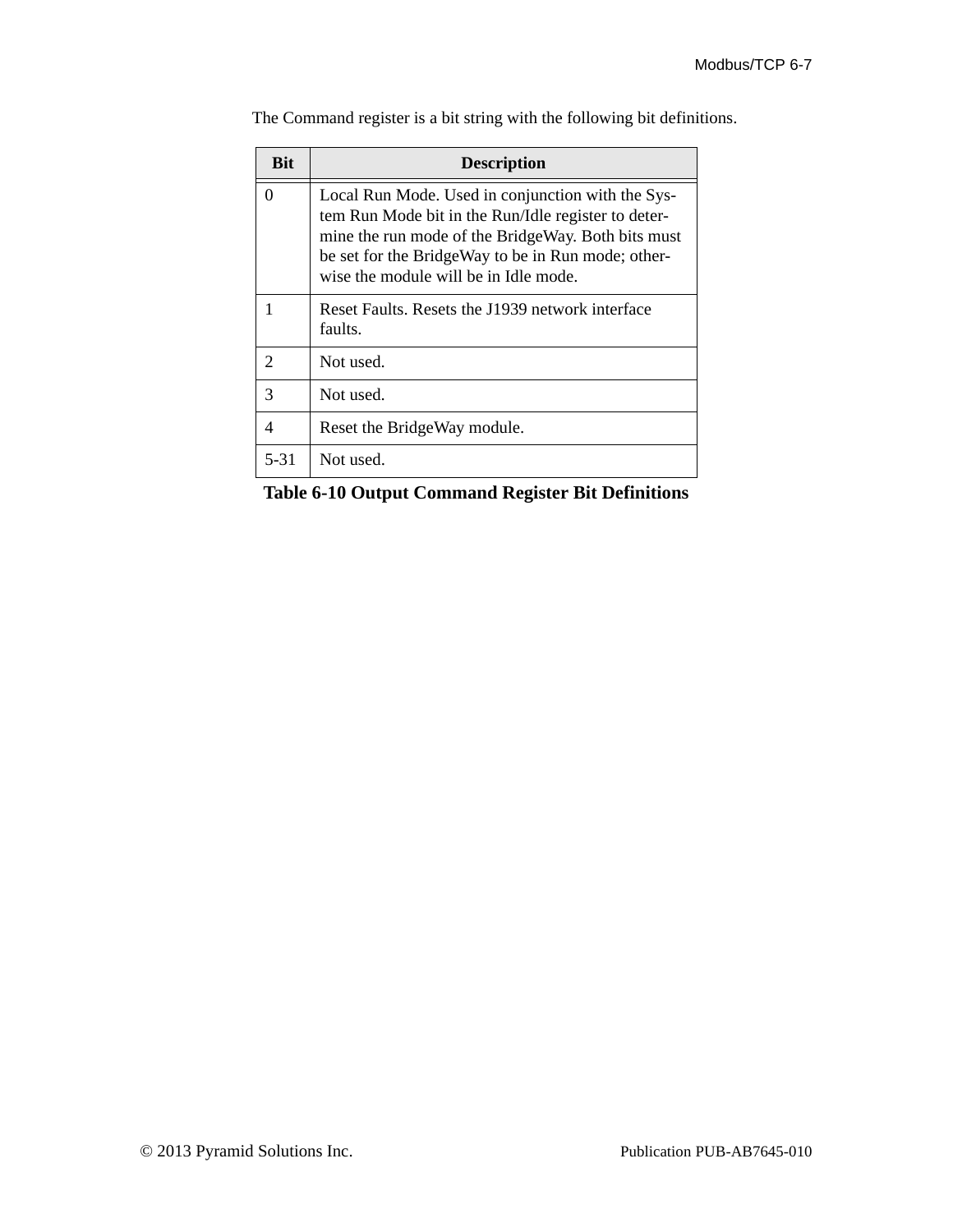The Command register is a bit string with the following bit definitions.

| Bit | Description |
|---|---|
| 0 | Local Run Mode. Used in conjunction with the System Run Mode bit in the Run/Idle register to determine the run mode of the BridgeWay. Both bits must be set for the BridgeWay to be in Run mode; otherwise the module will be in Idle mode. |
| 1 | Reset Faults. Resets the J1939 network interface faults. |
| 2 | Not used. |
| 3 | Not used. |
| 4 | Reset the BridgeWay module. |
| 5-31 | Not used. |

**Table 6-10 Output Command Register Bit Definitions**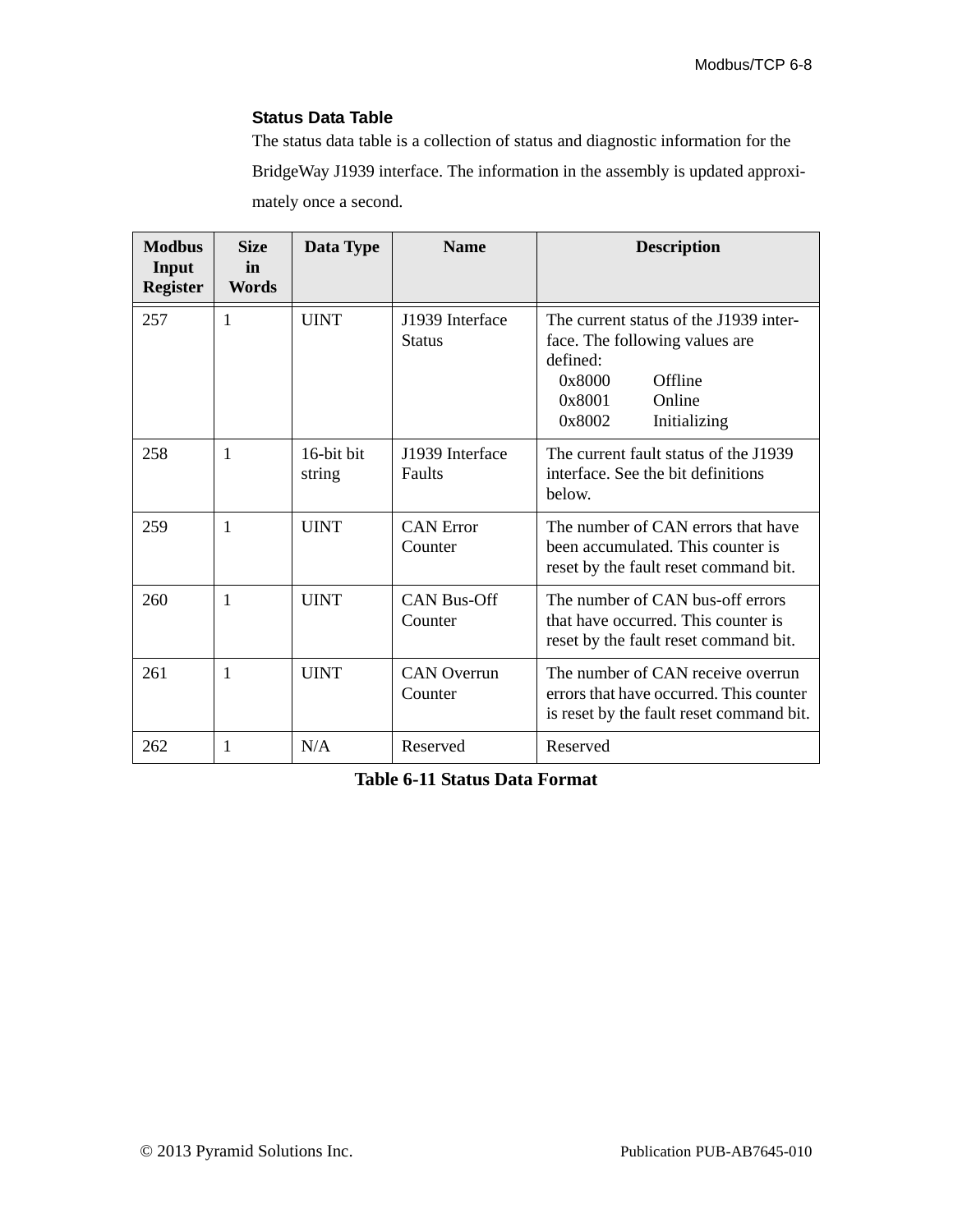### Status Data Table

The status data table is a collection of status and diagnostic information for the BridgeWay J1939 interface. The information in the assembly is updated approximately once a second.

| Modbus Input Register | Size in Words | Data Type | Name | Description |
|---|---|---|---|---|
| 257 | 1 | UINT | J1939 Interface Status | The current status of the J1939 interface. The following values are defined:<br>0x8000 Offline<br>0x8001 Online<br>0x8002 Initializing |
| 258 | 1 | 16-bit bit string | J1939 Interface Faults | The current fault status of the J1939 interface. See the bit definitions below. |
| 259 | 1 | UINT | CAN Error Counter | The number of CAN errors that have been accumulated. This counter is reset by the fault reset command bit. |
| 260 | 1 | UINT | CAN Bus-Off Counter | The number of CAN bus-off errors that have occurred. This counter is reset by the fault reset command bit. |
| 261 | 1 | UINT | CAN Overrun Counter | The number of CAN receive overrun errors that have occurred. This counter is reset by the fault reset command bit. |
| 262 | 1 | N/A | Reserved | Reserved |

**Table 6-11 Status Data Format**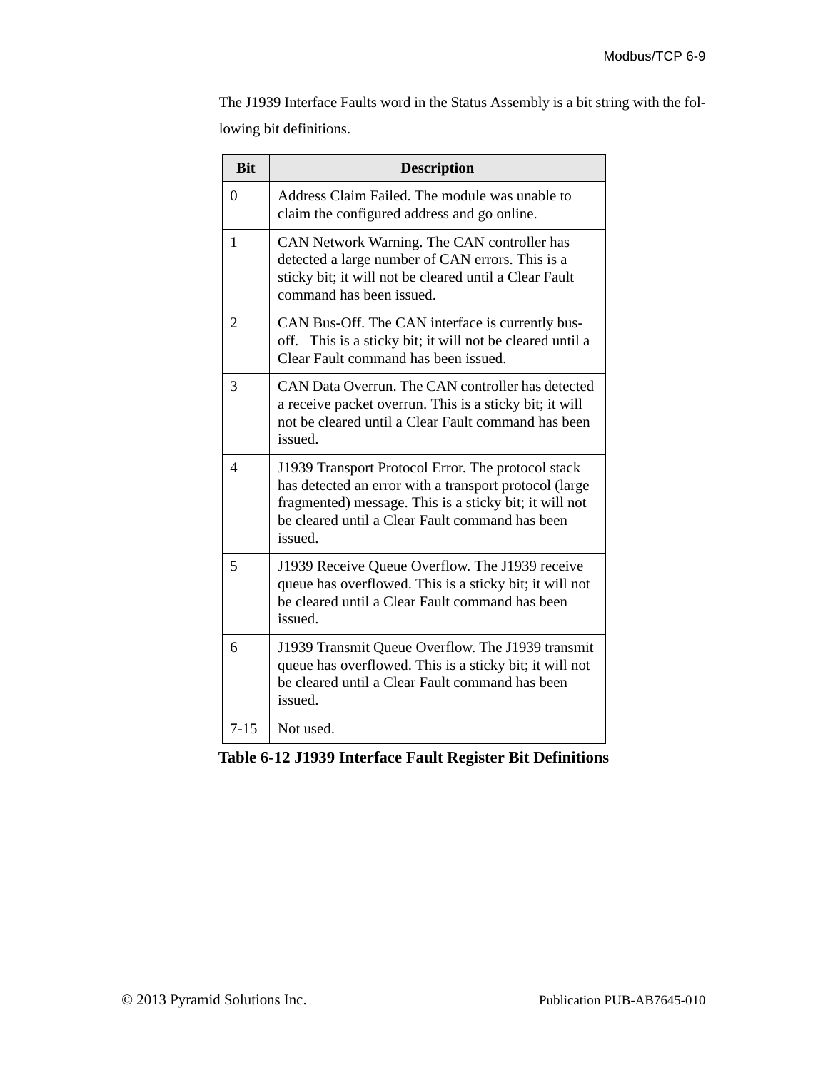The J1939 Interface Faults word in the Status Assembly is a bit string with the following bit definitions.

| Bit | Description |
| --- | --- |
| 0 | Address Claim Failed. The module was unable to claim the configured address and go online. |
| 1 | CAN Network Warning. The CAN controller has detected a large number of CAN errors. This is a sticky bit; it will not be cleared until a Clear Fault command has been issued. |
| 2 | CAN Bus-Off. The CAN interface is currently bus-off. This is a sticky bit; it will not be cleared until a Clear Fault command has been issued. |
| 3 | CAN Data Overrun. The CAN controller has detected a receive packet overrun. This is a sticky bit; it will not be cleared until a Clear Fault command has been issued. |
| 4 | J1939 Transport Protocol Error. The protocol stack has detected an error with a transport protocol (large fragmented) message. This is a sticky bit; it will not be cleared until a Clear Fault command has been issued. |
| 5 | J1939 Receive Queue Overflow. The J1939 receive queue has overflowed. This is a sticky bit; it will not be cleared until a Clear Fault command has been issued. |
| 6 | J1939 Transmit Queue Overflow. The J1939 transmit queue has overflowed. This is a sticky bit; it will not be cleared until a Clear Fault command has been issued. |
| 7-15 | Not used. |

**Table 6-12 J1939 Interface Fault Register Bit Definitions**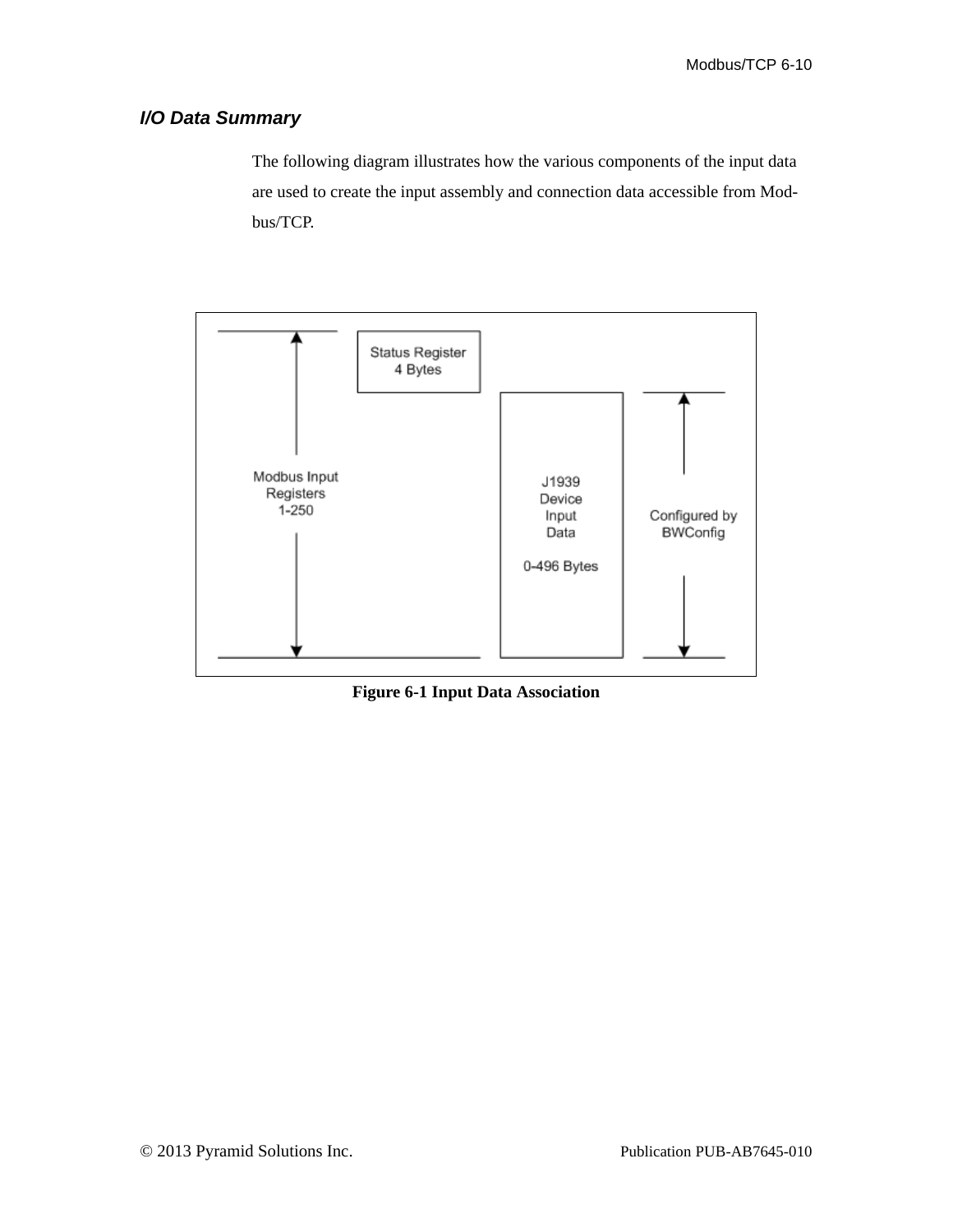### *I/O Data Summary*

The following diagram illustrates how the various components of the input data are used to create the input assembly and connection data accessible from Modbus/TCP.

Modbus Input Registers 1-250

Status Register 4 Bytes

J1939 Device Input Data

0-496 Bytes

Configured by BWConfig

**Figure 6-1 Input Data Association**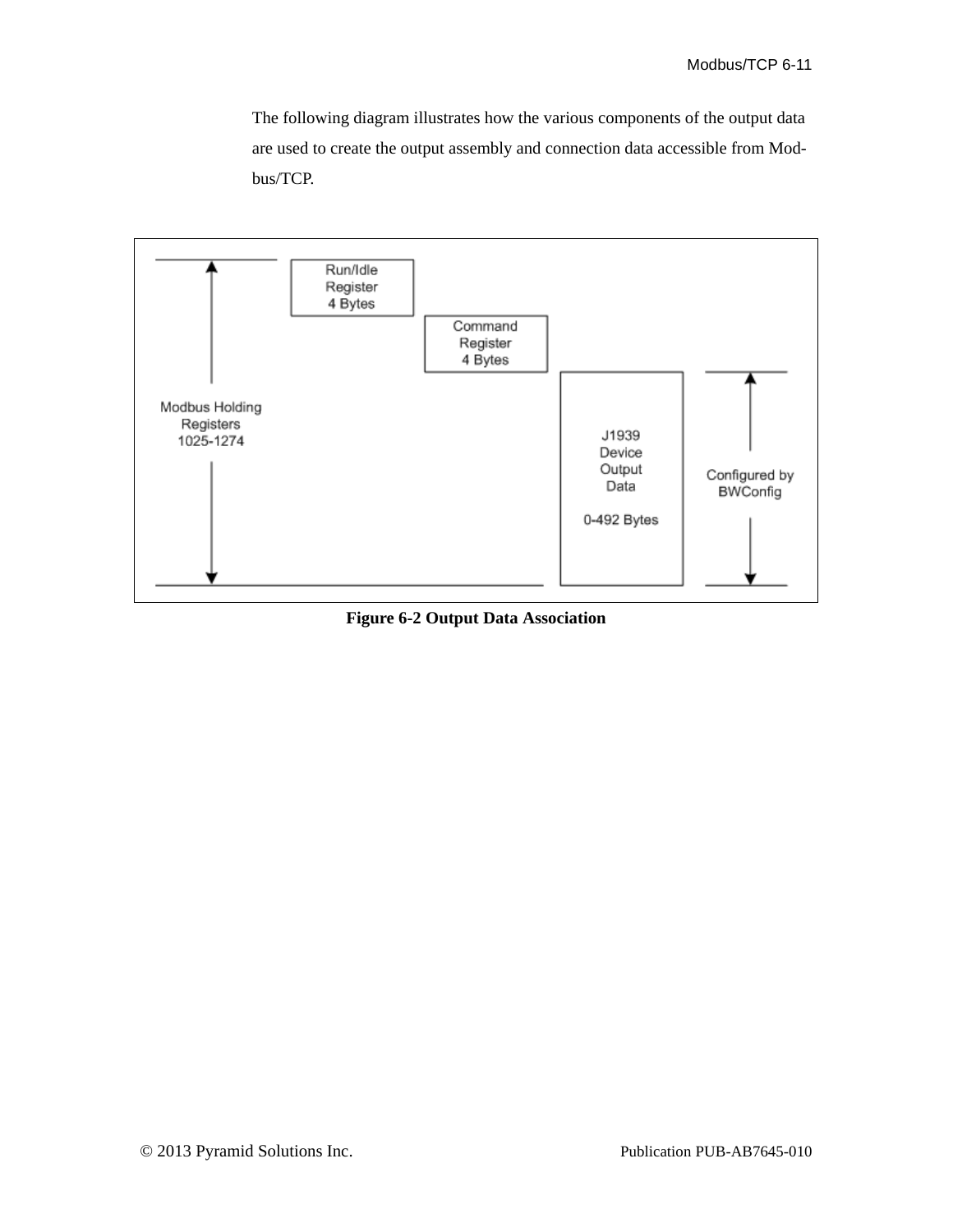The following diagram illustrates how the various components of the output data are used to create the output assembly and connection data accessible from Modbus/TCP.

Modbus Holding Registers 1025-1274

Run/Idle Register 4 Bytes

Command Register 4 Bytes

J1939 Device Output Data

0-492 Bytes

Configured by BWConfig

**Figure 6-2 Output Data Association**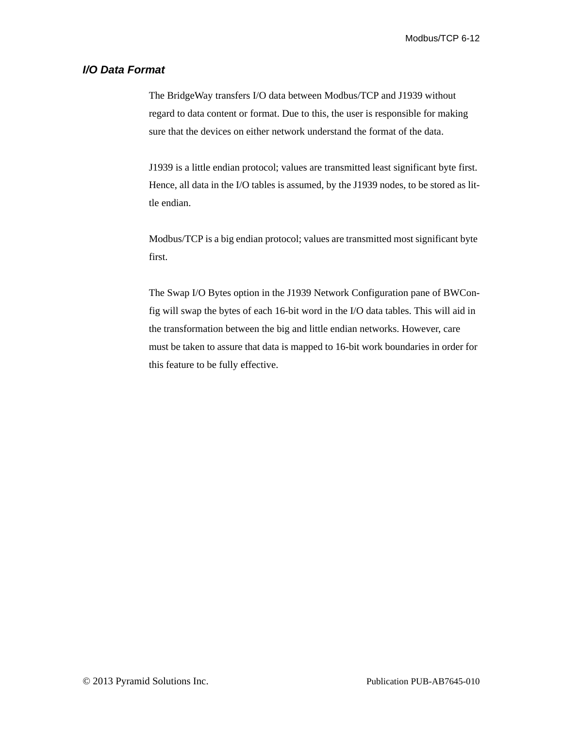## I/O Data Format

The BridgeWay transfers I/O data between Modbus/TCP and J1939 without regard to data content or format. Due to this, the user is responsible for making sure that the devices on either network understand the format of the data.

J1939 is a little endian protocol; values are transmitted least significant byte first. Hence, all data in the I/O tables is assumed, by the J1939 nodes, to be stored as little endian.

Modbus/TCP is a big endian protocol; values are transmitted most significant byte first.

The Swap I/O Bytes option in the J1939 Network Configuration pane of BWConfig will swap the bytes of each 16-bit word in the I/O data tables. This will aid in the transformation between the big and little endian networks. However, care must be taken to assure that data is mapped to 16-bit work boundaries in order for this feature to be fully effective.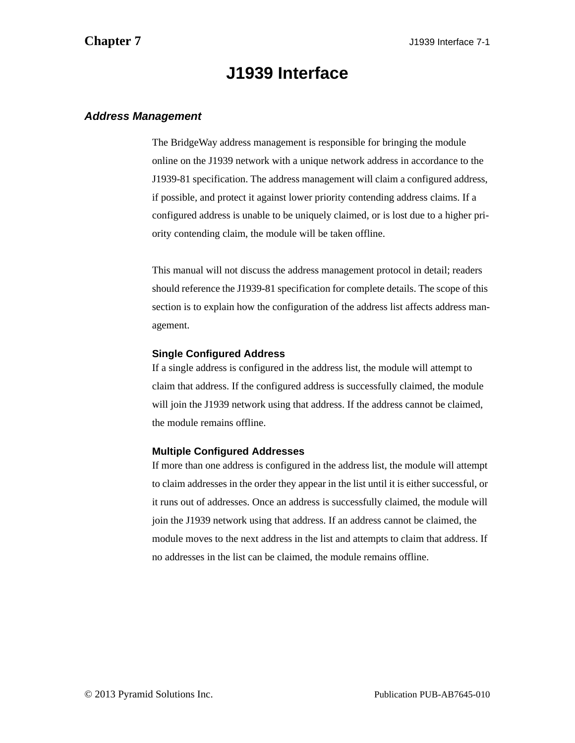# J1939 Interface

## *Address Management*

The BridgeWay address management is responsible for bringing the module online on the J1939 network with a unique network address in accordance to the J1939-81 specification. The address management will claim a configured address, if possible, and protect it against lower priority contending address claims. If a configured address is unable to be uniquely claimed, or is lost due to a higher priority contending claim, the module will be taken offline.

This manual will not discuss the address management protocol in detail; readers should reference the J1939-81 specification for complete details. The scope of this section is to explain how the configuration of the address list affects address management.

### Single Configured Address

If a single address is configured in the address list, the module will attempt to claim that address. If the configured address is successfully claimed, the module will join the J1939 network using that address. If the address cannot be claimed, the module remains offline.

### Multiple Configured Addresses

If more than one address is configured in the address list, the module will attempt to claim addresses in the order they appear in the list until it is either successful, or it runs out of addresses. Once an address is successfully claimed, the module will join the J1939 network using that address. If an address cannot be claimed, the module moves to the next address in the list and attempts to claim that address. If no addresses in the list can be claimed, the module remains offline.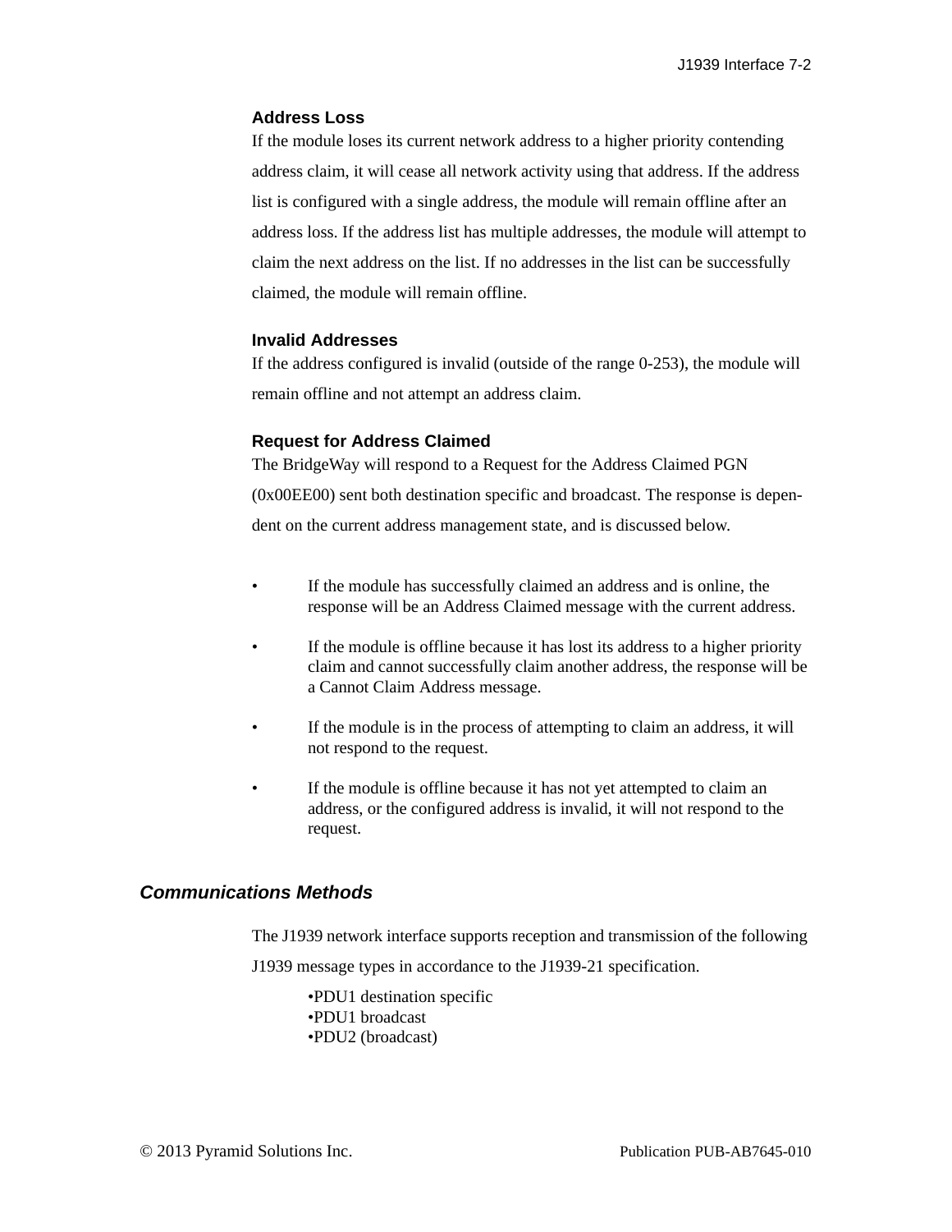### Address Loss

If the module loses its current network address to a higher priority contending address claim, it will cease all network activity using that address. If the address list is configured with a single address, the module will remain offline after an address loss. If the address list has multiple addresses, the module will attempt to claim the next address on the list. If no addresses in the list can be successfully claimed, the module will remain offline.

### Invalid Addresses

If the address configured is invalid (outside of the range 0-253), the module will remain offline and not attempt an address claim.

### Request for Address Claimed

The BridgeWay will respond to a Request for the Address Claimed PGN (0x00EE00) sent both destination specific and broadcast. The response is dependent on the current address management state, and is discussed below.

- If the module has successfully claimed an address and is online, the response will be an Address Claimed message with the current address.
- If the module is offline because it has lost its address to a higher priority claim and cannot successfully claim another address, the response will be a Cannot Claim Address message.
- If the module is in the process of attempting to claim an address, it will not respond to the request.
- If the module is offline because it has not yet attempted to claim an address, or the configured address is invalid, it will not respond to the request.

## *Communications Methods*

The J1939 network interface supports reception and transmission of the following J1939 message types in accordance to the J1939-21 specification.

- PDU1 destination specific
- PDU1 broadcast
- PDU2 (broadcast)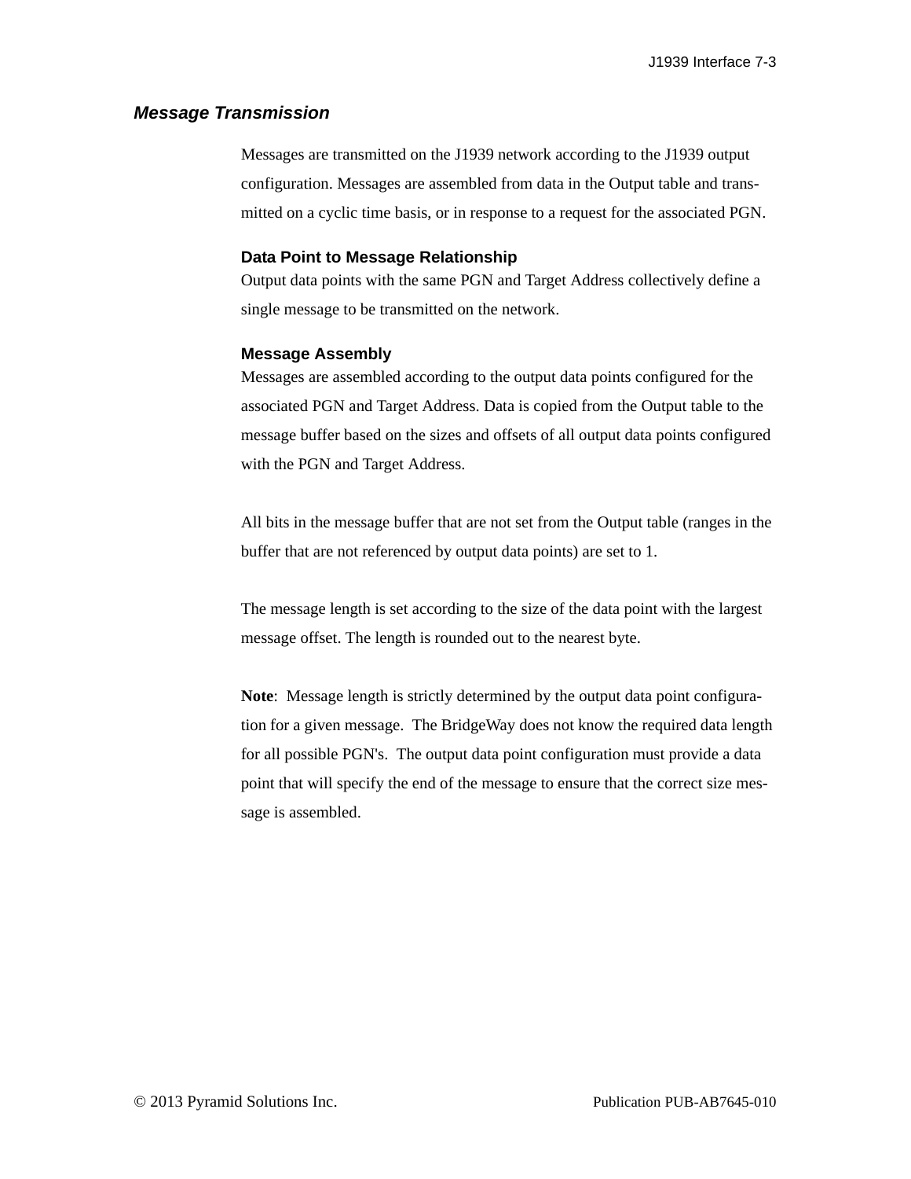## *Message Transmission*

Messages are transmitted on the J1939 network according to the J1939 output configuration. Messages are assembled from data in the Output table and transmitted on a cyclic time basis, or in response to a request for the associated PGN.

### Data Point to Message Relationship

Output data points with the same PGN and Target Address collectively define a single message to be transmitted on the network.

### Message Assembly

Messages are assembled according to the output data points configured for the associated PGN and Target Address. Data is copied from the Output table to the message buffer based on the sizes and offsets of all output data points configured with the PGN and Target Address.

All bits in the message buffer that are not set from the Output table (ranges in the buffer that are not referenced by output data points) are set to 1.

The message length is set according to the size of the data point with the largest message offset. The length is rounded out to the nearest byte.

**Note**: Message length is strictly determined by the output data point configuration for a given message. The BridgeWay does not know the required data length for all possible PGN's. The output data point configuration must provide a data point that will specify the end of the message to ensure that the correct size message is assembled.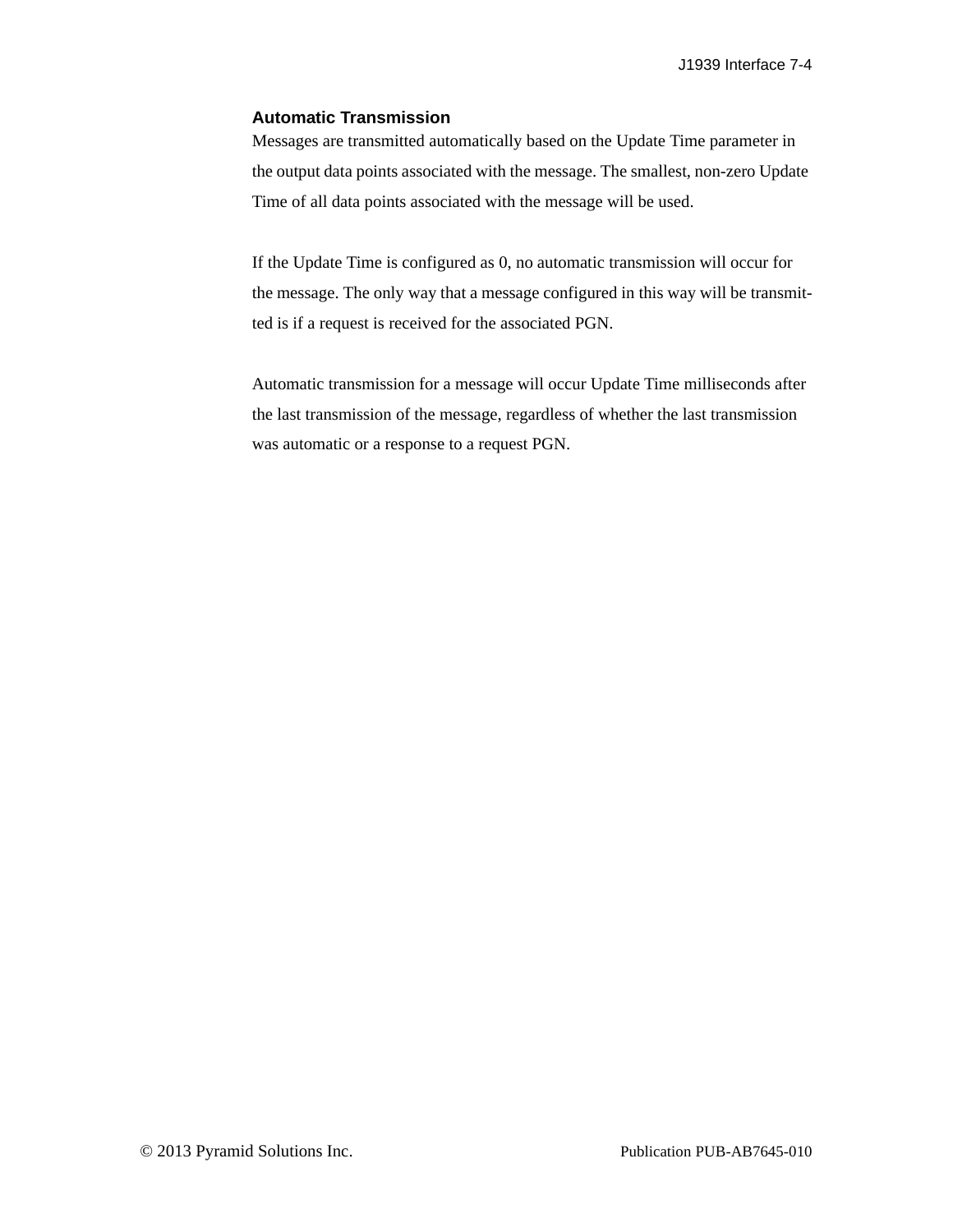### Automatic Transmission

Messages are transmitted automatically based on the Update Time parameter in the output data points associated with the message. The smallest, non-zero Update Time of all data points associated with the message will be used.

If the Update Time is configured as 0, no automatic transmission will occur for the message. The only way that a message configured in this way will be transmitted is if a request is received for the associated PGN.

Automatic transmission for a message will occur Update Time milliseconds after the last transmission of the message, regardless of whether the last transmission was automatic or a response to a request PGN.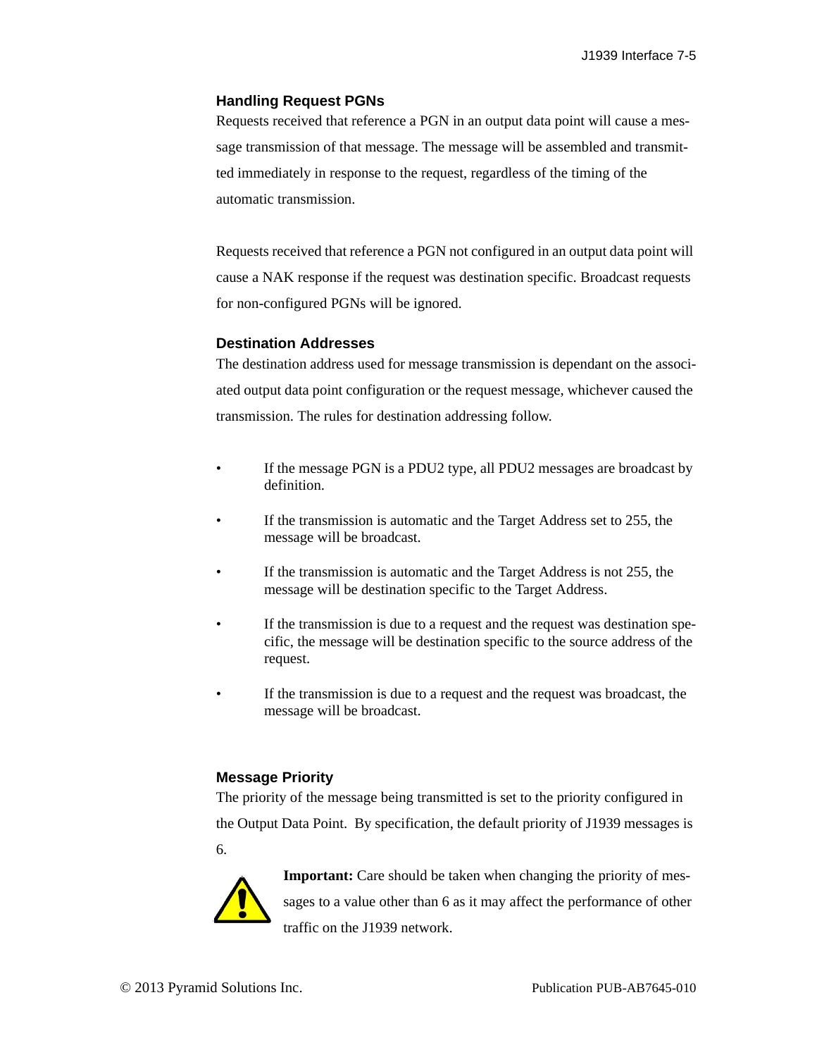### Handling Request PGNs

Requests received that reference a PGN in an output data point will cause a message transmission of that message. The message will be assembled and transmitted immediately in response to the request, regardless of the timing of the automatic transmission.

Requests received that reference a PGN not configured in an output data point will cause a NAK response if the request was destination specific. Broadcast requests for non-configured PGNs will be ignored.

### Destination Addresses

The destination address used for message transmission is dependant on the associated output data point configuration or the request message, whichever caused the transmission. The rules for destination addressing follow.

- If the message PGN is a PDU2 type, all PDU2 messages are broadcast by definition.
- If the transmission is automatic and the Target Address set to 255, the message will be broadcast.
- If the transmission is automatic and the Target Address is not 255, the message will be destination specific to the Target Address.
- If the transmission is due to a request and the request was destination specific, the message will be destination specific to the source address of the request.
- If the transmission is due to a request and the request was broadcast, the message will be broadcast.

### Message Priority

The priority of the message being transmitted is set to the priority configured in the Output Data Point. By specification, the default priority of J1939 messages is 6.

**Important:** Care should be taken when changing the priority of messages to a value other than 6 as it may affect the performance of other traffic on the J1939 network.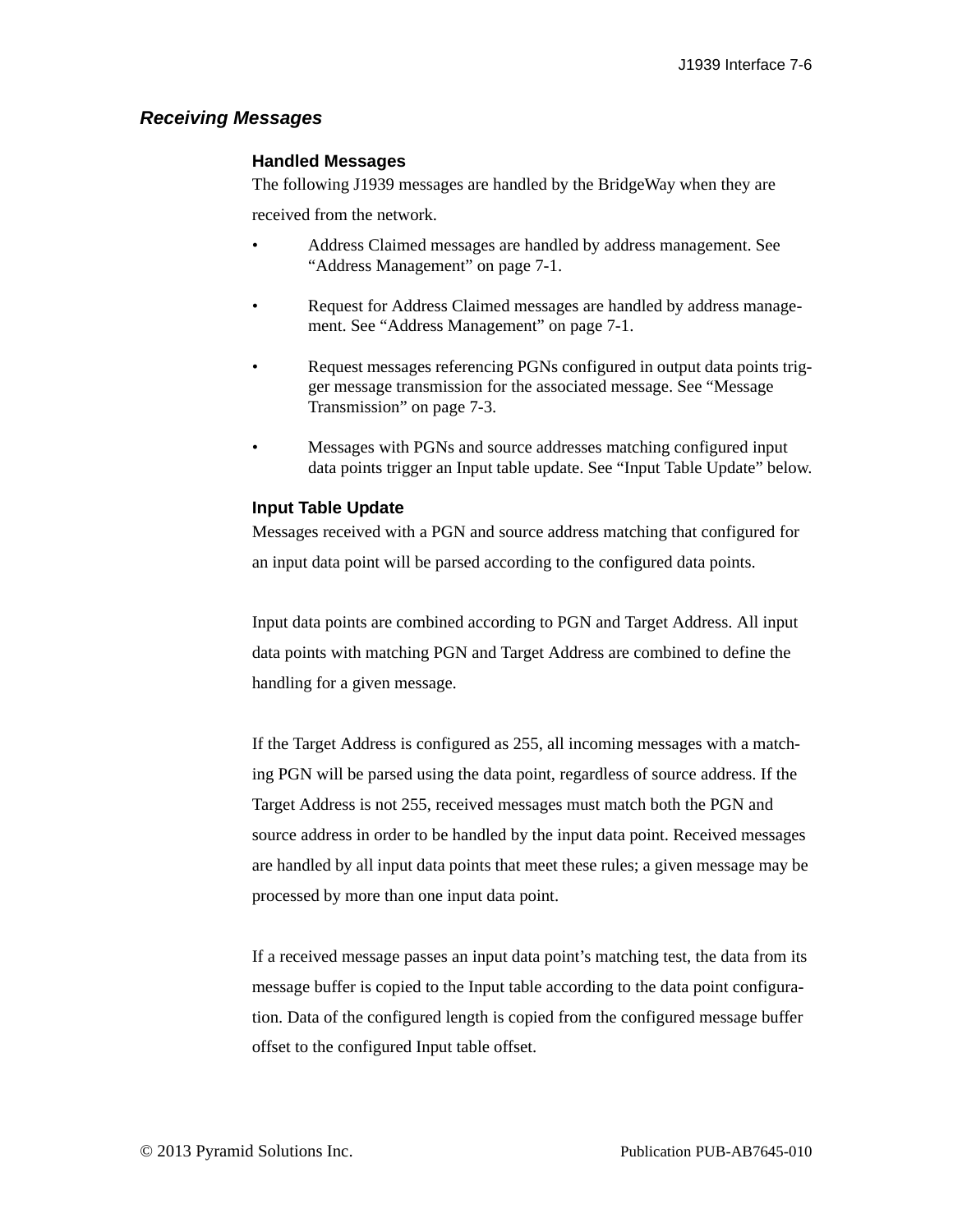## *Receiving Messages*

### Handled Messages

The following J1939 messages are handled by the BridgeWay when they are received from the network.

- Address Claimed messages are handled by address management. See “Address Management” on page 7-1.
- Request for Address Claimed messages are handled by address management. See “Address Management” on page 7-1.
- Request messages referencing PGNs configured in output data points trigger message transmission for the associated message. See “Message Transmission” on page 7-3.
- Messages with PGNs and source addresses matching configured input data points trigger an Input table update. See “Input Table Update” below.

### Input Table Update

Messages received with a PGN and source address matching that configured for an input data point will be parsed according to the configured data points.

Input data points are combined according to PGN and Target Address. All input data points with matching PGN and Target Address are combined to define the handling for a given message.

If the Target Address is configured as 255, all incoming messages with a matching PGN will be parsed using the data point, regardless of source address. If the Target Address is not 255, received messages must match both the PGN and source address in order to be handled by the input data point. Received messages are handled by all input data points that meet these rules; a given message may be processed by more than one input data point.

If a received message passes an input data point’s matching test, the data from its message buffer is copied to the Input table according to the data point configuration. Data of the configured length is copied from the configured message buffer offset to the configured Input table offset.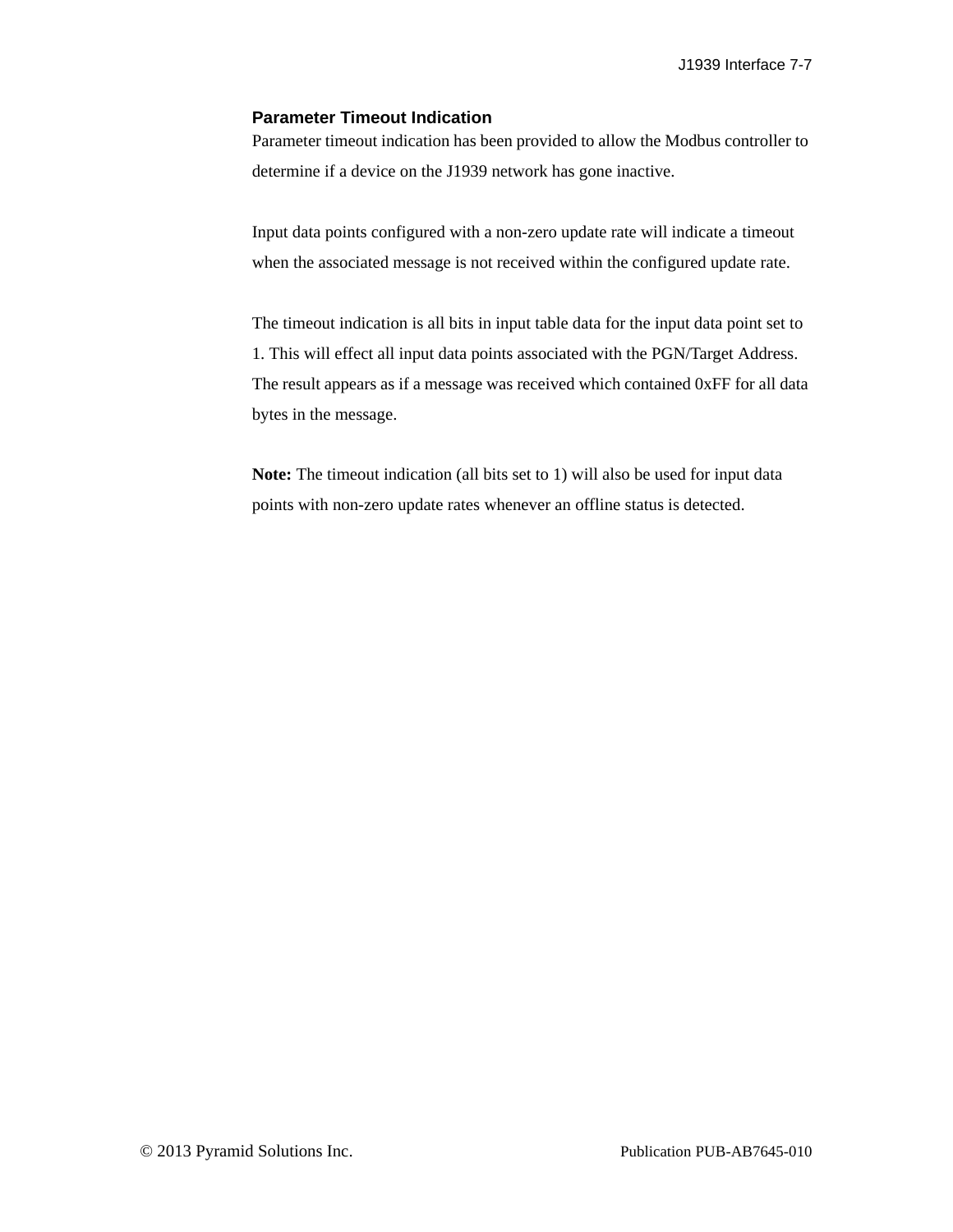### Parameter Timeout Indication

Parameter timeout indication has been provided to allow the Modbus controller to determine if a device on the J1939 network has gone inactive.

Input data points configured with a non-zero update rate will indicate a timeout when the associated message is not received within the configured update rate.

The timeout indication is all bits in input table data for the input data point set to 1. This will effect all input data points associated with the PGN/Target Address. The result appears as if a message was received which contained 0xFF for all data bytes in the message.

**Note:** The timeout indication (all bits set to 1) will also be used for input data points with non-zero update rates whenever an offline status is detected.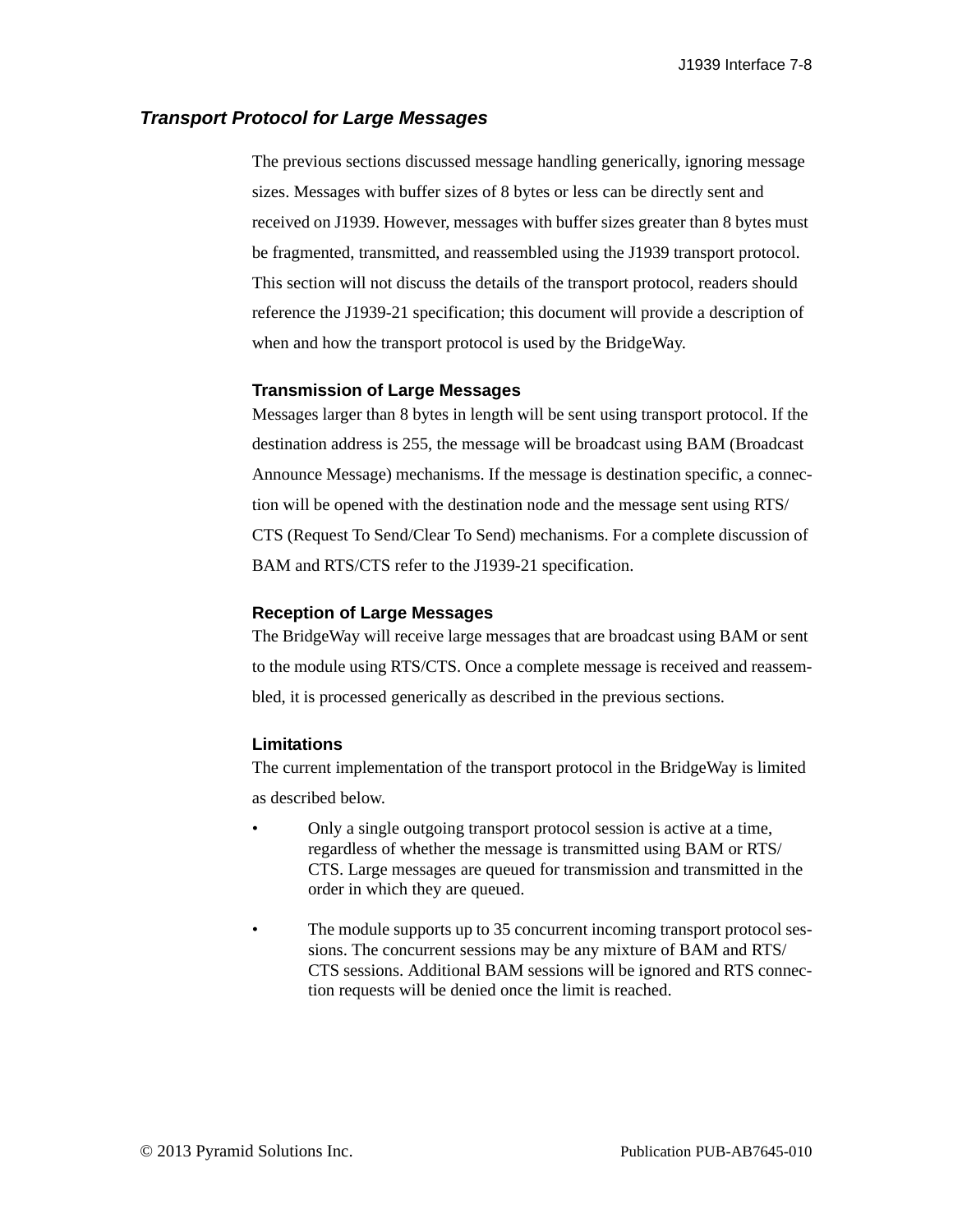## *Transport Protocol for Large Messages*

The previous sections discussed message handling generically, ignoring message sizes. Messages with buffer sizes of 8 bytes or less can be directly sent and received on J1939. However, messages with buffer sizes greater than 8 bytes must be fragmented, transmitted, and reassembled using the J1939 transport protocol. This section will not discuss the details of the transport protocol, readers should reference the J1939-21 specification; this document will provide a description of when and how the transport protocol is used by the BridgeWay.

### Transmission of Large Messages

Messages larger than 8 bytes in length will be sent using transport protocol. If the destination address is 255, the message will be broadcast using BAM (Broadcast Announce Message) mechanisms. If the message is destination specific, a connection will be opened with the destination node and the message sent using RTS/CTS (Request To Send/Clear To Send) mechanisms. For a complete discussion of BAM and RTS/CTS refer to the J1939-21 specification.

### Reception of Large Messages

The BridgeWay will receive large messages that are broadcast using BAM or sent to the module using RTS/CTS. Once a complete message is received and reassembled, it is processed generically as described in the previous sections.

### Limitations

The current implementation of the transport protocol in the BridgeWay is limited as described below.

- Only a single outgoing transport protocol session is active at a time, regardless of whether the message is transmitted using BAM or RTS/CTS. Large messages are queued for transmission and transmitted in the order in which they are queued.

- The module supports up to 35 concurrent incoming transport protocol sessions. The concurrent sessions may be any mixture of BAM and RTS/CTS sessions. Additional BAM sessions will be ignored and RTS connection requests will be denied once the limit is reached.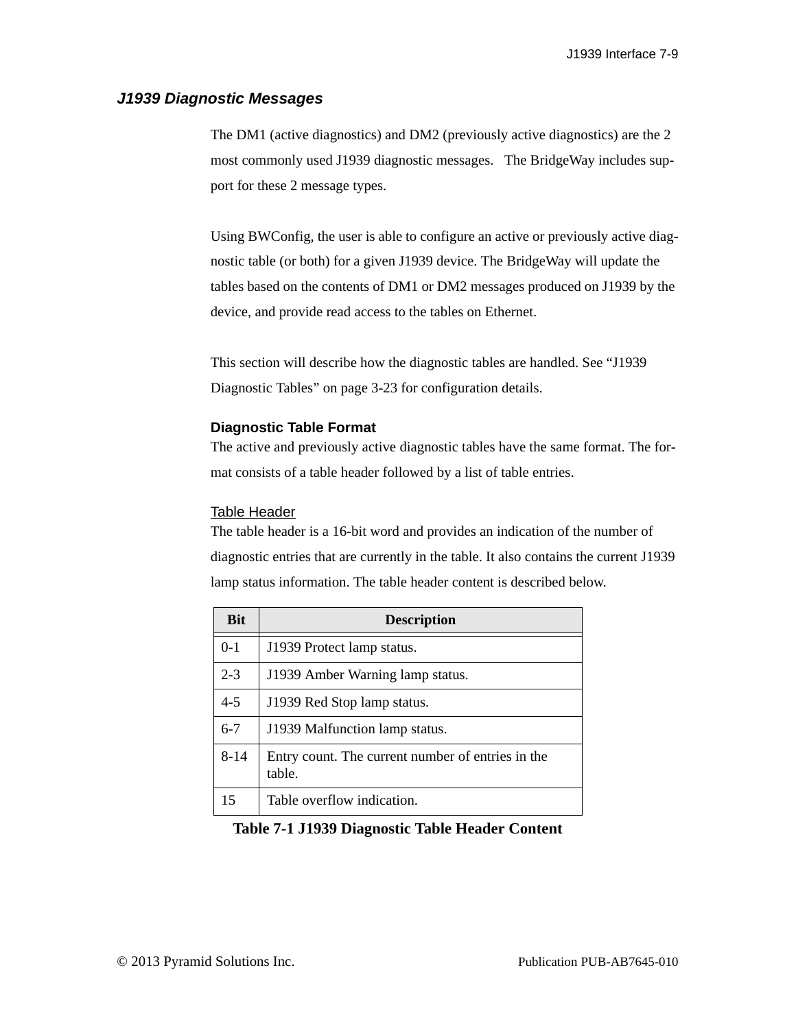### *J1939 Diagnostic Messages*

The DM1 (active diagnostics) and DM2 (previously active diagnostics) are the 2 most commonly used J1939 diagnostic messages. The BridgeWay includes support for these 2 message types.

Using BWConfig, the user is able to configure an active or previously active diagnostic table (or both) for a given J1939 device. The BridgeWay will update the tables based on the contents of DM1 or DM2 messages produced on J1939 by the device, and provide read access to the tables on Ethernet.

This section will describe how the diagnostic tables are handled. See “J1939 Diagnostic Tables” on page 3-23 for configuration details.

#### Diagnostic Table Format

The active and previously active diagnostic tables have the same format. The format consists of a table header followed by a list of table entries.

Table Header

The table header is a 16-bit word and provides an indication of the number of diagnostic entries that are currently in the table. It also contains the current J1939 lamp status information. The table header content is described below.

| Bit | Description |
|---|---|
| 0-1 | J1939 Protect lamp status. |
| 2-3 | J1939 Amber Warning lamp status. |
| 4-5 | J1939 Red Stop lamp status. |
| 6-7 | J1939 Malfunction lamp status. |
| 8-14 | Entry count. The current number of entries in the table. |
| 15 | Table overflow indication. |

**Table 7-1 J1939 Diagnostic Table Header Content**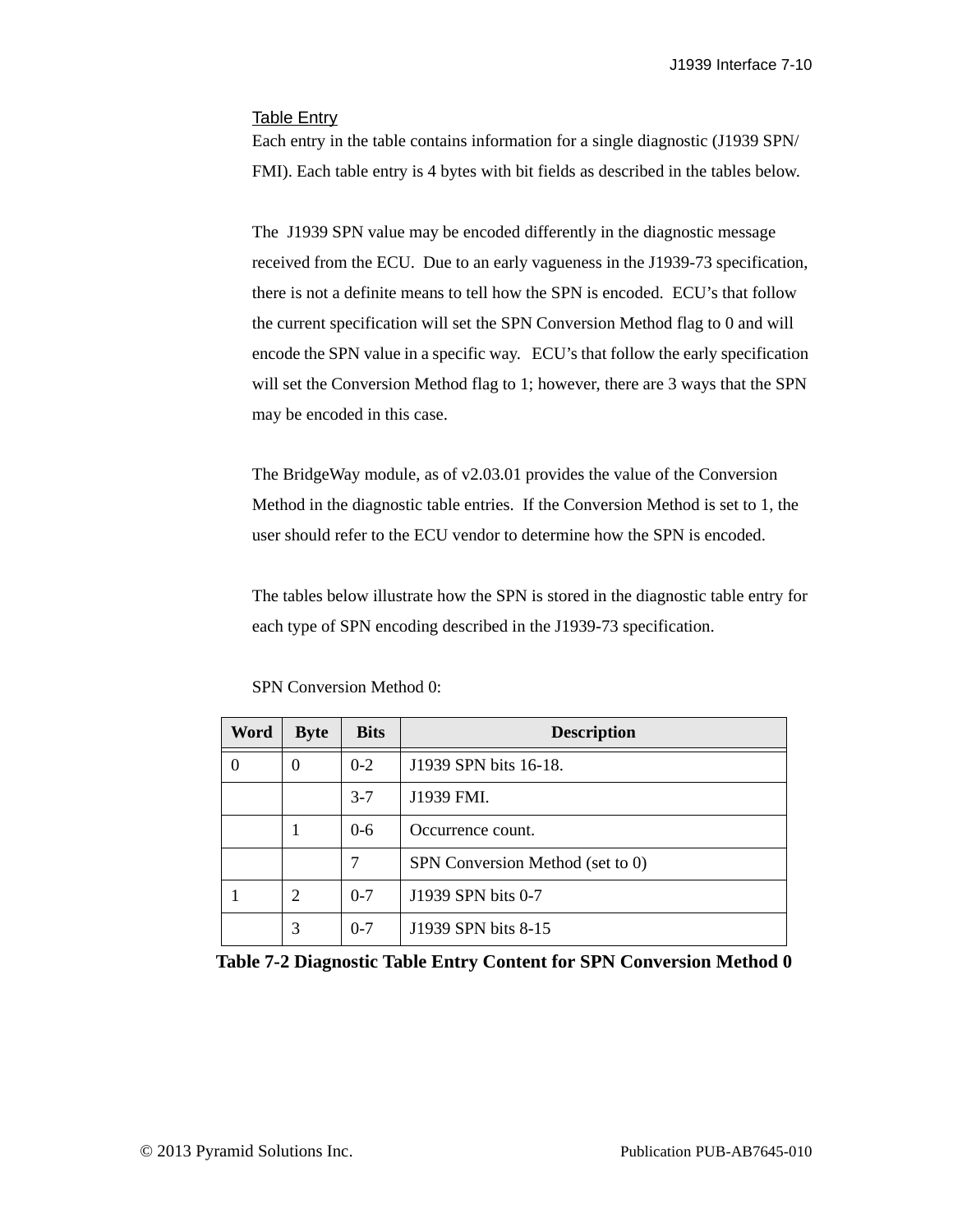### Table Entry

Each entry in the table contains information for a single diagnostic (J1939 SPN/ FMI). Each table entry is 4 bytes with bit fields as described in the tables below.

The J1939 SPN value may be encoded differently in the diagnostic message received from the ECU. Due to an early vagueness in the J1939-73 specification, there is not a definite means to tell how the SPN is encoded. ECU's that follow the current specification will set the SPN Conversion Method flag to 0 and will encode the SPN value in a specific way. ECU's that follow the early specification will set the Conversion Method flag to 1; however, there are 3 ways that the SPN may be encoded in this case.

The BridgeWay module, as of v2.03.01 provides the value of the Conversion Method in the diagnostic table entries. If the Conversion Method is set to 1, the user should refer to the ECU vendor to determine how the SPN is encoded.

The tables below illustrate how the SPN is stored in the diagnostic table entry for each type of SPN encoding described in the J1939-73 specification.

SPN Conversion Method 0:

| Word | Byte | Bits | Description |
|---|---|---|---|
| 0 | 0 | 0-2 | J1939 SPN bits 16-18. |
| | | 3-7 | J1939 FMI. |
| | 1 | 0-6 | Occurrence count. |
| | | 7 | SPN Conversion Method (set to 0) |
| 1 | 2 | 0-7 | J1939 SPN bits 0-7 |
| | 3 | 0-7 | J1939 SPN bits 8-15 |

**Table 7-2 Diagnostic Table Entry Content for SPN Conversion Method 0**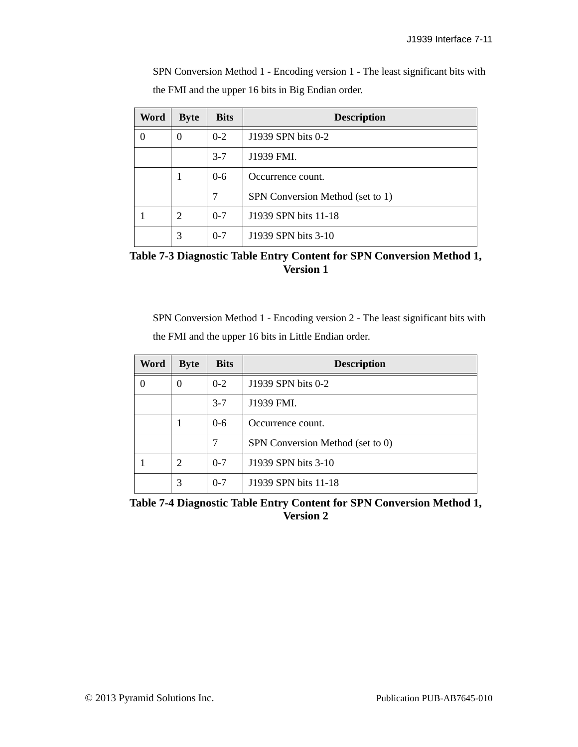SPN Conversion Method 1 - Encoding version 1 - The least significant bits with the FMI and the upper 16 bits in Big Endian order.

| Word | Byte | Bits | Description |
|---|---|---|---|
| 0 | 0 | 0-2 | J1939 SPN bits 0-2 |
| | | 3-7 | J1939 FMI. |
| | 1 | 0-6 | Occurrence count. |
| | | 7 | SPN Conversion Method (set to 1) |
| 1 | 2 | 0-7 | J1939 SPN bits 11-18 |
| | 3 | 0-7 | J1939 SPN bits 3-10 |

**Table 7-3 Diagnostic Table Entry Content for SPN Conversion Method 1, Version 1**

SPN Conversion Method 1 - Encoding version 2 - The least significant bits with the FMI and the upper 16 bits in Little Endian order.

| Word | Byte | Bits | Description |
|---|---|---|---|
| 0 | 0 | 0-2 | J1939 SPN bits 0-2 |
| | | 3-7 | J1939 FMI. |
| | 1 | 0-6 | Occurrence count. |
| | | 7 | SPN Conversion Method (set to 0) |
| 1 | 2 | 0-7 | J1939 SPN bits 3-10 |
| | 3 | 0-7 | J1939 SPN bits 11-18 |

**Table 7-4 Diagnostic Table Entry Content for SPN Conversion Method 1, Version 2**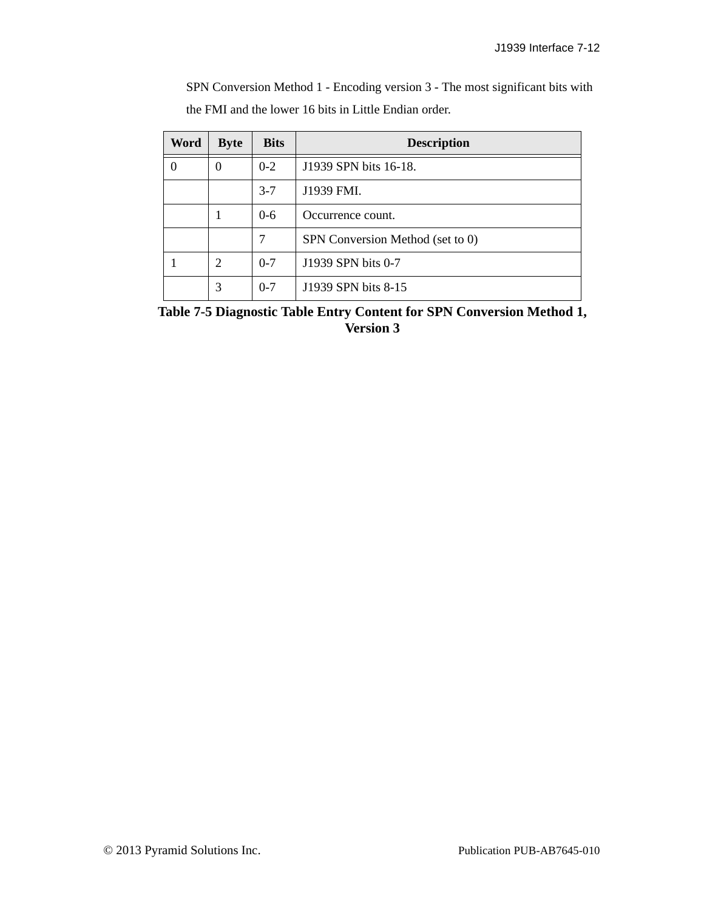SPN Conversion Method 1 - Encoding version 3 - The most significant bits with the FMI and the lower 16 bits in Little Endian order.

| Word | Byte | Bits | Description |
|---|---|---|---|
| 0 | 0 | 0-2 | J1939 SPN bits 16-18. |
| | | 3-7 | J1939 FMI. |
| | 1 | 0-6 | Occurrence count. |
| | | 7 | SPN Conversion Method (set to 0) |
| 1 | 2 | 0-7 | J1939 SPN bits 0-7 |
| | 3 | 0-7 | J1939 SPN bits 8-15 |

**Table 7-5 Diagnostic Table Entry Content for SPN Conversion Method 1, Version 3**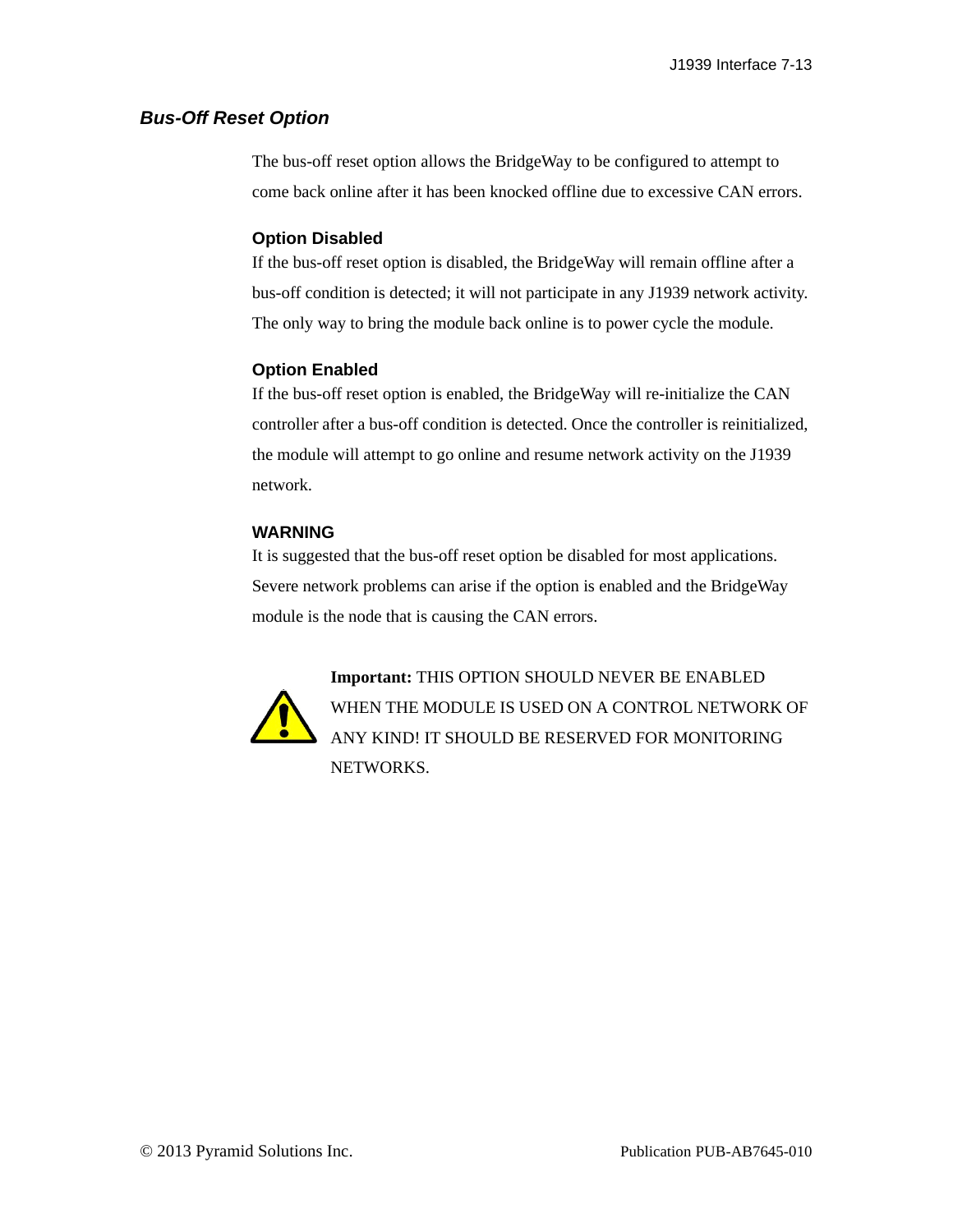### *Bus-Off Reset Option*

The bus-off reset option allows the BridgeWay to be configured to attempt to come back online after it has been knocked offline due to excessive CAN errors.

#### Option Disabled

If the bus-off reset option is disabled, the BridgeWay will remain offline after a bus-off condition is detected; it will not participate in any J1939 network activity. The only way to bring the module back online is to power cycle the module.

#### Option Enabled

If the bus-off reset option is enabled, the BridgeWay will re-initialize the CAN controller after a bus-off condition is detected. Once the controller is reinitialized, the module will attempt to go online and resume network activity on the J1939 network.

#### WARNING

It is suggested that the bus-off reset option be disabled for most applications. Severe network problems can arise if the option is enabled and the BridgeWay module is the node that is causing the CAN errors.

**Important:** THIS OPTION SHOULD NEVER BE ENABLED WHEN THE MODULE IS USED ON A CONTROL NETWORK OF ANY KIND! IT SHOULD BE RESERVED FOR MONITORING NETWORKS.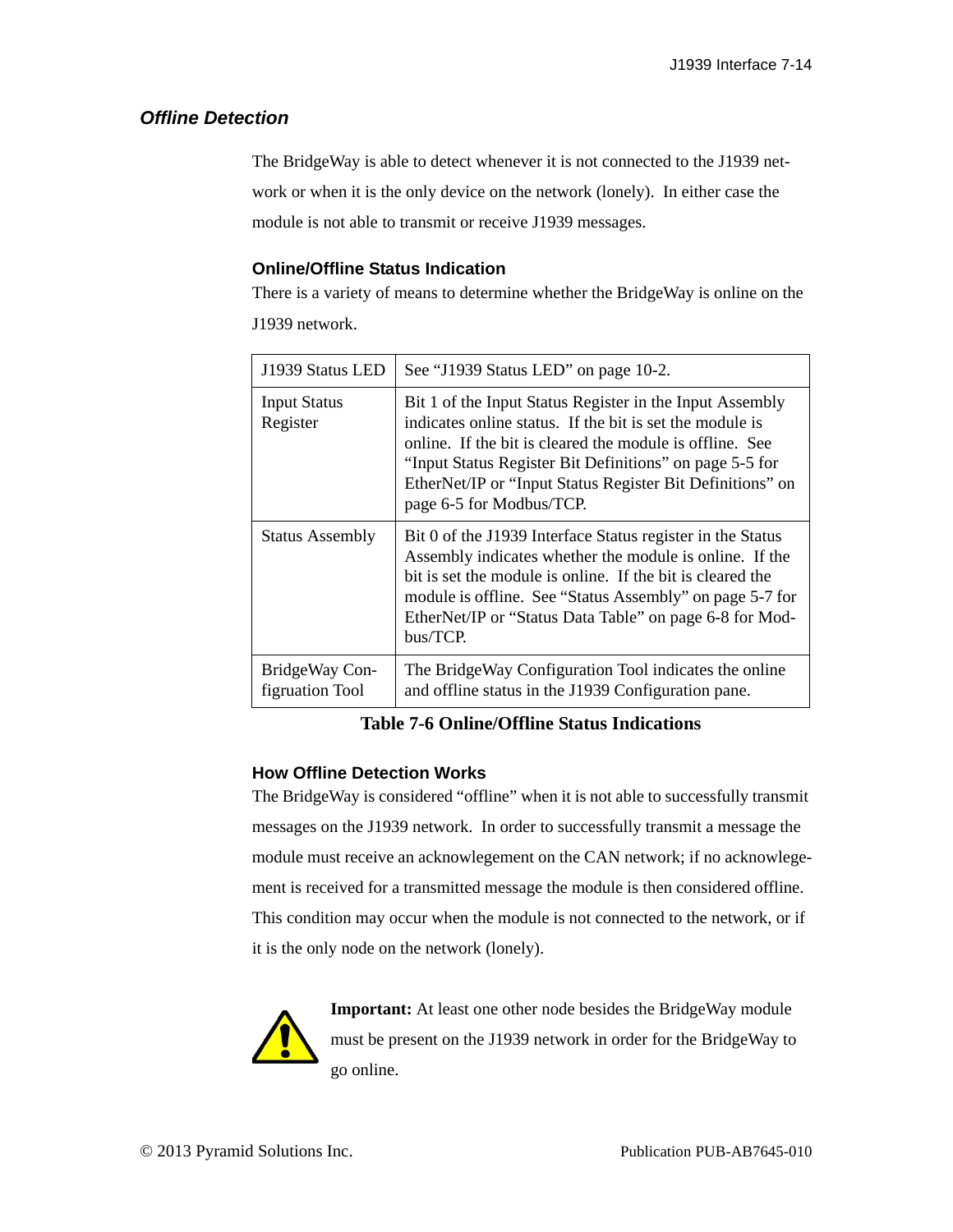### *Offline Detection*

The BridgeWay is able to detect whenever it is not connected to the J1939 network or when it is the only device on the network (lonely). In either case the module is not able to transmit or receive J1939 messages.

#### Online/Offline Status Indication

There is a variety of means to determine whether the BridgeWay is online on the J1939 network.

| | |
|---|---|
| J1939 Status LED | See “J1939 Status LED” on page 10-2. |
| Input Status Register | Bit 1 of the Input Status Register in the Input Assembly indicates online status. If the bit is set the module is online. If the bit is cleared the module is offline. See “Input Status Register Bit Definitions” on page 5-5 for EtherNet/IP or “Input Status Register Bit Definitions” on page 6-5 for Modbus/TCP. |
| Status Assembly | Bit 0 of the J1939 Interface Status register in the Status Assembly indicates whether the module is online. If the bit is set the module is online. If the bit is cleared the module is offline. See “Status Assembly” on page 5-7 for EtherNet/IP or “Status Data Table” on page 6-8 for Modbus/TCP. |
| BridgeWay Configuration Tool | The BridgeWay Configuration Tool indicates the online and offline status in the J1939 Configuration pane. |

**Table 7-6 Online/Offline Status Indications**

#### How Offline Detection Works

The BridgeWay is considered “offline” when it is not able to successfully transmit messages on the J1939 network. In order to successfully transmit a message the module must receive an acknowlegement on the CAN network; if no acknowlegement is received for a transmitted message the module is then considered offline. This condition may occur when the module is not connected to the network, or if it is the only node on the network (lonely).

**Important:** At least one other node besides the BridgeWay module must be present on the J1939 network in order for the BridgeWay to go online.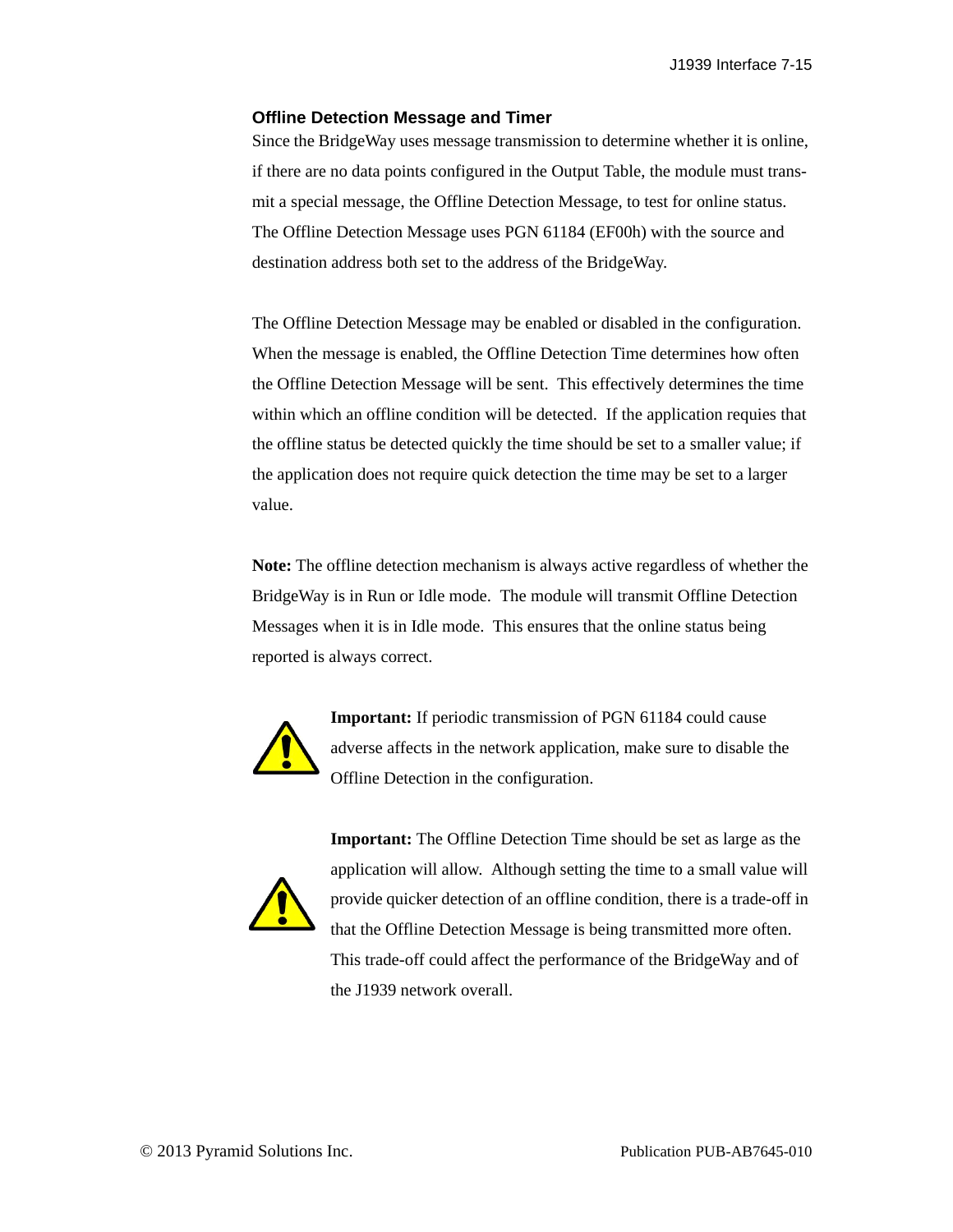### Offline Detection Message and Timer

Since the BridgeWay uses message transmission to determine whether it is online, if there are no data points configured in the Output Table, the module must transmit a special message, the Offline Detection Message, to test for online status. The Offline Detection Message uses PGN 61184 (EF00h) with the source and destination address both set to the address of the BridgeWay.

The Offline Detection Message may be enabled or disabled in the configuration. When the message is enabled, the Offline Detection Time determines how often the Offline Detection Message will be sent. This effectively determines the time within which an offline condition will be detected. If the application requies that the offline status be detected quickly the time should be set to a smaller value; if the application does not require quick detection the time may be set to a larger value.

**Note:** The offline detection mechanism is always active regardless of whether the BridgeWay is in Run or Idle mode. The module will transmit Offline Detection Messages when it is in Idle mode. This ensures that the online status being reported is always correct.

**Important:** If periodic transmission of PGN 61184 could cause adverse affects in the network application, make sure to disable the Offline Detection in the configuration.

**Important:** The Offline Detection Time should be set as large as the application will allow. Although setting the time to a small value will provide quicker detection of an offline condition, there is a trade-off in that the Offline Detection Message is being transmitted more often. This trade-off could affect the performance of the BridgeWay and of the J1939 network overall.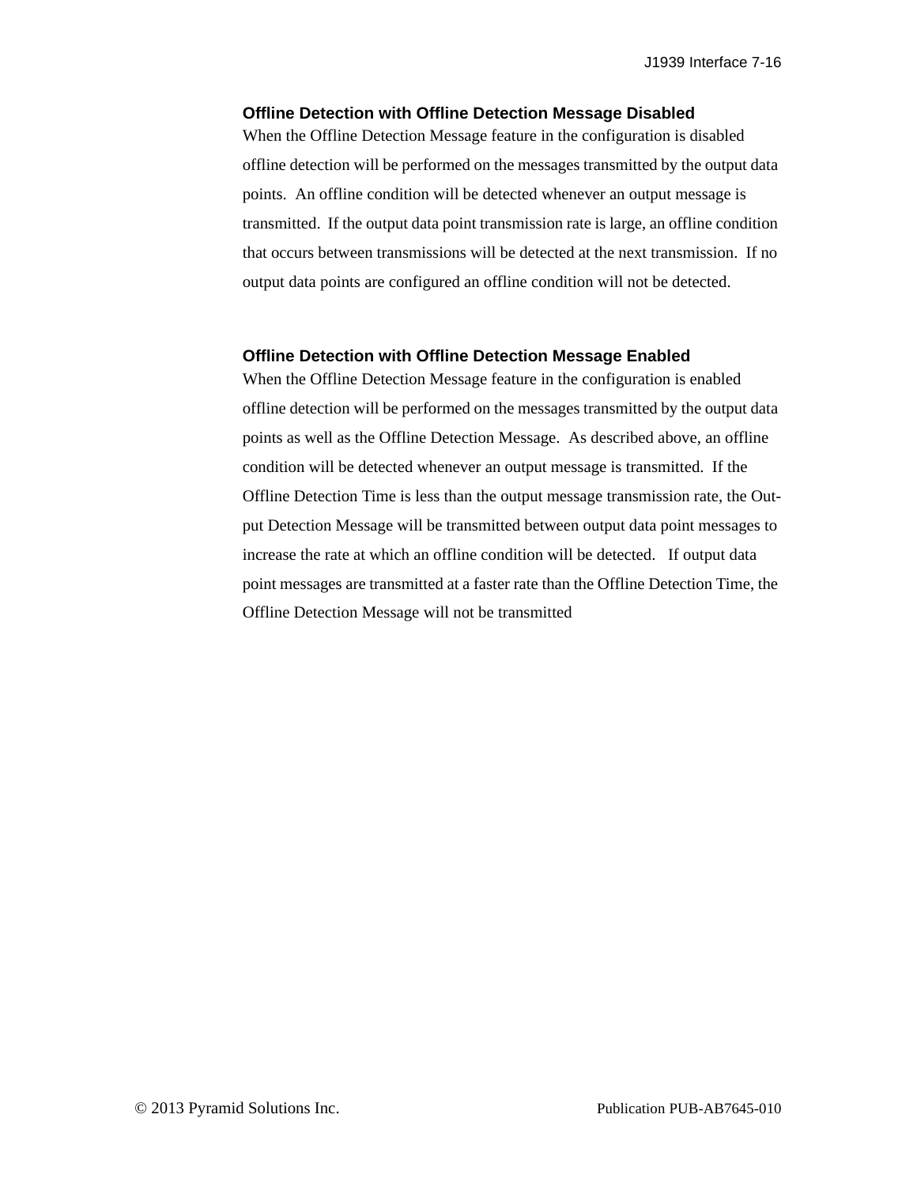### Offline Detection with Offline Detection Message Disabled

When the Offline Detection Message feature in the configuration is disabled offline detection will be performed on the messages transmitted by the output data points. An offline condition will be detected whenever an output message is transmitted. If the output data point transmission rate is large, an offline condition that occurs between transmissions will be detected at the next transmission. If no output data points are configured an offline condition will not be detected.

### Offline Detection with Offline Detection Message Enabled

When the Offline Detection Message feature in the configuration is enabled offline detection will be performed on the messages transmitted by the output data points as well as the Offline Detection Message. As described above, an offline condition will be detected whenever an output message is transmitted. If the Offline Detection Time is less than the output message transmission rate, the Output Detection Message will be transmitted between output data point messages to increase the rate at which an offline condition will be detected. If output data point messages are transmitted at a faster rate than the Offline Detection Time, the Offline Detection Message will not be transmitted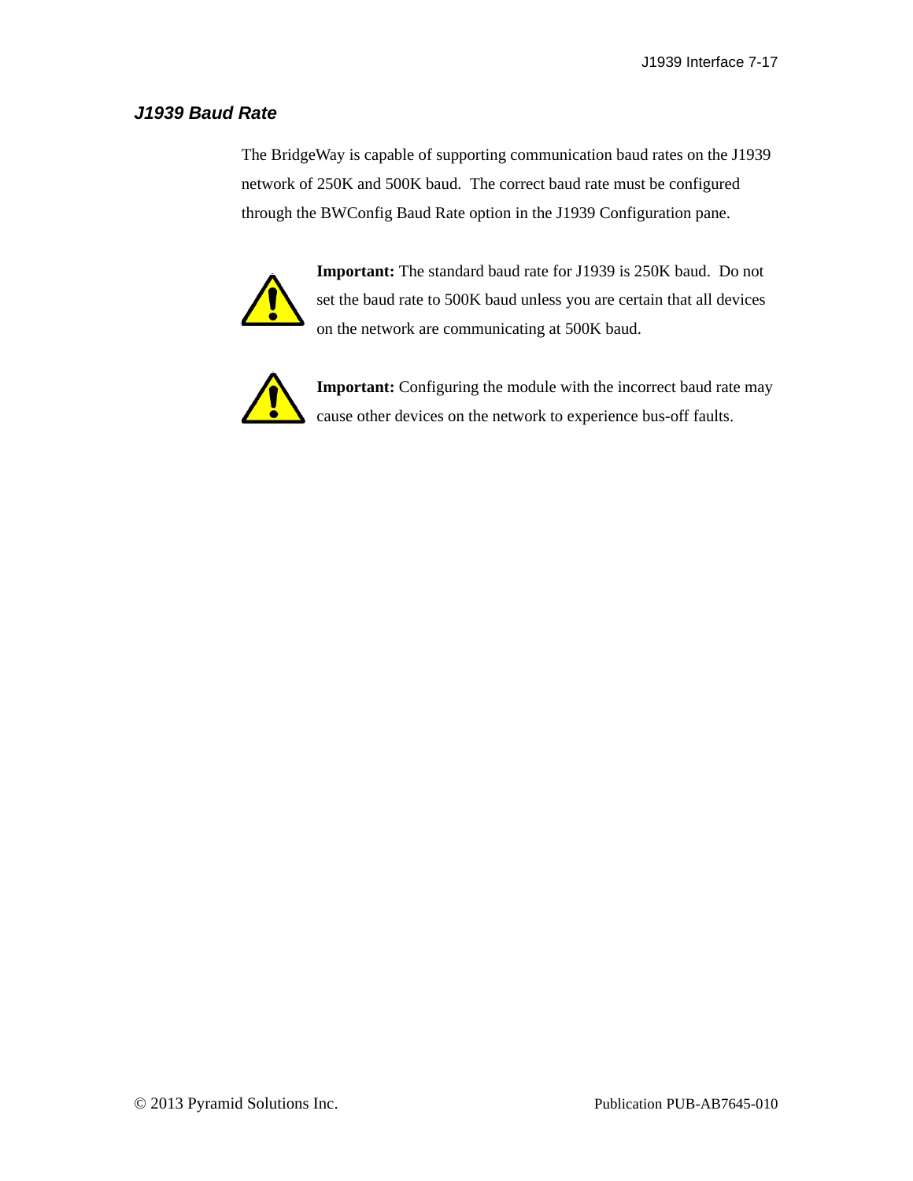### *J1939 Baud Rate*

The BridgeWay is capable of supporting communication baud rates on the J1939 network of 250K and 500K baud. The correct baud rate must be configured through the BWConfig Baud Rate option in the J1939 Configuration pane.

**Important:** The standard baud rate for J1939 is 250K baud. Do not set the baud rate to 500K baud unless you are certain that all devices on the network are communicating at 500K baud.

**Important:** Configuring the module with the incorrect baud rate may cause other devices on the network to experience bus-off faults.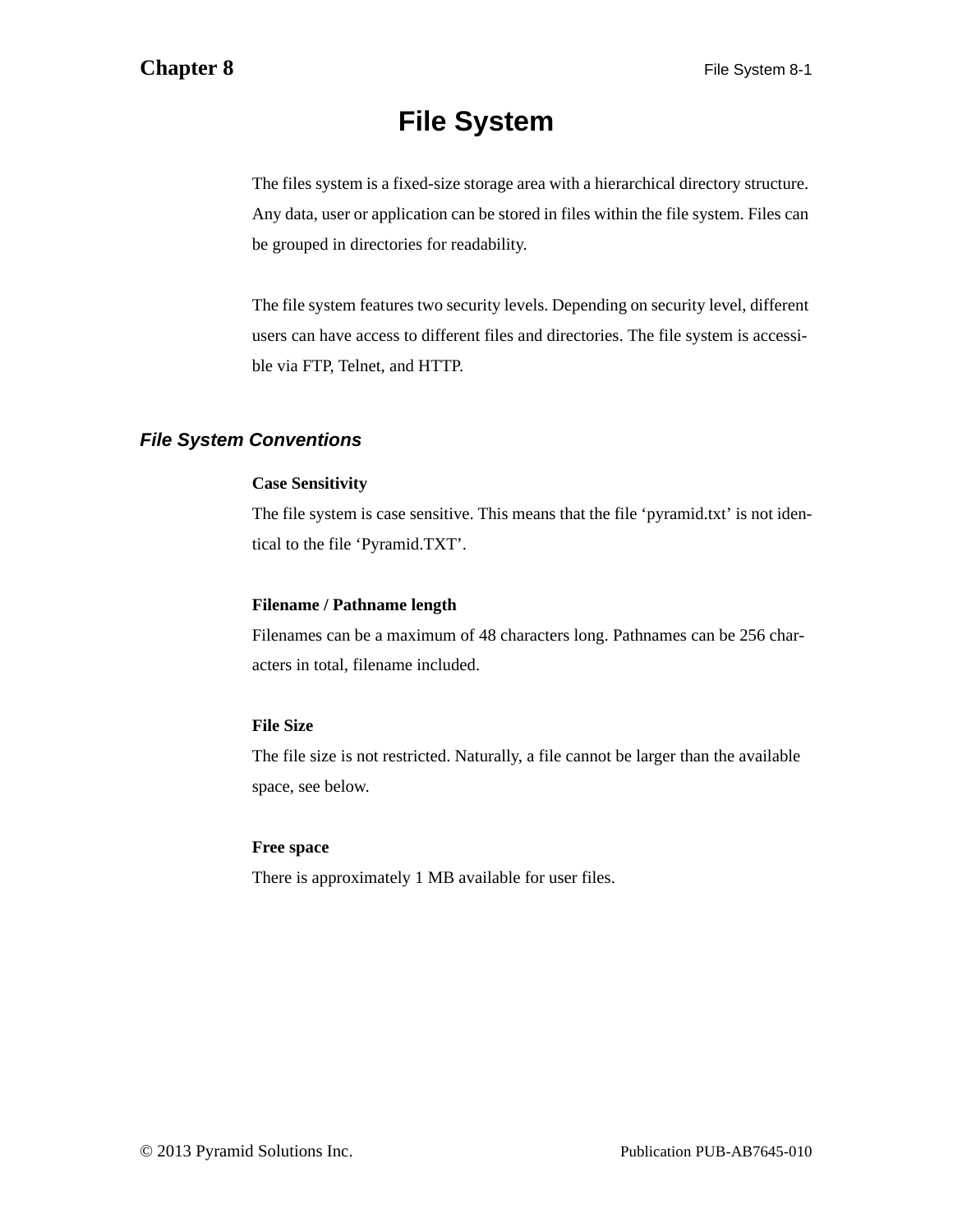# File System

The files system is a fixed-size storage area with a hierarchical directory structure. Any data, user or application can be stored in files within the file system. Files can be grouped in directories for readability.

The file system features two security levels. Depending on security level, different users can have access to different files and directories. The file system is accessible via FTP, Telnet, and HTTP.

## *File System Conventions*

**Case Sensitivity**

The file system is case sensitive. This means that the file 'pyramid.txt' is not identical to the file 'Pyramid.TXT'.

**Filename / Pathname length**

Filenames can be a maximum of 48 characters long. Pathnames can be 256 characters in total, filename included.

**File Size**

The file size is not restricted. Naturally, a file cannot be larger than the available space, see below.

**Free space**

There is approximately 1 MB available for user files.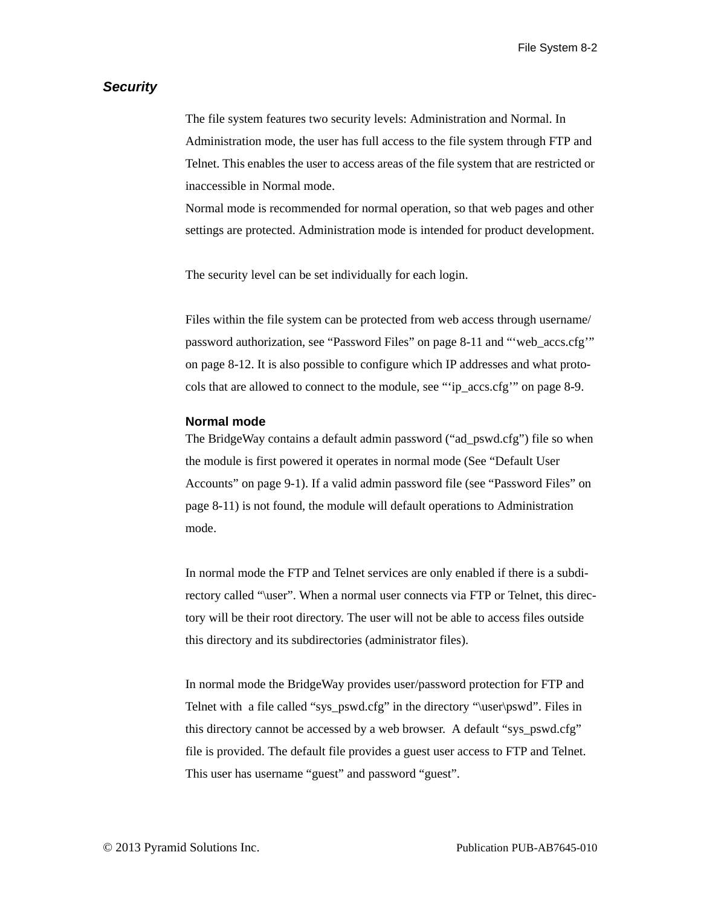## *Security*

The file system features two security levels: Administration and Normal. In Administration mode, the user has full access to the file system through FTP and Telnet. This enables the user to access areas of the file system that are restricted or inaccessible in Normal mode.
Normal mode is recommended for normal operation, so that web pages and other settings are protected. Administration mode is intended for product development.

The security level can be set individually for each login.

Files within the file system can be protected from web access through username/password authorization, see “Password Files” on page 8-11 and “‘web_accs.cfg’” on page 8-12. It is also possible to configure which IP addresses and what protocols that are allowed to connect to the module, see “‘ip_accs.cfg’” on page 8-9.

### Normal mode

The BridgeWay contains a default admin password (“ad_pswd.cfg”) file so when the module is first powered it operates in normal mode (See “Default User Accounts” on page 9-1). If a valid admin password file (see “Password Files” on page 8-11) is not found, the module will default operations to Administration mode.

In normal mode the FTP and Telnet services are only enabled if there is a subdirectory called “\user”. When a normal user connects via FTP or Telnet, this directory will be their root directory. The user will not be able to access files outside this directory and its subdirectories (administrator files).

In normal mode the BridgeWay provides user/password protection for FTP and Telnet with a file called “sys_pswd.cfg” in the directory “\user\pswd”. Files in this directory cannot be accessed by a web browser. A default “sys_pswd.cfg” file is provided. The default file provides a guest user access to FTP and Telnet. This user has username “guest” and password “guest”.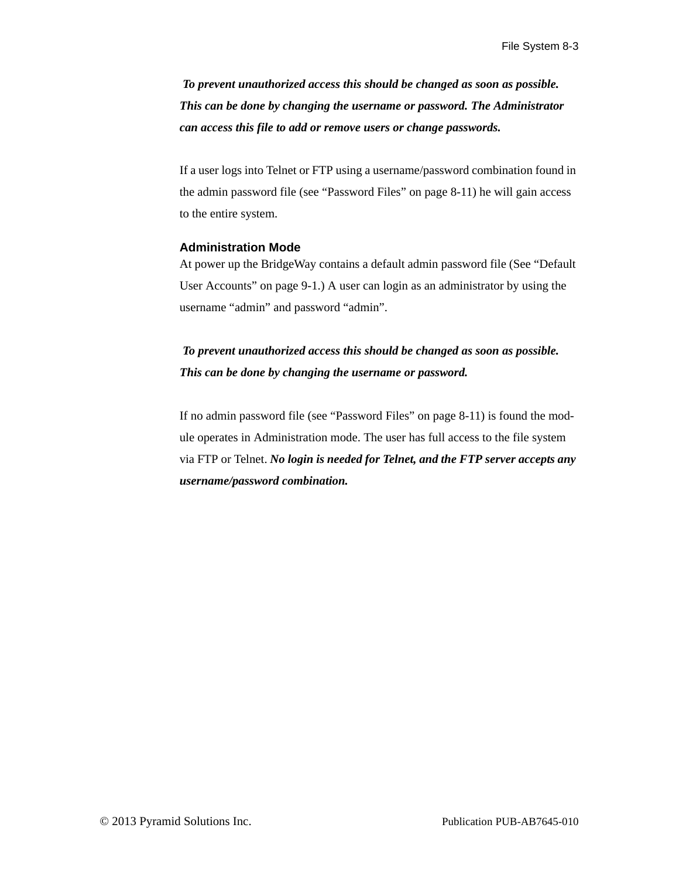***To prevent unauthorized access this should be changed as soon as possible. This can be done by changing the username or password. The Administrator can access this file to add or remove users or change passwords.***

If a user logs into Telnet or FTP using a username/password combination found in the admin password file (see “Password Files” on page 8-11) he will gain access to the entire system.

### Administration Mode

At power up the BridgeWay contains a default admin password file (See “Default User Accounts” on page 9-1.) A user can login as an administrator by using the username “admin” and password “admin”.

***To prevent unauthorized access this should be changed as soon as possible. This can be done by changing the username or password.***

If no admin password file (see “Password Files” on page 8-11) is found the module operates in Administration mode. The user has full access to the file system via FTP or Telnet. ***No login is needed for Telnet, and the FTP server accepts any username/password combination.***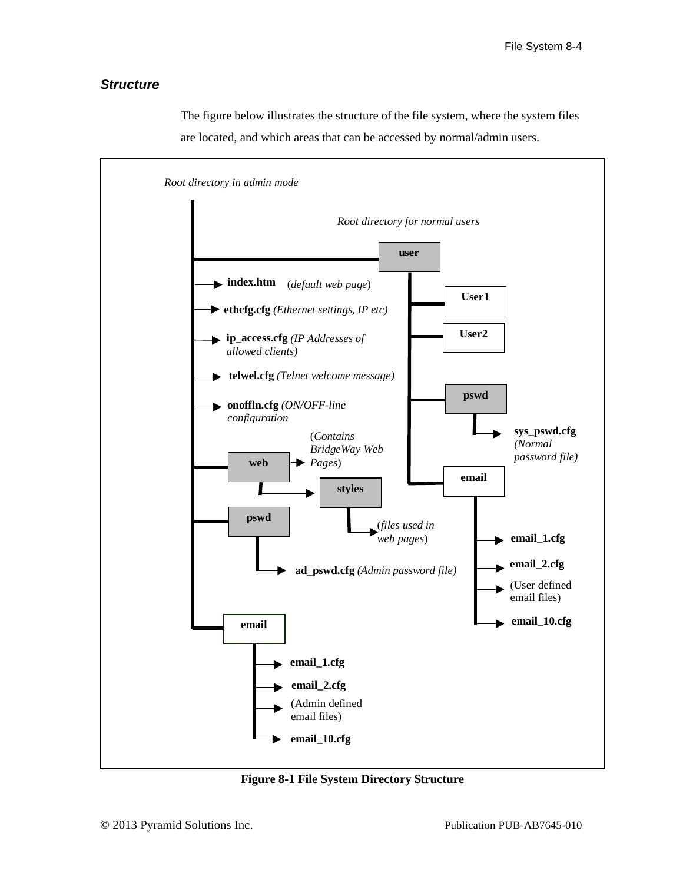### *Structure*

The figure below illustrates the structure of the file system, where the system files are located, and which areas that can be accessed by normal/admin users.

*Root directory in admin mode*

*Root directory for normal users*

**user**

**index.htm** (*default web page*)

**ethcfg.cfg** *(Ethernet settings, IP etc)*

**ip_access.cfg** *(IP Addresses of allowed clients)*

**telwel.cfg** *(Telnet welcome message)*

**onoffln.cfg** *(ON/OFF-line configuration*

**User1**

**User2**

**pswd**

**sys_pswd.cfg** *(Normal password file)*

**web** (*Contains BridgeWay Web Pages*)

**styles** (*files used in web pages*)

**pswd**

**ad_pswd.cfg** *(Admin password file)*

**email**

**email_1.cfg**

**email_2.cfg**

(User defined email files)

**email_10.cfg**

**email**

**email_1.cfg**

**email_2.cfg**

(Admin defined email files)

**email_10.cfg**

**Figure 8-1 File System Directory Structure**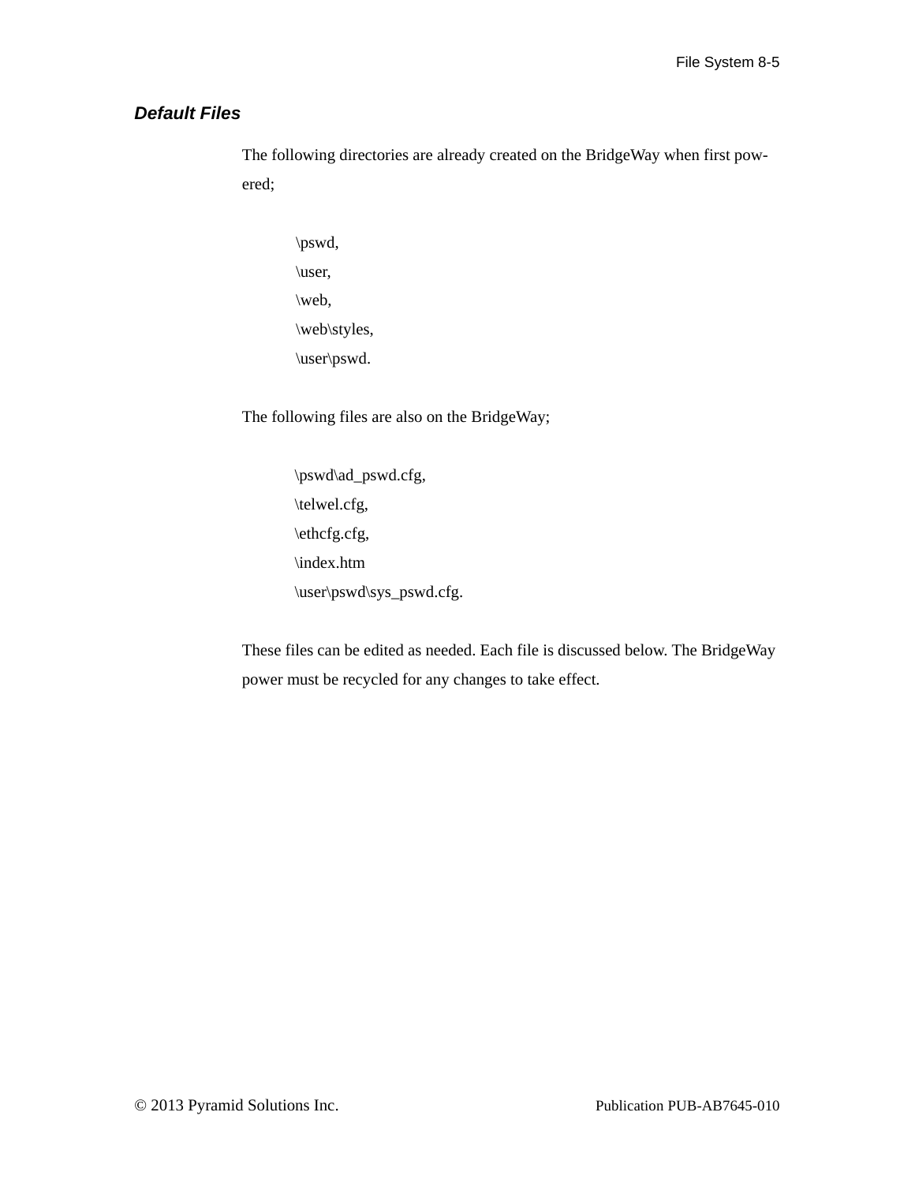### *Default Files*

The following directories are already created on the BridgeWay when first powered;

\pswd,  
\user,  
\web,  
\web\styles,  
\user\pswd.

The following files are also on the BridgeWay;

\pswd\ad_pswd.cfg,  
\telwel.cfg,  
\ethcfg.cfg,  
\index.htm  
\user\pswd\sys_pswd.cfg.

These files can be edited as needed. Each file is discussed below. The BridgeWay power must be recycled for any changes to take effect.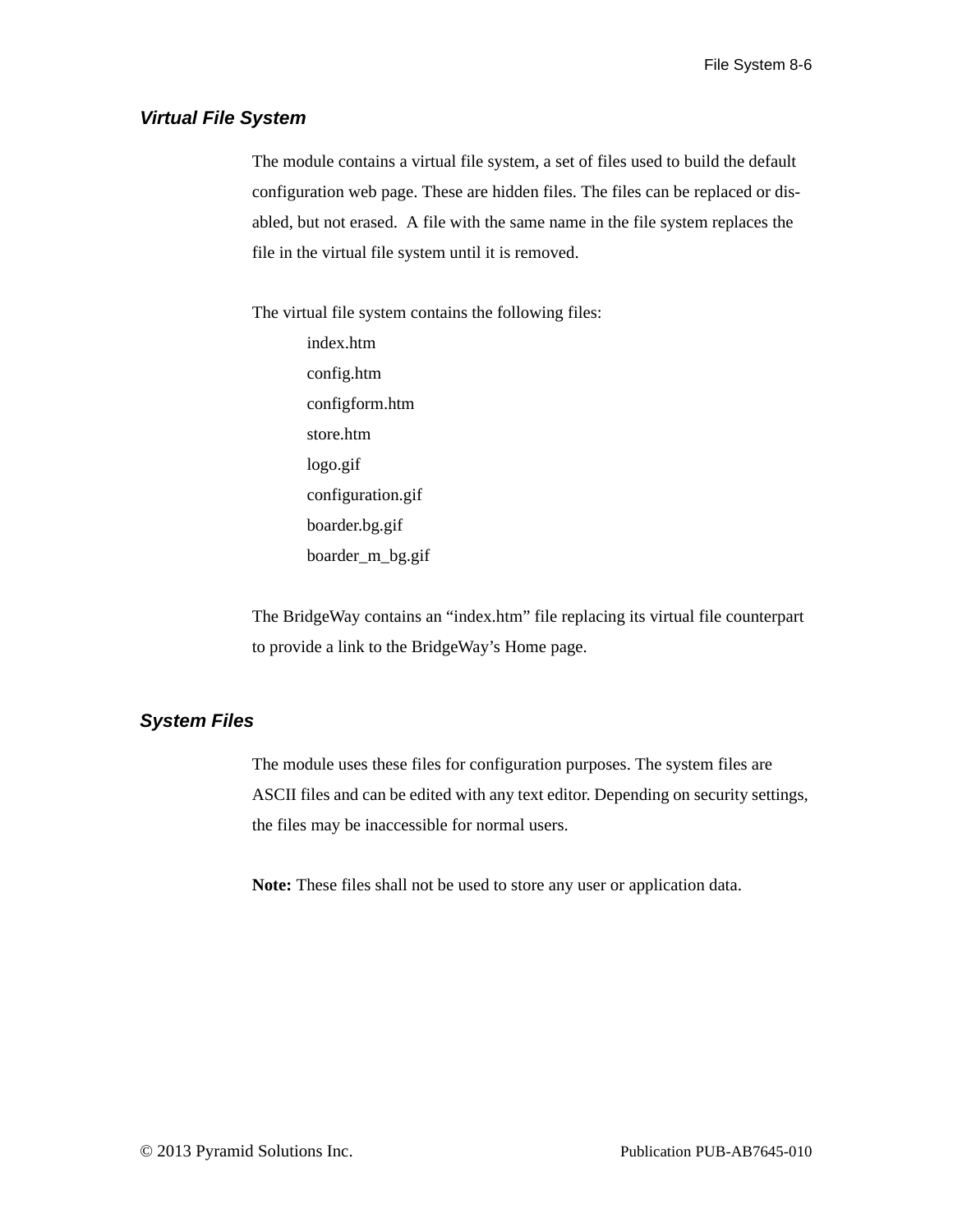### *Virtual File System*

The module contains a virtual file system, a set of files used to build the default configuration web page. These are hidden files. The files can be replaced or disabled, but not erased. A file with the same name in the file system replaces the file in the virtual file system until it is removed.

The virtual file system contains the following files:

- index.htm
- config.htm
- configform.htm
- store.htm
- logo.gif
- configuration.gif
- boarder.bg.gif
- boarder_m_bg.gif

The BridgeWay contains an “index.htm” file replacing its virtual file counterpart to provide a link to the BridgeWay’s Home page.

### *System Files*

The module uses these files for configuration purposes. The system files are ASCII files and can be edited with any text editor. Depending on security settings, the files may be inaccessible for normal users.

**Note:** These files shall not be used to store any user or application data.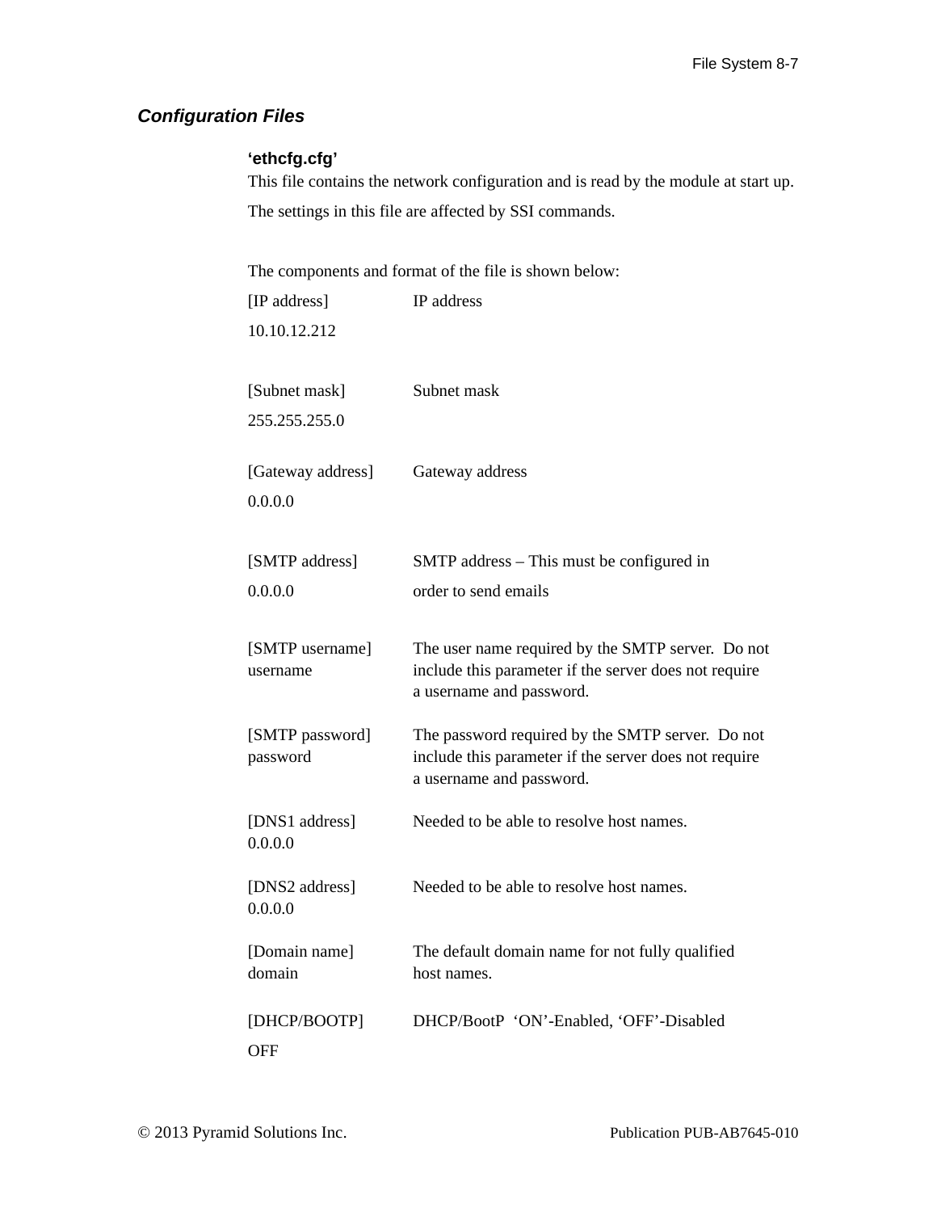## *Configuration Files*

**'ethcfg.cfg'**

This file contains the network configuration and is read by the module at start up.

The settings in this file are affected by SSI commands.

The components and format of the file is shown below:

| | |
|---|---|
| [IP address]<br>10.10.12.212 | IP address |
| [Subnet mask]<br>255.255.255.0 | Subnet mask |
| [Gateway address]<br>0.0.0.0 | Gateway address |
| [SMTP address]<br>0.0.0.0 | SMTP address – This must be configured in order to send emails |
| [SMTP username]<br>username | The user name required by the SMTP server. Do not include this parameter if the server does not require a username and password. |
| [SMTP password]<br>password | The password required by the SMTP server. Do not include this parameter if the server does not require a username and password. |
| [DNS1 address]<br>0.0.0.0 | Needed to be able to resolve host names. |
| [DNS2 address]<br>0.0.0.0 | Needed to be able to resolve host names. |
| [Domain name]<br>domain | The default domain name for not fully qualified host names. |
| [DHCP/BOOTP]<br>OFF | DHCP/BootP 'ON'-Enabled, 'OFF'-Disabled |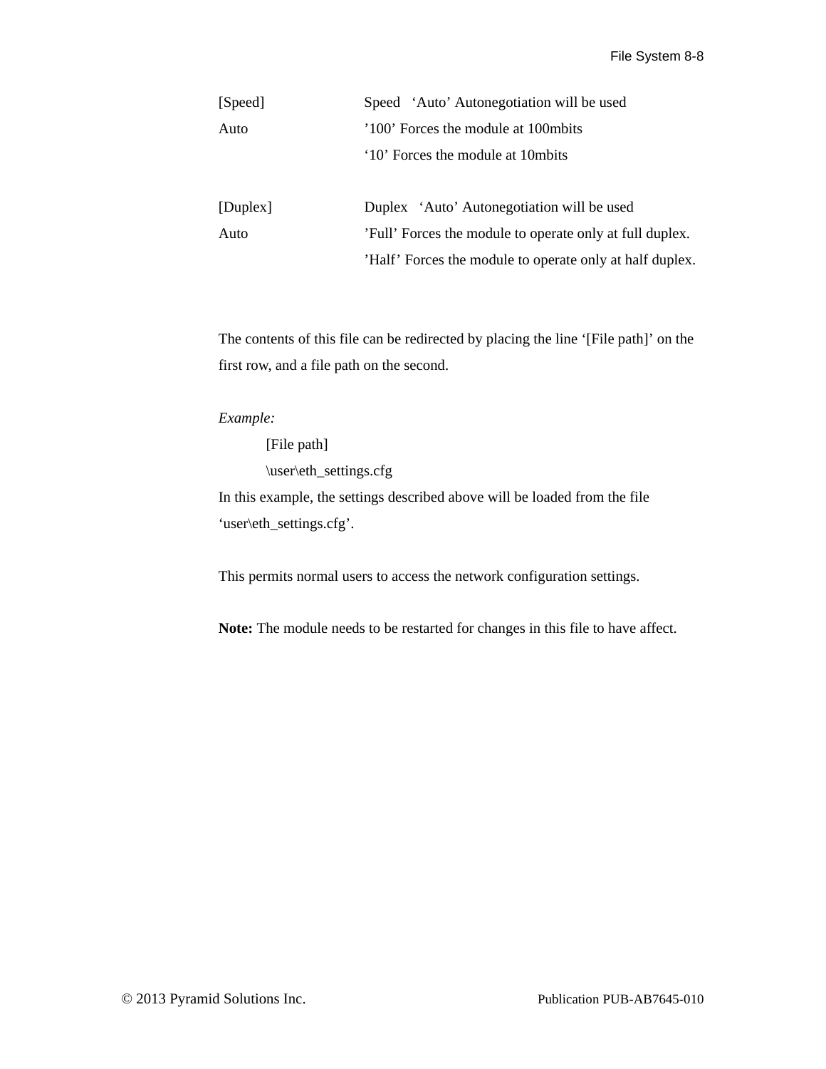| | |
|---|---|
| [Speed]<br>Auto | Speed ‘Auto’ Autonegotiation will be used<br>’100’ Forces the module at 100mbits<br>‘10’ Forces the module at 10mbits |
| [Duplex]<br>Auto | Duplex ‘Auto’ Autonegotiation will be used<br>’Full’ Forces the module to operate only at full duplex.<br>’Half’ Forces the module to operate only at half duplex. |

The contents of this file can be redirected by placing the line ‘[File path]’ on the first row, and a file path on the second.

*Example:*

```
[File path]
\user\eth_settings.cfg
```

In this example, the settings described above will be loaded from the file ‘user\eth_settings.cfg’.

This permits normal users to access the network configuration settings.

**Note:** The module needs to be restarted for changes in this file to have affect.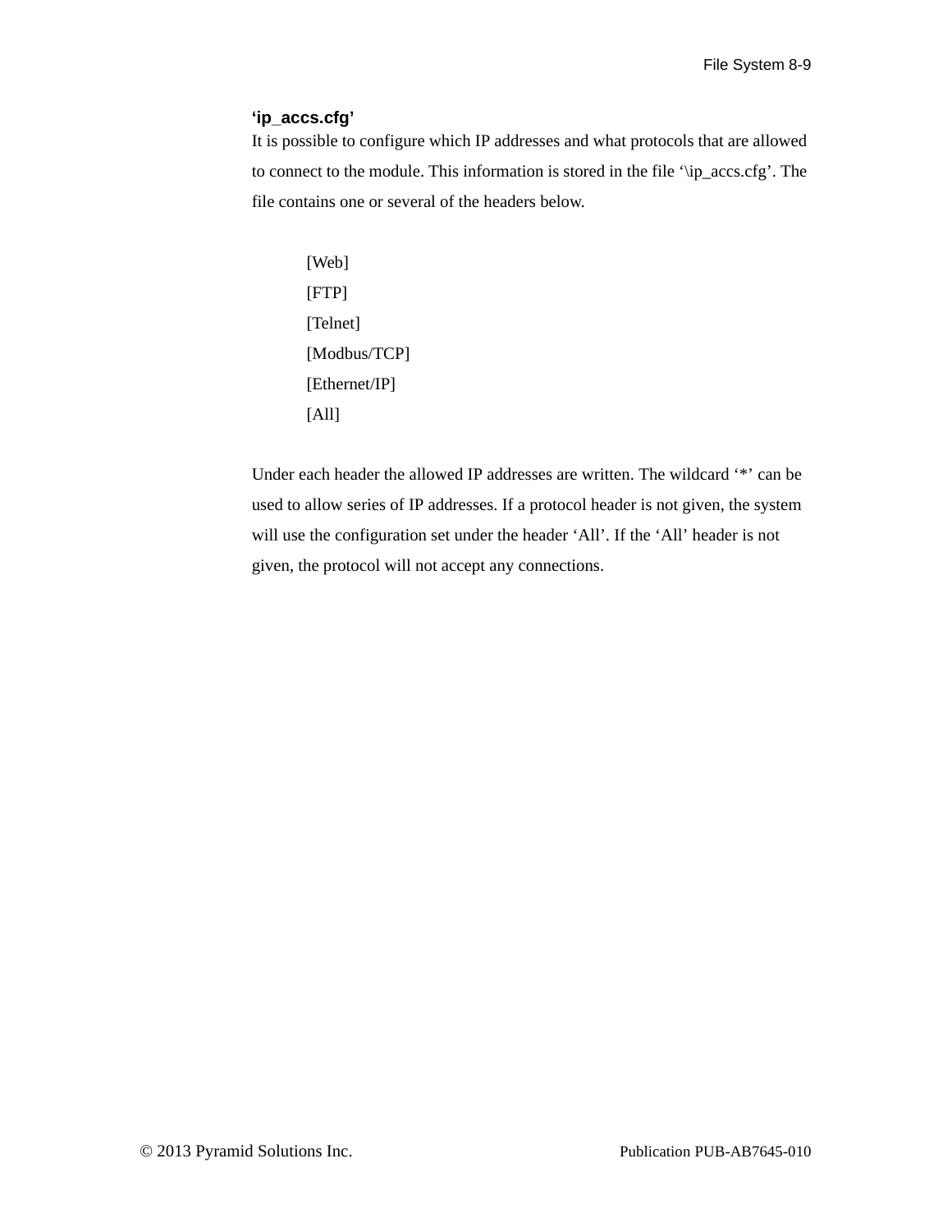### ‘ip_accs.cfg’

It is possible to configure which IP addresses and what protocols that are allowed to connect to the module. This information is stored in the file ‘\ip_accs.cfg’. The file contains one or several of the headers below.

[Web]
[FTP]
[Telnet]
[Modbus/TCP]
[Ethernet/IP]
[All]

Under each header the allowed IP addresses are written. The wildcard ‘*’ can be used to allow series of IP addresses. If a protocol header is not given, the system will use the configuration set under the header ‘All’. If the ‘All’ header is not given, the protocol will not accept any connections.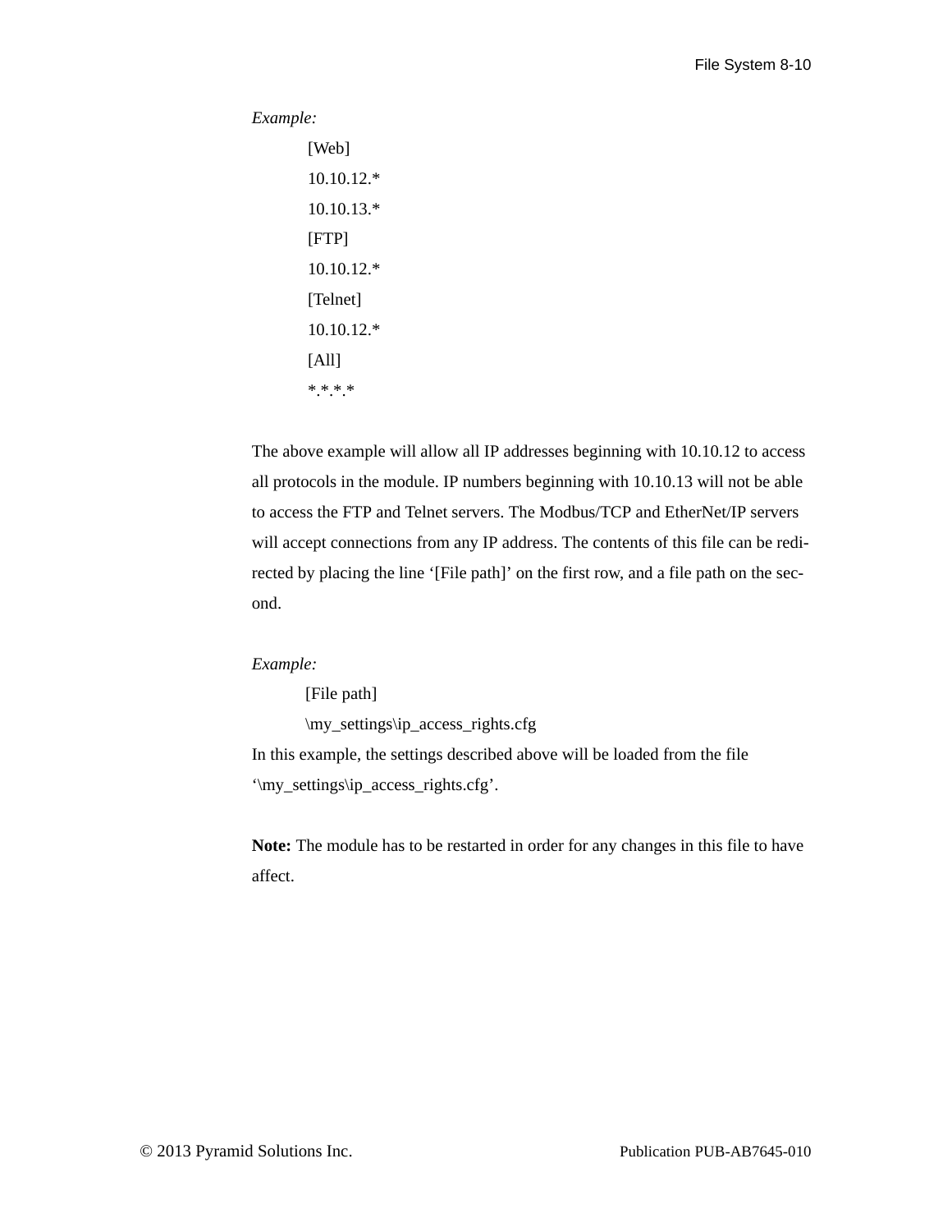*Example:*

```
[Web]
10.10.12.*
10.10.13.*
[FTP]
10.10.12.*
[Telnet]
10.10.12.*
[All]
*.*.*.*
```

The above example will allow all IP addresses beginning with 10.10.12 to access all protocols in the module. IP numbers beginning with 10.10.13 will not be able to access the FTP and Telnet servers. The Modbus/TCP and EtherNet/IP servers will accept connections from any IP address. The contents of this file can be redirected by placing the line ‘[File path]’ on the first row, and a file path on the second.

*Example:*

```
[File path]
\my_settings\ip_access_rights.cfg
```

In this example, the settings described above will be loaded from the file ‘\my_settings\ip_access_rights.cfg’.

**Note:** The module has to be restarted in order for any changes in this file to have affect.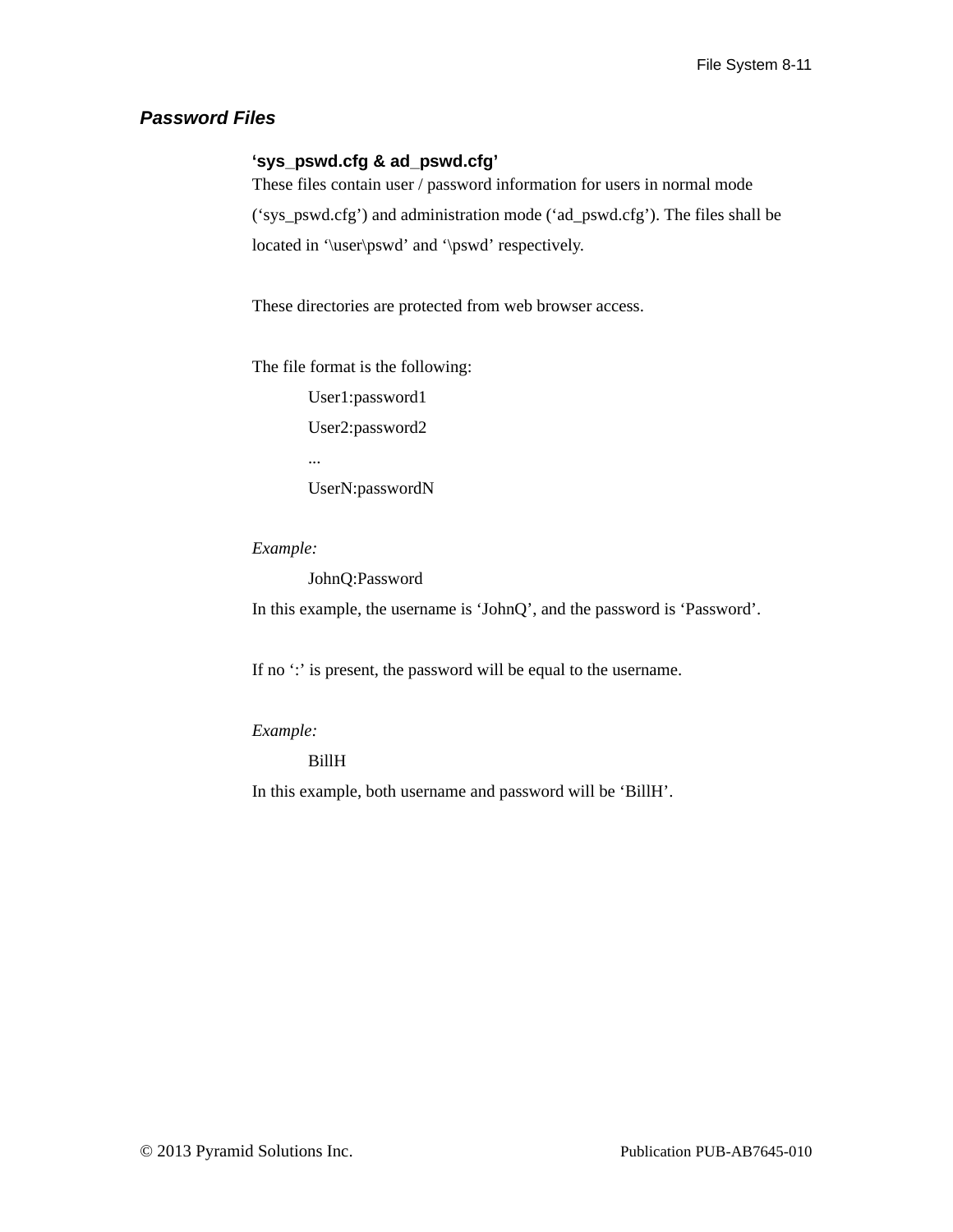## *Password Files*

### 'sys_pswd.cfg & ad_pswd.cfg'

These files contain user / password information for users in normal mode ('sys_pswd.cfg') and administration mode ('ad_pswd.cfg'). The files shall be located in '\user\pswd' and '\pswd' respectively.

These directories are protected from web browser access.

The file format is the following:

```
User1:password1
User2:password2
...
UserN:passwordN
```

*Example:*

```
JohnQ:Password
```

In this example, the username is 'JohnQ', and the password is 'Password'.

If no ':' is present, the password will be equal to the username.

*Example:*

```
BillH
```

In this example, both username and password will be 'BillH'.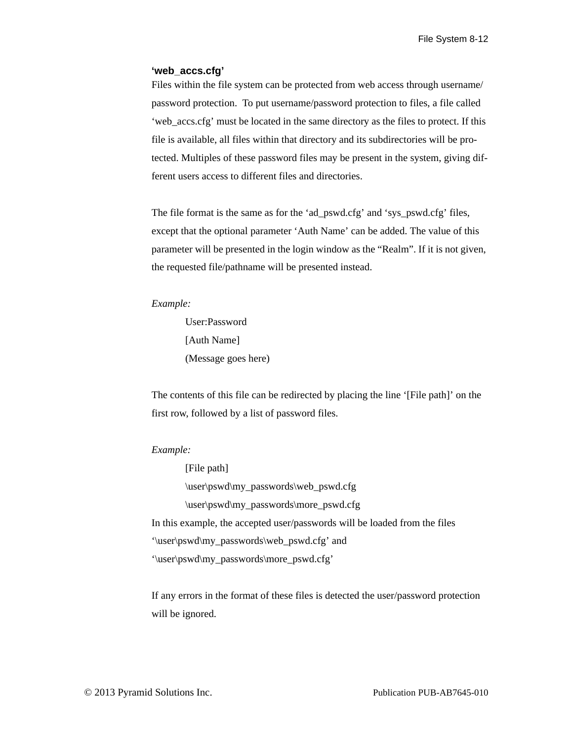### ‘web_accs.cfg’

Files within the file system can be protected from web access through username/password protection. To put username/password protection to files, a file called ‘web_accs.cfg’ must be located in the same directory as the files to protect. If this file is available, all files within that directory and its subdirectories will be protected. Multiples of these password files may be present in the system, giving different users access to different files and directories.

The file format is the same as for the ‘ad_pswd.cfg’ and ‘sys_pswd.cfg’ files, except that the optional parameter ‘Auth Name’ can be added. The value of this parameter will be presented in the login window as the “Realm”. If it is not given, the requested file/pathname will be presented instead.

*Example:*

```
User:Password
[Auth Name]
(Message goes here)
```

The contents of this file can be redirected by placing the line ‘[File path]’ on the first row, followed by a list of password files.

*Example:*

```
[File path]
\user\pswd\my_passwords\web_pswd.cfg
\user\pswd\my_passwords\more_pswd.cfg
```

In this example, the accepted user/passwords will be loaded from the files ‘\user\pswd\my_passwords\web_pswd.cfg’ and ‘\user\pswd\my_passwords\more_pswd.cfg’

If any errors in the format of these files is detected the user/password protection will be ignored.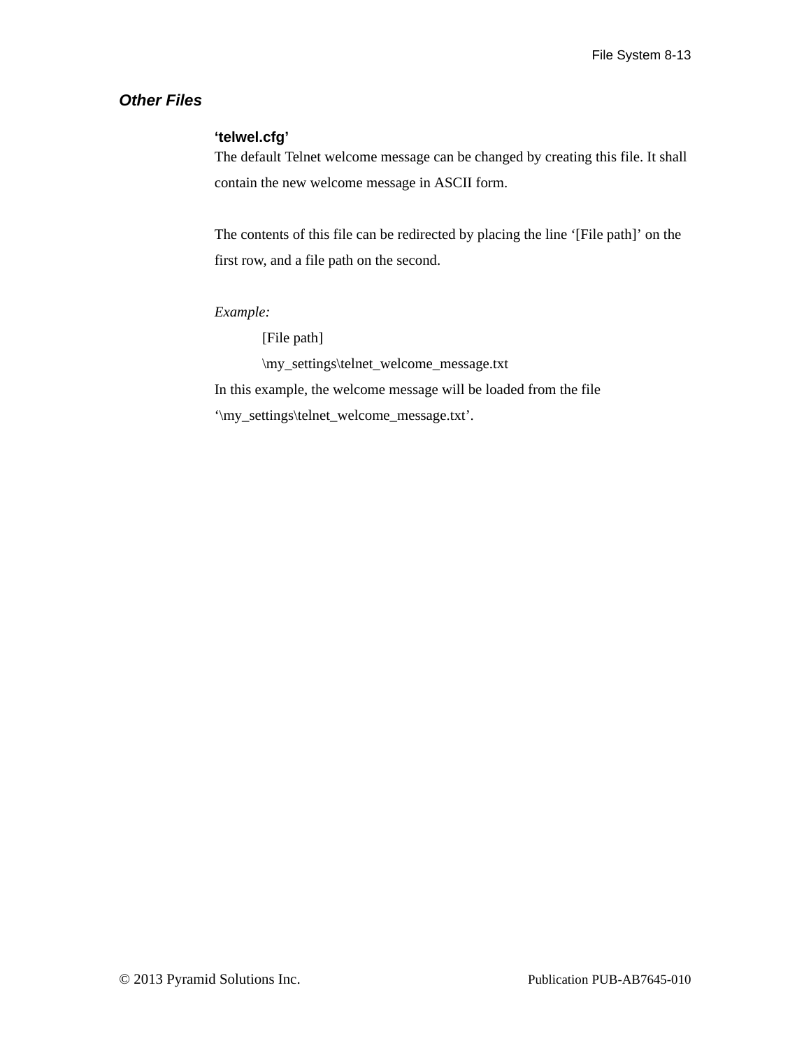## *Other Files*

### 'telwel.cfg'

The default Telnet welcome message can be changed by creating this file. It shall contain the new welcome message in ASCII form.

The contents of this file can be redirected by placing the line '[File path]' on the first row, and a file path on the second.

*Example:*

```
[File path]
\my_settings\telnet_welcome_message.txt
```

In this example, the welcome message will be loaded from the file '\my_settings\telnet_welcome_message.txt'.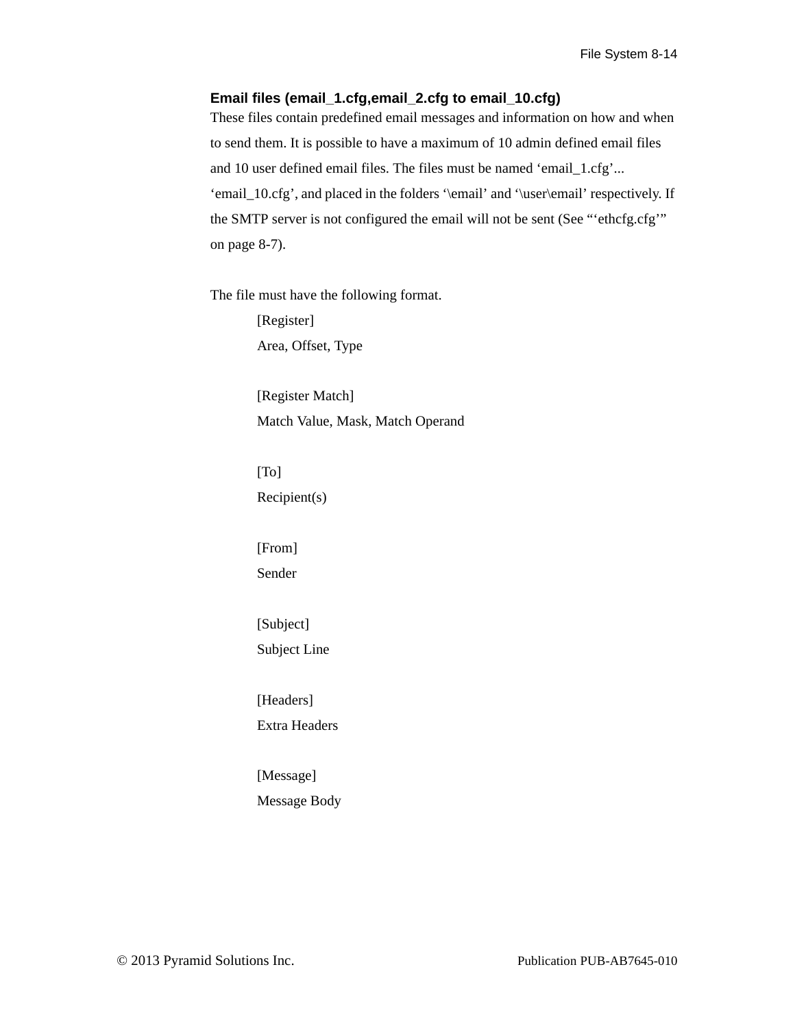### Email files (email_1.cfg,email_2.cfg to email_10.cfg)

These files contain predefined email messages and information on how and when to send them. It is possible to have a maximum of 10 admin defined email files and 10 user defined email files. The files must be named ‘email_1.cfg’... ‘email_10.cfg’, and placed in the folders ‘\email’ and ‘\user\email’ respectively. If the SMTP server is not configured the email will not be sent (See “‘ethcfg.cfg’” on page 8-7).

The file must have the following format.

```
[Register]
Area, Offset, Type

[Register Match]
Match Value, Mask, Match Operand

[To]
Recipient(s)

[From]
Sender

[Subject]
Subject Line

[Headers]
Extra Headers

[Message]
Message Body
```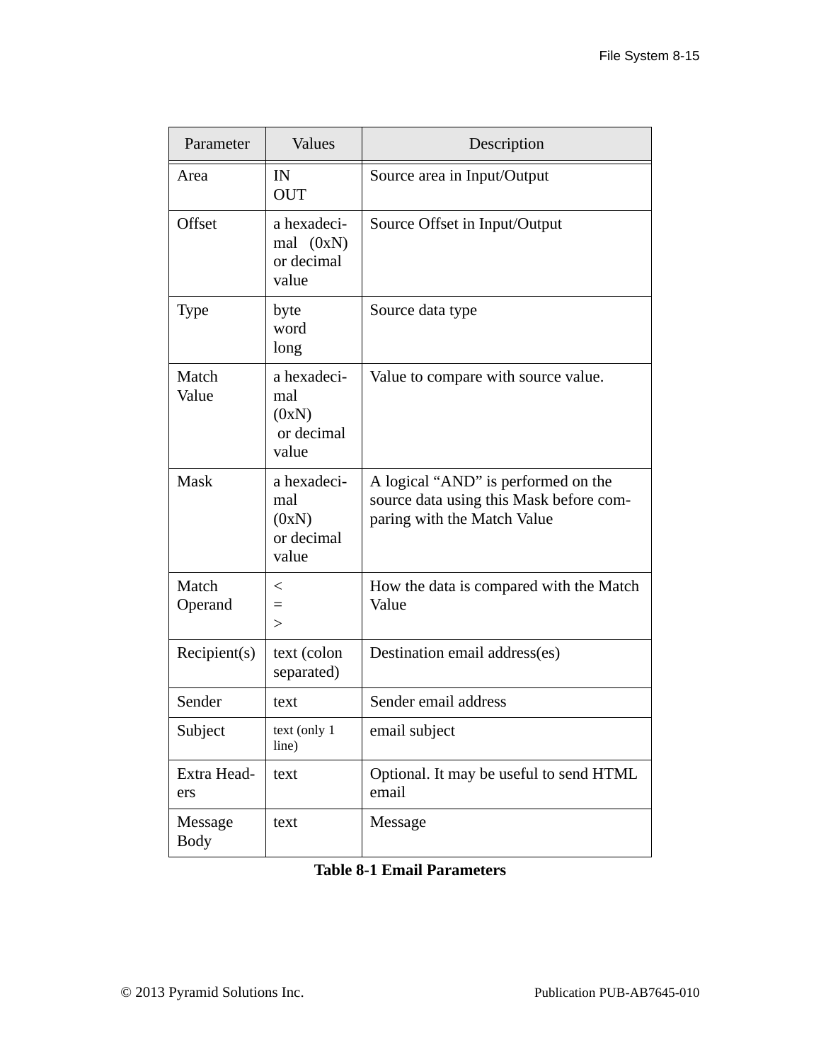| Parameter | Values | Description |
|---|---|---|
| Area | IN<br>OUT | Source area in Input/Output |
| Offset | a hexadecimal (0xN) or decimal value | Source Offset in Input/Output |
| Type | byte<br>word<br>long | Source data type |
| Match Value | a hexadecimal (0xN) or decimal value | Value to compare with source value. |
| Mask | a hexadecimal (0xN) or decimal value | A logical “AND” is performed on the source data using this Mask before comparing with the Match Value |
| Match Operand | <<br>=<br>> | How the data is compared with the Match Value |
| Recipient(s) | text (colon separated) | Destination email address(es) |
| Sender | text | Sender email address |
| Subject | text (only 1 line) | email subject |
| Extra Headers | text | Optional. It may be useful to send HTML email |
| Message Body | text | Message |

**Table 8-1 Email Parameters**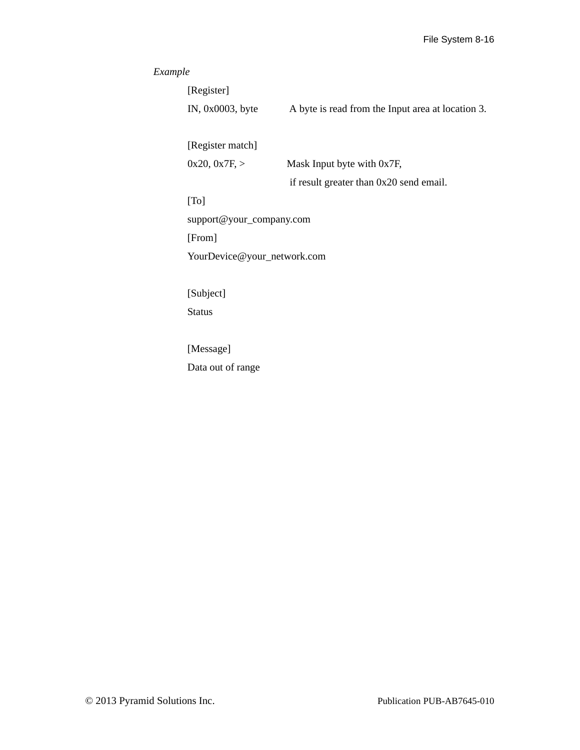*Example*

[Register]

IN, 0x0003, byte　　A byte is read from the Input area at location 3.

[Register match]

0x20, 0x7F, >　　Mask Input byte with 0x7F,
　　if result greater than 0x20 send email.

[To]

support@your_company.com

[From]

YourDevice@your_network.com

[Subject]

Status

[Message]

Data out of range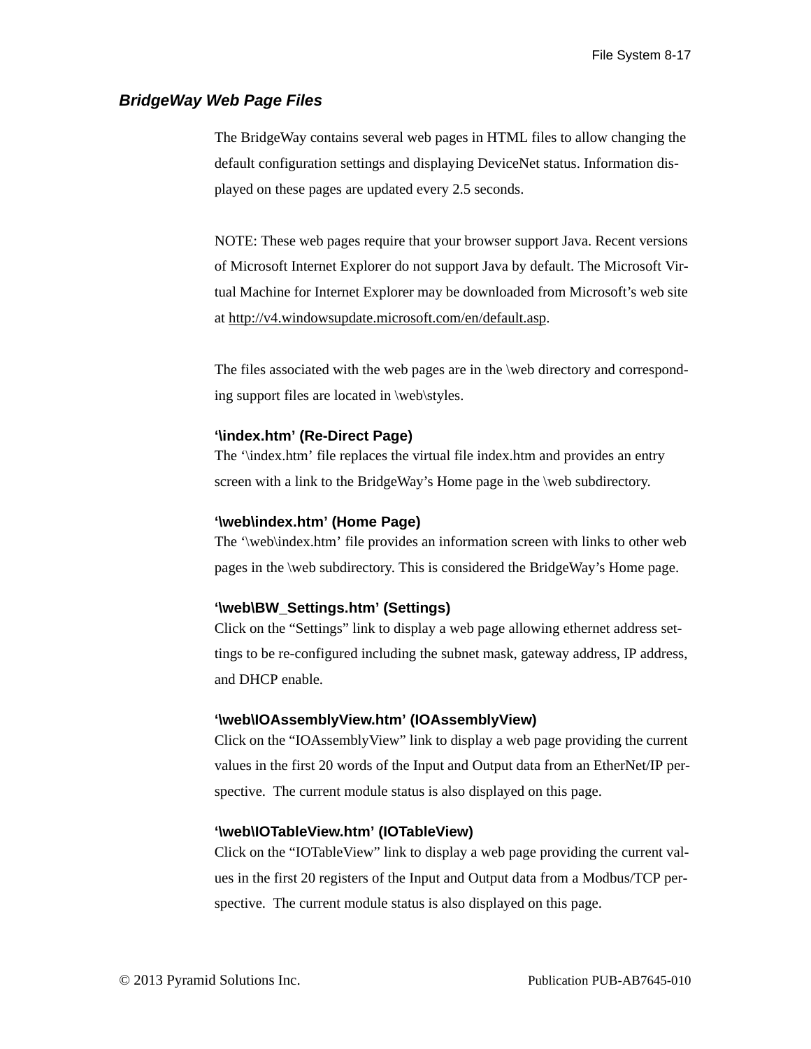## *BridgeWay Web Page Files*

The BridgeWay contains several web pages in HTML files to allow changing the default configuration settings and displaying DeviceNet status. Information displayed on these pages are updated every 2.5 seconds.

NOTE: These web pages require that your browser support Java. Recent versions of Microsoft Internet Explorer do not support Java by default. The Microsoft Virtual Machine for Internet Explorer may be downloaded from Microsoft's web site at http://v4.windowsupdate.microsoft.com/en/default.asp.

The files associated with the web pages are in the \web directory and corresponding support files are located in \web\styles.

**'\index.htm' (Re-Direct Page)**

The '\index.htm' file replaces the virtual file index.htm and provides an entry screen with a link to the BridgeWay's Home page in the \web subdirectory.

**'\web\index.htm' (Home Page)**

The '\web\index.htm' file provides an information screen with links to other web pages in the \web subdirectory. This is considered the BridgeWay's Home page.

**'\web\BW_Settings.htm' (Settings)**

Click on the "Settings" link to display a web page allowing ethernet address settings to be re-configured including the subnet mask, gateway address, IP address, and DHCP enable.

**'\web\IOAssemblyView.htm' (IOAssemblyView)**

Click on the "IOAssemblyView" link to display a web page providing the current values in the first 20 words of the Input and Output data from an EtherNet/IP perspective. The current module status is also displayed on this page.

**'\web\IOTableView.htm' (IOTableView)**

Click on the "IOTableView" link to display a web page providing the current values in the first 20 registers of the Input and Output data from a Modbus/TCP perspective. The current module status is also displayed on this page.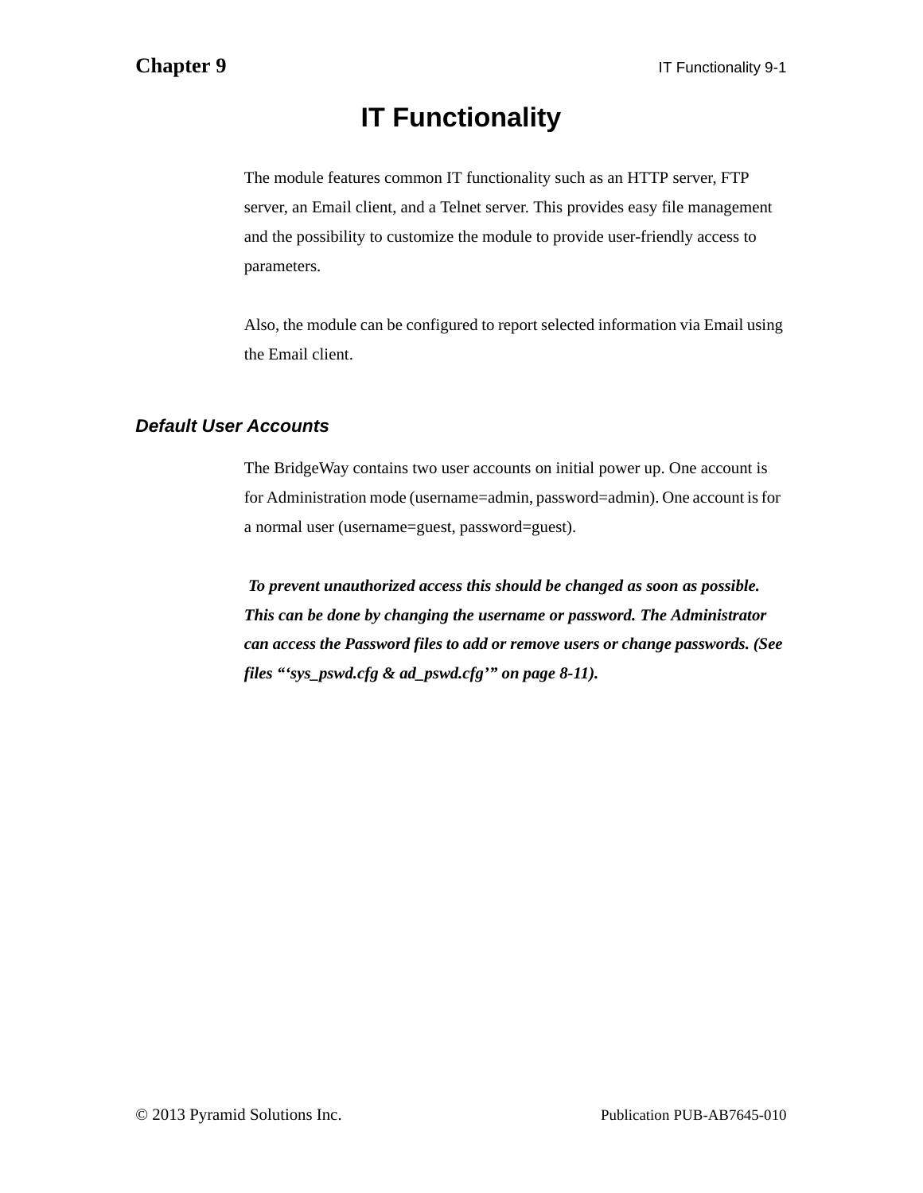# IT Functionality

The module features common IT functionality such as an HTTP server, FTP server, an Email client, and a Telnet server. This provides easy file management and the possibility to customize the module to provide user-friendly access to parameters.

Also, the module can be configured to report selected information via Email using the Email client.

### *Default User Accounts*

The BridgeWay contains two user accounts on initial power up. One account is for Administration mode (username=admin, password=admin). One account is for a normal user (username=guest, password=guest).

***To prevent unauthorized access this should be changed as soon as possible. This can be done by changing the username or password. The Administrator can access the Password files to add or remove users or change passwords. (See files "'sys_pswd.cfg & ad_pswd.cfg'" on page 8-11).***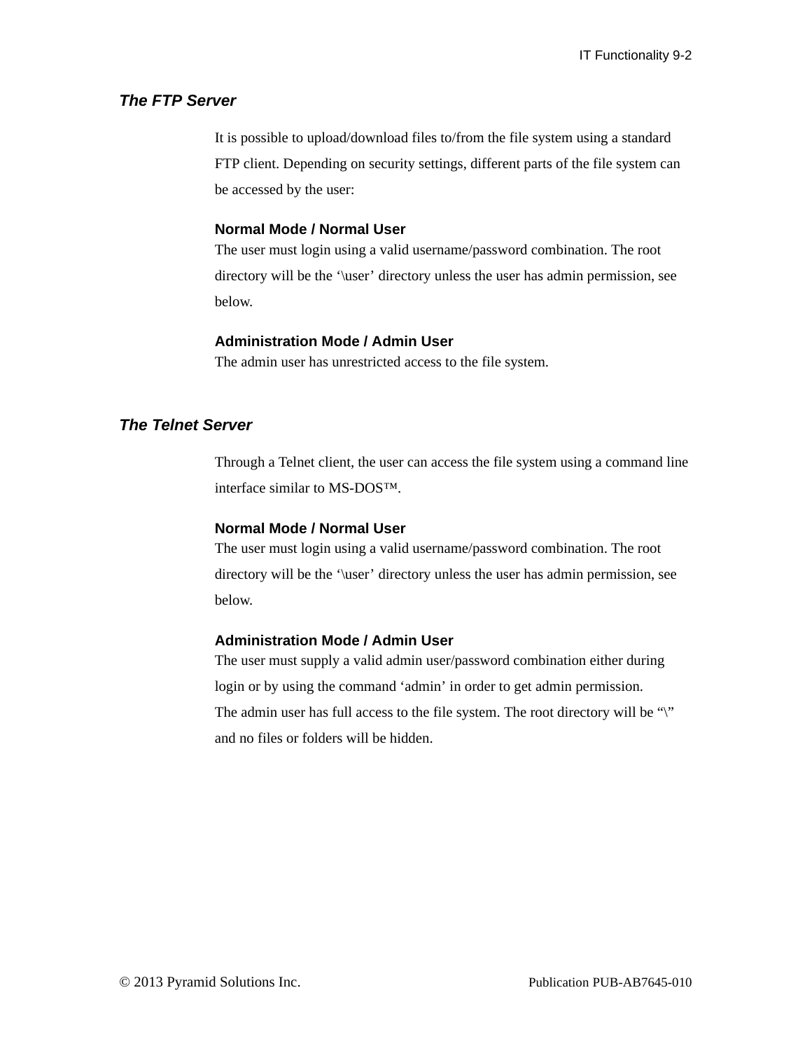## The FTP Server

It is possible to upload/download files to/from the file system using a standard FTP client. Depending on security settings, different parts of the file system can be accessed by the user:

### Normal Mode / Normal User

The user must login using a valid username/password combination. The root directory will be the '\user' directory unless the user has admin permission, see below.

### Administration Mode / Admin User

The admin user has unrestricted access to the file system.

## The Telnet Server

Through a Telnet client, the user can access the file system using a command line interface similar to MS-DOS™.

### Normal Mode / Normal User

The user must login using a valid username/password combination. The root directory will be the '\user' directory unless the user has admin permission, see below.

### Administration Mode / Admin User

The user must supply a valid admin user/password combination either during login or by using the command 'admin' in order to get admin permission.
The admin user has full access to the file system. The root directory will be "\" and no files or folders will be hidden.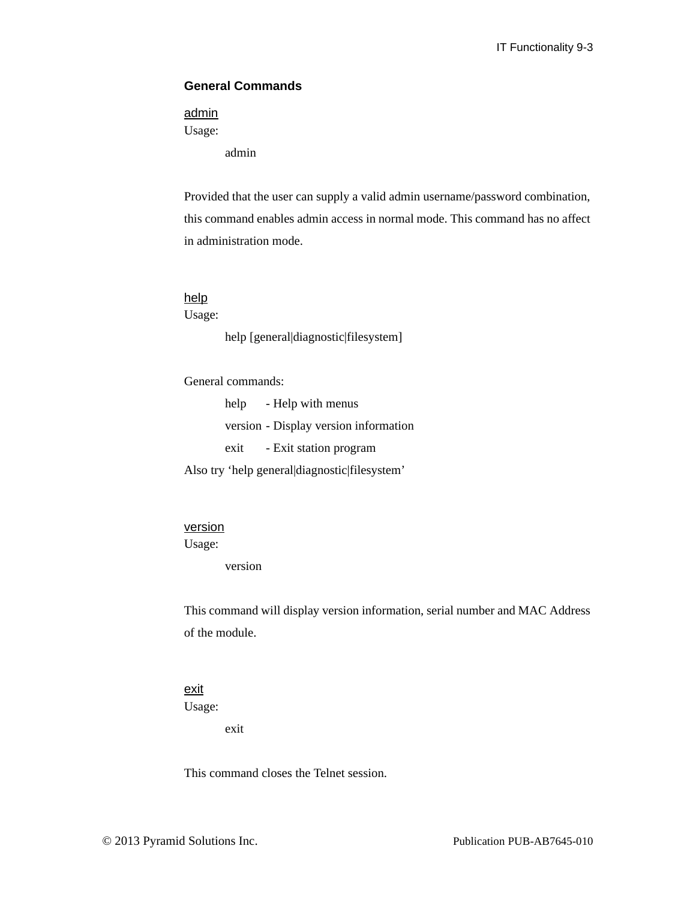### General Commands

#### admin

Usage:

```
admin
```

Provided that the user can supply a valid admin username/password combination, this command enables admin access in normal mode. This command has no affect in administration mode.

#### help

Usage:

```
help [general|diagnostic|filesystem]
```

General commands:

```
help    - Help with menus
version - Display version information
exit    - Exit station program
```

Also try 'help general|diagnostic|filesystem'

#### version

Usage:

```
version
```

This command will display version information, serial number and MAC Address of the module.

#### exit

Usage:

```
exit
```

This command closes the Telnet session.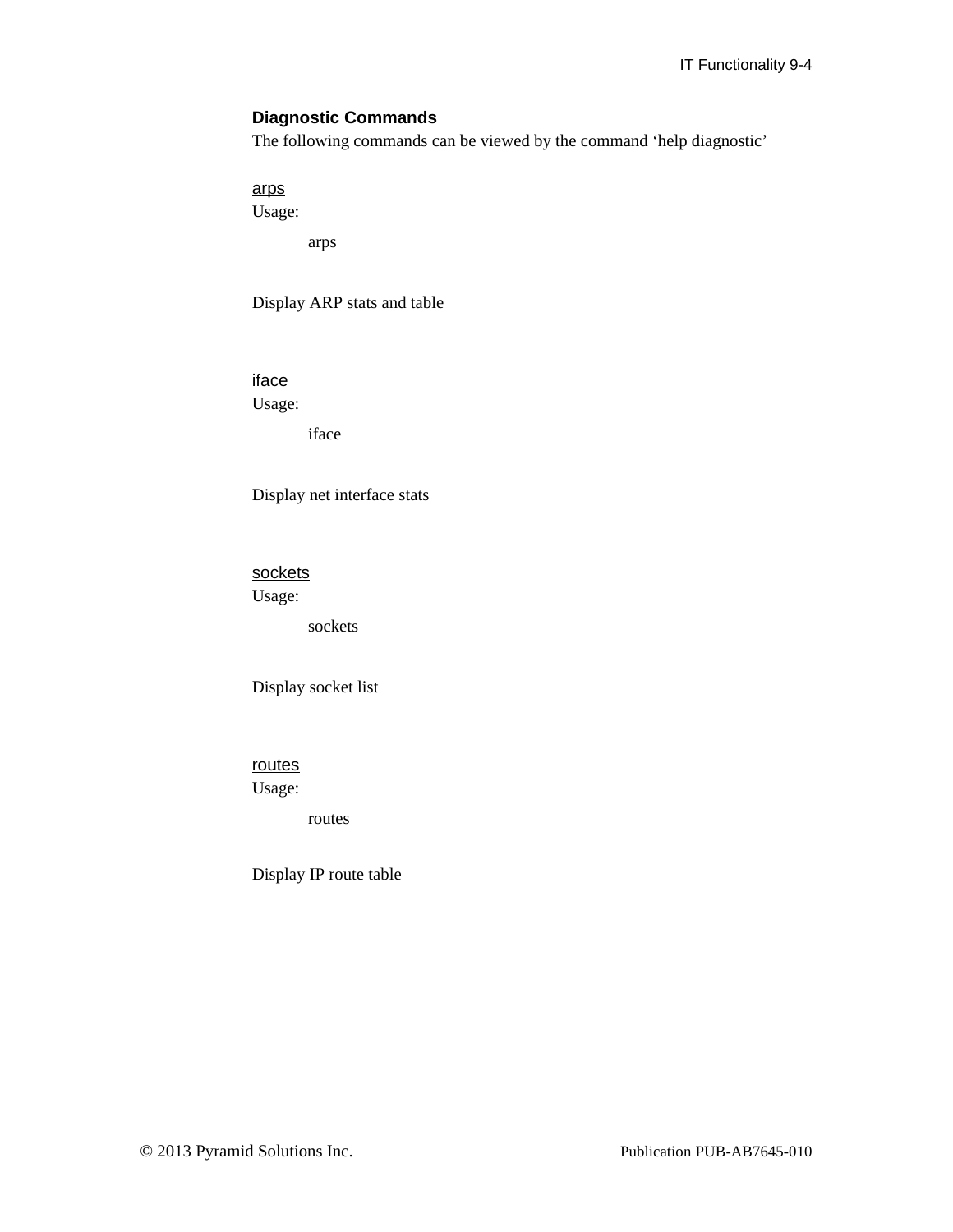## Diagnostic Commands

The following commands can be viewed by the command 'help diagnostic'

### arps

Usage:

```
arps
```

Display ARP stats and table

### iface

Usage:

```
iface
```

Display net interface stats

### sockets

Usage:

```
sockets
```

Display socket list

### routes

Usage:

```
routes
```

Display IP route table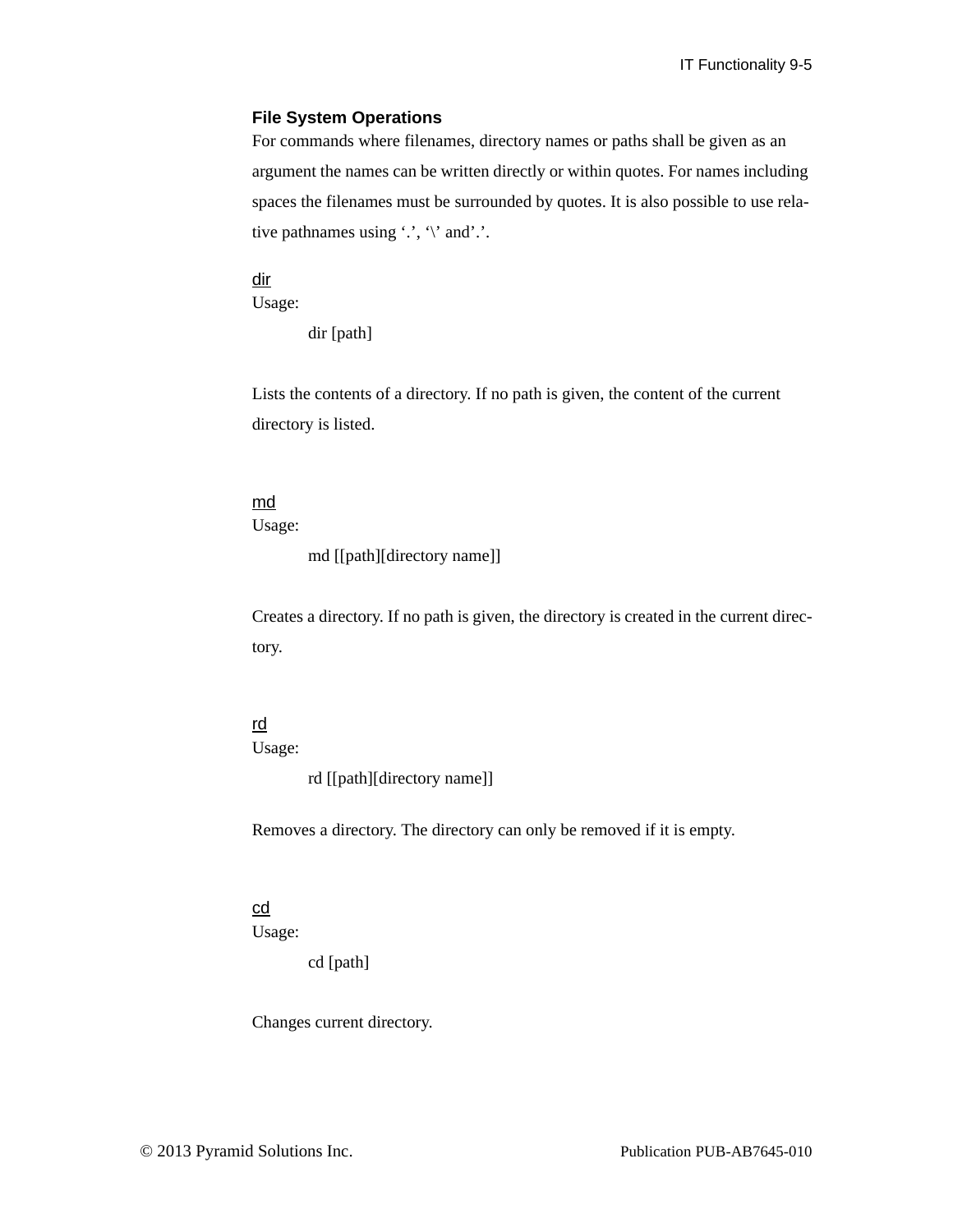### File System Operations

For commands where filenames, directory names or paths shall be given as an argument the names can be written directly or within quotes. For names including spaces the filenames must be surrounded by quotes. It is also possible to use relative pathnames using ‘.’, ‘\’ and’.’.

#### dir

Usage:

```
dir [path]
```

Lists the contents of a directory. If no path is given, the content of the current directory is listed.

#### md

Usage:

```
md [[path][directory name]]
```

Creates a directory. If no path is given, the directory is created in the current directory.

#### rd

Usage:

```
rd [[path][directory name]]
```

Removes a directory. The directory can only be removed if it is empty.

#### cd

Usage:

```
cd [path]
```

Changes current directory.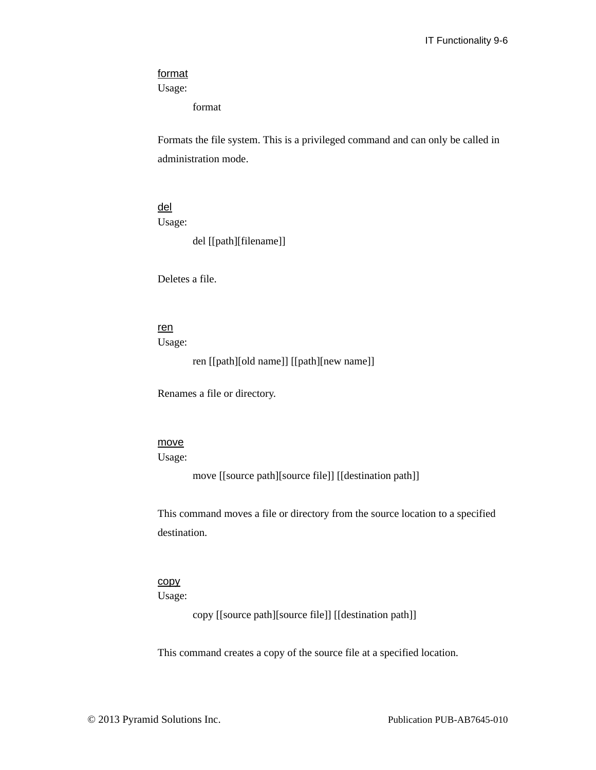<u>format</u>

Usage:

```
format
```

Formats the file system. This is a privileged command and can only be called in administration mode.

<u>del</u>

Usage:

```
del [[path][filename]]
```

Deletes a file.

<u>ren</u>

Usage:

```
ren [[path][old name]] [[path][new name]]
```

Renames a file or directory.

<u>move</u>

Usage:

```
move [[source path][source file]] [[destination path]]
```

This command moves a file or directory from the source location to a specified destination.

<u>copy</u>

Usage:

```
copy [[source path][source file]] [[destination path]]
```

This command creates a copy of the source file at a specified location.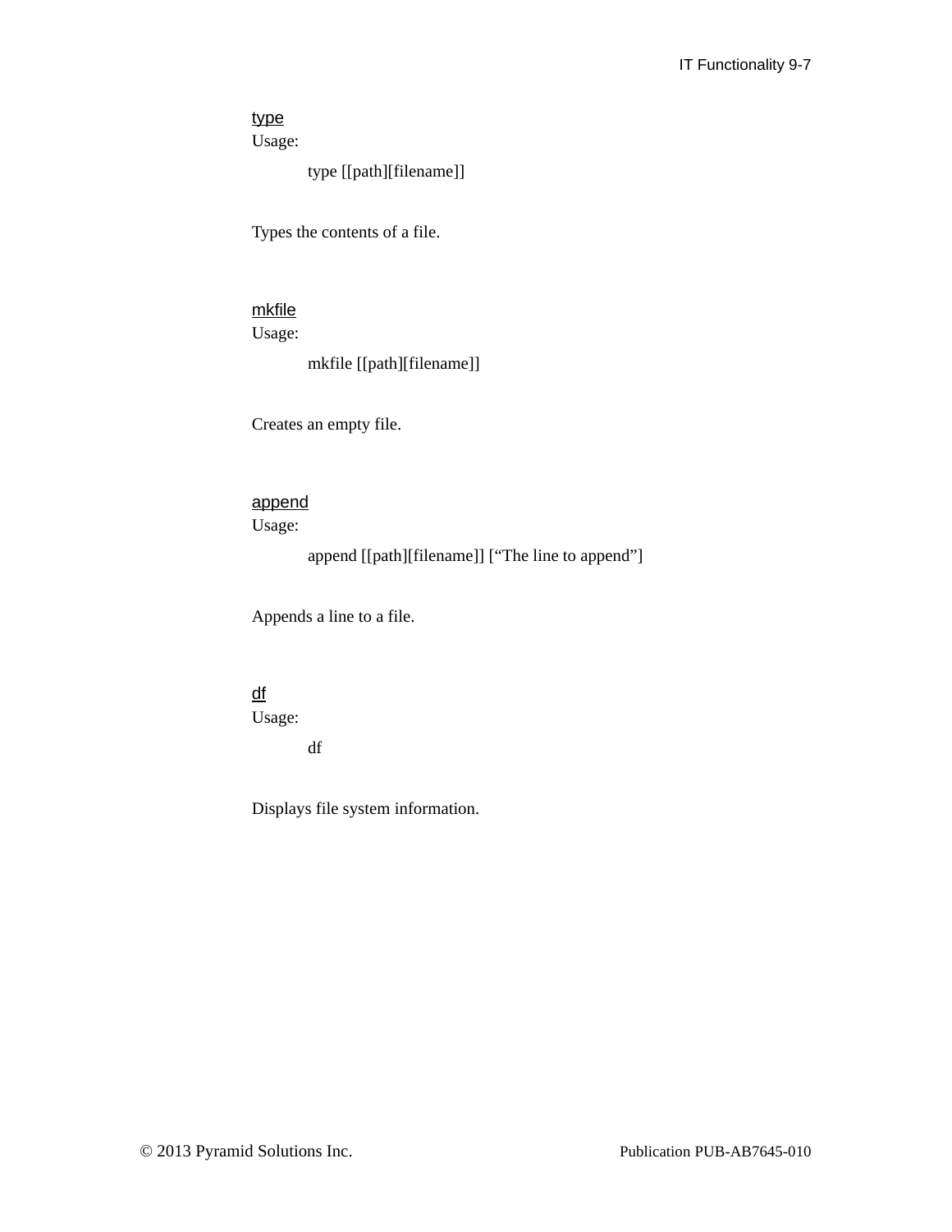### type

Usage:

```
type [[path][filename]]
```

Types the contents of a file.

### mkfile

Usage:

```
mkfile [[path][filename]]
```

Creates an empty file.

### append

Usage:

```
append [[path][filename]] [“The line to append”]
```

Appends a line to a file.

### df

Usage:

```
df
```

Displays file system information.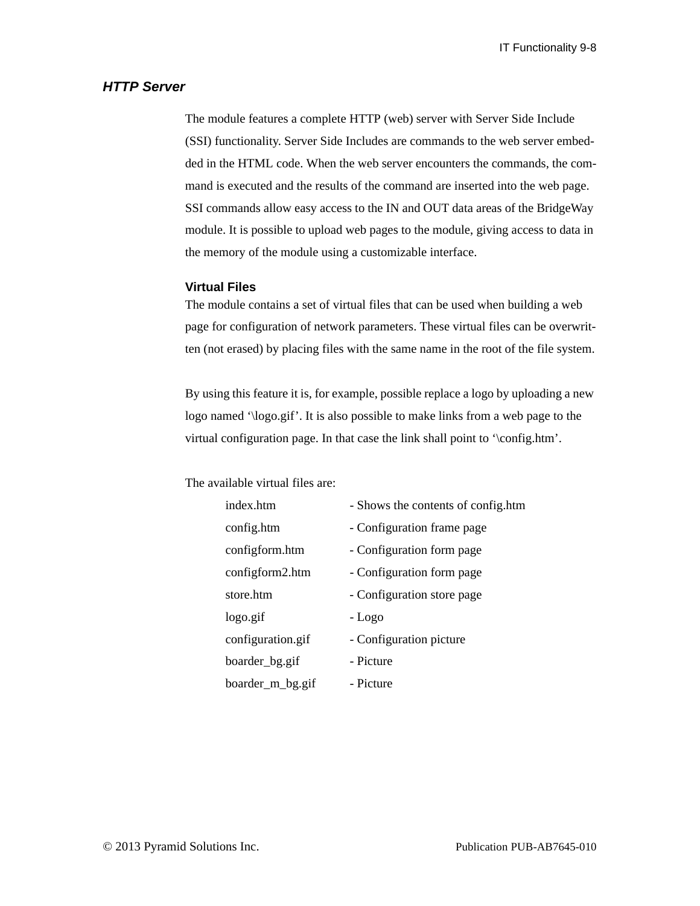## *HTTP Server*

The module features a complete HTTP (web) server with Server Side Include (SSI) functionality. Server Side Includes are commands to the web server embedded in the HTML code. When the web server encounters the commands, the command is executed and the results of the command are inserted into the web page. SSI commands allow easy access to the IN and OUT data areas of the BridgeWay module. It is possible to upload web pages to the module, giving access to data in the memory of the module using a customizable interface.

### Virtual Files

The module contains a set of virtual files that can be used when building a web page for configuration of network parameters. These virtual files can be overwritten (not erased) by placing files with the same name in the root of the file system.

By using this feature it is, for example, possible replace a logo by uploading a new logo named '\logo.gif'. It is also possible to make links from a web page to the virtual configuration page. In that case the link shall point to '\config.htm'.

The available virtual files are:

| | |
|---|---|
| index.htm | - Shows the contents of config.htm |
| config.htm | - Configuration frame page |
| configform.htm | - Configuration form page |
| configform2.htm | - Configuration form page |
| store.htm | - Configuration store page |
| logo.gif | - Logo |
| configuration.gif | - Configuration picture |
| boarder_bg.gif | - Picture |
| boarder_m_bg.gif | - Picture |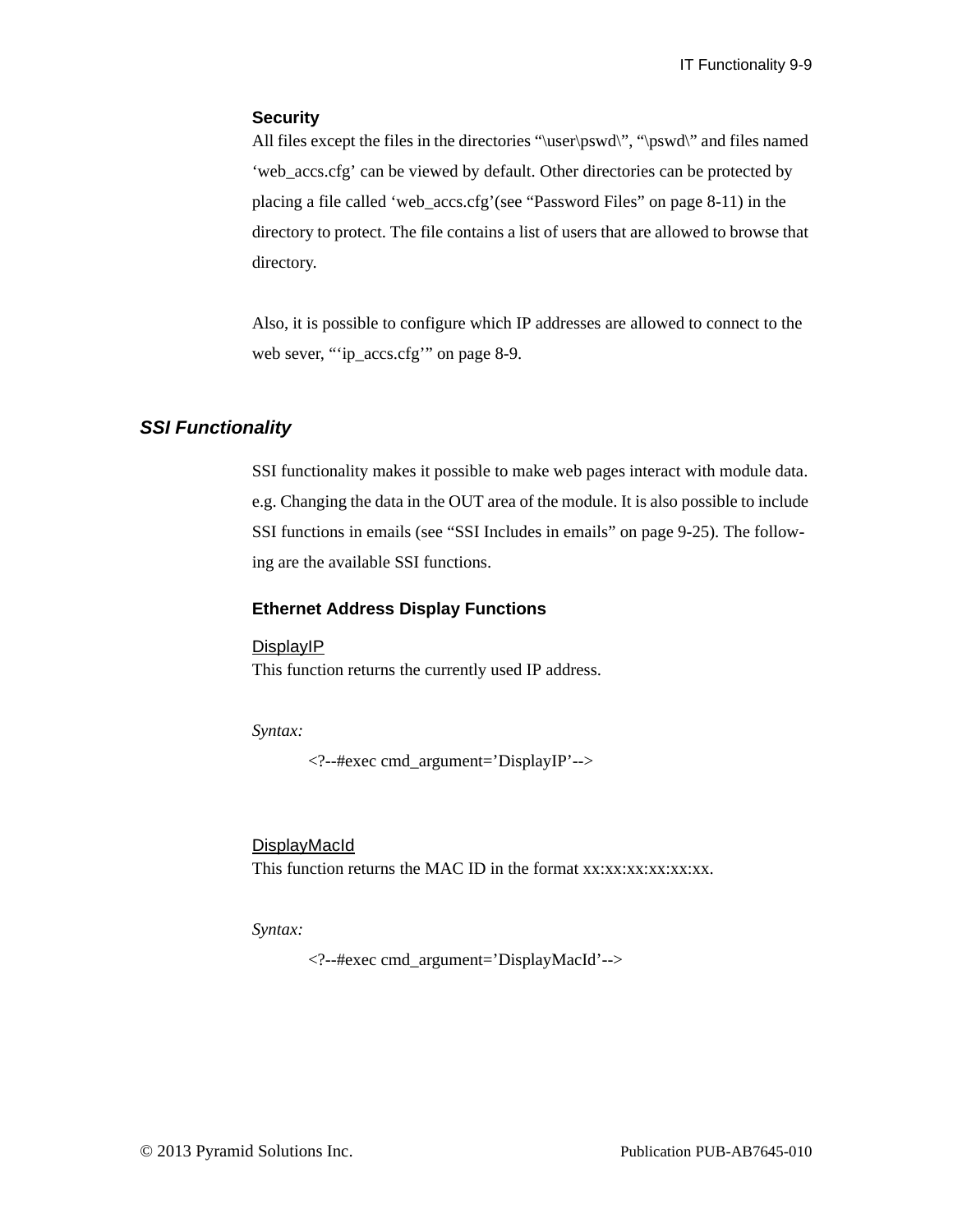### Security

All files except the files in the directories "\user\pswd\", "\pswd\" and files named 'web_accs.cfg' can be viewed by default. Other directories can be protected by placing a file called 'web_accs.cfg'(see "Password Files" on page 8-11) in the directory to protect. The file contains a list of users that are allowed to browse that directory.

Also, it is possible to configure which IP addresses are allowed to connect to the web sever, "'ip_accs.cfg'" on page 8-9.

## *SSI Functionality*

SSI functionality makes it possible to make web pages interact with module data. e.g. Changing the data in the OUT area of the module. It is also possible to include SSI functions in emails (see "SSI Includes in emails" on page 9-25). The following are the available SSI functions.

### Ethernet Address Display Functions

<u>DisplayIP</u>
This function returns the currently used IP address.

*Syntax:*

```
<?--#exec cmd_argument='DisplayIP'-->
```

<u>DisplayMacId</u>
This function returns the MAC ID in the format xx:xx:xx:xx:xx:xx.

*Syntax:*

```
<?--#exec cmd_argument='DisplayMacId'-->
```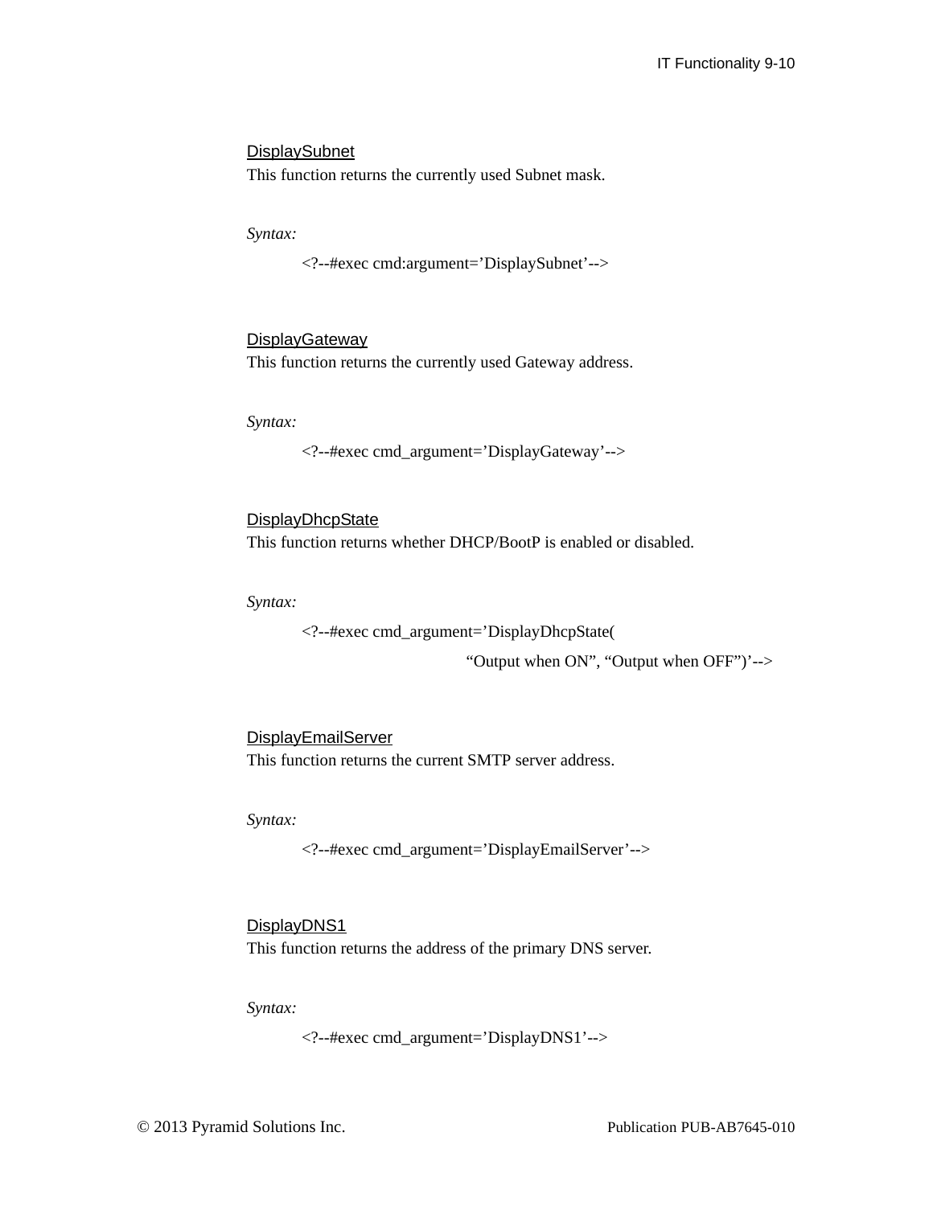<u>DisplaySubnet</u>

This function returns the currently used Subnet mask.

*Syntax:*

```
<?--#exec cmd:argument=’DisplaySubnet’-->
```

<u>DisplayGateway</u>

This function returns the currently used Gateway address.

*Syntax:*

```
<?--#exec cmd_argument=’DisplayGateway’-->
```

<u>DisplayDhcpState</u>

This function returns whether DHCP/BootP is enabled or disabled.

*Syntax:*

```
<?--#exec cmd_argument=’DisplayDhcpState(
                    “Output when ON”, “Output when OFF”)’-->
```

<u>DisplayEmailServer</u>

This function returns the current SMTP server address.

*Syntax:*

```
<?--#exec cmd_argument=’DisplayEmailServer’-->
```

<u>DisplayDNS1</u>

This function returns the address of the primary DNS server.

*Syntax:*

```
<?--#exec cmd_argument=’DisplayDNS1’-->
```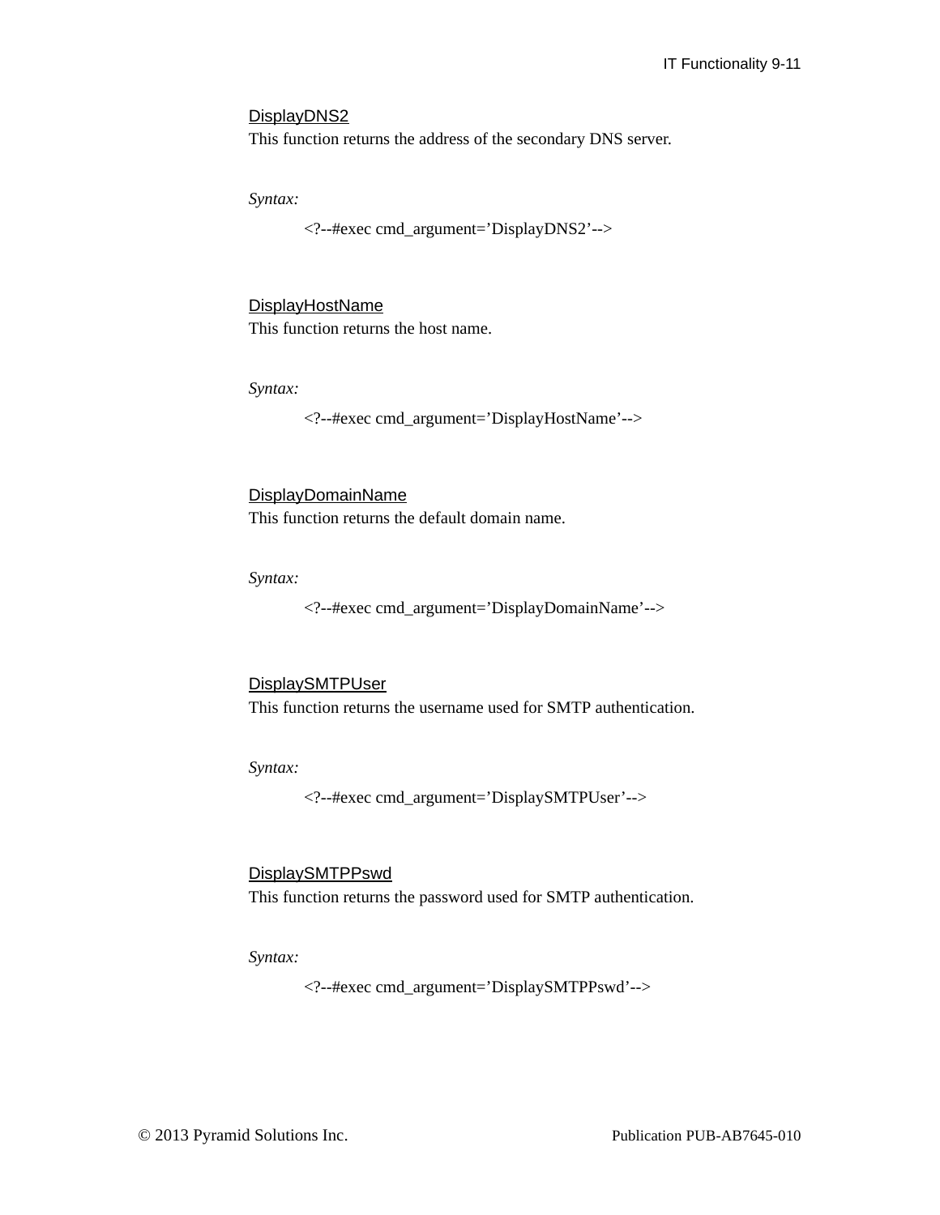### DisplayDNS2

This function returns the address of the secondary DNS server.

*Syntax:*

```
<?--#exec cmd_argument='DisplayDNS2'-->
```

### DisplayHostName

This function returns the host name.

*Syntax:*

```
<?--#exec cmd_argument='DisplayHostName'-->
```

### DisplayDomainName

This function returns the default domain name.

*Syntax:*

```
<?--#exec cmd_argument='DisplayDomainName'-->
```

### DisplaySMTPUser

This function returns the username used for SMTP authentication.

*Syntax:*

```
<?--#exec cmd_argument='DisplaySMTPUser'-->
```

### DisplaySMTPPswd

This function returns the password used for SMTP authentication.

*Syntax:*

```
<?--#exec cmd_argument='DisplaySMTPPswd'-->
```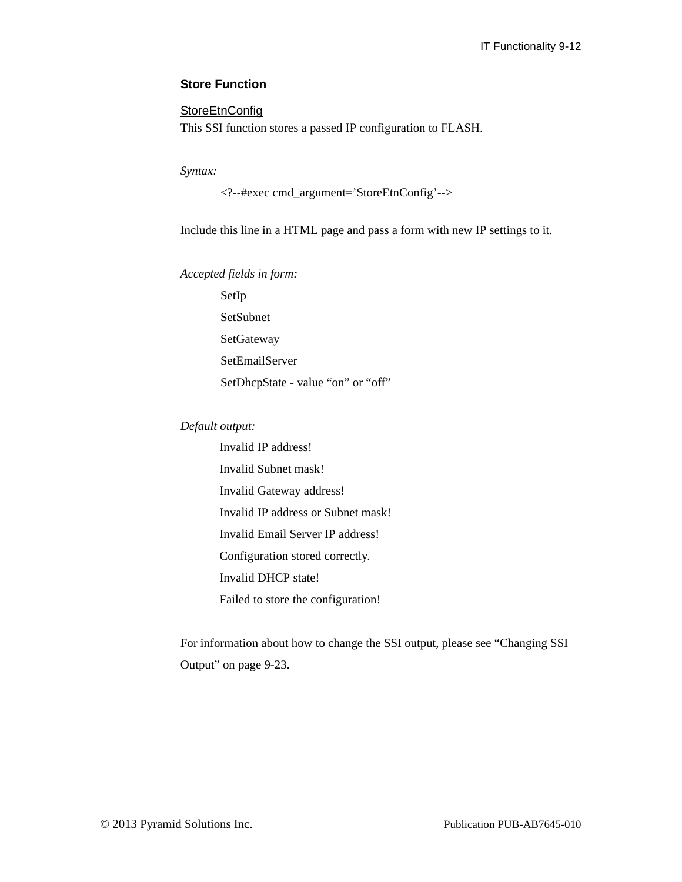### Store Function

#### StoreEtnConfig

This SSI function stores a passed IP configuration to FLASH.

*Syntax:*

```
<?--#exec cmd_argument=’StoreEtnConfig’-->
```

Include this line in a HTML page and pass a form with new IP settings to it.

*Accepted fields in form:*

- SetIp
- SetSubnet
- SetGateway
- SetEmailServer
- SetDhcpState - value “on” or “off”

*Default output:*

- Invalid IP address!
- Invalid Subnet mask!
- Invalid Gateway address!
- Invalid IP address or Subnet mask!
- Invalid Email Server IP address!
- Configuration stored correctly.
- Invalid DHCP state!
- Failed to store the configuration!

For information about how to change the SSI output, please see “Changing SSI Output” on page 9-23.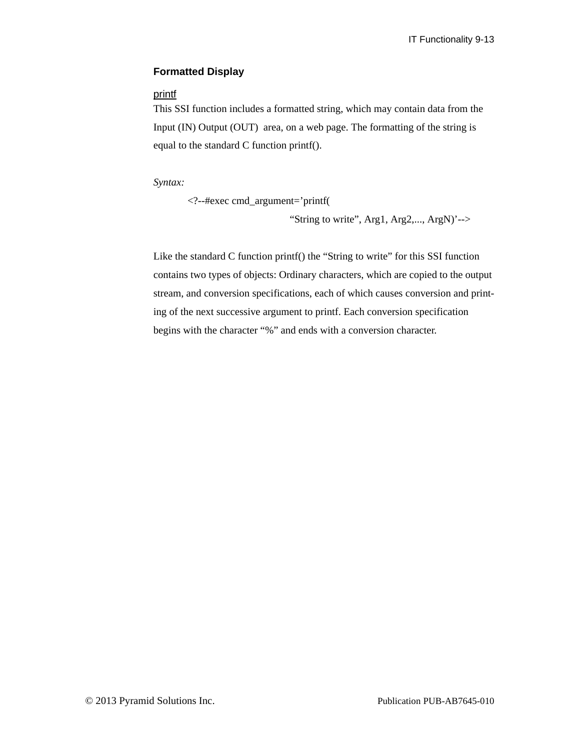### Formatted Display

printf

This SSI function includes a formatted string, which may contain data from the Input (IN) Output (OUT) area, on a web page. The formatting of the string is equal to the standard C function printf().

*Syntax:*

```
<?--#exec cmd_argument='printf(
                    "String to write", Arg1, Arg2,..., ArgN)'-->
```

Like the standard C function printf() the "String to write" for this SSI function contains two types of objects: Ordinary characters, which are copied to the output stream, and conversion specifications, each of which causes conversion and printing of the next successive argument to printf. Each conversion specification begins with the character "%" and ends with a conversion character.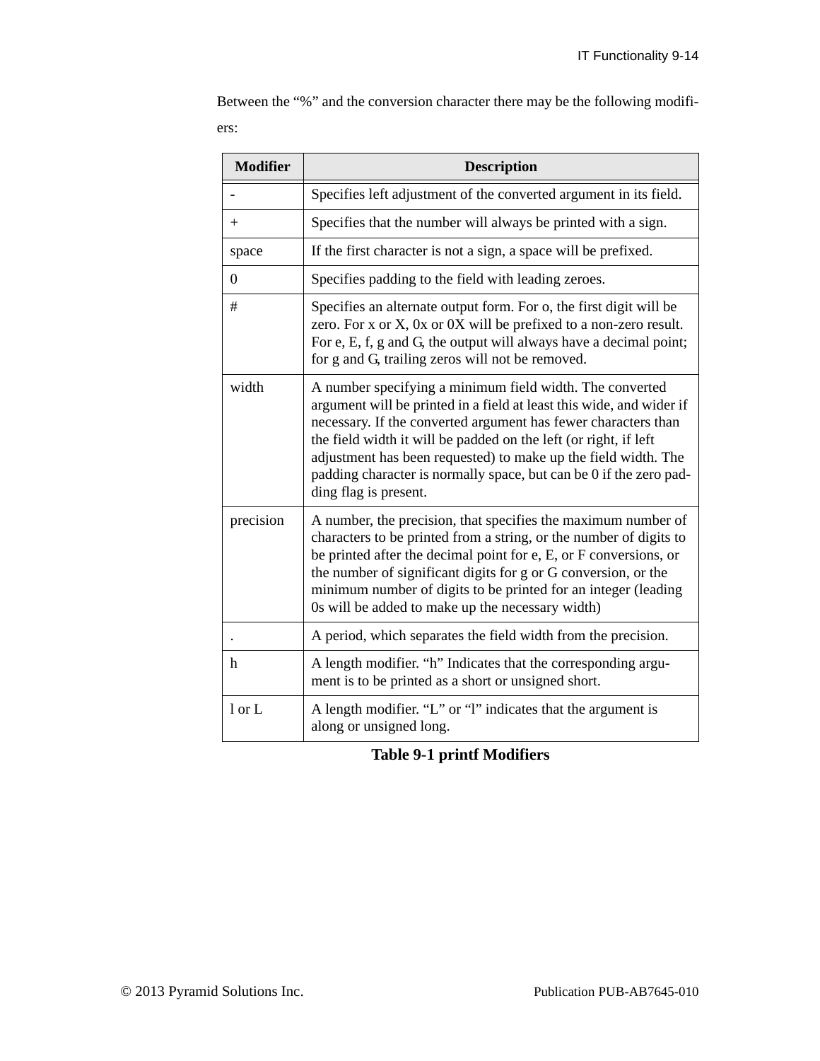Between the “%” and the conversion character there may be the following modifiers:

| Modifier | Description |
|---|---|
| - | Specifies left adjustment of the converted argument in its field. |
| + | Specifies that the number will always be printed with a sign. |
| space | If the first character is not a sign, a space will be prefixed. |
| 0 | Specifies padding to the field with leading zeroes. |
| # | Specifies an alternate output form. For o, the first digit will be zero. For x or X, 0x or 0X will be prefixed to a non-zero result. For e, E, f, g and G, the output will always have a decimal point; for g and G, trailing zeros will not be removed. |
| width | A number specifying a minimum field width. The converted argument will be printed in a field at least this wide, and wider if necessary. If the converted argument has fewer characters than the field width it will be padded on the left (or right, if left adjustment has been requested) to make up the field width. The padding character is normally space, but can be 0 if the zero padding flag is present. |
| precision | A number, the precision, that specifies the maximum number of characters to be printed from a string, or the number of digits to be printed after the decimal point for e, E, or F conversions, or the number of significant digits for g or G conversion, or the minimum number of digits to be printed for an integer (leading 0s will be added to make up the necessary width) |
| . | A period, which separates the field width from the precision. |
| h | A length modifier. “h” Indicates that the corresponding argument is to be printed as a short or unsigned short. |
| l or L | A length modifier. “L” or “l” indicates that the argument is along or unsigned long. |

**Table 9-1 printf Modifiers**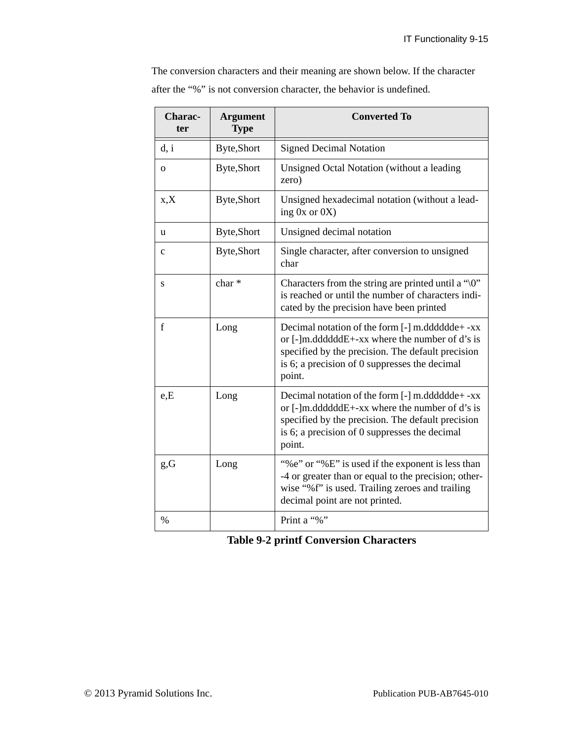The conversion characters and their meaning are shown below. If the character after the "%" is not conversion character, the behavior is undefined.

| Charac-ter | Argument Type | Converted To |
|---|---|---|
| d, i | Byte,Short | Signed Decimal Notation |
| o | Byte,Short | Unsigned Octal Notation (without a leading zero) |
| x,X | Byte,Short | Unsigned hexadecimal notation (without a leading 0x or 0X) |
| u | Byte,Short | Unsigned decimal notation |
| c | Byte,Short | Single character, after conversion to unsigned char |
| s | char * | Characters from the string are printed until a "\0" is reached or until the number of characters indicated by the precision have been printed |
| f | Long | Decimal notation of the form [-] m.dddddde+ -xx or [-]m.ddddddE+-xx where the number of d's is specified by the precision. The default precision is 6; a precision of 0 suppresses the decimal point. |
| e,E | Long | Decimal notation of the form [-] m.dddddde+ -xx or [-]m.ddddddE+-xx where the number of d's is specified by the precision. The default precision is 6; a precision of 0 suppresses the decimal point. |
| g,G | Long | "%e" or "%E" is used if the exponent is less than -4 or greater than or equal to the precision; otherwise "%f" is used. Trailing zeroes and trailing decimal point are not printed. |
| % | | Print a "%" |

**Table 9-2 printf Conversion Characters**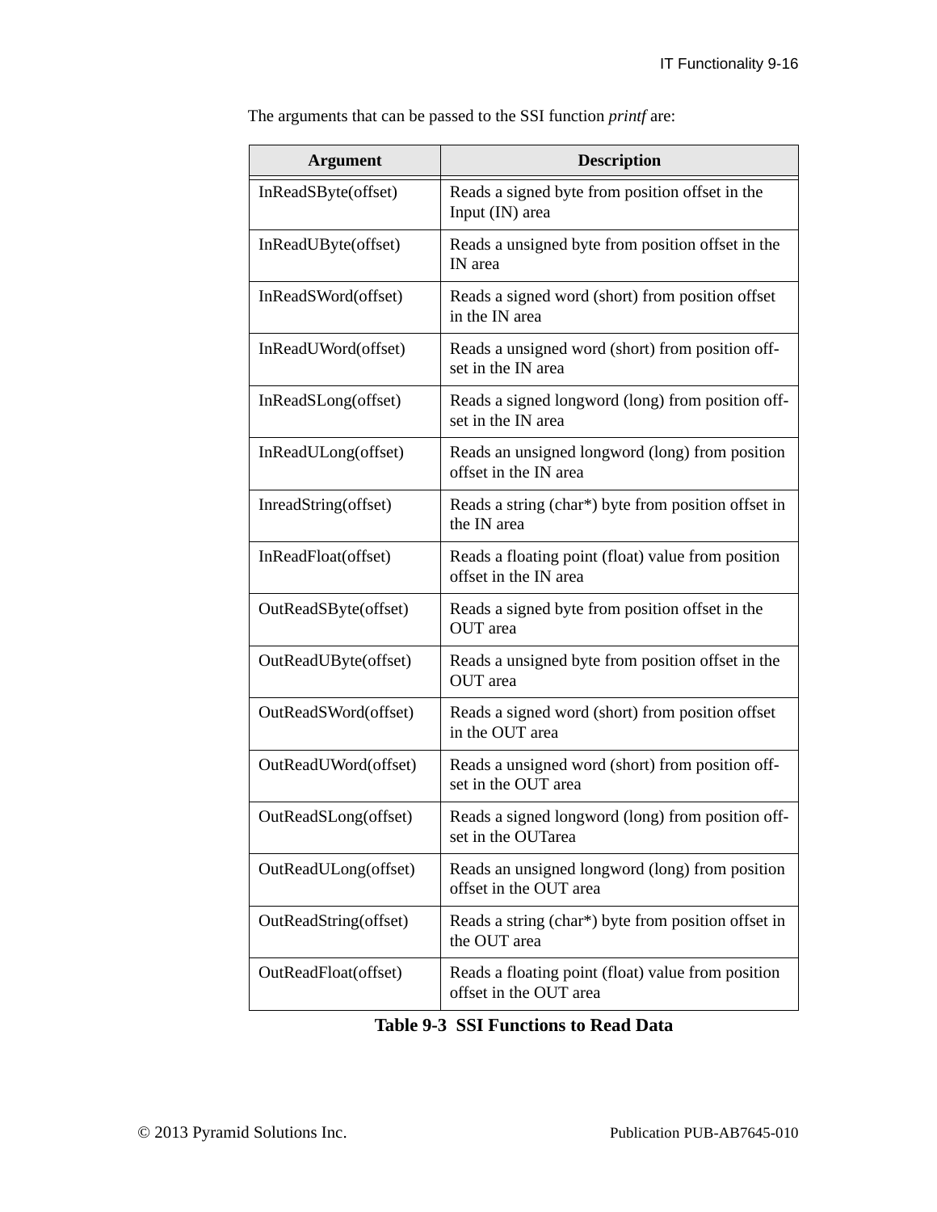The arguments that can be passed to the SSI function *printf* are:

| Argument | Description |
|---|---|
| InReadSByte(offset) | Reads a signed byte from position offset in the Input (IN) area |
| InReadUByte(offset) | Reads a unsigned byte from position offset in the IN area |
| InReadSWord(offset) | Reads a signed word (short) from position offset in the IN area |
| InReadUWord(offset) | Reads a unsigned word (short) from position off-set in the IN area |
| InReadSLong(offset) | Reads a signed longword (long) from position off-set in the IN area |
| InReadULong(offset) | Reads an unsigned longword (long) from position offset in the IN area |
| InreadString(offset) | Reads a string (char*) byte from position offset in the IN area |
| InReadFloat(offset) | Reads a floating point (float) value from position offset in the IN area |
| OutReadSByte(offset) | Reads a signed byte from position offset in the OUT area |
| OutReadUByte(offset) | Reads a unsigned byte from position offset in the OUT area |
| OutReadSWord(offset) | Reads a signed word (short) from position offset in the OUT area |
| OutReadUWord(offset) | Reads a unsigned word (short) from position off-set in the OUT area |
| OutReadSLong(offset) | Reads a signed longword (long) from position off-set in the OUTarea |
| OutReadULong(offset) | Reads an unsigned longword (long) from position offset in the OUT area |
| OutReadString(offset) | Reads a string (char*) byte from position offset in the OUT area |
| OutReadFloat(offset) | Reads a floating point (float) value from position offset in the OUT area |

**Table 9-3 SSI Functions to Read Data**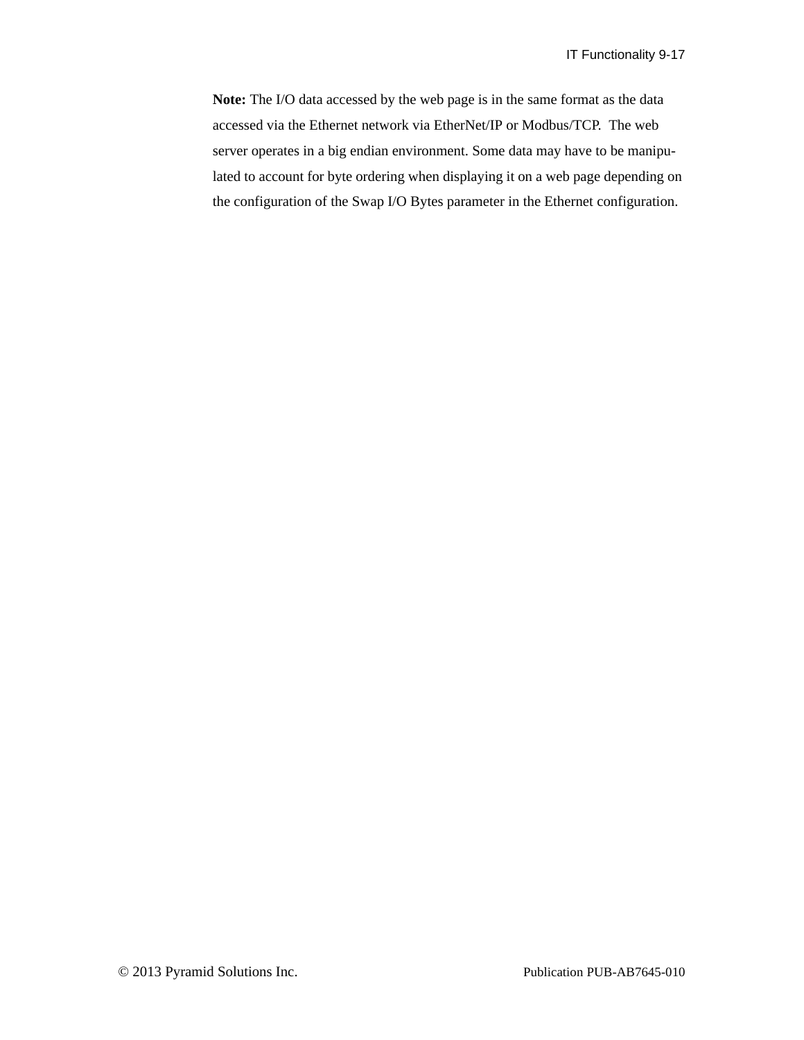**Note:** The I/O data accessed by the web page is in the same format as the data accessed via the Ethernet network via EtherNet/IP or Modbus/TCP. The web server operates in a big endian environment. Some data may have to be manipulated to account for byte ordering when displaying it on a web page depending on the configuration of the Swap I/O Bytes parameter in the Ethernet configuration.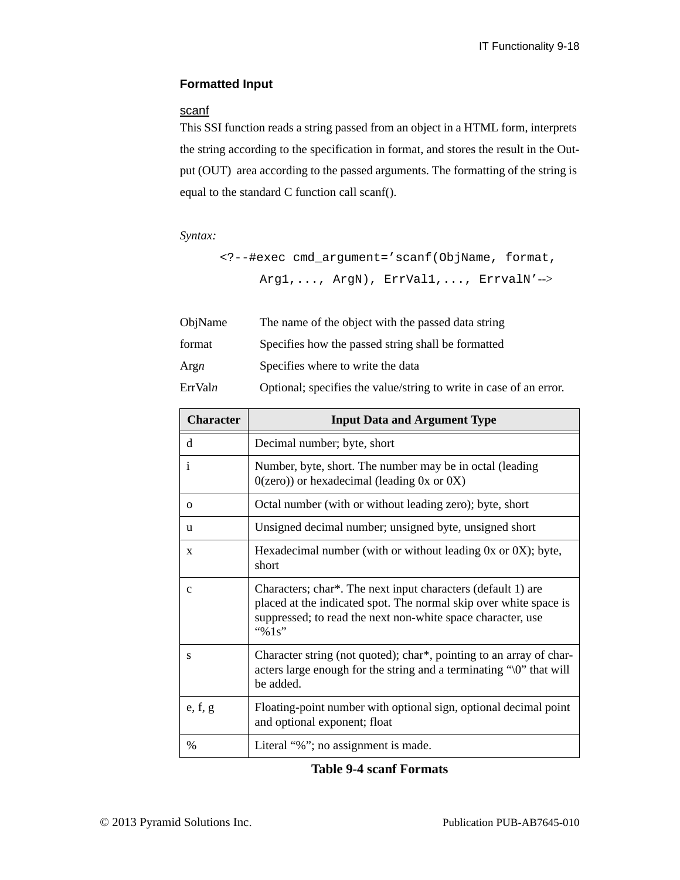### Formatted Input

#### scanf

This SSI function reads a string passed from an object in a HTML form, interprets the string according to the specification in format, and stores the result in the Output (OUT) area according to the passed arguments. The formatting of the string is equal to the standard C function call scanf().

*Syntax:*

```
<?--#exec cmd_argument='scanf(ObjName, format,
      Arg1,..., ArgN), ErrVal1,..., ErrvalN'-->
```

| | |
|---|---|
| ObjName | The name of the object with the passed data string |
| format | Specifies how the passed string shall be formatted |
| Arg*n* | Specifies where to write the data |
| ErrVal*n* | Optional; specifies the value/string to write in case of an error. |

| Character | Input Data and Argument Type |
|---|---|
| d | Decimal number; byte, short |
| i | Number, byte, short. The number may be in octal (leading 0(zero)) or hexadecimal (leading 0x or 0X) |
| o | Octal number (with or without leading zero); byte, short |
| u | Unsigned decimal number; unsigned byte, unsigned short |
| x | Hexadecimal number (with or without leading 0x or 0X); byte, short |
| c | Characters; char*. The next input characters (default 1) are placed at the indicated spot. The normal skip over white space is suppressed; to read the next non-white space character, use "%1s" |
| s | Character string (not quoted); char*, pointing to an array of characters large enough for the string and a terminating "\0" that will be added. |
| e, f, g | Floating-point number with optional sign, optional decimal point and optional exponent; float |
| % | Literal "%"; no assignment is made. |

**Table 9-4 scanf Formats**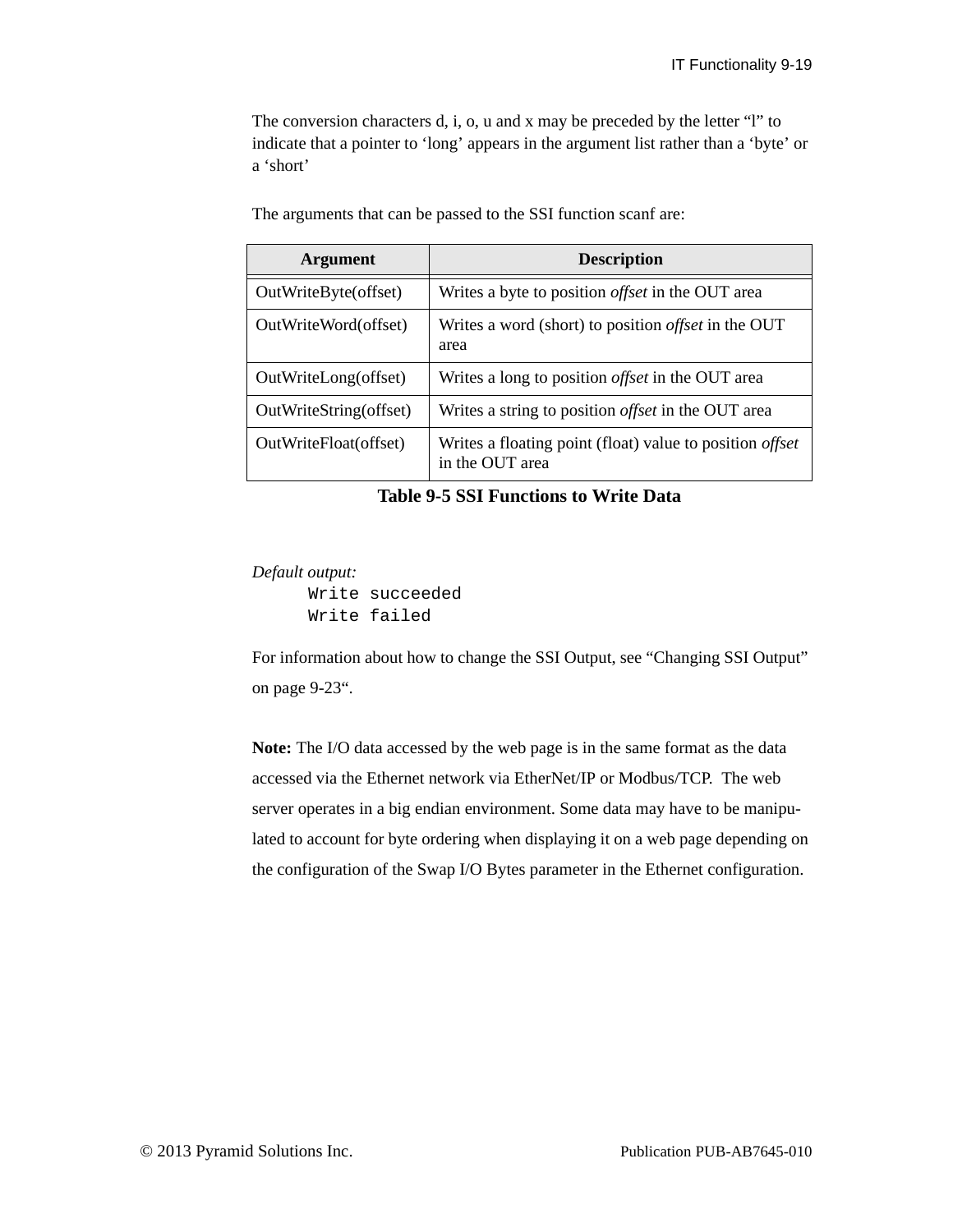The conversion characters d, i, o, u and x may be preceded by the letter “l” to indicate that a pointer to ‘long’ appears in the argument list rather than a ‘byte’ or a ‘short’

The arguments that can be passed to the SSI function scanf are:

| Argument | Description |
| --- | --- |
| OutWriteByte(offset) | Writes a byte to position *offset* in the OUT area |
| OutWriteWord(offset) | Writes a word (short) to position *offset* in the OUT area |
| OutWriteLong(offset) | Writes a long to position *offset* in the OUT area |
| OutWriteString(offset) | Writes a string to position *offset* in the OUT area |
| OutWriteFloat(offset) | Writes a floating point (float) value to position *offset* in the OUT area |

**Table 9-5 SSI Functions to Write Data**

*Default output:*

```
Write succeeded
Write failed
```

For information about how to change the SSI Output, see “Changing SSI Output” on page 9-23“.

**Note:** The I/O data accessed by the web page is in the same format as the data accessed via the Ethernet network via EtherNet/IP or Modbus/TCP. The web server operates in a big endian environment. Some data may have to be manipulated to account for byte ordering when displaying it on a web page depending on the configuration of the Swap I/O Bytes parameter in the Ethernet configuration.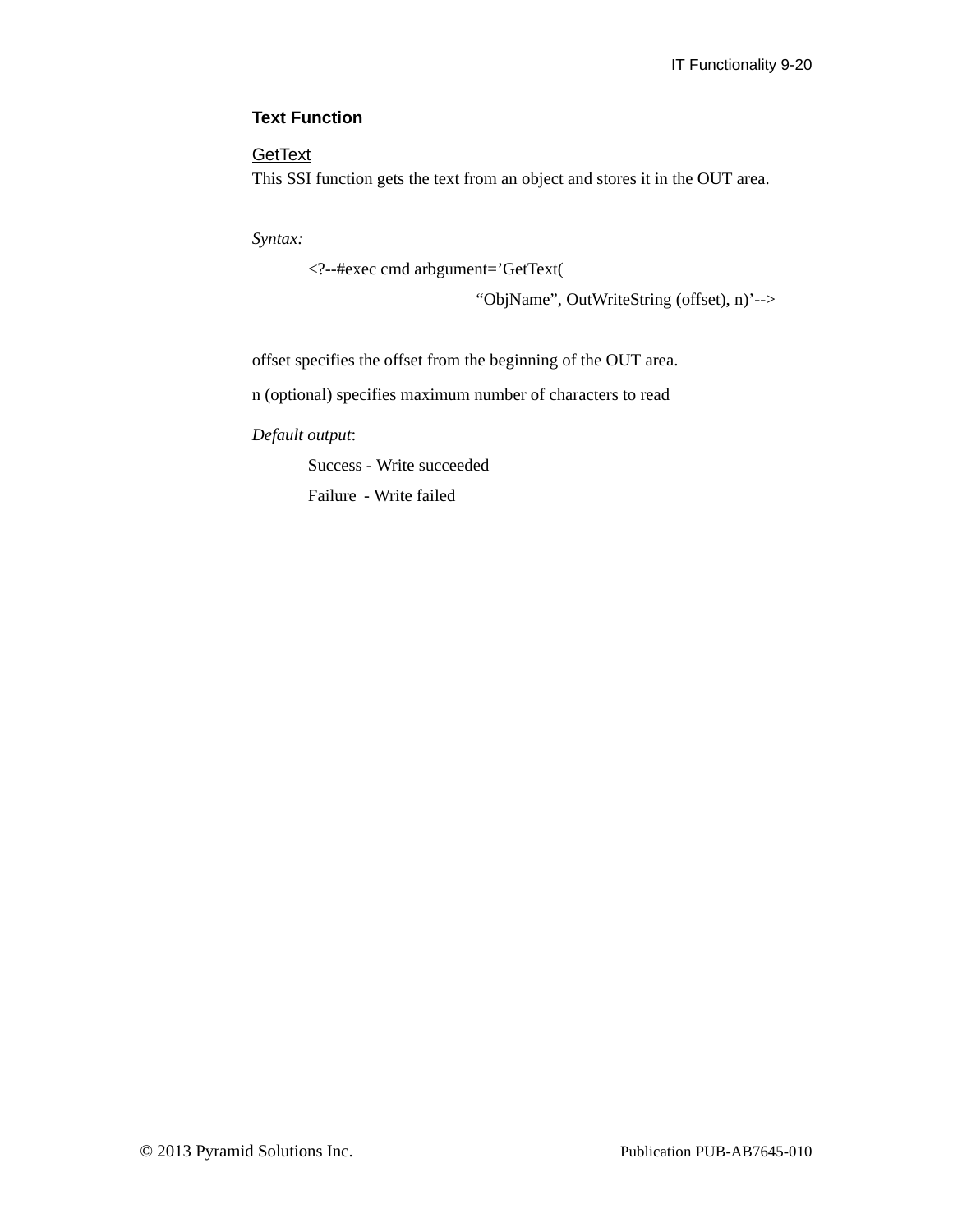### Text Function

GetText

This SSI function gets the text from an object and stores it in the OUT area.

*Syntax:*

```
<?--#exec cmd arbgument=’GetText(
                    “ObjName”, OutWriteString (offset), n)’-->
```

offset specifies the offset from the beginning of the OUT area.

n (optional) specifies maximum number of characters to read

*Default output*:

Success - Write succeeded

Failure - Write failed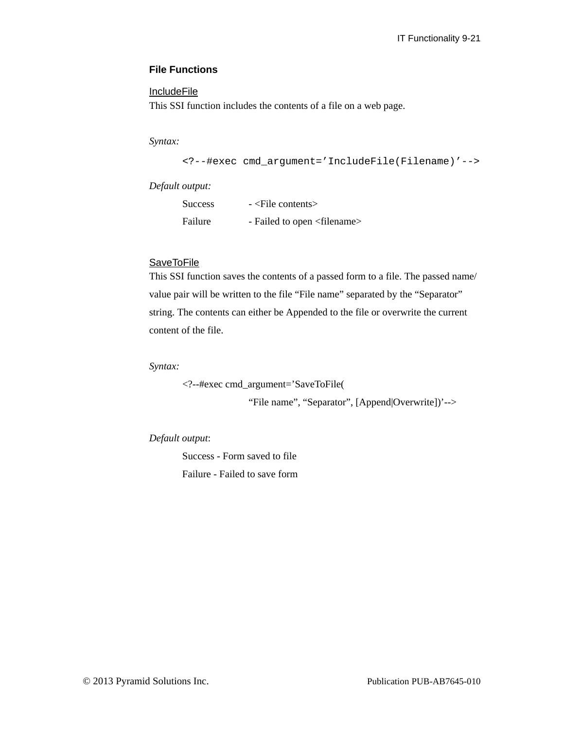### File Functions

<u>IncludeFile</u>

This SSI function includes the contents of a file on a web page.

*Syntax:*

```
<?--#exec cmd_argument='IncludeFile(Filename)'-->
```

*Default output:*

Success - <File contents>

Failure - Failed to open <filename>

<u>SaveToFile</u>

This SSI function saves the contents of a passed form to a file. The passed name/value pair will be written to the file “File name” separated by the “Separator” string. The contents can either be Appended to the file or overwrite the current content of the file.

*Syntax:*

```
<?--#exec cmd_argument='SaveToFile(
        "File name", "Separator", [Append|Overwrite])'-->
```

*Default output*:

Success - Form saved to file

Failure - Failed to save form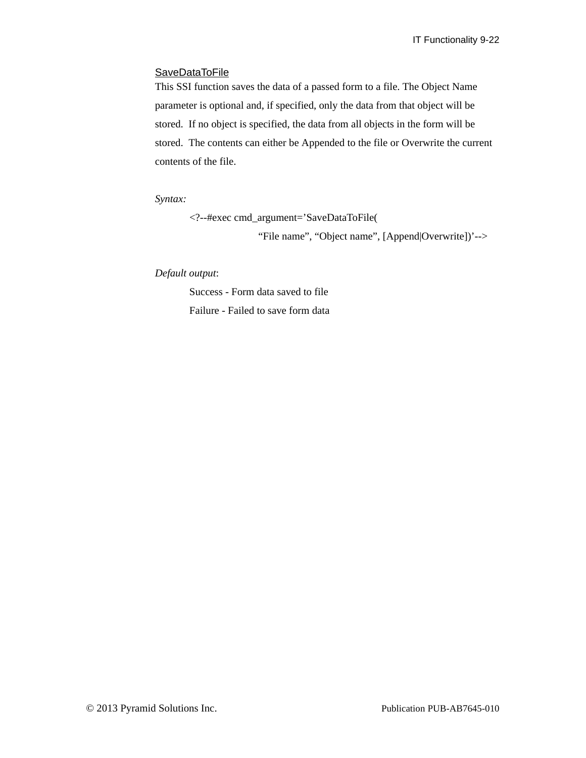### SaveDataToFile

This SSI function saves the data of a passed form to a file. The Object Name parameter is optional and, if specified, only the data from that object will be stored. If no object is specified, the data from all objects in the form will be stored. The contents can either be Appended to the file or Overwrite the current contents of the file.

*Syntax:*

```
<?--#exec cmd_argument=’SaveDataToFile(
        “File name”, “Object name”, [Append|Overwrite])’-->
```

*Default output*:

Success - Form data saved to file

Failure - Failed to save form data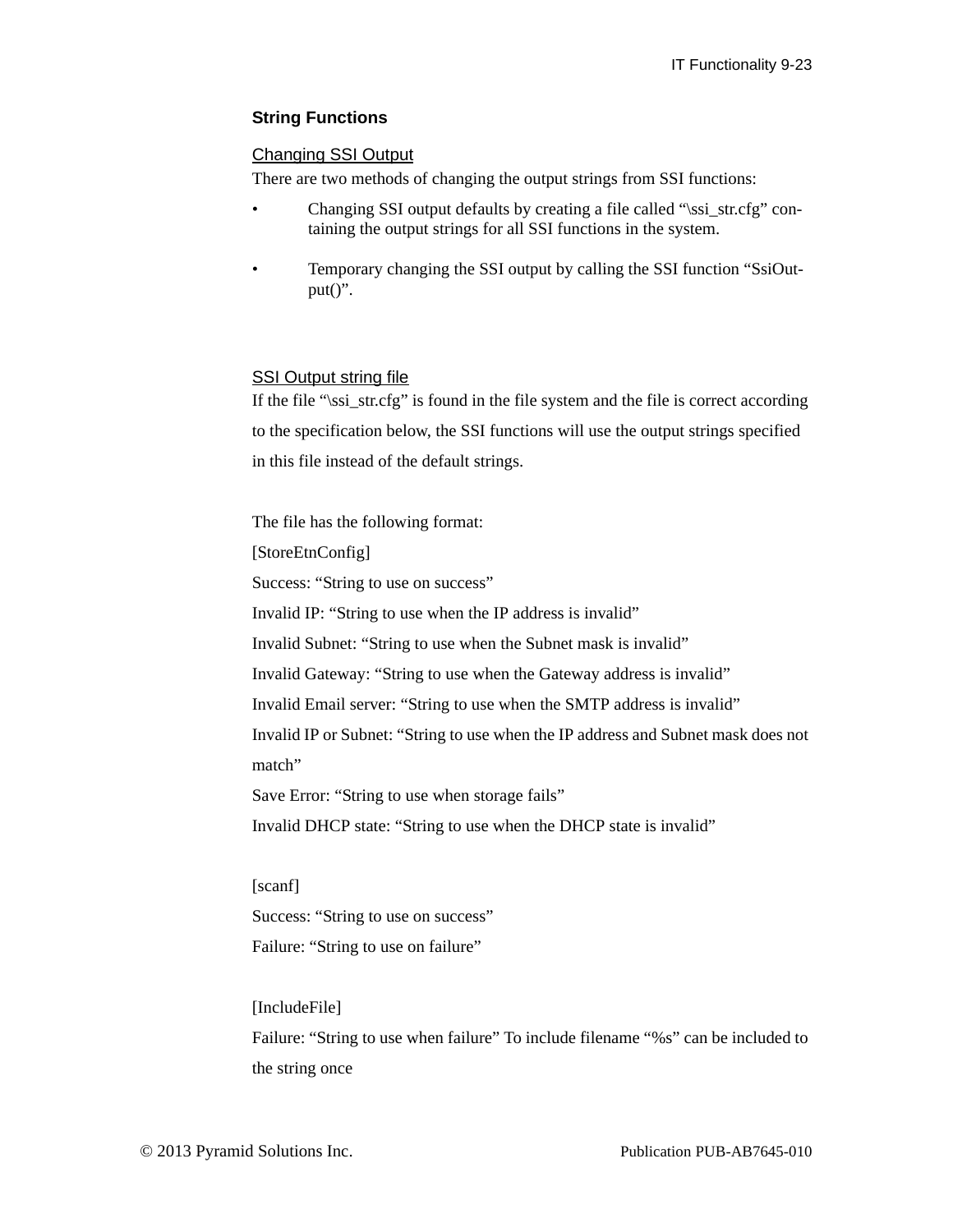### String Functions

<u>Changing SSI Output</u>

There are two methods of changing the output strings from SSI functions:

- Changing SSI output defaults by creating a file called "\ssi_str.cfg" containing the output strings for all SSI functions in the system.
- Temporary changing the SSI output by calling the SSI function "SsiOutput()".

<u>SSI Output string file</u>

If the file "\ssi_str.cfg" is found in the file system and the file is correct according to the specification below, the SSI functions will use the output strings specified in this file instead of the default strings.

The file has the following format:

[StoreEtnConfig]

Success: "String to use on success"

Invalid IP: "String to use when the IP address is invalid"

Invalid Subnet: "String to use when the Subnet mask is invalid"

Invalid Gateway: "String to use when the Gateway address is invalid"

Invalid Email server: "String to use when the SMTP address is invalid"

Invalid IP or Subnet: "String to use when the IP address and Subnet mask does not match"

Save Error: "String to use when storage fails"

Invalid DHCP state: "String to use when the DHCP state is invalid"

[scanf]

Success: "String to use on success"

Failure: "String to use on failure"

[IncludeFile]

Failure: "String to use when failure" To include filename "%s" can be included to the string once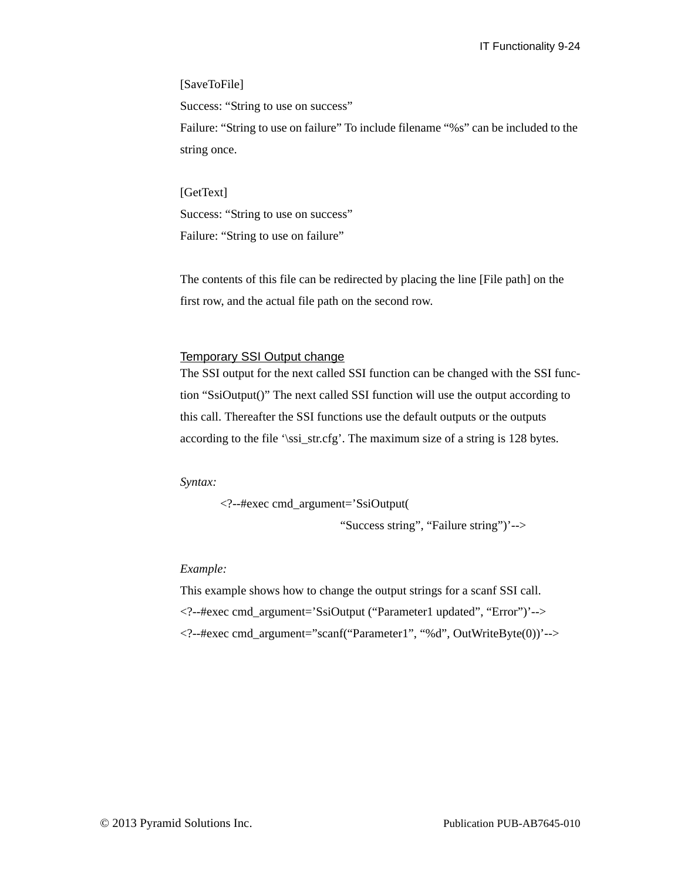[SaveToFile]

Success: “String to use on success”

Failure: “String to use on failure” To include filename “%s” can be included to the string once.

[GetText]

Success: “String to use on success”

Failure: “String to use on failure”

The contents of this file can be redirected by placing the line [File path] on the first row, and the actual file path on the second row.

### Temporary SSI Output change

The SSI output for the next called SSI function can be changed with the SSI function “SsiOutput()” The next called SSI function will use the output according to this call. Thereafter the SSI functions use the default outputs or the outputs according to the file ‘\ssi_str.cfg’. The maximum size of a string is 128 bytes.

*Syntax:*

```
<?--#exec cmd_argument=’SsiOutput(
                        “Success string”, “Failure string”)’-->
```

*Example:*

This example shows how to change the output strings for a scanf SSI call.

```
<?--#exec cmd_argument=’SsiOutput (“Parameter1 updated”, “Error”)’-->
<?--#exec cmd_argument=”scanf(“Parameter1”, “%d”, OutWriteByte(0))’-->
```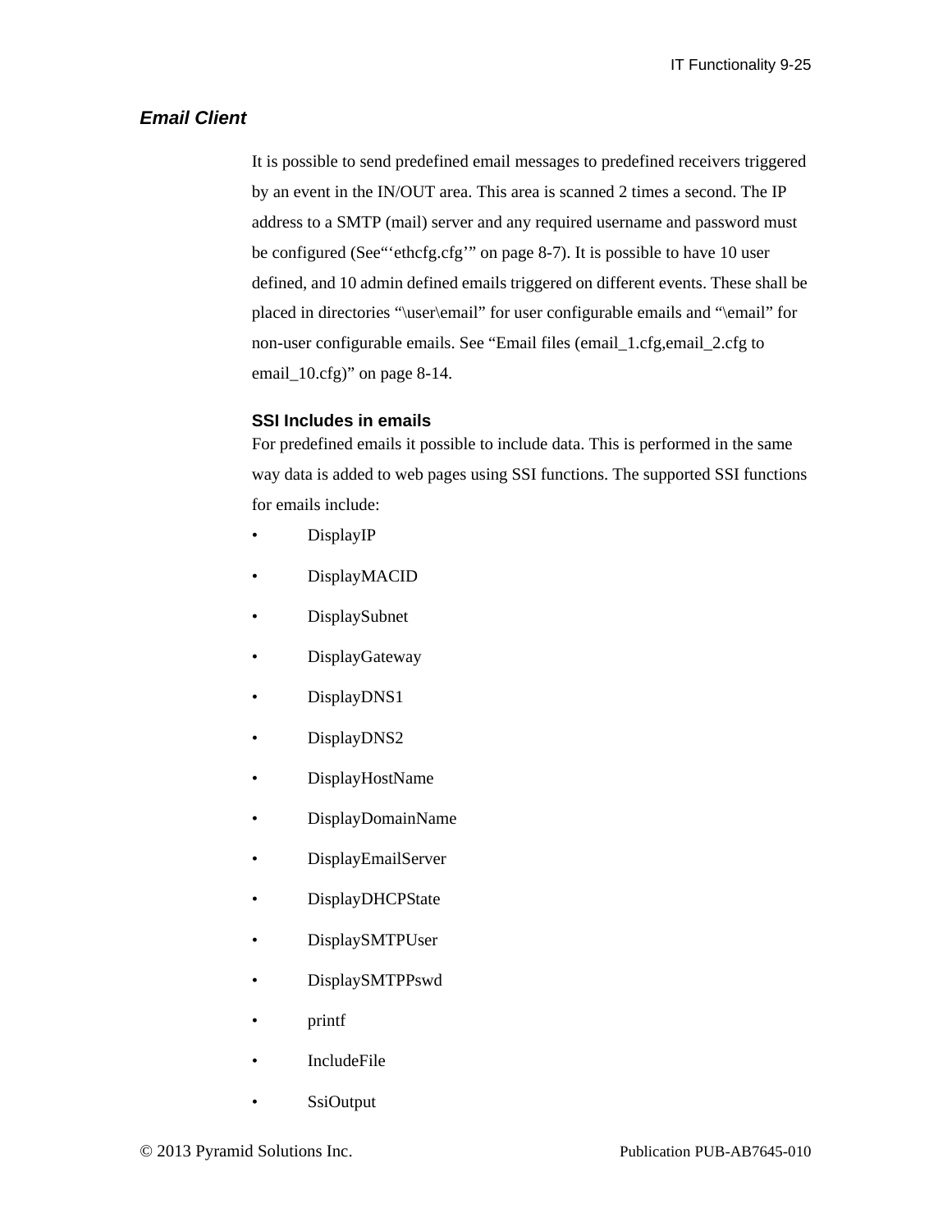### *Email Client*

It is possible to send predefined email messages to predefined receivers triggered by an event in the IN/OUT area. This area is scanned 2 times a second. The IP address to a SMTP (mail) server and any required username and password must be configured (See"'ethcfg.cfg'" on page 8-7). It is possible to have 10 user defined, and 10 admin defined emails triggered on different events. These shall be placed in directories "\user\email" for user configurable emails and "\email" for non-user configurable emails. See "Email files (email_1.cfg,email_2.cfg to email_10.cfg)" on page 8-14.

#### SSI Includes in emails

For predefined emails it possible to include data. This is performed in the same way data is added to web pages using SSI functions. The supported SSI functions for emails include:

- DisplayIP
- DisplayMACID
- DisplaySubnet
- DisplayGateway
- DisplayDNS1
- DisplayDNS2
- DisplayHostName
- DisplayDomainName
- DisplayEmailServer
- DisplayDHCPState
- DisplaySMTPUser
- DisplaySMTPPswd
- printf
- IncludeFile
- SsiOutput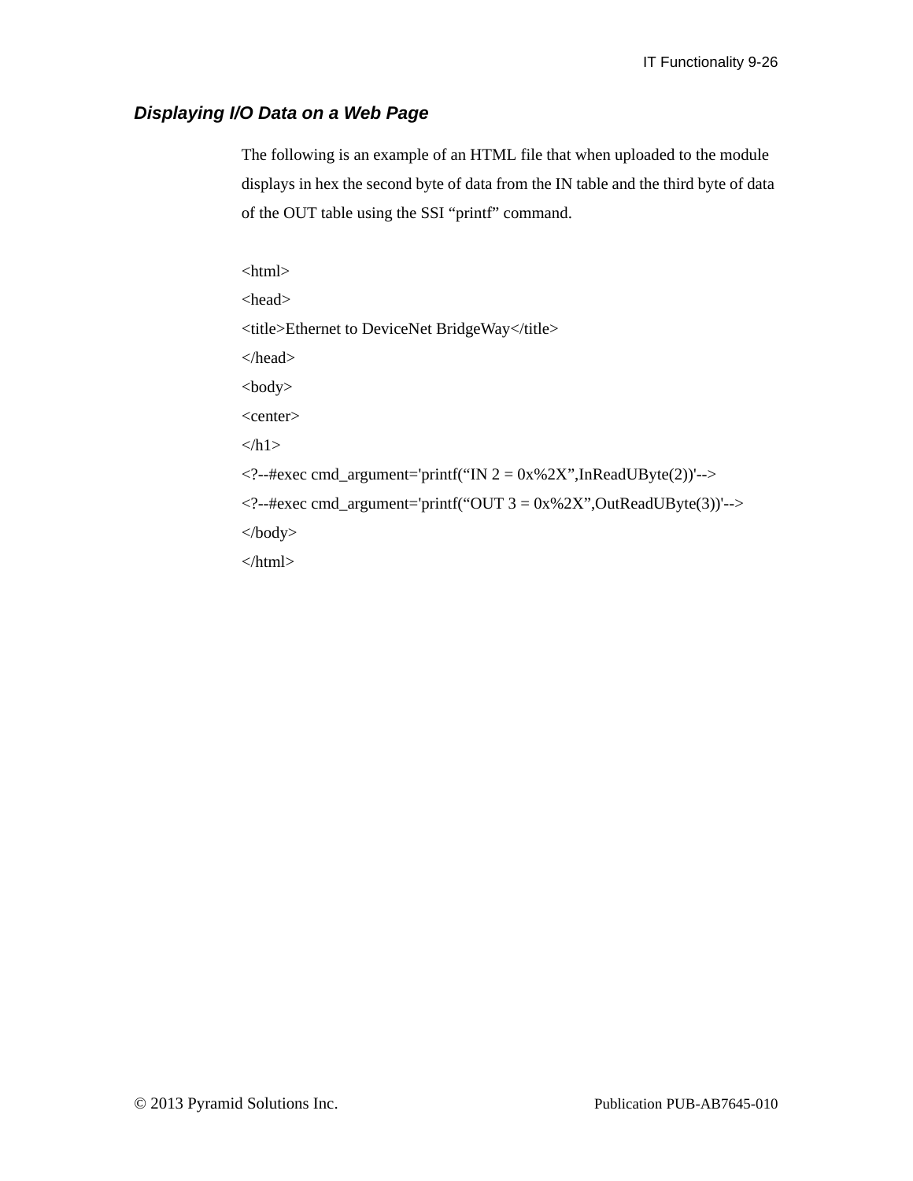### *Displaying I/O Data on a Web Page*

The following is an example of an HTML file that when uploaded to the module displays in hex the second byte of data from the IN table and the third byte of data of the OUT table using the SSI “printf” command.

```
<html>
<head>
<title>Ethernet to DeviceNet BridgeWay</title>
</head>
<body>
<center>
</h1>
<?--#exec cmd_argument='printf(“IN 2 = 0x%2X”,InReadUByte(2))'-->
<?--#exec cmd_argument='printf(“OUT 3 = 0x%2X”,OutReadUByte(3))'-->
</body>
</html>
```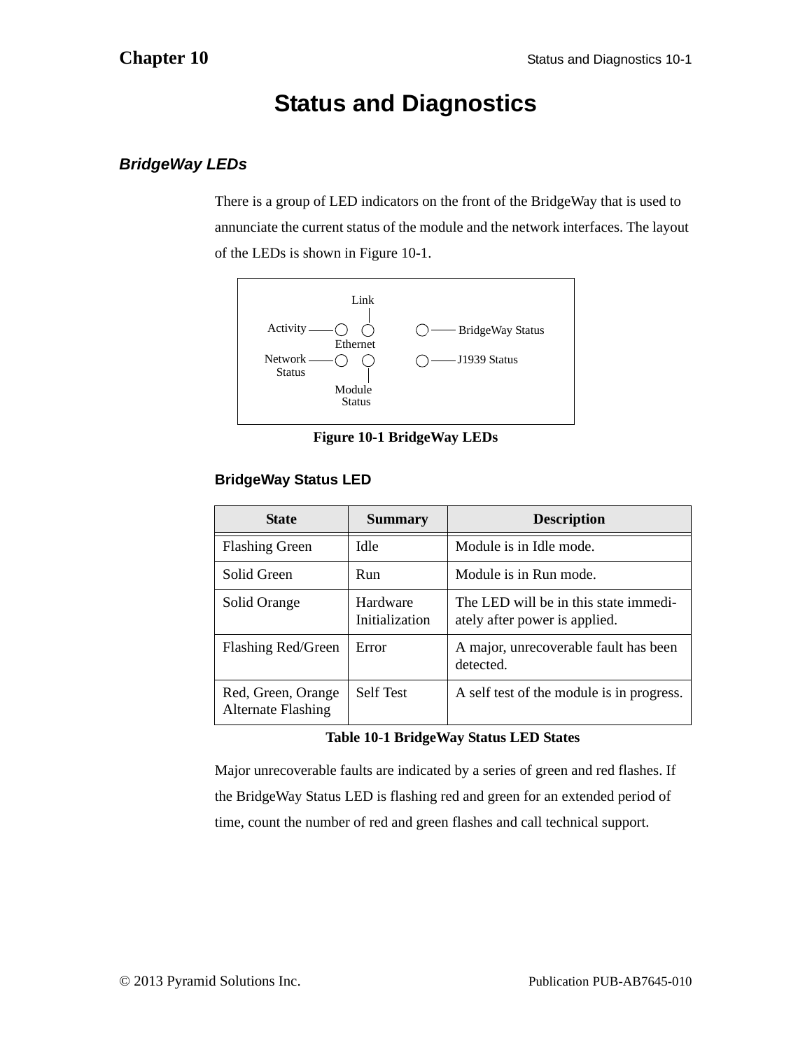# Status and Diagnostics

## BridgeWay LEDs

There is a group of LED indicators on the front of the BridgeWay that is used to annunciate the current status of the module and the network interfaces. The layout of the LEDs is shown in Figure 10-1.

Link

Activity

Ethernet

Network Status

Module Status

BridgeWay Status

J1939 Status

**Figure 10-1 BridgeWay LEDs**

### BridgeWay Status LED

| State | Summary | Description |
|---|---|---|
| Flashing Green | Idle | Module is in Idle mode. |
| Solid Green | Run | Module is in Run mode. |
| Solid Orange | Hardware Initialization | The LED will be in this state immediately after power is applied. |
| Flashing Red/Green | Error | A major, unrecoverable fault has been detected. |
| Red, Green, Orange Alternate Flashing | Self Test | A self test of the module is in progress. |

**Table 10-1 BridgeWay Status LED States**

Major unrecoverable faults are indicated by a series of green and red flashes. If the BridgeWay Status LED is flashing red and green for an extended period of time, count the number of red and green flashes and call technical support.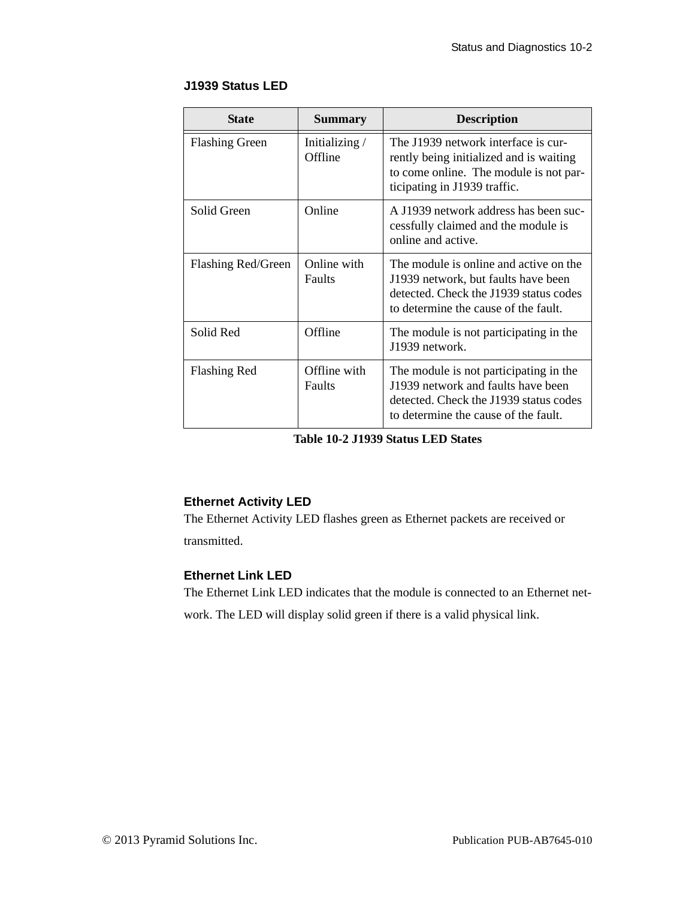### J1939 Status LED

| State | Summary | Description |
|---|---|---|
| Flashing Green | Initializing / Offline | The J1939 network interface is currently being initialized and is waiting to come online. The module is not participating in J1939 traffic. |
| Solid Green | Online | A J1939 network address has been successfully claimed and the module is online and active. |
| Flashing Red/Green | Online with Faults | The module is online and active on the J1939 network, but faults have been detected. Check the J1939 status codes to determine the cause of the fault. |
| Solid Red | Offline | The module is not participating in the J1939 network. |
| Flashing Red | Offline with Faults | The module is not participating in the J1939 network and faults have been detected. Check the J1939 status codes to determine the cause of the fault. |

**Table 10-2 J1939 Status LED States**

### Ethernet Activity LED

The Ethernet Activity LED flashes green as Ethernet packets are received or transmitted.

### Ethernet Link LED

The Ethernet Link LED indicates that the module is connected to an Ethernet network. The LED will display solid green if there is a valid physical link.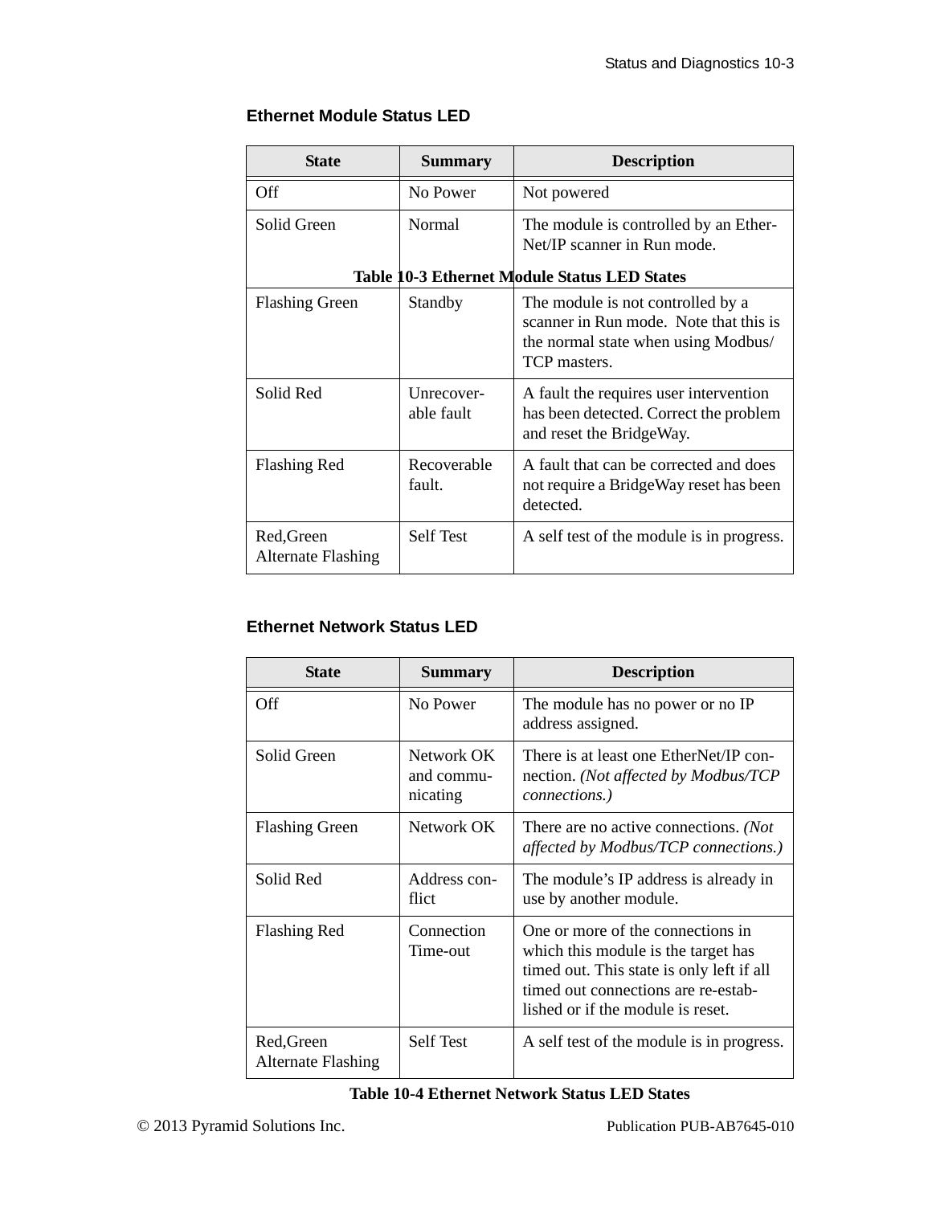### Ethernet Module Status LED

| State | Summary | Description |
|---|---|---|
| Off | No Power | Not powered |
| Solid Green | Normal | The module is controlled by an EtherNet/IP scanner in Run mode. |
| Flashing Green | Standby | The module is not controlled by a scanner in Run mode. Note that this is the normal state when using Modbus/TCP masters. |
| Solid Red | Unrecoverable fault | A fault the requires user intervention has been detected. Correct the problem and reset the BridgeWay. |
| Flashing Red | Recoverable fault. | A fault that can be corrected and does not require a BridgeWay reset has been detected. |
| Red,Green Alternate Flashing | Self Test | A self test of the module is in progress. |

**Table 10-3 Ethernet Module Status LED States**

### Ethernet Network Status LED

| State | Summary | Description |
|---|---|---|
| Off | No Power | The module has no power or no IP address assigned. |
| Solid Green | Network OK and communicating | There is at least one EtherNet/IP connection. *(Not affected by Modbus/TCP connections.)* |
| Flashing Green | Network OK | There are no active connections. *(Not affected by Modbus/TCP connections.)* |
| Solid Red | Address conflict | The module's IP address is already in use by another module. |
| Flashing Red | Connection Time-out | One or more of the connections in which this module is the target has timed out. This state is only left if all timed out connections are re-established or if the module is reset. |
| Red,Green Alternate Flashing | Self Test | A self test of the module is in progress. |

**Table 10-4 Ethernet Network Status LED States**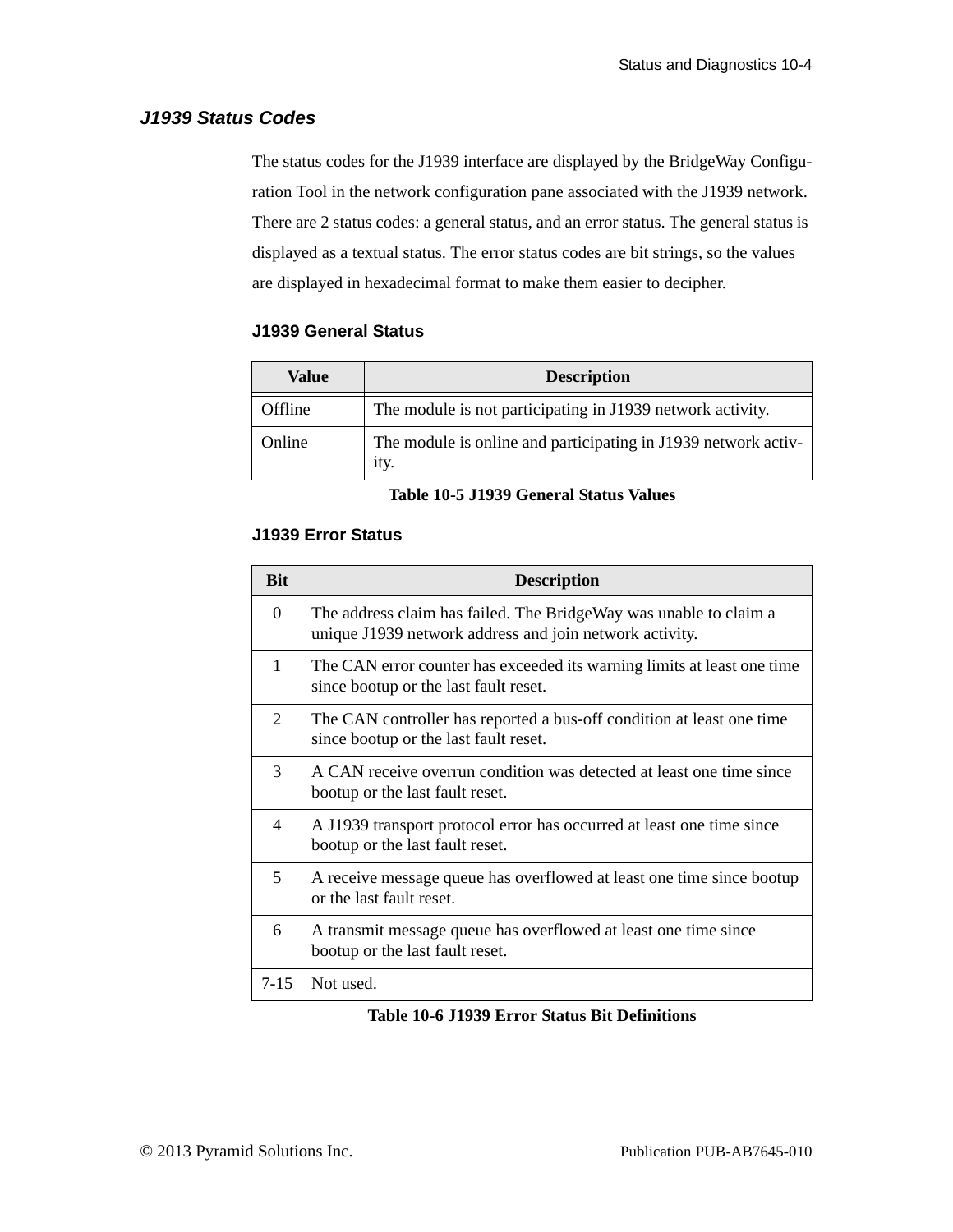## *J1939 Status Codes*

The status codes for the J1939 interface are displayed by the BridgeWay Configuration Tool in the network configuration pane associated with the J1939 network. There are 2 status codes: a general status, and an error status. The general status is displayed as a textual status. The error status codes are bit strings, so the values are displayed in hexadecimal format to make them easier to decipher.

### J1939 General Status

| Value | Description |
|---|---|
| Offline | The module is not participating in J1939 network activity. |
| Online | The module is online and participating in J1939 network activity. |

**Table 10-5 J1939 General Status Values**

### J1939 Error Status

| Bit | Description |
|---|---|
| 0 | The address claim has failed. The BridgeWay was unable to claim a unique J1939 network address and join network activity. |
| 1 | The CAN error counter has exceeded its warning limits at least one time since bootup or the last fault reset. |
| 2 | The CAN controller has reported a bus-off condition at least one time since bootup or the last fault reset. |
| 3 | A CAN receive overrun condition was detected at least one time since bootup or the last fault reset. |
| 4 | A J1939 transport protocol error has occurred at least one time since bootup or the last fault reset. |
| 5 | A receive message queue has overflowed at least one time since bootup or the last fault reset. |
| 6 | A transmit message queue has overflowed at least one time since bootup or the last fault reset. |
| 7-15 | Not used. |

**Table 10-6 J1939 Error Status Bit Definitions**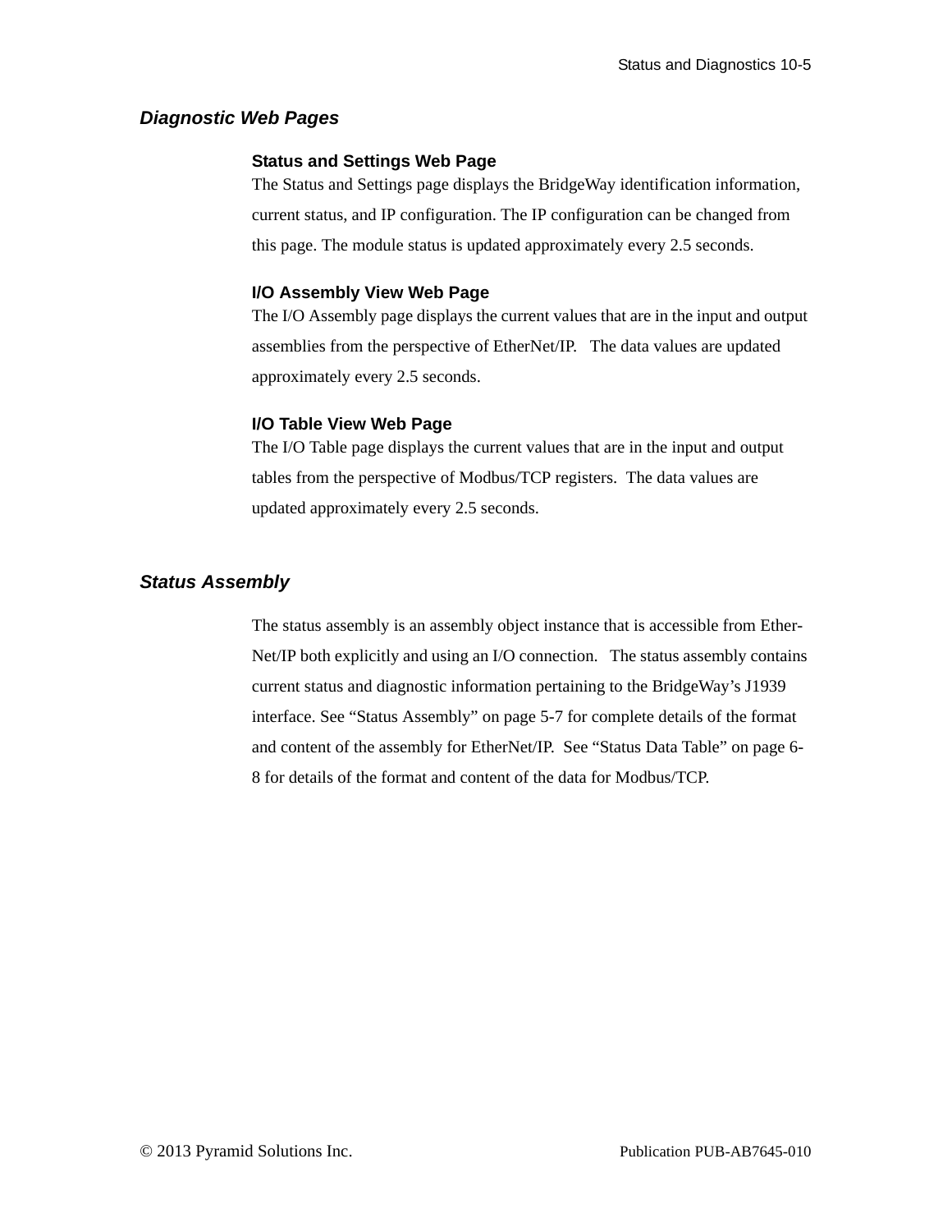## *Diagnostic Web Pages*

### Status and Settings Web Page

The Status and Settings page displays the BridgeWay identification information, current status, and IP configuration. The IP configuration can be changed from this page. The module status is updated approximately every 2.5 seconds.

### I/O Assembly View Web Page

The I/O Assembly page displays the current values that are in the input and output assemblies from the perspective of EtherNet/IP. The data values are updated approximately every 2.5 seconds.

### I/O Table View Web Page

The I/O Table page displays the current values that are in the input and output tables from the perspective of Modbus/TCP registers. The data values are updated approximately every 2.5 seconds.

## *Status Assembly*

The status assembly is an assembly object instance that is accessible from EtherNet/IP both explicitly and using an I/O connection. The status assembly contains current status and diagnostic information pertaining to the BridgeWay's J1939 interface. See "Status Assembly" on page 5-7 for complete details of the format and content of the assembly for EtherNet/IP. See "Status Data Table" on page 6-8 for details of the format and content of the data for Modbus/TCP.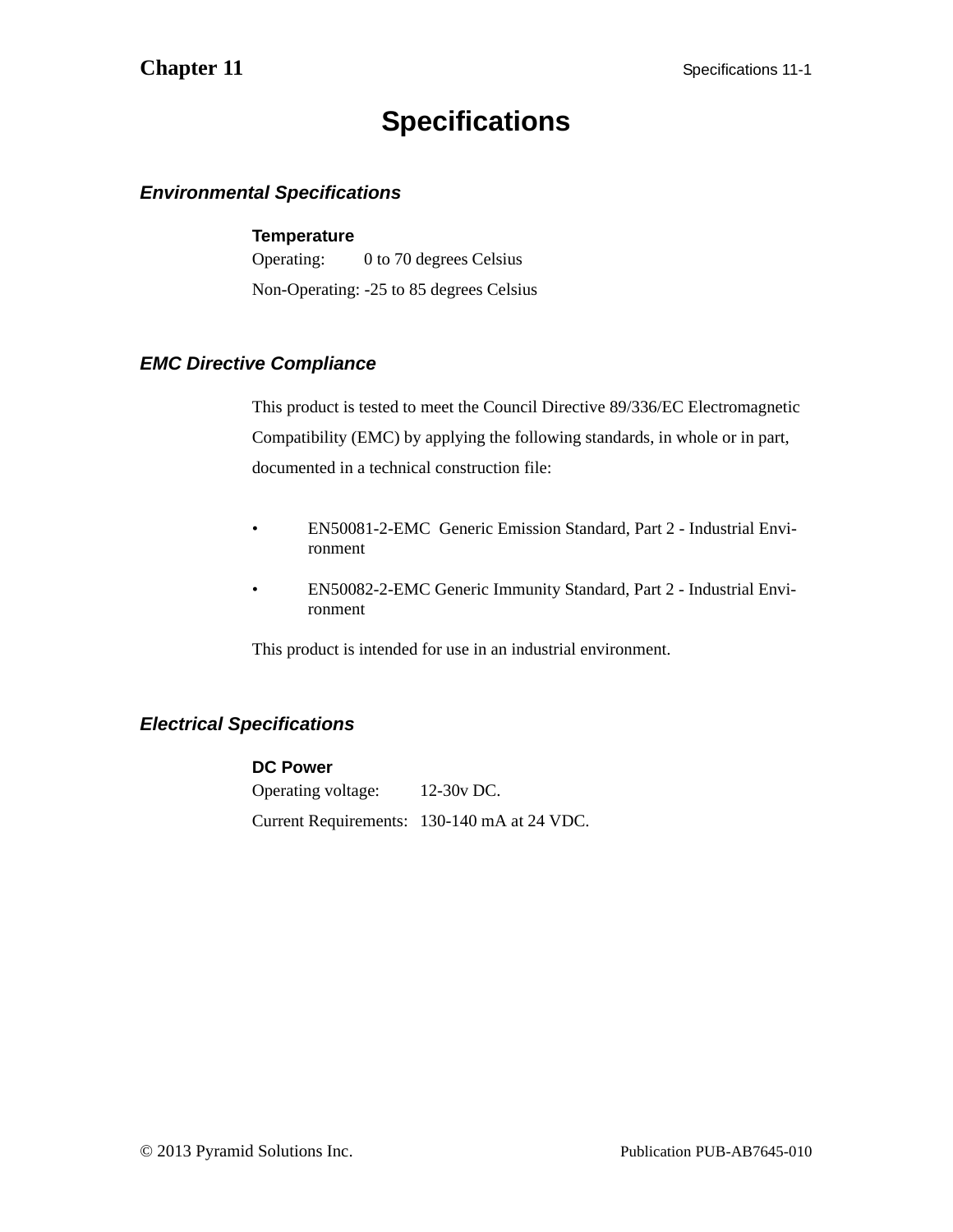# Specifications

## Environmental Specifications

**Temperature**

Operating: 0 to 70 degrees Celsius

Non-Operating: -25 to 85 degrees Celsius

## EMC Directive Compliance

This product is tested to meet the Council Directive 89/336/EC Electromagnetic Compatibility (EMC) by applying the following standards, in whole or in part, documented in a technical construction file:

- EN50081-2-EMC Generic Emission Standard, Part 2 - Industrial Environment
- EN50082-2-EMC Generic Immunity Standard, Part 2 - Industrial Environment

This product is intended for use in an industrial environment.

## Electrical Specifications

**DC Power**

Operating voltage: 12-30v DC.

Current Requirements: 130-140 mA at 24 VDC.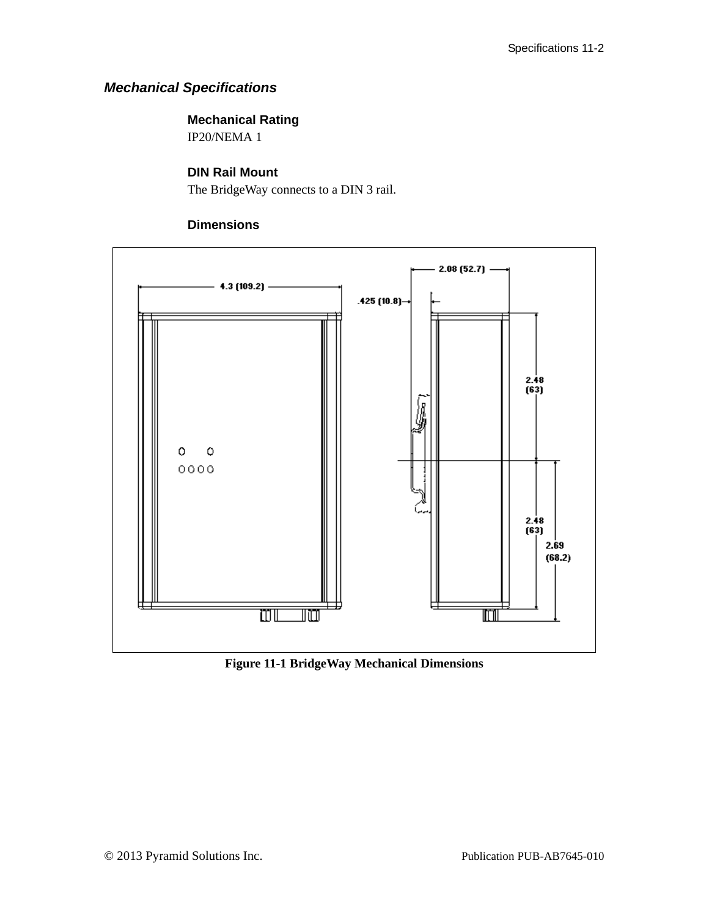## *Mechanical Specifications*

### Mechanical Rating

IP20/NEMA 1

### DIN Rail Mount

The BridgeWay connects to a DIN 3 rail.

### Dimensions

**Figure 11-1 BridgeWay Mechanical Dimensions**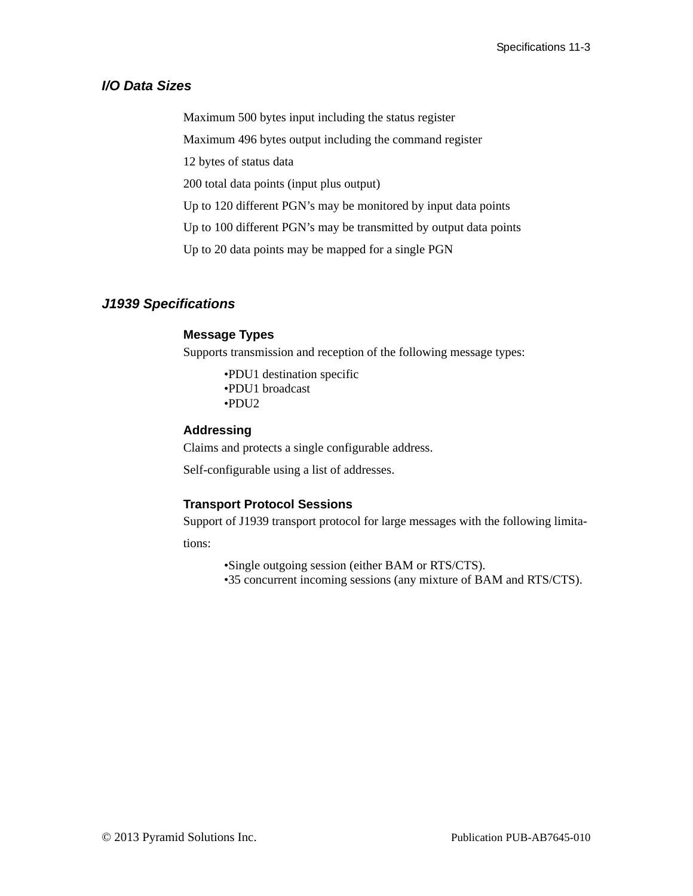## I/O Data Sizes

Maximum 500 bytes input including the status register

Maximum 496 bytes output including the command register

12 bytes of status data

200 total data points (input plus output)

Up to 120 different PGN's may be monitored by input data points

Up to 100 different PGN's may be transmitted by output data points

Up to 20 data points may be mapped for a single PGN

## J1939 Specifications

### Message Types

Supports transmission and reception of the following message types:

- PDU1 destination specific
- PDU1 broadcast
- PDU2

### Addressing

Claims and protects a single configurable address.

Self-configurable using a list of addresses.

### Transport Protocol Sessions

Support of J1939 transport protocol for large messages with the following limitations:

- Single outgoing session (either BAM or RTS/CTS).
- 35 concurrent incoming sessions (any mixture of BAM and RTS/CTS).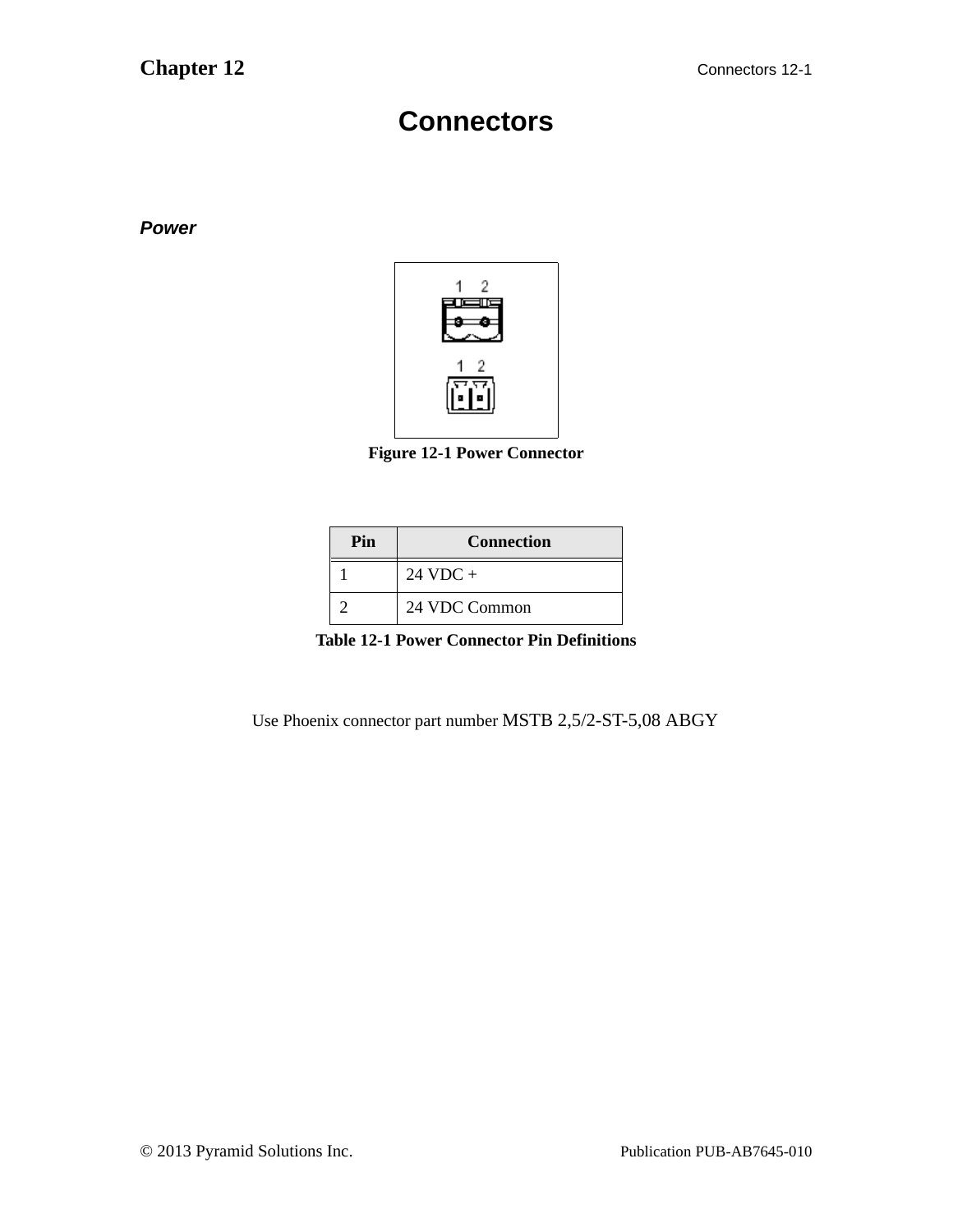# Connectors

### *Power*

Figure 12-1 Power Connector

| Pin | Connection |
|---|---|
| 1 | 24 VDC + |
| 2 | 24 VDC Common |

**Table 12-1 Power Connector Pin Definitions**

Use Phoenix connector part number MSTB 2,5/2-ST-5,08 ABGY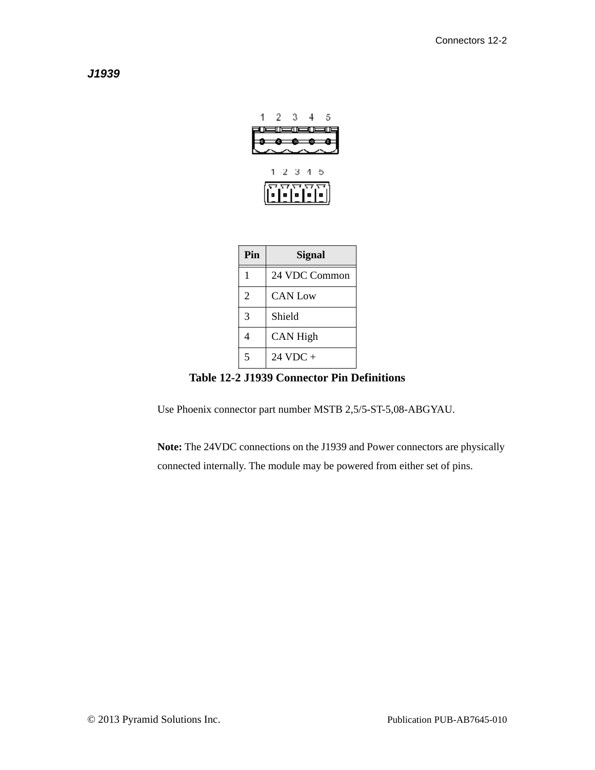### *J1939*

| Pin | Signal |
|---|---|
| 1 | 24 VDC Common |
| 2 | CAN Low |
| 3 | Shield |
| 4 | CAN High |
| 5 | 24 VDC + |

**Table 12-2 J1939 Connector Pin Definitions**

Use Phoenix connector part number MSTB 2,5/5-ST-5,08-ABGYAU.

**Note:** The 24VDC connections on the J1939 and Power connectors are physically connected internally. The module may be powered from either set of pins.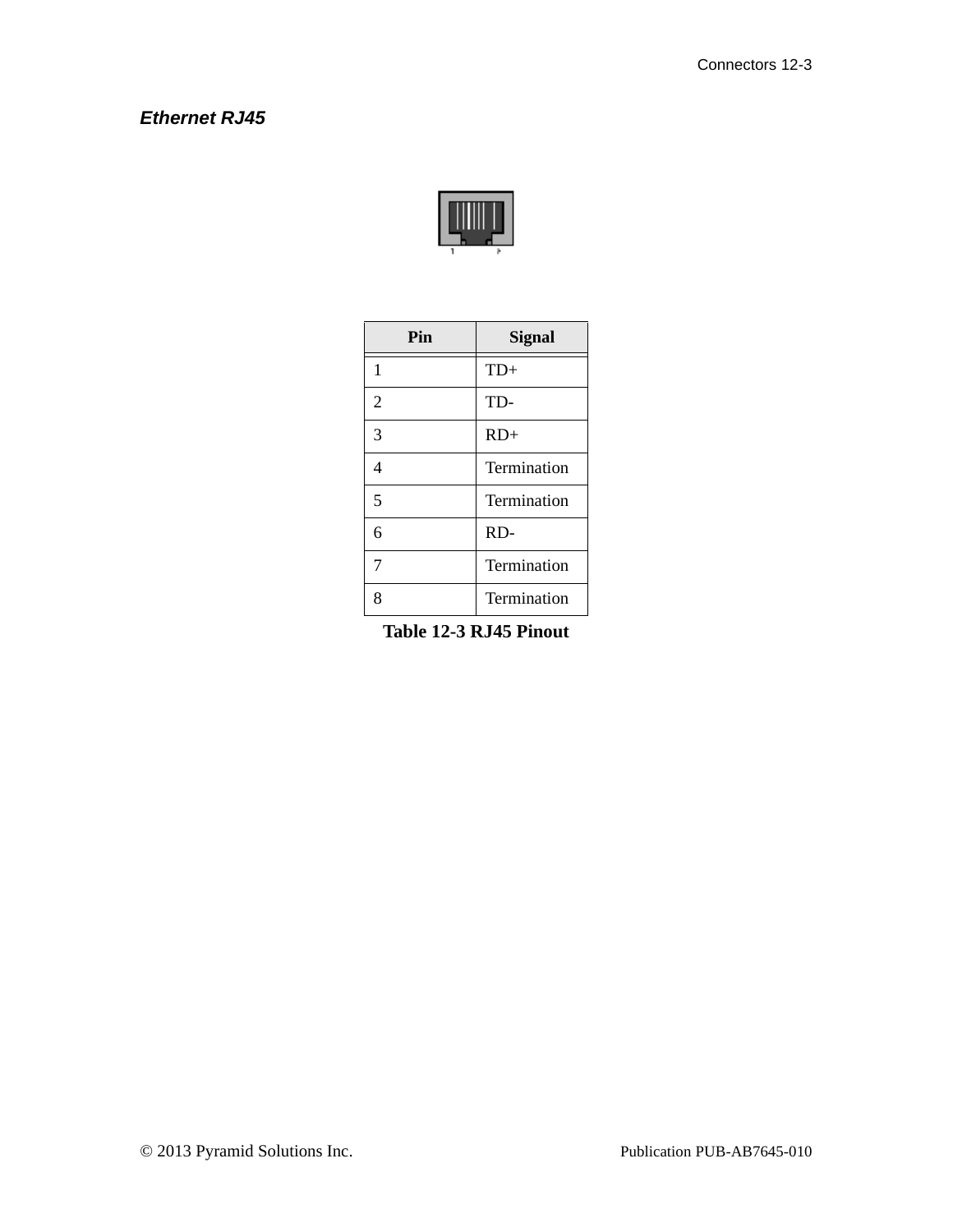### *Ethernet RJ45*

| Pin | Signal |
|---|---|
| 1 | TD+ |
| 2 | TD- |
| 3 | RD+ |
| 4 | Termination |
| 5 | Termination |
| 6 | RD- |
| 7 | Termination |
| 8 | Termination |

**Table 12-3 RJ45 Pinout**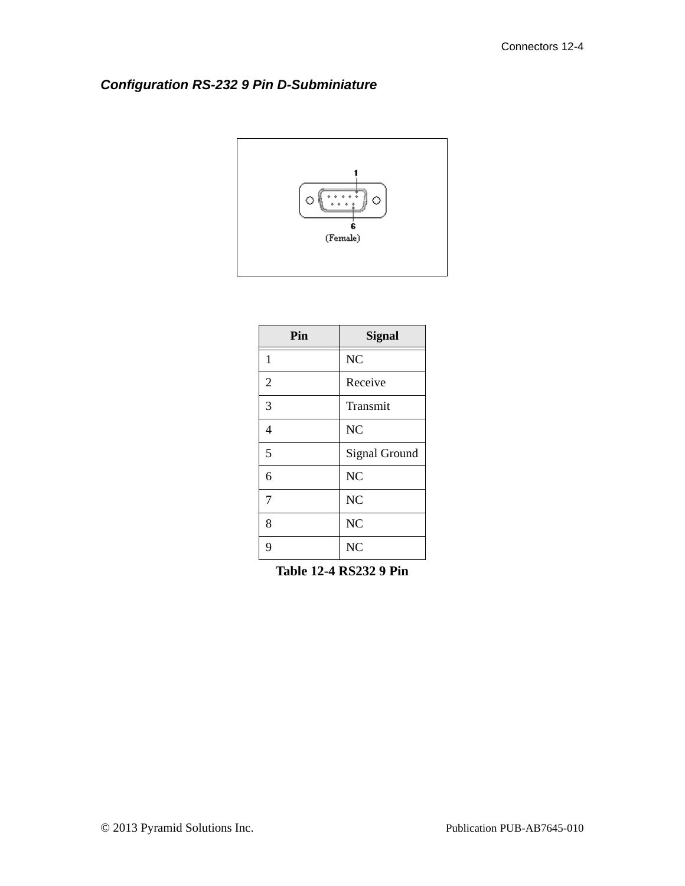## *Configuration RS-232 9 Pin D-Subminiature*

| Pin | Signal |
|---|---|
| 1 | NC |
| 2 | Receive |
| 3 | Transmit |
| 4 | NC |
| 5 | Signal Ground |
| 6 | NC |
| 7 | NC |
| 8 | NC |
| 9 | NC |

**Table 12-4 RS232 9 Pin**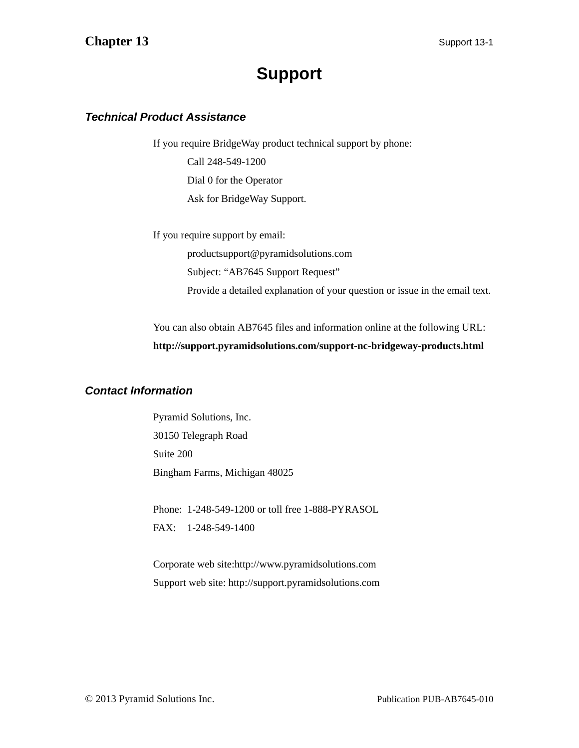# Support

## *Technical Product Assistance*

If you require BridgeWay product technical support by phone:

Call 248-549-1200

Dial 0 for the Operator

Ask for BridgeWay Support.

If you require support by email:

productsupport@pyramidsolutions.com

Subject: “AB7645 Support Request”

Provide a detailed explanation of your question or issue in the email text.

You can also obtain AB7645 files and information online at the following URL:

**http://support.pyramidsolutions.com/support-nc-bridgeway-products.html**

## *Contact Information*

Pyramid Solutions, Inc.

30150 Telegraph Road

Suite 200

Bingham Farms, Michigan 48025

Phone: 1-248-549-1200 or toll free 1-888-PYRASOL

FAX: 1-248-549-1400

Corporate web site:http://www.pyramidsolutions.com

Support web site: http://support.pyramidsolutions.com